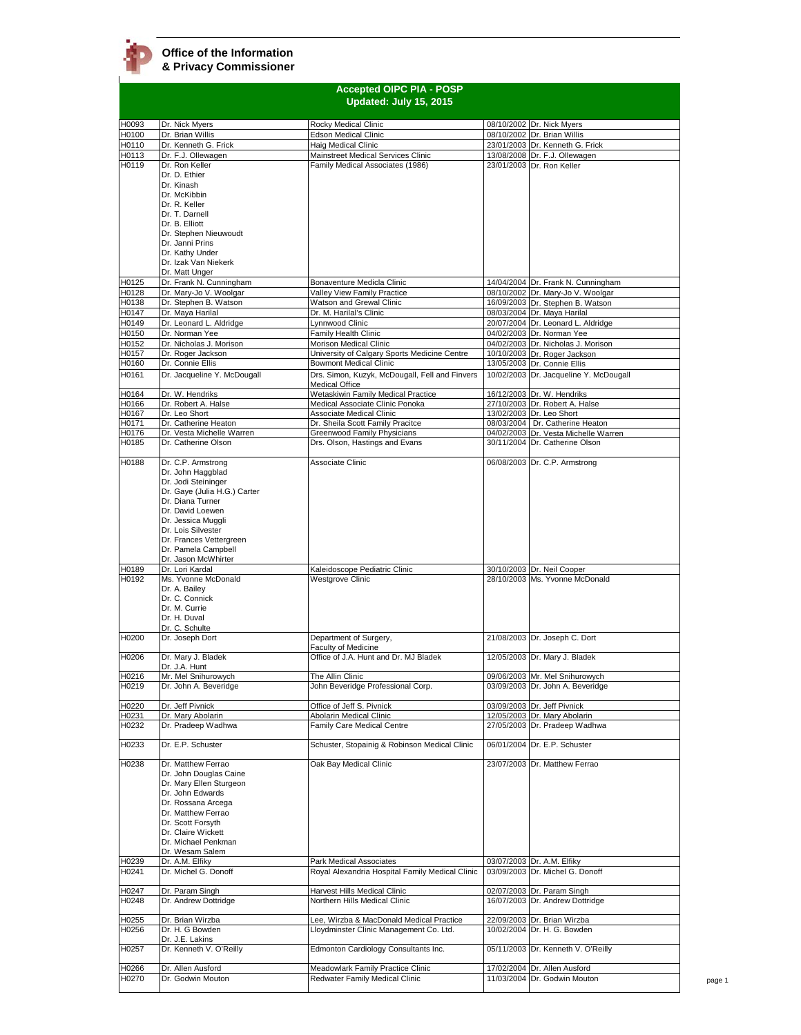**Office of the Information & Privacy Commissioner**

## Accepted OIPC PIA - POSP
### Updated: July 15, 2015

| | | | | |
|---|---|---|---|---|
| H0093 | Dr. Nick Myers | Rocky Medical Clinic | 08/10/2002 | Dr. Nick Myers |
| H0100 | Dr. Brian Willis | Edson Medical Clinic | 08/10/2002 | Dr. Brian Willis |
| H0110 | Dr. Kenneth G. Frick | Haig Medical Clinic | 23/01/2003 | Dr. Kenneth G. Frick |
| H0113 | Dr. F.J. Ollewagen | Mainstreet Medical Services Clinic | 13/08/2008 | Dr. F.J. Ollewagen |
| H0119 | Dr. Ron Keller<br>Dr. D. Ethier<br>Dr. Kinash<br>Dr. McKibbin<br>Dr. R. Keller<br>Dr. T. Darnell<br>Dr. B. Elliott<br>Dr. Stephen Nieuwoudt<br>Dr. Janni Prins<br>Dr. Kathy Under<br>Dr. Izak Van Niekerk<br>Dr. Matt Unger | Family Medical Associates (1986) | 23/01/2003 | Dr. Ron Keller |
| H0125 | Dr. Frank N. Cunningham | Bonaventure Medicla Clinic | 14/04/2004 | Dr. Frank N. Cunningham |
| H0128 | Dr. Mary-Jo V. Woolgar | Valley View Family Practice | 08/10/2002 | Dr. Mary-Jo V. Woolgar |
| H0138 | Dr. Stephen B. Watson | Watson and Grewal Clinic | 16/09/2003 | Dr. Stephen B. Watson |
| H0147 | Dr. Maya Harilal | Dr. M. Harilal's Clinic | 08/03/2004 | Dr. Maya Harilal |
| H0149 | Dr. Leonard L. Aldridge | Lynnwood Clinic | 20/07/2004 | Dr. Leonard L. Aldridge |
| H0150 | Dr. Norman Yee | Family Health Clinic | 04/02/2003 | Dr. Norman Yee |
| H0152 | Dr. Nicholas J. Morison | Morison Medical Clinic | 04/02/2003 | Dr. Nicholas J. Morison |
| H0157 | Dr. Roger Jackson | University of Calgary Sports Medicine Centre | 10/10/2003 | Dr. Roger Jackson |
| H0160 | Dr. Connie Ellis | Bowmont Medical Clinic | 13/05/2003 | Dr. Connie Ellis |
| H0161 | Dr. Jacqueline Y. McDougall | Drs. Simon, Kuzyk, McDougall, Fell and Finvers Medical Office | 10/02/2003 | Dr. Jacqueline Y. McDougall |
| H0164 | Dr. W. Hendriks | Wetaskiwin Family Medical Practice | 16/12/2003 | Dr. W. Hendriks |
| H0166 | Dr. Robert A. Halse | Medical Associate Clinic Ponoka | 27/10/2003 | Dr. Robert A. Halse |
| H0167 | Dr. Leo Short | Associate Medical Clinic | 13/02/2003 | Dr. Leo Short |
| H0171 | Dr. Catherine Heaton | Dr. Sheila Scott Family Pracitce | 08/03/2004 | Dr. Catherine Heaton |
| H0176 | Dr. Vesta Michelle Warren | Greenwood Family Physicians | 04/02/2003 | Dr. Vesta Michelle Warren |
| H0185 | Dr. Catherine Olson | Drs. Olson, Hastings and Evans | 30/11/2004 | Dr. Catherine Olson |
| H0188 | Dr. C.P. Armstrong<br>Dr. John Haggblad<br>Dr. Jodi Steininger<br>Dr. Gaye (Julia H.G.) Carter<br>Dr. Diana Turner<br>Dr. David Loewen<br>Dr. Jessica Muggli<br>Dr. Lois Silvester<br>Dr. Frances Vettergreen<br>Dr. Pamela Campbell<br>Dr. Jason McWhirter | Associate Clinic | 06/08/2003 | Dr. C.P. Armstrong |
| H0189 | Dr. Lori Kardal | Kaleidoscope Pediatric Clinic | 30/10/2003 | Dr. Neil Cooper |
| H0192 | Ms. Yvonne McDonald<br>Dr. A. Bailey<br>Dr. C. Connick<br>Dr. M. Currie<br>Dr. H. Duval<br>Dr. C. Schulte | Westgrove Clinic | 28/10/2003 | Ms. Yvonne McDonald |
| H0200 | Dr. Joseph Dort | Department of Surgery, Faculty of Medicine | 21/08/2003 | Dr. Joseph C. Dort |
| H0206 | Dr. Mary J. Bladek<br>Dr. J.A. Hunt | Office of J.A. Hunt and Dr. MJ Bladek | 12/05/2003 | Dr. Mary J. Bladek |
| H0216 | Mr. Mel Snihurowych | The Allin Clinic | 09/06/2003 | Mr. Mel Snihurowych |
| H0219 | Dr. John A. Beveridge | John Beveridge Professional Corp. | 03/09/2003 | Dr. John A. Beveridge |
| H0220 | Dr. Jeff Pivnick | Office of Jeff S. Pivnick | 03/09/2003 | Dr. Jeff Pivnick |
| H0231 | Dr. Mary Abolarin | Abolarin Medical Clinic | 12/05/2003 | Dr. Mary Abolarin |
| H0232 | Dr. Pradeep Wadhwa | Family Care Medical Centre | 27/05/2003 | Dr. Pradeep Wadhwa |
| H0233 | Dr. E.P. Schuster | Schuster, Stopainig & Robinson Medical Clinic | 06/01/2004 | Dr. E.P. Schuster |
| H0238 | Dr. Matthew Ferrao<br>Dr. John Douglas Caine<br>Dr. Mary Ellen Sturgeon<br>Dr. John Edwards<br>Dr. Rossana Arcega<br>Dr. Matthew Ferrao<br>Dr. Scott Forsyth<br>Dr. Claire Wickett<br>Dr. Michael Penkman<br>Dr. Wesam Salem | Oak Bay Medical Clinic | 23/07/2003 | Dr. Matthew Ferrao |
| H0239 | Dr. A.M. Elfiky | Park Medical Associates | 03/07/2003 | Dr. A.M. Elfiky |
| H0241 | Dr. Michel G. Donoff | Royal Alexandria Hospital Family Medical Clinic | 03/09/2003 | Dr. Michel G. Donoff |
| H0247 | Dr. Param Singh | Harvest Hills Medical Clinic | 02/07/2003 | Dr. Param Singh |
| H0248 | Dr. Andrew Dottridge | Northern Hills Medical Clinic | 16/07/2003 | Dr. Andrew Dottridge |
| H0255 | Dr. Brian Wirzba | Lee, Wirzba & MacDonald Medical Practice | 22/09/2003 | Dr. Brian Wirzba |
| H0256 | Dr. H. G Bowden<br>Dr. J.E. Lakins | Lloydminster Clinic Management Co. Ltd. | 10/02/2004 | Dr. H. G. Bowden |
| H0257 | Dr. Kenneth V. O'Reilly | Edmonton Cardiology Consultants Inc. | 05/11/2003 | Dr. Kenneth V. O'Reilly |
| H0266 | Dr. Allen Ausford | Meadowlark Family Practice Clinic | 17/02/2004 | Dr. Allen Ausford |
| H0270 | Dr. Godwin Mouton | Redwater Family Medical Clinic | 11/03/2004 | Dr. Godwin Mouton |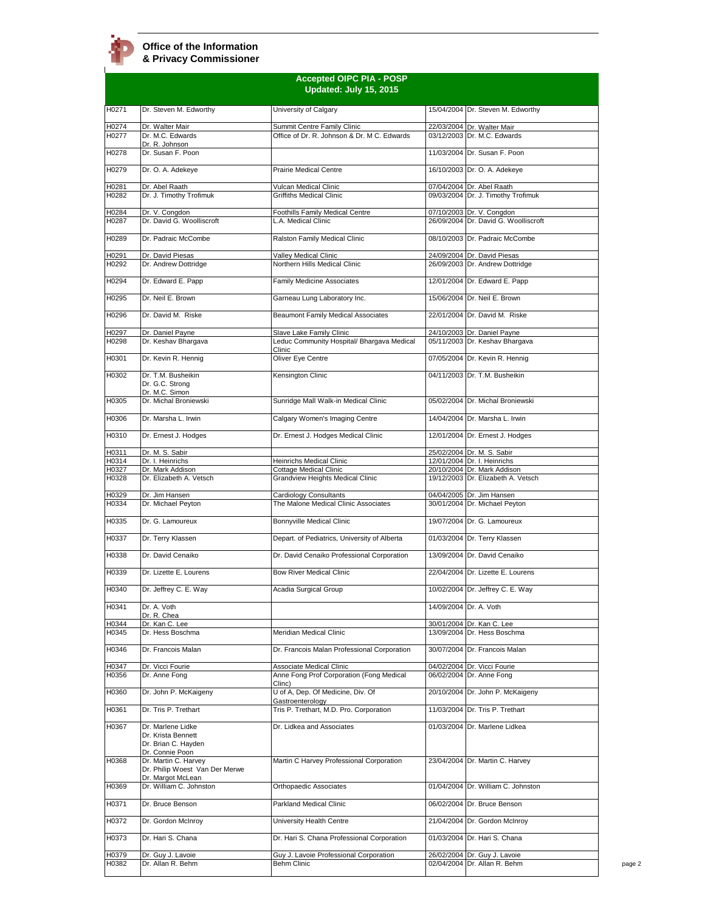**Office of the Information & Privacy Commissioner**

## Accepted OIPC PIA - POSP
### Updated: July 15, 2015

| | | | | |
|---|---|---|---|---|
| H0271 | Dr. Steven M. Edworthy | University of Calgary | 15/04/2004 | Dr. Steven M. Edworthy |
| H0274 | Dr. Walter Mair | Summit Centre Family Clinic | 22/03/2004 | Dr. Walter Mair |
| H0277 | Dr. M.C. Edwards<br>Dr. R. Johnson | Office of Dr. R. Johnson & Dr. M C. Edwards | 03/12/2003 | Dr. M.C. Edwards |
| H0278 | Dr. Susan F. Poon | | 11/03/2004 | Dr. Susan F. Poon |
| H0279 | Dr. O. A. Adekeye | Prairie Medical Centre | 16/10/2003 | Dr. O. A. Adekeye |
| H0281 | Dr. Abel Raath | Vulcan Medical Clinic | 07/04/2004 | Dr. Abel Raath |
| H0282 | Dr. J. Timothy Trofimuk | Griffiths Medical Clinic | 09/03/2004 | Dr. J. Timothy Trofimuk |
| H0284 | Dr. V. Congdon | Foothills Family Medical Centre | 07/10/2003 | Dr. V. Congdon |
| H0287 | Dr. David G. Woolliscroft | L.A. Medical Clinic | 26/09/2004 | Dr. David G. Woolliscroft |
| H0289 | Dr. Padraic McCombe | Ralston Family Medical Clinic | 08/10/2003 | Dr. Padraic McCombe |
| H0291 | Dr. David Piesas | Valley Medical Clinic | 24/09/2004 | Dr. David Piesas |
| H0292 | Dr. Andrew Dottridge | Northern Hills Medical Clinic | 26/09/2003 | Dr. Andrew Dottridge |
| H0294 | Dr. Edward E. Papp | Family Medicine Associates | 12/01/2004 | Dr. Edward E. Papp |
| H0295 | Dr. Neil E. Brown | Garneau Lung Laboratory Inc. | 15/06/2004 | Dr. Neil E. Brown |
| H0296 | Dr. David M. Riske | Beaumont Family Medical Associates | 22/01/2004 | Dr. David M. Riske |
| H0297 | Dr. Daniel Payne | Slave Lake Family Clinic | 24/10/2003 | Dr. Daniel Payne |
| H0298 | Dr. Keshav Bhargava | Leduc Community Hospital/ Bhargava Medical Clinic | 05/11/2003 | Dr. Keshav Bhargava |
| H0301 | Dr. Kevin R. Hennig | Oliver Eye Centre | 07/05/2004 | Dr. Kevin R. Hennig |
| H0302 | Dr. T.M. Busheikin<br>Dr. G.C. Strong<br>Dr. M.C. Simon | Kensington Clinic | 04/11/2003 | Dr. T.M. Busheikin |
| H0305 | Dr. Michal Broniewski | Sunridge Mall Walk-in Medical Clinic | 05/02/2004 | Dr. Michal Broniewski |
| H0306 | Dr. Marsha L. Irwin | Calgary Women's Imaging Centre | 14/04/2004 | Dr. Marsha L. Irwin |
| H0310 | Dr. Ernest J. Hodges | Dr. Ernest J. Hodges Medical Clinic | 12/01/2004 | Dr. Ernest J. Hodges |
| H0311 | Dr. M. S. Sabir | | 25/02/2004 | Dr. M. S. Sabir |
| H0314 | Dr. I. Heinrichs | Heinrichs Medical Clinic | 12/01/2004 | Dr. I. Heinrichs |
| H0327 | Dr. Mark Addison | Cottage Medical Clinic | 20/10/2004 | Dr. Mark Addison |
| H0328 | Dr. Elizabeth A. Vetsch | Grandview Heights Medical Clinic | 19/12/2003 | Dr. Elizabeth A. Vetsch |
| H0329 | Dr. Jim Hansen | Cardiology Consultants | 04/04/2005 | Dr. Jim Hansen |
| H0334 | Dr. Michael Peyton | The Malone Medical Clinic Associates | 30/01/2004 | Dr. Michael Peyton |
| H0335 | Dr. G. Lamoureux | Bonnyville Medical Clinic | 19/07/2004 | Dr. G. Lamoureux |
| H0337 | Dr. Terry Klassen | Depart. of Pediatrics, University of Alberta | 01/03/2004 | Dr. Terry Klassen |
| H0338 | Dr. David Cenaiko | Dr. David Cenaiko Professional Corporation | 13/09/2004 | Dr. David Cenaiko |
| H0339 | Dr. Lizette E. Lourens | Bow River Medical Clinic | 22/04/2004 | Dr. Lizette E. Lourens |
| H0340 | Dr. Jeffrey C. E. Way | Acadia Surgical Group | 10/02/2004 | Dr. Jeffrey C. E. Way |
| H0341 | Dr. A. Voth<br>Dr. R. Chea | | 14/09/2004 | Dr. A. Voth |
| H0344 | Dr. Kan C. Lee | | 30/01/2004 | Dr. Kan C. Lee |
| H0345 | Dr. Hess Boschma | Meridian Medical Clinic | 13/09/2004 | Dr. Hess Boschma |
| H0346 | Dr. Francois Malan | Dr. Francois Malan Professional Corporation | 30/07/2004 | Dr. Francois Malan |
| H0347 | Dr. Vicci Fourie | Associate Medical Clinic | 04/02/2004 | Dr. Vicci Fourie |
| H0356 | Dr. Anne Fong | Anne Fong Prof Corporation (Fong Medical Clinc) | 06/02/2004 | Dr. Anne Fong |
| H0360 | Dr. John P. McKaigeny | U of A, Dep. Of Medicine, Div. Of Gastroenterology | 20/10/2004 | Dr. John P. McKaigeny |
| H0361 | Dr. Tris P. Trethart | Tris P. Trethart, M.D. Pro. Corporation | 11/03/2004 | Dr. Tris P. Trethart |
| H0367 | Dr. Marlene Lidke<br>Dr. Krista Bennett<br>Dr. Brian C. Hayden<br>Dr. Connie Poon | Dr. Lidkea and Associates | 01/03/2004 | Dr. Marlene Lidkea |
| H0368 | Dr. Martin C. Harvey<br>Dr. Philip Woest Van Der Merwe<br>Dr. Margot McLean | Martin C Harvey Professional Corporation | 23/04/2004 | Dr. Martin C. Harvey |
| H0369 | Dr. William C. Johnston | Orthopaedic Associates | 01/04/2004 | Dr. William C. Johnston |
| H0371 | Dr. Bruce Benson | Parkland Medical Clinic | 06/02/2004 | Dr. Bruce Benson |
| H0372 | Dr. Gordon McInroy | University Health Centre | 21/04/2004 | Dr. Gordon McInroy |
| H0373 | Dr. Hari S. Chana | Dr. Hari S. Chana Professional Corporation | 01/03/2004 | Dr. Hari S. Chana |
| H0379 | Dr. Guy J. Lavoie | Guy J. Lavoie Professional Corporation | 26/02/2004 | Dr. Guy J. Lavoie |
| H0382 | Dr. Allan R. Behm | Behm Clinic | 02/04/2004 | Dr. Allan R. Behm |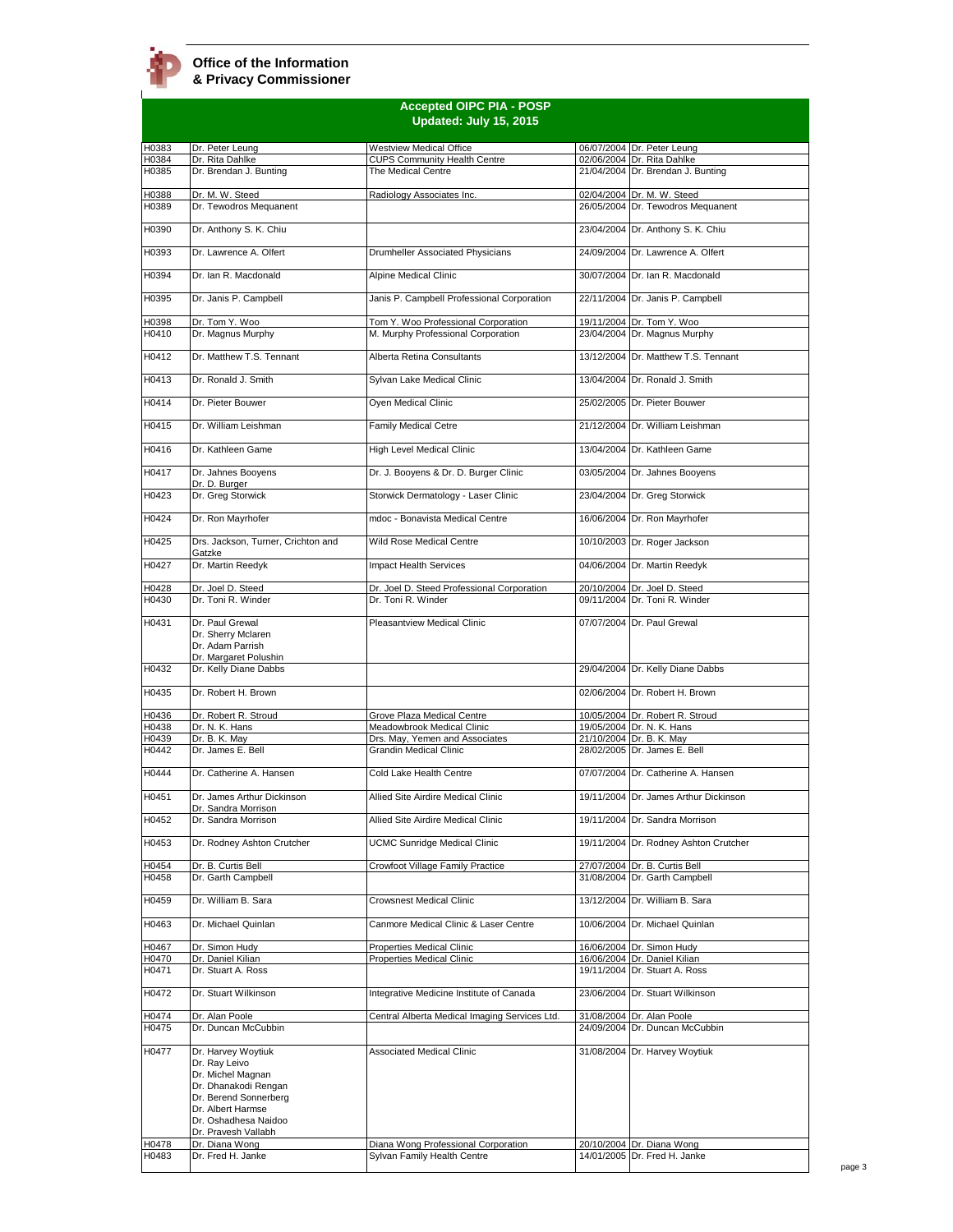**Office of the Information & Privacy Commissioner**

## Accepted OIPC PIA - POSP
### Updated: July 15, 2015

| | | | | |
|---|---|---|---|---|
| H0383 | Dr. Peter Leung | Westview Medical Office | 06/07/2004 | Dr. Peter Leung |
| H0384 | Dr. Rita Dahlke | CUPS Community Health Centre | 02/06/2004 | Dr. Rita Dahlke |
| H0385 | Dr. Brendan J. Bunting | The Medical Centre | 21/04/2004 | Dr. Brendan J. Bunting |
| H0388 | Dr. M. W. Steed | Radiology Associates Inc. | 02/04/2004 | Dr. M. W. Steed |
| H0389 | Dr. Tewodros Mequanent | | 26/05/2004 | Dr. Tewodros Mequanent |
| H0390 | Dr. Anthony S. K. Chiu | | 23/04/2004 | Dr. Anthony S. K. Chiu |
| H0393 | Dr. Lawrence A. Olfert | Drumheller Associated Physicians | 24/09/2004 | Dr. Lawrence A. Olfert |
| H0394 | Dr. Ian R. Macdonald | Alpine Medical Clinic | 30/07/2004 | Dr. Ian R. Macdonald |
| H0395 | Dr. Janis P. Campbell | Janis P. Campbell Professional Corporation | 22/11/2004 | Dr. Janis P. Campbell |
| H0398 | Dr. Tom Y. Woo | Tom Y. Woo Professional Corporation | 19/11/2004 | Dr. Tom Y. Woo |
| H0410 | Dr. Magnus Murphy | M. Murphy Professional Corporation | 23/04/2004 | Dr. Magnus Murphy |
| H0412 | Dr. Matthew T.S. Tennant | Alberta Retina Consultants | 13/12/2004 | Dr. Matthew T.S. Tennant |
| H0413 | Dr. Ronald J. Smith | Sylvan Lake Medical Clinic | 13/04/2004 | Dr. Ronald J. Smith |
| H0414 | Dr. Pieter Bouwer | Oyen Medical Clinic | 25/02/2005 | Dr. Pieter Bouwer |
| H0415 | Dr. William Leishman | Family Medical Cetre | 21/12/2004 | Dr. William Leishman |
| H0416 | Dr. Kathleen Game | High Level Medical Clinic | 13/04/2004 | Dr. Kathleen Game |
| H0417 | Dr. Jahnes Booyens<br>Dr. D. Burger | Dr. J. Booyens & Dr. D. Burger Clinic | 03/05/2004 | Dr. Jahnes Booyens |
| H0423 | Dr. Greg Storwick | Storwick Dermatology - Laser Clinic | 23/04/2004 | Dr. Greg Storwick |
| H0424 | Dr. Ron Mayrhofer | mdoc - Bonavista Medical Centre | 16/06/2004 | Dr. Ron Mayrhofer |
| H0425 | Drs. Jackson, Turner, Crichton and Gatzke | Wild Rose Medical Centre | 10/10/2003 | Dr. Roger Jackson |
| H0427 | Dr. Martin Reedyk | Impact Health Services | 04/06/2004 | Dr. Martin Reedyk |
| H0428 | Dr. Joel D. Steed | Dr. Joel D. Steed Professional Corporation | 20/10/2004 | Dr. Joel D. Steed |
| H0430 | Dr. Toni R. Winder | Dr. Toni R. Winder | 09/11/2004 | Dr. Toni R. Winder |
| H0431 | Dr. Paul Grewal<br>Dr. Sherry Mclaren<br>Dr. Adam Parrish<br>Dr. Margaret Polushin | Pleasantview Medical Clinic | 07/07/2004 | Dr. Paul Grewal |
| H0432 | Dr. Kelly Diane Dabbs | | 29/04/2004 | Dr. Kelly Diane Dabbs |
| H0435 | Dr. Robert H. Brown | | 02/06/2004 | Dr. Robert H. Brown |
| H0436 | Dr. Robert R. Stroud | Grove Plaza Medical Centre | 10/05/2004 | Dr. Robert R. Stroud |
| H0438 | Dr. N. K. Hans | Meadowbrook Medical Clinic | 19/05/2004 | Dr. N. K. Hans |
| H0439 | Dr. B. K. May | Drs. May, Yemen and Associates | 21/10/2004 | Dr. B. K. May |
| H0442 | Dr. James E. Bell | Grandin Medical Clinic | 28/02/2005 | Dr. James E. Bell |
| H0444 | Dr. Catherine A. Hansen | Cold Lake Health Centre | 07/07/2004 | Dr. Catherine A. Hansen |
| H0451 | Dr. James Arthur Dickinson<br>Dr. Sandra Morrison | Allied Site Airdire Medical Clinic | 19/11/2004 | Dr. James Arthur Dickinson |
| H0452 | Dr. Sandra Morrison | Allied Site Airdire Medical Clinic | 19/11/2004 | Dr. Sandra Morrison |
| H0453 | Dr. Rodney Ashton Crutcher | UCMC Sunridge Medical Clinic | 19/11/2004 | Dr. Rodney Ashton Crutcher |
| H0454 | Dr. B. Curtis Bell | Crowfoot Village Family Practice | 27/07/2004 | Dr. B. Curtis Bell |
| H0458 | Dr. Garth Campbell | | 31/08/2004 | Dr. Garth Campbell |
| H0459 | Dr. William B. Sara | Crowsnest Medical Clinic | 13/12/2004 | Dr. William B. Sara |
| H0463 | Dr. Michael Quinlan | Canmore Medical Clinic & Laser Centre | 10/06/2004 | Dr. Michael Quinlan |
| H0467 | Dr. Simon Hudy | Properties Medical Clinic | 16/06/2004 | Dr. Simon Hudy |
| H0470 | Dr. Daniel Kilian | Properties Medical Clinic | 16/06/2004 | Dr. Daniel Kilian |
| H0471 | Dr. Stuart A. Ross | | 19/11/2004 | Dr. Stuart A. Ross |
| H0472 | Dr. Stuart Wilkinson | Integrative Medicine Institute of Canada | 23/06/2004 | Dr. Stuart Wilkinson |
| H0474 | Dr. Alan Poole | Central Alberta Medical Imaging Services Ltd. | 31/08/2004 | Dr. Alan Poole |
| H0475 | Dr. Duncan McCubbin | | 24/09/2004 | Dr. Duncan McCubbin |
| H0477 | Dr. Harvey Woytiuk<br>Dr. Ray Leivo<br>Dr. Michel Magnan<br>Dr. Dhanakodi Rengan<br>Dr. Berend Sonnerberg<br>Dr. Albert Harmse<br>Dr. Oshadhesa Naidoo<br>Dr. Pravesh Vallabh | Associated Medical Clinic | 31/08/2004 | Dr. Harvey Woytiuk |
| H0478 | Dr. Diana Wong | Diana Wong Professional Corporation | 20/10/2004 | Dr. Diana Wong |
| H0483 | Dr. Fred H. Janke | Sylvan Family Health Centre | 14/01/2005 | Dr. Fred H. Janke |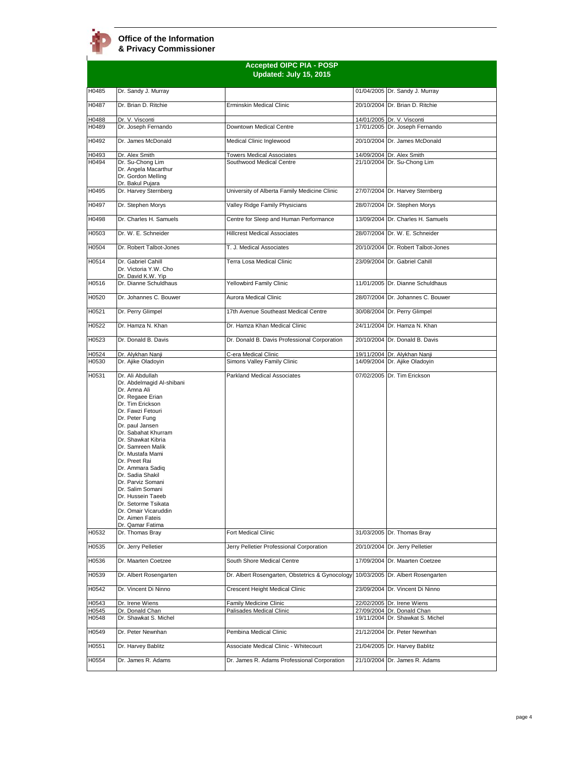**Office of the Information & Privacy Commissioner**

## Accepted OIPC PIA - POSP
### Updated: July 15, 2015

| | | | | |
|---|---|---|---|---|
| H0485 | Dr. Sandy J. Murray | | 01/04/2005 | Dr. Sandy J. Murray |
| H0487 | Dr. Brian D. Ritchie | Erminskin Medical Clinic | 20/10/2004 | Dr. Brian D. Ritchie |
| H0488 | Dr. V. Visconti | | 14/01/2005 | Dr. V. Visconti |
| H0489 | Dr. Joseph Fernando | Downtown Medical Centre | 17/01/2005 | Dr. Joseph Fernando |
| H0492 | Dr. James McDonald | Medical Clinic Inglewood | 20/10/2004 | Dr. James McDonald |
| H0493 | Dr. Alex Smith | Towers Medical Associates | 14/09/2004 | Dr. Alex Smith |
| H0494 | Dr. Su-Chong Lim<br>Dr. Angela Macarthur<br>Dr. Gordon Melling<br>Dr. Bakul Pujara | Southwood Medical Centre | 21/10/2004 | Dr. Su-Chong Lim |
| H0495 | Dr. Harvey Sternberg | University of Alberta Family Medicine Clinic | 27/07/2004 | Dr. Harvey Sternberg |
| H0497 | Dr. Stephen Morys | Valley Ridge Family Physicians | 28/07/2004 | Dr. Stephen Morys |
| H0498 | Dr. Charles H. Samuels | Centre for Sleep and Human Performance | 13/09/2004 | Dr. Charles H. Samuels |
| H0503 | Dr. W. E. Schneider | Hillcrest Medical Associates | 28/07/2004 | Dr. W. E. Schneider |
| H0504 | Dr. Robert Talbot-Jones | T. J. Medical Associates | 20/10/2004 | Dr. Robert Talbot-Jones |
| H0514 | Dr. Gabriel Cahill<br>Dr. Victoria Y.W. Cho<br>Dr. David K.W. Yip | Terra Losa Medical Clinic | 23/09/2004 | Dr. Gabriel Cahill |
| H0516 | Dr. Dianne Schuldhaus | Yellowbird Family Clinic | 11/01/2005 | Dr. Dianne Schuldhaus |
| H0520 | Dr. Johannes C. Bouwer | Aurora Medical Clinic | 28/07/2004 | Dr. Johannes C. Bouwer |
| H0521 | Dr. Perry Glimpel | 17th Avenue Southeast Medical Centre | 30/08/2004 | Dr. Perry Glimpel |
| H0522 | Dr. Hamza N. Khan | Dr. Hamza Khan Medical Clinic | 24/11/2004 | Dr. Hamza N. Khan |
| H0523 | Dr. Donald B. Davis | Dr. Donald B. Davis Professional Corporation | 20/10/2004 | Dr. Donald B. Davis |
| H0524 | Dr. Alykhan Nanji | C-era Medical Clinic | 19/11/2004 | Dr. Alykhan Nanji |
| H0530 | Dr. Ajike Oladoyin | Simons Valley Family Clinic | 14/09/2004 | Dr. Ajike Oladoyin |
| H0531 | Dr. Ali Abdullah<br>Dr. Abdelmagid Al-shibani<br>Dr. Amna Ali<br>Dr. Regaee Erian<br>Dr. Tim Erickson<br>Dr. Fawzi Fetouri<br>Dr. Peter Fung<br>Dr. paul Jansen<br>Dr. Sabahat Khurram<br>Dr. Shawkat Kibria<br>Dr. Samreen Malik<br>Dr. Mustafa Mami<br>Dr. Preet Rai<br>Dr. Ammara Sadiq<br>Dr. Sadia Shakil<br>Dr. Parviz Somani<br>Dr. Salim Somani<br>Dr. Hussein Taeeb<br>Dr. Setorme Tsikata<br>Dr. Omair Vicaruddin<br>Dr. Aimen Fateis<br>Dr. Qamar Fatima | Parkland Medical Associates | 07/02/2005 | Dr. Tim Erickson |
| H0532 | Dr. Thomas Bray | Fort Medical Clinic | 31/03/2005 | Dr. Thomas Bray |
| H0535 | Dr. Jerry Pelletier | Jerry Pelletier Professional Corporation | 20/10/2004 | Dr. Jerry Pelletier |
| H0536 | Dr. Maarten Coetzee | South Shore Medical Centre | 17/09/2004 | Dr. Maarten Coetzee |
| H0539 | Dr. Albert Rosengarten | Dr. Albert Rosengarten, Obstetrics & Gynocology | 10/03/2005 | Dr. Albert Rosengarten |
| H0542 | Dr. Vincent Di Ninno | Crescent Height Medical Clinic | 23/09/2004 | Dr. Vincent Di Ninno |
| H0543 | Dr. Irene Wiens | Family Medicine Clinic | 22/02/2005 | Dr. Irene Wiens |
| H0545 | Dr. Donald Chan | Palisades Medical Clinic | 27/09/2004 | Dr. Donald Chan |
| H0548 | Dr. Shawkat S. Michel | | 19/11/2004 | Dr. Shawkat S. Michel |
| H0549 | Dr. Peter Newnhan | Pembina Medical Clinic | 21/12/2004 | Dr. Peter Newnhan |
| H0551 | Dr. Harvey Bablitz | Associate Medical Clinic - Whitecourt | 21/04/2005 | Dr. Harvey Bablitz |
| H0554 | Dr. James R. Adams | Dr. James R. Adams Professional Corporation | 21/10/2004 | Dr. James R. Adams |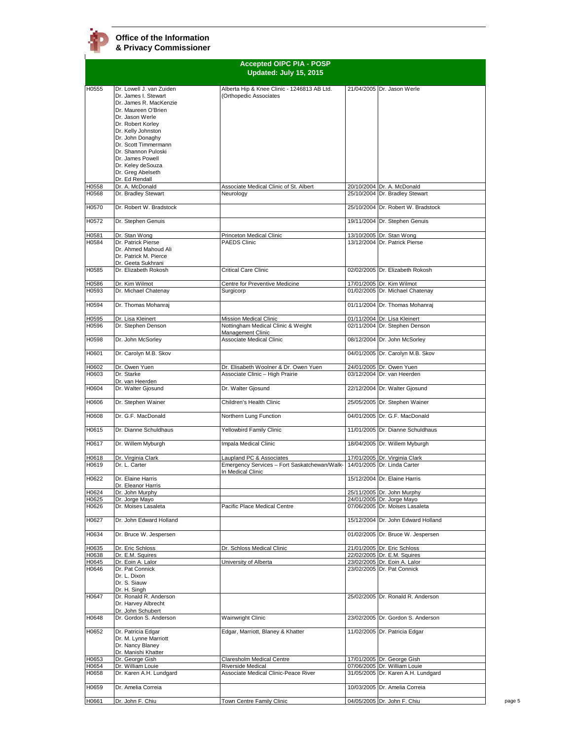**Office of the Information & Privacy Commissioner**

## Accepted OIPC PIA - POSP
### Updated: July 15, 2015

| | | | | |
|---|---|---|---|---|
| H0555 | Dr. Lowell J. van Zuiden<br>Dr. James I. Stewart<br>Dr. James R. MacKenzie<br>Dr. Maureen O'Brien<br>Dr. Jason Werle<br>Dr. Robert Korley<br>Dr. Kelly Johnston<br>Dr. John Donaghy<br>Dr. Scott Timmermann<br>Dr. Shannon Puloski<br>Dr. James Powell<br>Dr. Keley deSouza<br>Dr. Greg Abelseth<br>Dr. Ed Rendall | Alberta Hip & Knee Clinic - 1246813 AB Ltd. (Orthopedic Associates | 21/04/2005 | Dr. Jason Werle |
| H0558 | Dr. A. McDonald | Associate Medical Clinic of St. Albert | 20/10/2004 | Dr. A. McDonald |
| H0568 | Dr. Bradley Stewart | Neurology | 25/10/2004 | Dr. Bradley Stewart |
| H0570 | Dr. Robert W. Bradstock | | 25/10/2004 | Dr. Robert W. Bradstock |
| H0572 | Dr. Stephen Genuis | | 19/11/2004 | Dr. Stephen Genuis |
| H0581 | Dr. Stan Wong | Princeton Medical Clinic | 13/10/2005 | Dr. Stan Wong |
| H0584 | Dr. Patrick Pierse<br>Dr. Ahmed Mahoud Ali<br>Dr. Patrick M. Pierce<br>Dr. Geeta Sukhrani | PAEDS Clinic | 13/12/2004 | Dr. Patrick Pierse |
| H0585 | Dr. Elizabeth Rokosh | Critical Care Clinic | 02/02/2005 | Dr. Elizabeth Rokosh |
| H0586 | Dr. Kim Wilmot | Centre for Preventive Medicine | 17/01/2005 | Dr. Kim Wilmot |
| H0593 | Dr. Michael Chatenay | Surgicorp | 01/02/2005 | Dr. Michael Chatenay |
| H0594 | Dr. Thomas Mohanraj | | 01/11/2004 | Dr. Thomas Mohanraj |
| H0595 | Dr. Lisa Kleinert | Mission Medical Clinic | 01/11/2004 | Dr. Lisa Kleinert |
| H0596 | Dr. Stephen Denson | Nottingham Medical Clinic & Weight Management Clinic | 02/11/2004 | Dr. Stephen Denson |
| H0598 | Dr. John McSorley | Associate Medical Clinic | 08/12/2004 | Dr. John McSorley |
| H0601 | Dr. Carolyn M.B. Skov | | 04/01/2005 | Dr. Carolyn M.B. Skov |
| H0602 | Dr. Owen Yuen | Dr. Elisabeth Woolner & Dr. Owen Yuen | 24/01/2005 | Dr. Owen Yuen |
| H0603 | Dr. Starke<br>Dr. van Heerden | Associate Clinic – High Prairie | 03/12/2004 | Dr. van Heerden |
| H0604 | Dr. Walter Gjosund | Dr. Walter Gjosund | 22/12/2004 | Dr. Walter Gjosund |
| H0606 | Dr. Stephen Wainer | Children's Health Clinic | 25/05/2005 | Dr. Stephen Wainer |
| H0608 | Dr. G.F. MacDonald | Northern Lung Function | 04/01/2005 | Dr. G.F. MacDonald |
| H0615 | Dr. Dianne Schuldhaus | Yellowbird Family Clinic | 11/01/2005 | Dr. Dianne Schuldhaus |
| H0617 | Dr. Willem Myburgh | Impala Medical Clinic | 18/04/2005 | Dr. Willem Myburgh |
| H0618 | Dr. Virginia Clark | Laupland PC & Associates | 17/01/2005 | Dr. Virginia Clark |
| H0619 | Dr. L. Carter | Emergency Services – Fort Saskatchewan/Walk-In Medical Clinic | 14/01/2005 | Dr. Linda Carter |
| H0622 | Dr. Elaine Harris<br>Dr. Eleanor Harris | | 15/12/2004 | Dr. Elaine Harris |
| H0624 | Dr. John Murphy | | 25/11/2005 | Dr. John Murphy |
| H0625 | Dr. Jorge Mayo | | 24/01/2005 | Dr. Jorge Mayo |
| H0626 | Dr. Moises Lasaleta | Pacific Place Medical Centre | 07/06/2005 | Dr. Moises Lasaleta |
| H0627 | Dr. John Edward Holland | | 15/12/2004 | Dr. John Edward Holland |
| H0634 | Dr. Bruce W. Jespersen | | 01/02/2005 | Dr. Bruce W. Jespersen |
| H0635 | Dr. Eric Schloss | Dr. Schloss Medical Clinic | 21/01/2005 | Dr. Eric Schloss |
| H0638 | Dr. E.M. Squires | | 22/02/2005 | Dr. E.M. Squires |
| H0645 | Dr. Eoin A. Lalor | University of Alberta | 23/02/2005 | Dr. Eoin A. Lalor |
| H0646 | Dr. Pat Connick<br>Dr. L. Dixon<br>Dr. S. Siauw<br>Dr. H. Singh | | 23/02/2005 | Dr. Pat Connick |
| H0647 | Dr. Ronald R. Anderson<br>Dr. Harvey Albrecht<br>Dr. John Schubert | | 25/02/2005 | Dr. Ronald R. Anderson |
| H0648 | Dr. Gordon S. Anderson | Wainwright Clinic | 23/02/2005 | Dr. Gordon S. Anderson |
| H0652 | Dr. Patricia Edgar<br>Dr. M. Lynne Marriott<br>Dr. Nancy Blaney<br>Dr. Manishi Khatter | Edgar, Marriott, Blaney & Khatter | 11/02/2005 | Dr. Patricia Edgar |
| H0653 | Dr. George Gish | Claresholm Medical Centre | 17/01/2005 | Dr. George Gish |
| H0654 | Dr. William Louie | Riverside Medical | 07/06/2005 | Dr. William Louie |
| H0658 | Dr. Karen A.H. Lundgard | Associate Medical Clinic-Peace River | 31/05/2005 | Dr. Karen A.H. Lundgard |
| H0659 | Dr. Amelia Correia | | 10/03/2005 | Dr. Amelia Correia |
| H0661 | Dr. John F. Chiu | Town Centre Family Clinic | 04/05/2005 | Dr. John F. Chiu |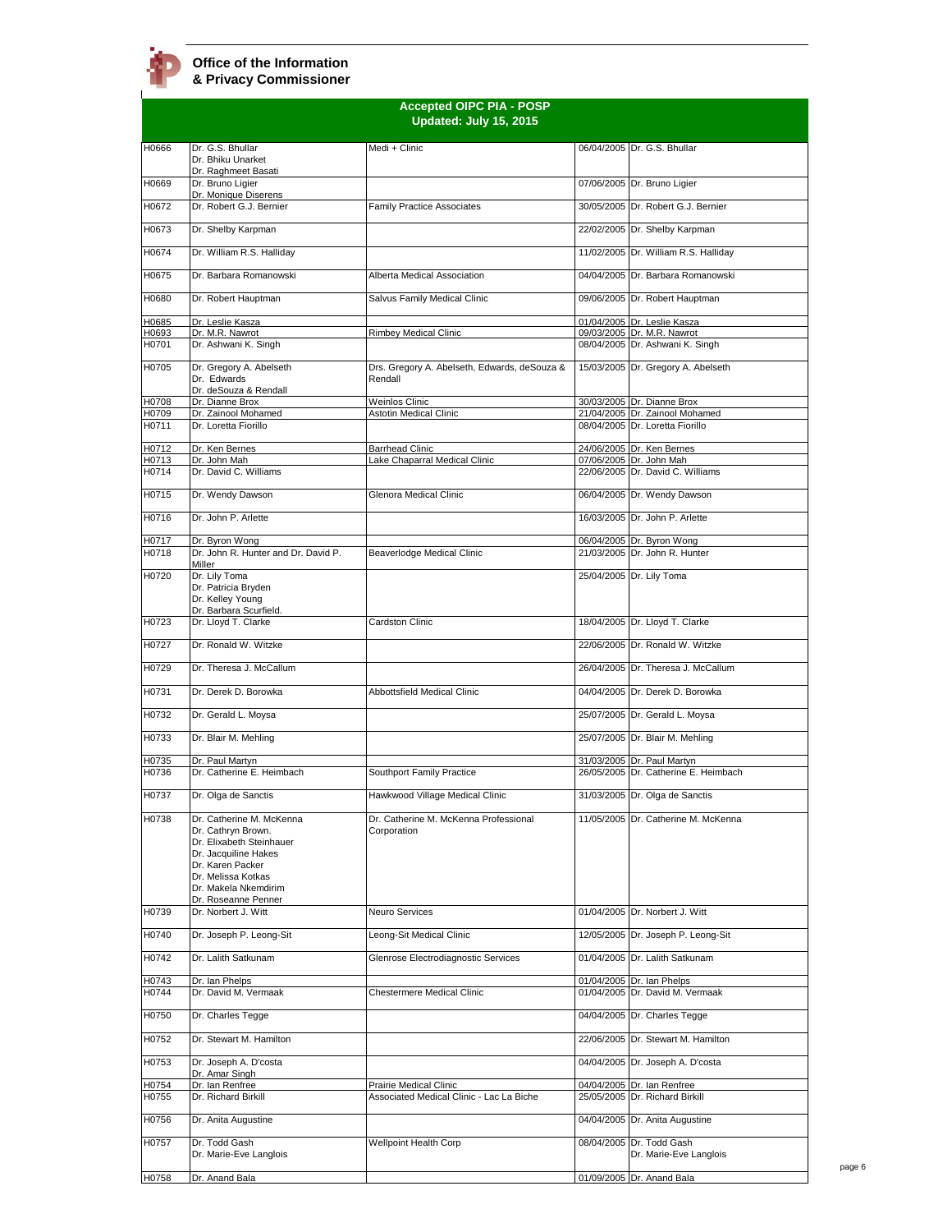**Office of the Information & Privacy Commissioner**

## Accepted OIPC PIA - POSP
### Updated: July 15, 2015

| | | | | |
|---|---|---|---|---|
| H0666 | Dr. G.S. Bhullar<br>Dr. Bhiku Unarket<br>Dr. Raghmeet Basati | Medi + Clinic | 06/04/2005 | Dr. G.S. Bhullar |
| H0669 | Dr. Bruno Ligier<br>Dr. Monique Diserens | | 07/06/2005 | Dr. Bruno Ligier |
| H0672 | Dr. Robert G.J. Bernier | Family Practice Associates | 30/05/2005 | Dr. Robert G.J. Bernier |
| H0673 | Dr. Shelby Karpman | | 22/02/2005 | Dr. Shelby Karpman |
| H0674 | Dr. William R.S. Halliday | | 11/02/2005 | Dr. William R.S. Halliday |
| H0675 | Dr. Barbara Romanowski | Alberta Medical Association | 04/04/2005 | Dr. Barbara Romanowski |
| H0680 | Dr. Robert Hauptman | Salvus Family Medical Clinic | 09/06/2005 | Dr. Robert Hauptman |
| H0685 | Dr. Leslie Kasza | | 01/04/2005 | Dr. Leslie Kasza |
| H0693 | Dr. M.R. Nawrot | Rimbey Medical Clinic | 09/03/2005 | Dr. M.R. Nawrot |
| H0701 | Dr. Ashwani K. Singh | | 08/04/2005 | Dr. Ashwani K. Singh |
| H0705 | Dr. Gregory A. Abelseth<br>Dr. Edwards<br>Dr. deSouza & Rendall | Drs. Gregory A. Abelseth, Edwards, deSouza & Rendall | 15/03/2005 | Dr. Gregory A. Abelseth |
| H0708 | Dr. Dianne Brox | Weinlos Clinic | 30/03/2005 | Dr. Dianne Brox |
| H0709 | Dr. Zainool Mohamed | Astotin Medical Clinic | 21/04/2005 | Dr. Zainool Mohamed |
| H0711 | Dr. Loretta Fiorillo | | 08/04/2005 | Dr. Loretta Fiorillo |
| H0712 | Dr. Ken Bernes | Barrhead Clinic | 24/06/2005 | Dr. Ken Bernes |
| H0713 | Dr. John Mah | Lake Chaparral Medical Clinic | 07/06/2005 | Dr. John Mah |
| H0714 | Dr. David C. Williams | | 22/06/2005 | Dr. David C. Williams |
| H0715 | Dr. Wendy Dawson | Glenora Medical Clinic | 06/04/2005 | Dr. Wendy Dawson |
| H0716 | Dr. John P. Arlette | | 16/03/2005 | Dr. John P. Arlette |
| H0717 | Dr. Byron Wong | | 06/04/2005 | Dr. Byron Wong |
| H0718 | Dr. John R. Hunter and Dr. David P. Miller | Beaverlodge Medical Clinic | 21/03/2005 | Dr. John R. Hunter |
| H0720 | Dr. Lily Toma<br>Dr. Patricia Bryden<br>Dr. Kelley Young<br>Dr. Barbara Scurfield. | | 25/04/2005 | Dr. Lily Toma |
| H0723 | Dr. Lloyd T. Clarke | Cardston Clinic | 18/04/2005 | Dr. Lloyd T. Clarke |
| H0727 | Dr. Ronald W. Witzke | | 22/06/2005 | Dr. Ronald W. Witzke |
| H0729 | Dr. Theresa J. McCallum | | 26/04/2005 | Dr. Theresa J. McCallum |
| H0731 | Dr. Derek D. Borowka | Abbottsfield Medical Clinic | 04/04/2005 | Dr. Derek D. Borowka |
| H0732 | Dr. Gerald L. Moysa | | 25/07/2005 | Dr. Gerald L. Moysa |
| H0733 | Dr. Blair M. Mehling | | 25/07/2005 | Dr. Blair M. Mehling |
| H0735 | Dr. Paul Martyn | | 31/03/2005 | Dr. Paul Martyn |
| H0736 | Dr. Catherine E. Heimbach | Southport Family Practice | 26/05/2005 | Dr. Catherine E. Heimbach |
| H0737 | Dr. Olga de Sanctis | Hawkwood Village Medical Clinic | 31/03/2005 | Dr. Olga de Sanctis |
| H0738 | Dr. Catherine M. McKenna<br>Dr. Cathryn Brown.<br>Dr. Elixabeth Steinhauer<br>Dr. Jacquiline Hakes<br>Dr. Karen Packer<br>Dr. Melissa Kotkas<br>Dr. Makela Nkemdirim<br>Dr. Roseanne Penner | Dr. Catherine M. McKenna Professional Corporation | 11/05/2005 | Dr. Catherine M. McKenna |
| H0739 | Dr. Norbert J. Witt | Neuro Services | 01/04/2005 | Dr. Norbert J. Witt |
| H0740 | Dr. Joseph P. Leong-Sit | Leong-Sit Medical Clinic | 12/05/2005 | Dr. Joseph P. Leong-Sit |
| H0742 | Dr. Lalith Satkunam | Glenrose Electrodiagnostic Services | 01/04/2005 | Dr. Lalith Satkunam |
| H0743 | Dr. Ian Phelps | | 01/04/2005 | Dr. Ian Phelps |
| H0744 | Dr. David M. Vermaak | Chestermere Medical Clinic | 01/04/2005 | Dr. David M. Vermaak |
| H0750 | Dr. Charles Tegge | | 04/04/2005 | Dr. Charles Tegge |
| H0752 | Dr. Stewart M. Hamilton | | 22/06/2005 | Dr. Stewart M. Hamilton |
| H0753 | Dr. Joseph A. D'costa<br>Dr. Amar Singh | | 04/04/2005 | Dr. Joseph A. D'costa |
| H0754 | Dr. Ian Renfree | Prairie Medical Clinic | 04/04/2005 | Dr. Ian Renfree |
| H0755 | Dr. Richard Birkill | Associated Medical Clinic - Lac La Biche | 25/05/2005 | Dr. Richard Birkill |
| H0756 | Dr. Anita Augustine | | 04/04/2005 | Dr. Anita Augustine |
| H0757 | Dr. Todd Gash<br>Dr. Marie-Eve Langlois | Wellpoint Health Corp | 08/04/2005 | Dr. Todd Gash<br>Dr. Marie-Eve Langlois |
| H0758 | Dr. Anand Bala | | 01/09/2005 | Dr. Anand Bala |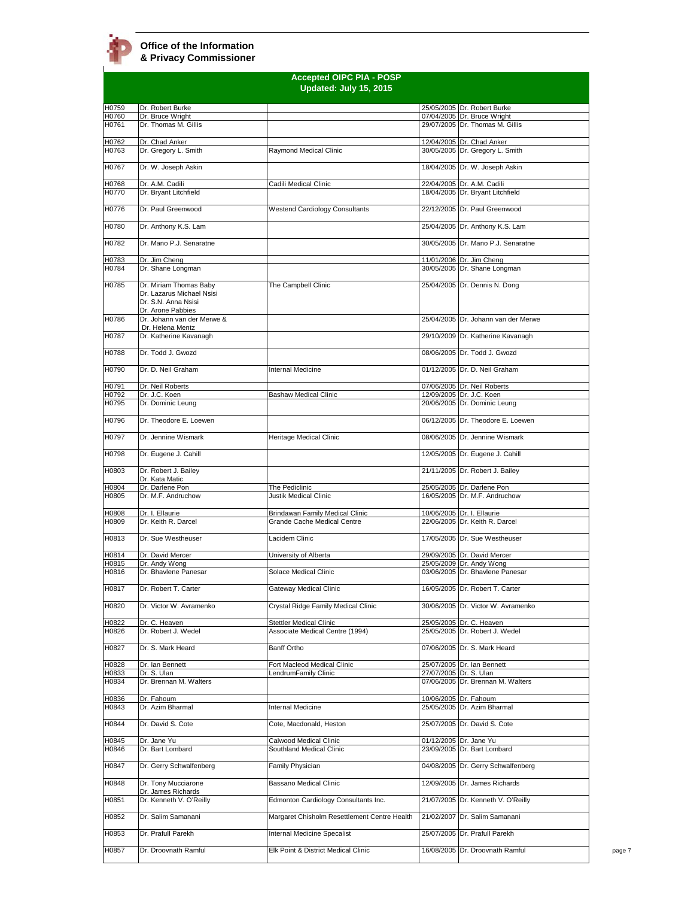**Office of the Information & Privacy Commissioner**

## Accepted OIPC PIA - POSP
## Updated: July 15, 2015

| | | | | |
|---|---|---|---|---|
| H0759 | Dr. Robert Burke | | 25/05/2005 | Dr. Robert Burke |
| H0760 | Dr. Bruce Wright | | 07/04/2005 | Dr. Bruce Wright |
| H0761 | Dr. Thomas M. Gillis | | 29/07/2005 | Dr. Thomas M. Gillis |
| H0762 | Dr. Chad Anker | | 12/04/2005 | Dr. Chad Anker |
| H0763 | Dr. Gregory L. Smith | Raymond Medical Clinic | 30/05/2005 | Dr. Gregory L. Smith |
| H0767 | Dr. W. Joseph Askin | | 18/04/2005 | Dr. W. Joseph Askin |
| H0768 | Dr. A.M. Cadili | Cadili Medical Clinic | 22/04/2005 | Dr. A.M. Cadili |
| H0770 | Dr. Bryant Litchfield | | 18/04/2005 | Dr. Bryant Litchfield |
| H0776 | Dr. Paul Greenwood | Westend Cardiology Consultants | 22/12/2005 | Dr. Paul Greenwood |
| H0780 | Dr. Anthony K.S. Lam | | 25/04/2005 | Dr. Anthony K.S. Lam |
| H0782 | Dr. Mano P.J. Senaratne | | 30/05/2005 | Dr. Mano P.J. Senaratne |
| H0783 | Dr. Jim Cheng | | 11/01/2006 | Dr. Jim Cheng |
| H0784 | Dr. Shane Longman | | 30/05/2005 | Dr. Shane Longman |
| H0785 | Dr. Miriam Thomas Baby<br>Dr. Lazarus Michael Nsisi<br>Dr. S.N. Anna Nsisi<br>Dr. Arone Pabbies | The Campbell Clinic | 25/04/2005 | Dr. Dennis N. Dong |
| H0786 | Dr. Johann van der Merwe &<br>Dr. Helena Mentz | | 25/04/2005 | Dr. Johann van der Merwe |
| H0787 | Dr. Katherine Kavanagh | | 29/10/2009 | Dr. Katherine Kavanagh |
| H0788 | Dr. Todd J. Gwozd | | 08/06/2005 | Dr. Todd J. Gwozd |
| H0790 | Dr. D. Neil Graham | Internal Medicine | 01/12/2005 | Dr. D. Neil Graham |
| H0791 | Dr. Neil Roberts | | 07/06/2005 | Dr. Neil Roberts |
| H0792 | Dr. J.C. Koen | Bashaw Medical Clinic | 12/09/2005 | Dr. J.C. Koen |
| H0795 | Dr. Dominic Leung | | 20/06/2005 | Dr. Dominic Leung |
| H0796 | Dr. Theodore E. Loewen | | 06/12/2005 | Dr. Theodore E. Loewen |
| H0797 | Dr. Jennine Wismark | Heritage Medical Clinic | 08/06/2005 | Dr. Jennine Wismark |
| H0798 | Dr. Eugene J. Cahill | | 12/05/2005 | Dr. Eugene J. Cahill |
| H0803 | Dr. Robert J. Bailey<br>Dr. Kata Matic | | 21/11/2005 | Dr. Robert J. Bailey |
| H0804 | Dr. Darlene Pon | The Pediclinic | 25/05/2005 | Dr. Darlene Pon |
| H0805 | Dr. M.F. Andruchow | Justik Medical Clinic | 16/05/2005 | Dr. M.F. Andruchow |
| H0808 | Dr. I. Ellaurie | Brindawan Family Medical Clinic | 10/06/2005 | Dr. I. Ellaurie |
| H0809 | Dr. Keith R. Darcel | Grande Cache Medical Centre | 22/06/2005 | Dr. Keith R. Darcel |
| H0813 | Dr. Sue Westheuser | Lacidem Clinic | 17/05/2005 | Dr. Sue Westheuser |
| H0814 | Dr. David Mercer | University of Alberta | 29/09/2005 | Dr. David Mercer |
| H0815 | Dr. Andy Wong | | 25/05/2009 | Dr. Andy Wong |
| H0816 | Dr. Bhavlene Panesar | Solace Medical Clinic | 03/06/2005 | Dr. Bhavlene Panesar |
| H0817 | Dr. Robert T. Carter | Gateway Medical Clinic | 16/05/2005 | Dr. Robert T. Carter |
| H0820 | Dr. Victor W. Avramenko | Crystal Ridge Family Medical Clinic | 30/06/2005 | Dr. Victor W. Avramenko |
| H0822 | Dr. C. Heaven | Stettler Medical Clinic | 25/05/2005 | Dr. C. Heaven |
| H0826 | Dr. Robert J. Wedel | Associate Medical Centre (1994) | 25/05/2005 | Dr. Robert J. Wedel |
| H0827 | Dr. S. Mark Heard | Banff Ortho | 07/06/2005 | Dr. S. Mark Heard |
| H0828 | Dr. Ian Bennett | Fort Macleod Medical Clinic | 25/07/2005 | Dr. Ian Bennett |
| H0833 | Dr. S. Ulan | LendrumFamily Clinic | 27/07/2005 | Dr. S. Ulan |
| H0834 | Dr. Brennan M. Walters | | 07/06/2005 | Dr. Brennan M. Walters |
| H0836 | Dr. Fahoum | | 10/06/2005 | Dr. Fahoum |
| H0843 | Dr. Azim Bharmal | Internal Medicine | 25/05/2005 | Dr. Azim Bharmal |
| H0844 | Dr. David S. Cote | Cote, Macdonald, Heston | 25/07/2005 | Dr. David S. Cote |
| H0845 | Dr. Jane Yu | Calwood Medical Clinic | 01/12/2005 | Dr. Jane Yu |
| H0846 | Dr. Bart Lombard | Southland Medical Clinic | 23/09/2005 | Dr. Bart Lombard |
| H0847 | Dr. Gerry Schwalfenberg | Family Physician | 04/08/2005 | Dr. Gerry Schwalfenberg |
| H0848 | Dr. Tony Mucciarone<br>Dr. James Richards | Bassano Medical Clinic | 12/09/2005 | Dr. James Richards |
| H0851 | Dr. Kenneth V. O'Reilly | Edmonton Cardiology Consultants Inc. | 21/07/2005 | Dr. Kenneth V. O'Reilly |
| H0852 | Dr. Salim Samanani | Margaret Chisholm Resettlement Centre Health | 21/02/2007 | Dr. Salim Samanani |
| H0853 | Dr. Prafull Parekh | Internal Medicine Specalist | 25/07/2005 | Dr. Prafull Parekh |
| H0857 | Dr. Droovnath Ramful | Elk Point & District Medical Clinic | 16/08/2005 | Dr. Droovnath Ramful |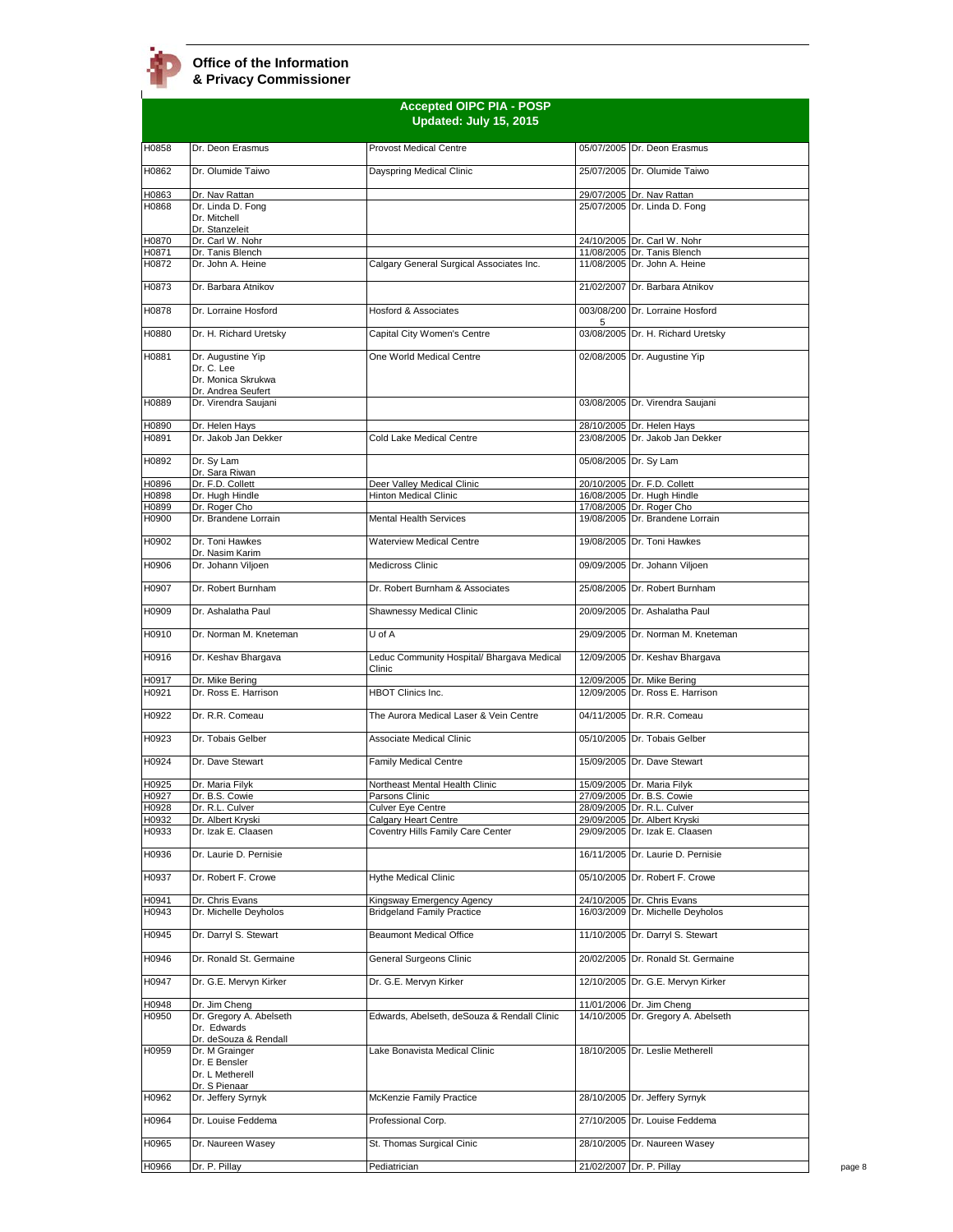**Office of the Information & Privacy Commissioner**

## Accepted OIPC PIA - POSP
## Updated: July 15, 2015

| | | | | |
|---|---|---|---|---|
| H0858 | Dr. Deon Erasmus | Provost Medical Centre | 05/07/2005 | Dr. Deon Erasmus |
| H0862 | Dr. Olumide Taiwo | Dayspring Medical Clinic | 25/07/2005 | Dr. Olumide Taiwo |
| H0863 | Dr. Nav Rattan | | 29/07/2005 | Dr. Nav Rattan |
| H0868 | Dr. Linda D. Fong<br>Dr. Mitchell<br>Dr. Stanzeleit | | 25/07/2005 | Dr. Linda D. Fong |
| H0870 | Dr. Carl W. Nohr | | 24/10/2005 | Dr. Carl W. Nohr |
| H0871 | Dr. Tanis Blench | | 11/08/2005 | Dr. Tanis Blench |
| H0872 | Dr. John A. Heine | Calgary General Surgical Associates Inc. | 11/08/2005 | Dr. John A. Heine |
| H0873 | Dr. Barbara Atnikov | | 21/02/2007 | Dr. Barbara Atnikov |
| H0878 | Dr. Lorraine Hosford | Hosford & Associates | 003/08/2005 | Dr. Lorraine Hosford |
| H0880 | Dr. H. Richard Uretsky | Capital City Women's Centre | 03/08/2005 | Dr. H. Richard Uretsky |
| H0881 | Dr. Augustine Yip<br>Dr. C. Lee<br>Dr. Monica Skrukwa<br>Dr. Andrea Seufert | One World Medical Centre | 02/08/2005 | Dr. Augustine Yip |
| H0889 | Dr. Virendra Saujani | | 03/08/2005 | Dr. Virendra Saujani |
| H0890 | Dr. Helen Hays | | 28/10/2005 | Dr. Helen Hays |
| H0891 | Dr. Jakob Jan Dekker | Cold Lake Medical Centre | 23/08/2005 | Dr. Jakob Jan Dekker |
| H0892 | Dr. Sy Lam<br>Dr. Sara Riwan | | 05/08/2005 | Dr. Sy Lam |
| H0896 | Dr. F.D. Collett | Deer Valley Medical Clinic | 20/10/2005 | Dr. F.D. Collett |
| H0898 | Dr. Hugh Hindle | Hinton Medical Clinic | 16/08/2005 | Dr. Hugh Hindle |
| H0899 | Dr. Roger Cho | | 17/08/2005 | Dr. Roger Cho |
| H0900 | Dr. Brandene Lorrain | Mental Health Services | 19/08/2005 | Dr. Brandene Lorrain |
| H0902 | Dr. Toni Hawkes<br>Dr. Nasim Karim | Waterview Medical Centre | 19/08/2005 | Dr. Toni Hawkes |
| H0906 | Dr. Johann Viljoen | Medicross Clinic | 09/09/2005 | Dr. Johann Viljoen |
| H0907 | Dr. Robert Burnham | Dr. Robert Burnham & Associates | 25/08/2005 | Dr. Robert Burnham |
| H0909 | Dr. Ashalatha Paul | Shawnessy Medical Clinic | 20/09/2005 | Dr. Ashalatha Paul |
| H0910 | Dr. Norman M. Kneteman | U of A | 29/09/2005 | Dr. Norman M. Kneteman |
| H0916 | Dr. Keshav Bhargava | Leduc Community Hospital/ Bhargava Medical Clinic | 12/09/2005 | Dr. Keshav Bhargava |
| H0917 | Dr. Mike Bering | | 12/09/2005 | Dr. Mike Bering |
| H0921 | Dr. Ross E. Harrison | HBOT Clinics Inc. | 12/09/2005 | Dr. Ross E. Harrison |
| H0922 | Dr. R.R. Comeau | The Aurora Medical Laser & Vein Centre | 04/11/2005 | Dr. R.R. Comeau |
| H0923 | Dr. Tobais Gelber | Associate Medical Clinic | 05/10/2005 | Dr. Tobais Gelber |
| H0924 | Dr. Dave Stewart | Family Medical Centre | 15/09/2005 | Dr. Dave Stewart |
| H0925 | Dr. Maria Filyk | Northeast Mental Health Clinic | 15/09/2005 | Dr. Maria Filyk |
| H0927 | Dr. B.S. Cowie | Parsons Clinic | 27/09/2005 | Dr. B.S. Cowie |
| H0928 | Dr. R.L. Culver | Culver Eye Centre | 28/09/2005 | Dr. R.L. Culver |
| H0932 | Dr. Albert Kryski | Calgary Heart Centre | 29/09/2005 | Dr. Albert Kryski |
| H0933 | Dr. Izak E. Claasen | Coventry Hills Family Care Center | 29/09/2005 | Dr. Izak E. Claasen |
| H0936 | Dr. Laurie D. Pernisie | | 16/11/2005 | Dr. Laurie D. Pernisie |
| H0937 | Dr. Robert F. Crowe | Hythe Medical Clinic | 05/10/2005 | Dr. Robert F. Crowe |
| H0941 | Dr. Chris Evans | Kingsway Emergency Agency | 24/10/2005 | Dr. Chris Evans |
| H0943 | Dr. Michelle Deyholos | Bridgeland Family Practice | 16/03/2009 | Dr. Michelle Deyholos |
| H0945 | Dr. Darryl S. Stewart | Beaumont Medical Office | 11/10/2005 | Dr. Darryl S. Stewart |
| H0946 | Dr. Ronald St. Germaine | General Surgeons Clinic | 20/02/2005 | Dr. Ronald St. Germaine |
| H0947 | Dr. G.E. Mervyn Kirker | Dr. G.E. Mervyn Kirker | 12/10/2005 | Dr. G.E. Mervyn Kirker |
| H0948 | Dr. Jim Cheng | | 11/01/2006 | Dr. Jim Cheng |
| H0950 | Dr. Gregory A. Abelseth<br>Dr. Edwards<br>Dr. deSouza & Rendall | Edwards, Abelseth, deSouza & Rendall Clinic | 14/10/2005 | Dr. Gregory A. Abelseth |
| H0959 | Dr. M Grainger<br>Dr. E Bensler<br>Dr. L Metherell<br>Dr. S Pienaar | Lake Bonavista Medical Clinic | 18/10/2005 | Dr. Leslie Metherell |
| H0962 | Dr. Jeffery Syrnyk | McKenzie Family Practice | 28/10/2005 | Dr. Jeffery Syrnyk |
| H0964 | Dr. Louise Feddema | Professional Corp. | 27/10/2005 | Dr. Louise Feddema |
| H0965 | Dr. Naureen Wasey | St. Thomas Surgical Cinic | 28/10/2005 | Dr. Naureen Wasey |
| H0966 | Dr. P. Pillay | Pediatrician | 21/02/2007 | Dr. P. Pillay |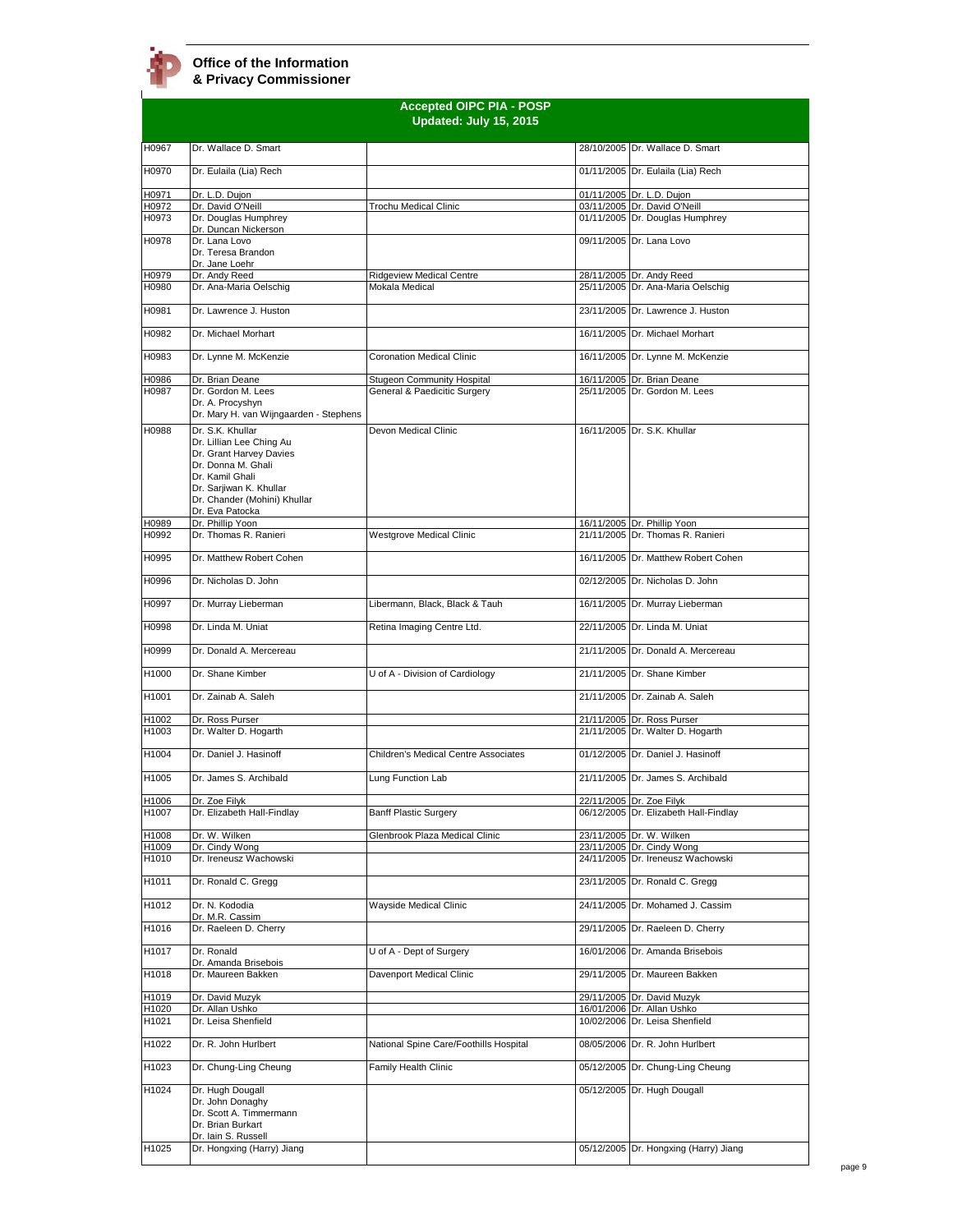**Office of the Information & Privacy Commissioner**

## Accepted OIPC PIA - POSP
### Updated: July 15, 2015

| | | | | |
|---|---|---|---|---|
| H0967 | Dr. Wallace D. Smart | | 28/10/2005 | Dr. Wallace D. Smart |
| H0970 | Dr. Eulaila (Lia) Rech | | 01/11/2005 | Dr. Eulaila (Lia) Rech |
| H0971 | Dr. L.D. Dujon | | 01/11/2005 | Dr. L.D. Dujon |
| H0972 | Dr. David O'Neill | Trochu Medical Clinic | 03/11/2005 | Dr. David O'Neill |
| H0973 | Dr. Douglas Humphrey<br>Dr. Duncan Nickerson | | 01/11/2005 | Dr. Douglas Humphrey |
| H0978 | Dr. Lana Lovo<br>Dr. Teresa Brandon<br>Dr. Jane Loehr | | 09/11/2005 | Dr. Lana Lovo |
| H0979 | Dr. Andy Reed | Ridgeview Medical Centre | 28/11/2005 | Dr. Andy Reed |
| H0980 | Dr. Ana-Maria Oelschig | Mokala Medical | 25/11/2005 | Dr. Ana-Maria Oelschig |
| H0981 | Dr. Lawrence J. Huston | | 23/11/2005 | Dr. Lawrence J. Huston |
| H0982 | Dr. Michael Morhart | | 16/11/2005 | Dr. Michael Morhart |
| H0983 | Dr. Lynne M. McKenzie | Coronation Medical Clinic | 16/11/2005 | Dr. Lynne M. McKenzie |
| H0986 | Dr. Brian Deane | Stugeon Community Hospital | 16/11/2005 | Dr. Brian Deane |
| H0987 | Dr. Gordon M. Lees<br>Dr. A. Procyshyn<br>Dr. Mary H. van Wijngaarden - Stephens | General & Paedicitic Surgery | 25/11/2005 | Dr. Gordon M. Lees |
| H0988 | Dr. S.K. Khullar<br>Dr. Lillian Lee Ching Au<br>Dr. Grant Harvey Davies<br>Dr. Donna M. Ghali<br>Dr. Kamil Ghali<br>Dr. Sarjiwan K. Khullar<br>Dr. Chander (Mohini) Khullar<br>Dr. Eva Patocka | Devon Medical Clinic | 16/11/2005 | Dr. S.K. Khullar |
| H0989 | Dr. Phillip Yoon | | 16/11/2005 | Dr. Phillip Yoon |
| H0992 | Dr. Thomas R. Ranieri | Westgrove Medical Clinic | 21/11/2005 | Dr. Thomas R. Ranieri |
| H0995 | Dr. Matthew Robert Cohen | | 16/11/2005 | Dr. Matthew Robert Cohen |
| H0996 | Dr. Nicholas D. John | | 02/12/2005 | Dr. Nicholas D. John |
| H0997 | Dr. Murray Lieberman | Libermann, Black, Black & Tauh | 16/11/2005 | Dr. Murray Lieberman |
| H0998 | Dr. Linda M. Uniat | Retina Imaging Centre Ltd. | 22/11/2005 | Dr. Linda M. Uniat |
| H0999 | Dr. Donald A. Mercereau | | 21/11/2005 | Dr. Donald A. Mercereau |
| H1000 | Dr. Shane Kimber | U of A - Division of Cardiology | 21/11/2005 | Dr. Shane Kimber |
| H1001 | Dr. Zainab A. Saleh | | 21/11/2005 | Dr. Zainab A. Saleh |
| H1002 | Dr. Ross Purser | | 21/11/2005 | Dr. Ross Purser |
| H1003 | Dr. Walter D. Hogarth | | 21/11/2005 | Dr. Walter D. Hogarth |
| H1004 | Dr. Daniel J. Hasinoff | Children's Medical Centre Associates | 01/12/2005 | Dr. Daniel J. Hasinoff |
| H1005 | Dr. James S. Archibald | Lung Function Lab | 21/11/2005 | Dr. James S. Archibald |
| H1006 | Dr. Zoe Filyk | | 22/11/2005 | Dr. Zoe Filyk |
| H1007 | Dr. Elizabeth Hall-Findlay | Banff Plastic Surgery | 06/12/2005 | Dr. Elizabeth Hall-Findlay |
| H1008 | Dr. W. Wilken | Glenbrook Plaza Medical Clinic | 23/11/2005 | Dr. W. Wilken |
| H1009 | Dr. Cindy Wong | | 23/11/2005 | Dr. Cindy Wong |
| H1010 | Dr. Ireneusz Wachowski | | 24/11/2005 | Dr. Ireneusz Wachowski |
| H1011 | Dr. Ronald C. Gregg | | 23/11/2005 | Dr. Ronald C. Gregg |
| H1012 | Dr. N. Kododia<br>Dr. M.R. Cassim | Wayside Medical Clinic | 24/11/2005 | Dr. Mohamed J. Cassim |
| H1016 | Dr. Raeleen D. Cherry | | 29/11/2005 | Dr. Raeleen D. Cherry |
| H1017 | Dr. Ronald<br>Dr. Amanda Brisebois | U of A - Dept of Surgery | 16/01/2006 | Dr. Amanda Brisebois |
| H1018 | Dr. Maureen Bakken | Davenport Medical Clinic | 29/11/2005 | Dr. Maureen Bakken |
| H1019 | Dr. David Muzyk | | 29/11/2005 | Dr. David Muzyk |
| H1020 | Dr. Allan Ushko | | 16/01/2006 | Dr. Allan Ushko |
| H1021 | Dr. Leisa Shenfield | | 10/02/2006 | Dr. Leisa Shenfield |
| H1022 | Dr. R. John Hurlbert | National Spine Care/Foothills Hospital | 08/05/2006 | Dr. R. John Hurlbert |
| H1023 | Dr. Chung-Ling Cheung | Family Health Clinic | 05/12/2005 | Dr. Chung-Ling Cheung |
| H1024 | Dr. Hugh Dougall<br>Dr. John Donaghy<br>Dr. Scott A. Timmermann<br>Dr. Brian Burkart<br>Dr. Iain S. Russell | | 05/12/2005 | Dr. Hugh Dougall |
| H1025 | Dr. Hongxing (Harry) Jiang | | 05/12/2005 | Dr. Hongxing (Harry) Jiang |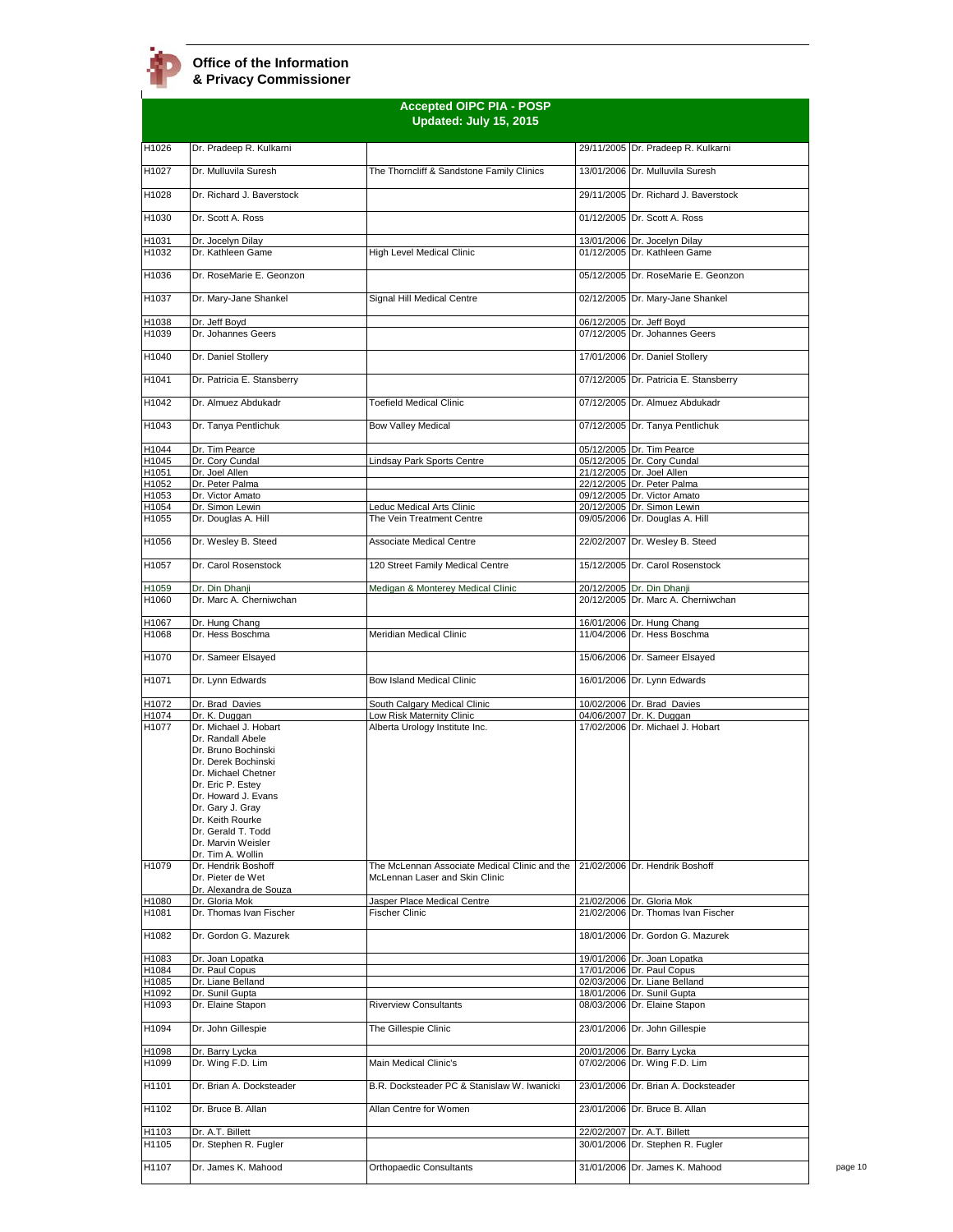**Office of the Information & Privacy Commissioner**

## Accepted OIPC PIA - POSP
**Updated: July 15, 2015**

| | | | | |
|---|---|---|---|---|
| H1026 | Dr. Pradeep R. Kulkarni | | 29/11/2005 | Dr. Pradeep R. Kulkarni |
| H1027 | Dr. Mulluvila Suresh | The Thorncliff & Sandstone Family Clinics | 13/01/2006 | Dr. Mulluvila Suresh |
| H1028 | Dr. Richard J. Baverstock | | 29/11/2005 | Dr. Richard J. Baverstock |
| H1030 | Dr. Scott A. Ross | | 01/12/2005 | Dr. Scott A. Ross |
| H1031 | Dr. Jocelyn Dilay | | 13/01/2006 | Dr. Jocelyn Dilay |
| H1032 | Dr. Kathleen Game | High Level Medical Clinic | 01/12/2005 | Dr. Kathleen Game |
| H1036 | Dr. RoseMarie E. Geonzon | | 05/12/2005 | Dr. RoseMarie E. Geonzon |
| H1037 | Dr. Mary-Jane Shankel | Signal Hill Medical Centre | 02/12/2005 | Dr. Mary-Jane Shankel |
| H1038 | Dr. Jeff Boyd | | 06/12/2005 | Dr. Jeff Boyd |
| H1039 | Dr. Johannes Geers | | 07/12/2005 | Dr. Johannes Geers |
| H1040 | Dr. Daniel Stollery | | 17/01/2006 | Dr. Daniel Stollery |
| H1041 | Dr. Patricia E. Stansberry | | 07/12/2005 | Dr. Patricia E. Stansberry |
| H1042 | Dr. Almuez Abdukadr | Toefield Medical Clinic | 07/12/2005 | Dr. Almuez Abdukadr |
| H1043 | Dr. Tanya Pentlichuk | Bow Valley Medical | 07/12/2005 | Dr. Tanya Pentlichuk |
| H1044 | Dr. Tim Pearce | | 05/12/2005 | Dr. Tim Pearce |
| H1045 | Dr. Cory Cundal | Lindsay Park Sports Centre | 05/12/2005 | Dr. Cory Cundal |
| H1051 | Dr. Joel Allen | | 21/12/2005 | Dr. Joel Allen |
| H1052 | Dr. Peter Palma | | 22/12/2005 | Dr. Peter Palma |
| H1053 | Dr. Victor Amato | | 09/12/2005 | Dr. Victor Amato |
| H1054 | Dr. Simon Lewin | Leduc Medical Arts Clinic | 20/12/2005 | Dr. Simon Lewin |
| H1055 | Dr. Douglas A. Hill | The Vein Treatment Centre | 09/05/2006 | Dr. Douglas A. Hill |
| H1056 | Dr. Wesley B. Steed | Associate Medical Centre | 22/02/2007 | Dr. Wesley B. Steed |
| H1057 | Dr. Carol Rosenstock | 120 Street Family Medical Centre | 15/12/2005 | Dr. Carol Rosenstock |
| H1059 | Dr. Din Dhanji | Medigan & Monterey Medical Clinic | 20/12/2005 | Dr. Din Dhanji |
| H1060 | Dr. Marc A. Cherniwchan | | 20/12/2005 | Dr. Marc A. Cherniwchan |
| H1067 | Dr. Hung Chang | | 16/01/2006 | Dr. Hung Chang |
| H1068 | Dr. Hess Boschma | Meridian Medical Clinic | 11/04/2006 | Dr. Hess Boschma |
| H1070 | Dr. Sameer Elsayed | | 15/06/2006 | Dr. Sameer Elsayed |
| H1071 | Dr. Lynn Edwards | Bow Island Medical Clinic | 16/01/2006 | Dr. Lynn Edwards |
| H1072 | Dr. Brad Davies | South Calgary Medical Clinic | 10/02/2006 | Dr. Brad Davies |
| H1074 | Dr. K. Duggan | Low Risk Maternity Clinic | 04/06/2007 | Dr. K. Duggan |
| H1077 | Dr. Michael J. Hobart<br>Dr. Randall Abele<br>Dr. Bruno Bochinski<br>Dr. Derek Bochinski<br>Dr. Michael Chetner<br>Dr. Eric P. Estey<br>Dr. Howard J. Evans<br>Dr. Gary J. Gray<br>Dr. Keith Rourke<br>Dr. Gerald T. Todd<br>Dr. Marvin Weisler<br>Dr. Tim A. Wollin | Alberta Urology Institute Inc. | 17/02/2006 | Dr. Michael J. Hobart |
| H1079 | Dr. Hendrik Boshoff<br>Dr. Pieter de Wet<br>Dr. Alexandra de Souza | The McLennan Associate Medical Clinic and the McLennan Laser and Skin Clinic | 21/02/2006 | Dr. Hendrik Boshoff |
| H1080 | Dr. Gloria Mok | Jasper Place Medical Centre | 21/02/2006 | Dr. Gloria Mok |
| H1081 | Dr. Thomas Ivan Fischer | Fischer Clinic | 21/02/2006 | Dr. Thomas Ivan Fischer |
| H1082 | Dr. Gordon G. Mazurek | | 18/01/2006 | Dr. Gordon G. Mazurek |
| H1083 | Dr. Joan Lopatka | | 19/01/2006 | Dr. Joan Lopatka |
| H1084 | Dr. Paul Copus | | 17/01/2006 | Dr. Paul Copus |
| H1085 | Dr. Liane Belland | | 02/03/2006 | Dr. Liane Belland |
| H1092 | Dr. Sunil Gupta | | 18/01/2006 | Dr. Sunil Gupta |
| H1093 | Dr. Elaine Stapon | Riverview Consultants | 08/03/2006 | Dr. Elaine Stapon |
| H1094 | Dr. John Gillespie | The Gillespie Clinic | 23/01/2006 | Dr. John Gillespie |
| H1098 | Dr. Barry Lycka | | 20/01/2006 | Dr. Barry Lycka |
| H1099 | Dr. Wing F.D. Lim | Main Medical Clinic's | 07/02/2006 | Dr. Wing F.D. Lim |
| H1101 | Dr. Brian A. Docksteader | B.R. Docksteader PC & Stanislaw W. Iwanicki | 23/01/2006 | Dr. Brian A. Docksteader |
| H1102 | Dr. Bruce B. Allan | Allan Centre for Women | 23/01/2006 | Dr. Bruce B. Allan |
| H1103 | Dr. A.T. Billett | | 22/02/2007 | Dr. A.T. Billett |
| H1105 | Dr. Stephen R. Fugler | | 30/01/2006 | Dr. Stephen R. Fugler |
| H1107 | Dr. James K. Mahood | Orthopaedic Consultants | 31/01/2006 | Dr. James K. Mahood |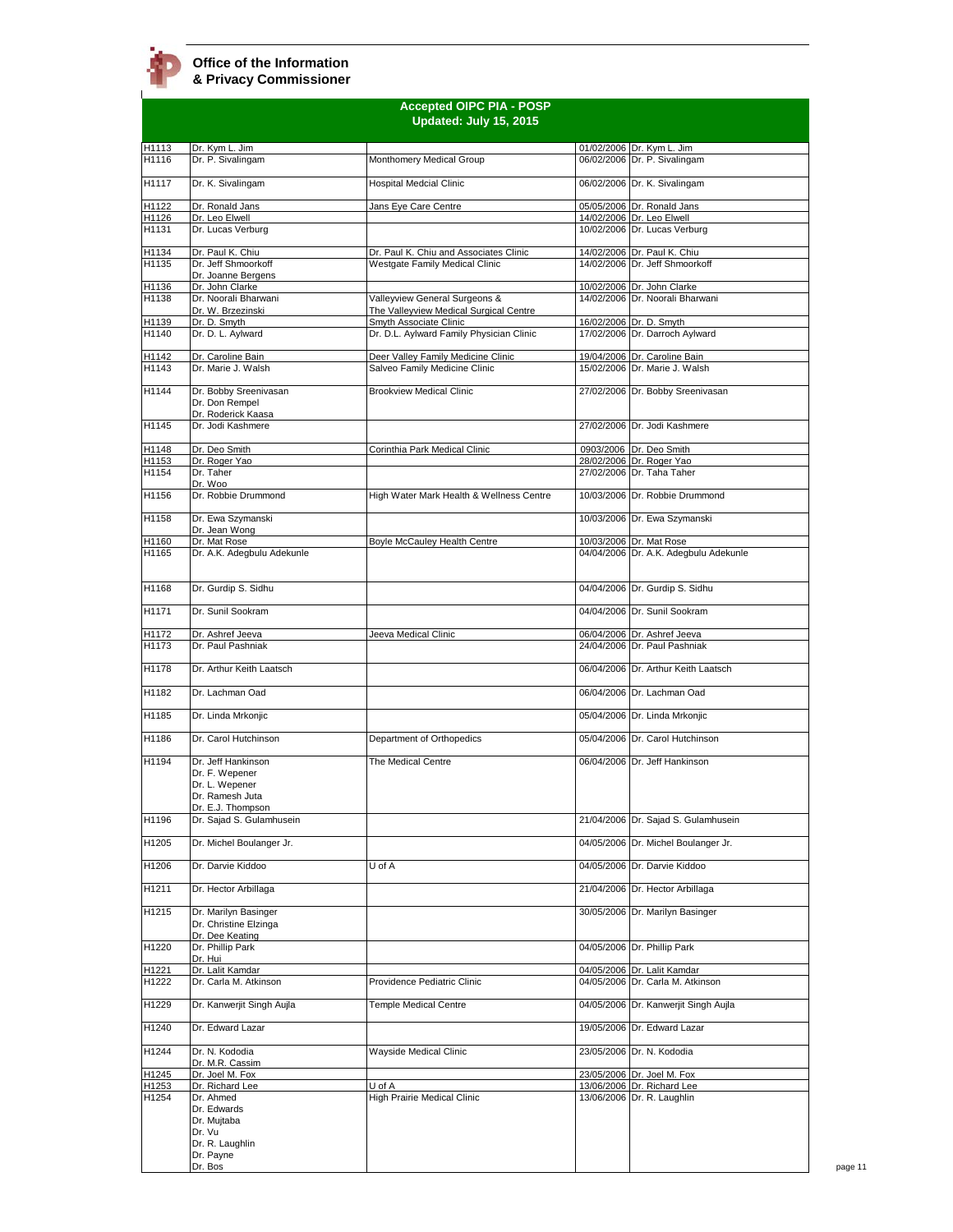**Office of the Information & Privacy Commissioner**

## Accepted OIPC PIA - POSP
### Updated: July 15, 2015

| | | | | |
|---|---|---|---|---|
| H1113 | Dr. Kym L. Jim | | 01/02/2006 | Dr. Kym L. Jim |
| H1116 | Dr. P. Sivalingam | Monthomery Medical Group | 06/02/2006 | Dr. P. Sivalingam |
| H1117 | Dr. K. Sivalingam | Hospital Medcial Clinic | 06/02/2006 | Dr. K. Sivalingam |
| H1122 | Dr. Ronald Jans | Jans Eye Care Centre | 05/05/2006 | Dr. Ronald Jans |
| H1126 | Dr. Leo Elwell | | 14/02/2006 | Dr. Leo Elwell |
| H1131 | Dr. Lucas Verburg | | 10/02/2006 | Dr. Lucas Verburg |
| H1134 | Dr. Paul K. Chiu | Dr. Paul K. Chiu and Associates Clinic | 14/02/2006 | Dr. Paul K. Chiu |
| H1135 | Dr. Jeff Shmoorkoff<br>Dr. Joanne Bergens | Westgate Family Medical Clinic | 14/02/2006 | Dr. Jeff Shmoorkoff |
| H1136 | Dr. John Clarke | | 10/02/2006 | Dr. John Clarke |
| H1138 | Dr. Noorali Bharwani<br>Dr. W. Brzezinski | Valleyview General Surgeons &<br>The Valleyview Medical Surgical Centre | 14/02/2006 | Dr. Noorali Bharwani |
| H1139 | Dr. D. Smyth | Smyth Associate Clinic | 16/02/2006 | Dr. D. Smyth |
| H1140 | Dr. D. L. Aylward | Dr. D.L. Aylward Family Physician Clinic | 17/02/2006 | Dr. Darroch Aylward |
| H1142 | Dr. Caroline Bain | Deer Valley Family Medicine Clinic | 19/04/2006 | Dr. Caroline Bain |
| H1143 | Dr. Marie J. Walsh | Salveo Family Medicine Clinic | 15/02/2006 | Dr. Marie J. Walsh |
| H1144 | Dr. Bobby Sreenivasan<br>Dr. Don Rempel<br>Dr. Roderick Kaasa | Brookview Medical Clinic | 27/02/2006 | Dr. Bobby Sreenivasan |
| H1145 | Dr. Jodi Kashmere | | 27/02/2006 | Dr. Jodi Kashmere |
| H1148 | Dr. Deo Smith | Corinthia Park Medical Clinic | 0903/2006 | Dr. Deo Smith |
| H1153 | Dr. Roger Yao | | 28/02/2006 | Dr. Roger Yao |
| H1154 | Dr. Taher<br>Dr. Woo | | 27/02/2006 | Dr. Taha Taher |
| H1156 | Dr. Robbie Drummond | High Water Mark Health & Wellness Centre | 10/03/2006 | Dr. Robbie Drummond |
| H1158 | Dr. Ewa Szymanski<br>Dr. Jean Wong | | 10/03/2006 | Dr. Ewa Szymanski |
| H1160 | Dr. Mat Rose | Boyle McCauley Health Centre | 10/03/2006 | Dr. Mat Rose |
| H1165 | Dr. A.K. Adegbulu Adekunle | | 04/04/2006 | Dr. A.K. Adegbulu Adekunle |
| H1168 | Dr. Gurdip S. Sidhu | | 04/04/2006 | Dr. Gurdip S. Sidhu |
| H1171 | Dr. Sunil Sookram | | 04/04/2006 | Dr. Sunil Sookram |
| H1172 | Dr. Ashref Jeeva | Jeeva Medical Clinic | 06/04/2006 | Dr. Ashref Jeeva |
| H1173 | Dr. Paul Pashniak | | 24/04/2006 | Dr. Paul Pashniak |
| H1178 | Dr. Arthur Keith Laatsch | | 06/04/2006 | Dr. Arthur Keith Laatsch |
| H1182 | Dr. Lachman Oad | | 06/04/2006 | Dr. Lachman Oad |
| H1185 | Dr. Linda Mrkonjic | | 05/04/2006 | Dr. Linda Mrkonjic |
| H1186 | Dr. Carol Hutchinson | Department of Orthopedics | 05/04/2006 | Dr. Carol Hutchinson |
| H1194 | Dr. Jeff Hankinson<br>Dr. F. Wepener<br>Dr. L. Wepener<br>Dr. Ramesh Juta<br>Dr. E.J. Thompson | The Medical Centre | 06/04/2006 | Dr. Jeff Hankinson |
| H1196 | Dr. Sajad S. Gulamhusein | | 21/04/2006 | Dr. Sajad S. Gulamhusein |
| H1205 | Dr. Michel Boulanger Jr. | | 04/05/2006 | Dr. Michel Boulanger Jr. |
| H1206 | Dr. Darvie Kiddoo | U of A | 04/05/2006 | Dr. Darvie Kiddoo |
| H1211 | Dr. Hector Arbillaga | | 21/04/2006 | Dr. Hector Arbillaga |
| H1215 | Dr. Marilyn Basinger<br>Dr. Christine Elzinga<br>Dr. Dee Keating | | 30/05/2006 | Dr. Marilyn Basinger |
| H1220 | Dr. Phillip Park<br>Dr. Hui | | 04/05/2006 | Dr. Phillip Park |
| H1221 | Dr. Lalit Kamdar | | 04/05/2006 | Dr. Lalit Kamdar |
| H1222 | Dr. Carla M. Atkinson | Providence Pediatric Clinic | 04/05/2006 | Dr. Carla M. Atkinson |
| H1229 | Dr. Kanwerjit Singh Aujla | Temple Medical Centre | 04/05/2006 | Dr. Kanwerjit Singh Aujla |
| H1240 | Dr. Edward Lazar | | 19/05/2006 | Dr. Edward Lazar |
| H1244 | Dr. N. Kododia<br>Dr. M.R. Cassim | Wayside Medical Clinic | 23/05/2006 | Dr. N. Kododia |
| H1245 | Dr. Joel M. Fox | | 23/05/2006 | Dr. Joel M. Fox |
| H1253 | Dr. Richard Lee | U of A | 13/06/2006 | Dr. Richard Lee |
| H1254 | Dr. Ahmed<br>Dr. Edwards<br>Dr. Mujtaba<br>Dr. Vu<br>Dr. R. Laughlin<br>Dr. Payne<br>Dr. Bos | High Prairie Medical Clinic | 13/06/2006 | Dr. R. Laughlin |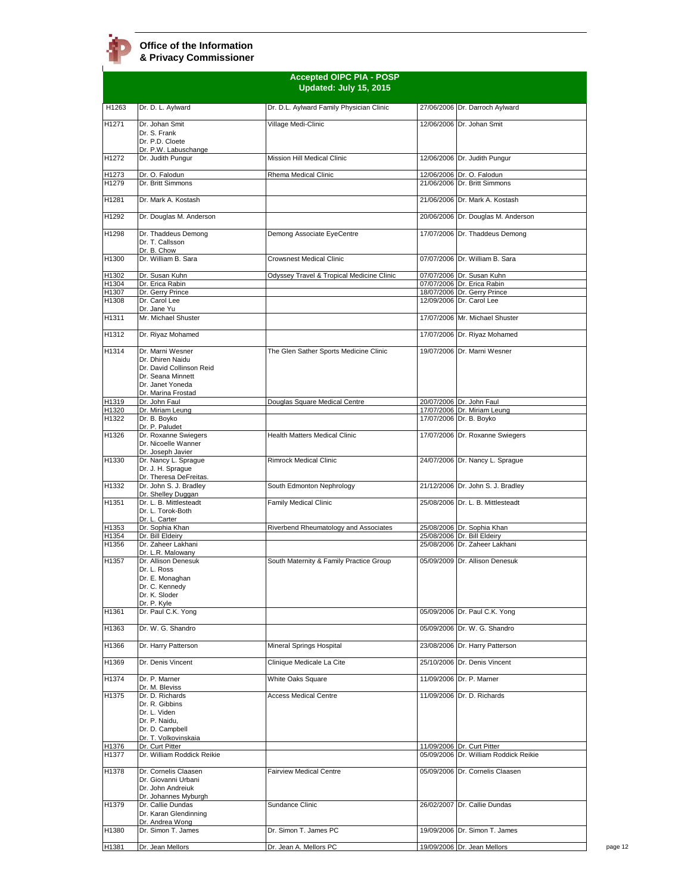**Office of the Information & Privacy Commissioner**

## Accepted OIPC PIA - POSP
### Updated: July 15, 2015

| | | | | |
|---|---|---|---|---|
| H1263 | Dr. D. L. Aylward | Dr. D.L. Aylward Family Physician Clinic | 27/06/2006 | Dr. Darroch Aylward |
| H1271 | Dr. Johan Smit<br>Dr. S. Frank<br>Dr. P.D. Cloete<br>Dr. P.W. Labuschange | Village Medi-Clinic | 12/06/2006 | Dr. Johan Smit |
| H1272 | Dr. Judith Pungur | Mission Hill Medical Clinic | 12/06/2006 | Dr. Judith Pungur |
| H1273 | Dr. O. Falodun | Rhema Medical Clinic | 12/06/2006 | Dr. O. Falodun |
| H1279 | Dr. Britt Simmons | | 21/06/2006 | Dr. Britt Simmons |
| H1281 | Dr. Mark A. Kostash | | 21/06/2006 | Dr. Mark A. Kostash |
| H1292 | Dr. Douglas M. Anderson | | 20/06/2006 | Dr. Douglas M. Anderson |
| H1298 | Dr. Thaddeus Demong<br>Dr. T. Callsson<br>Dr. B. Chow | Demong Associate EyeCentre | 17/07/2006 | Dr. Thaddeus Demong |
| H1300 | Dr. William B. Sara | Crowsnest Medical Clinic | 07/07/2006 | Dr. William B. Sara |
| H1302 | Dr. Susan Kuhn | Odyssey Travel & Tropical Medicine Clinic | 07/07/2006 | Dr. Susan Kuhn |
| H1304 | Dr. Erica Rabin | | 07/07/2006 | Dr. Erica Rabin |
| H1307 | Dr. Gerry Prince | | 18/07/2006 | Dr. Gerry Prince |
| H1308 | Dr. Carol Lee<br>Dr. Jane Yu | | 12/09/2006 | Dr. Carol Lee |
| H1311 | Mr. Michael Shuster | | 17/07/2006 | Mr. Michael Shuster |
| H1312 | Dr. Riyaz Mohamed | | 17/07/2006 | Dr. Riyaz Mohamed |
| H1314 | Dr. Marni Wesner<br>Dr. Dhiren Naidu<br>Dr. David Collinson Reid<br>Dr. Seana Minnett<br>Dr. Janet Yoneda<br>Dr. Marina Frostad | The Glen Sather Sports Medicine Clinic | 19/07/2006 | Dr. Marni Wesner |
| H1319 | Dr. John Faul | Douglas Square Medical Centre | 20/07/2006 | Dr. John Faul |
| H1320 | Dr. Miriam Leung | | 17/07/2006 | Dr. Miriam Leung |
| H1322 | Dr. B. Boyko<br>Dr. P. Paludet | | 17/07/2006 | Dr. B. Boyko |
| H1326 | Dr. Roxanne Swiegers<br>Dr. Nicoelle Wanner<br>Dr. Joseph Javier | Health Matters Medical Clinic | 17/07/2006 | Dr. Roxanne Swiegers |
| H1330 | Dr. Nancy L. Sprague<br>Dr. J. H. Sprague<br>Dr. Theresa DeFreitas. | Rimrock Medical Clinic | 24/07/2006 | Dr. Nancy L. Sprague |
| H1332 | Dr. John S. J. Bradley<br>Dr. Shelley Duggan | South Edmonton Nephrology | 21/12/2006 | Dr. John S. J. Bradley |
| H1351 | Dr. L. B. Mittlesteadt<br>Dr. L. Torok-Both<br>Dr. L. Carter | Family Medical Clinic | 25/08/2006 | Dr. L. B. Mittlesteadt |
| H1353 | Dr. Sophia Khan | Riverbend Rheumatology and Associates | 25/08/2006 | Dr. Sophia Khan |
| H1354 | Dr. Bill Eldeiry | | 25/08/2006 | Dr. Bill Eldeiry |
| H1356 | Dr. Zaheer Lakhani<br>Dr. L.R. Malowany | | 25/08/2006 | Dr. Zaheer Lakhani |
| H1357 | Dr. Allison Denesuk<br>Dr. L. Ross<br>Dr. E. Monaghan<br>Dr. C. Kennedy<br>Dr. K. Sloder<br>Dr. P. Kyle | South Maternity & Family Practice Group | 05/09/2009 | Dr. Allison Denesuk |
| H1361 | Dr. Paul C.K. Yong | | 05/09/2006 | Dr. Paul C.K. Yong |
| H1363 | Dr. W. G. Shandro | | 05/09/2006 | Dr. W. G. Shandro |
| H1366 | Dr. Harry Patterson | Mineral Springs Hospital | 23/08/2006 | Dr. Harry Patterson |
| H1369 | Dr. Denis Vincent | Clinique Medicale La Cite | 25/10/2006 | Dr. Denis Vincent |
| H1374 | Dr. P. Marner<br>Dr. M. Bleviss | White Oaks Square | 11/09/2006 | Dr. P. Marner |
| H1375 | Dr. D. Richards<br>Dr. R. Gibbins<br>Dr. L. Viden<br>Dr. P. Naidu,<br>Dr. D. Campbell<br>Dr. T. Volkovinskaia | Access Medical Centre | 11/09/2006 | Dr. D. Richards |
| H1376 | Dr. Curt Pitter | | 11/09/2006 | Dr. Curt Pitter |
| H1377 | Dr. William Roddick Reikie | | 05/09/2006 | Dr. William Roddick Reikie |
| H1378 | Dr. Cornelis Claasen<br>Dr. Giovanni Urbani<br>Dr. John Andreiuk<br>Dr. Johannes Myburgh | Fairview Medical Centre | 05/09/2006 | Dr. Cornelis Claasen |
| H1379 | Dr. Callie Dundas<br>Dr. Karan Glendinning<br>Dr. Andrea Wong | Sundance Clinic | 26/02/2007 | Dr. Callie Dundas |
| H1380 | Dr. Simon T. James | Dr. Simon T. James PC | 19/09/2006 | Dr. Simon T. James |
| H1381 | Dr. Jean Mellors | Dr. Jean A. Mellors PC | 19/09/2006 | Dr. Jean Mellors |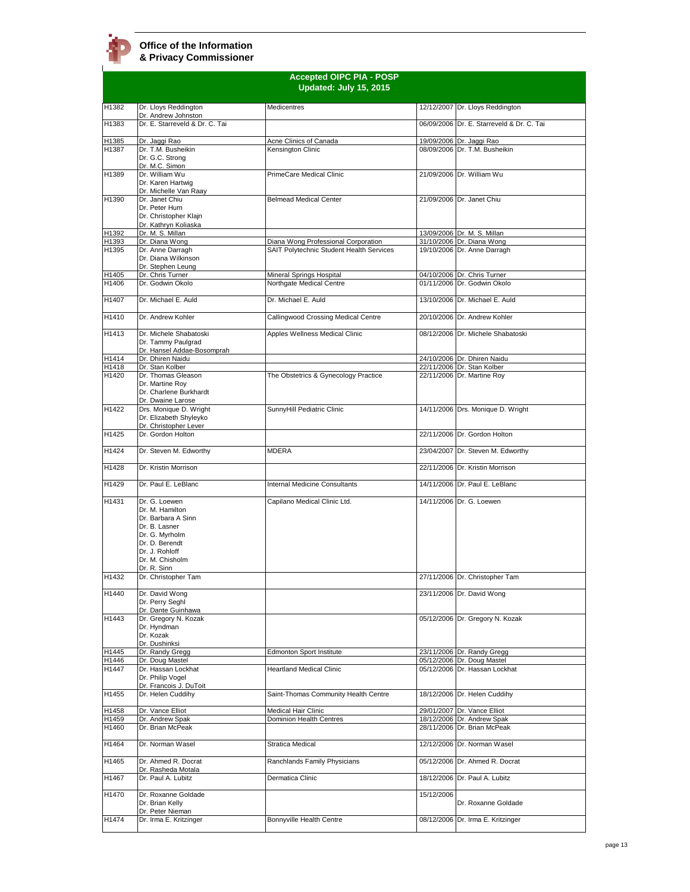**Office of the Information & Privacy Commissioner**

## Accepted OIPC PIA - POSP
### Updated: July 15, 2015

| | | | | |
|---|---|---|---|---|
| H1382 | Dr. Lloys Reddington<br>Dr. Andrew Johnston | Medicentres | 12/12/2007 | Dr. Lloys Reddington |
| H1383 | Dr. E. Starreveld & Dr. C. Tai | | 06/09/2006 | Dr. E. Starreveld & Dr. C. Tai |
| H1385 | Dr. Jaggi Rao | Acne Clinics of Canada | 19/09/2006 | Dr. Jaggi Rao |
| H1387 | Dr. T.M. Busheikin<br>Dr. G.C. Strong<br>Dr. M.C. Simon | Kensington Clinic | 08/09/2006 | Dr. T.M. Busheikin |
| H1389 | Dr. William Wu<br>Dr. Karen Hartwig<br>Dr. Michelle Van Raay | PrimeCare Medical Clinic | 21/09/2006 | Dr. William Wu |
| H1390 | Dr. Janet Chiu<br>Dr. Peter Hum<br>Dr. Christopher Klajn<br>Dr. Kathryn Koliaska | Belmead Medical Center | 21/09/2006 | Dr. Janet Chiu |
| H1392 | Dr. M. S. Millan | | 13/09/2006 | Dr. M. S. Millan |
| H1393 | Dr. Diana Wong | Diana Wong Professional Corporation | 31/10/2006 | Dr. Diana Wong |
| H1395 | Dr. Anne Darragh<br>Dr. Diana Wilkinson<br>Dr. Stephen Leung | SAIT Polytechnic Student Health Services | 19/10/2006 | Dr. Anne Darragh |
| H1405 | Dr. Chris Turner | Mineral Springs Hospital | 04/10/2006 | Dr. Chris Turner |
| H1406 | Dr. Godwin Okolo | Northgate Medical Centre | 01/11/2006 | Dr. Godwin Okolo |
| H1407 | Dr. Michael E. Auld | Dr. Michael E. Auld | 13/10/2006 | Dr. Michael E. Auld |
| H1410 | Dr. Andrew Kohler | Callingwood Crossing Medical Centre | 20/10/2006 | Dr. Andrew Kohler |
| H1413 | Dr. Michele Shabatoski<br>Dr. Tammy Paulgrad<br>Dr. Hansel Addae-Bosomprah | Apples Wellness Medical Clinic | 08/12/2006 | Dr. Michele Shabatoski |
| H1414 | Dr. Dhiren Naidu | | 24/10/2006 | Dr. Dhiren Naidu |
| H1418 | Dr. Stan Kolber | | 22/11/2006 | Dr. Stan Kolber |
| H1420 | Dr. Thomas Gleason<br>Dr. Martine Roy<br>Dr. Charlene Burkhardt<br>Dr. Dwaine Larose | The Obstetrics & Gynecology Practice | 22/11/2006 | Dr. Martine Roy |
| H1422 | Drs. Monique D. Wright<br>Dr. Elizabeth Shyleyko<br>Dr. Christopher Lever | SunnyHill Pediatric Clinic | 14/11/2006 | Drs. Monique D. Wright |
| H1425 | Dr. Gordon Holton | | 22/11/2006 | Dr. Gordon Holton |
| H1424 | Dr. Steven M. Edworthy | MDERA | 23/04/2007 | Dr. Steven M. Edworthy |
| H1428 | Dr. Kristin Morrison | | 22/11/2006 | Dr. Kristin Morrison |
| H1429 | Dr. Paul E. LeBlanc | Internal Medicine Consultants | 14/11/2006 | Dr. Paul E. LeBlanc |
| H1431 | Dr. G. Loewen<br>Dr. M. Hamilton<br>Dr. Barbara A Sinn<br>Dr. B. Lasner<br>Dr. G. Myrholm<br>Dr. D. Berendt<br>Dr. J. Rohloff<br>Dr. M. Chisholm<br>Dr. R. Sinn | Capilano Medical Clinic Ltd. | 14/11/2006 | Dr. G. Loewen |
| H1432 | Dr. Christopher Tam | | 27/11/2006 | Dr. Christopher Tam |
| H1440 | Dr. David Wong<br>Dr. Perry Seghl<br>Dr. Dante Guinhawa | | 23/11/2006 | Dr. David Wong |
| H1443 | Dr. Gregory N. Kozak<br>Dr. Hyndman<br>Dr. Kozak<br>Dr. Dushinksi | | 05/12/2006 | Dr. Gregory N. Kozak |
| H1445 | Dr. Randy Gregg | Edmonton Sport Institute | 23/11/2006 | Dr. Randy Gregg |
| H1446 | Dr. Doug Mastel | | 05/12/2006 | Dr. Doug Mastel |
| H1447 | Dr. Hassan Lockhat<br>Dr. Philip Vogel<br>Dr. Francois J. DuToit | Heartland Medical Clinic | 05/12/2006 | Dr. Hassan Lockhat |
| H1455 | Dr. Helen Cuddihy | Saint-Thomas Community Health Centre | 18/12/2006 | Dr. Helen Cuddihy |
| H1458 | Dr. Vance Elliot | Medical Hair Clinic | 29/01/2007 | Dr. Vance Elliot |
| H1459 | Dr. Andrew Spak | Dominion Health Centres | 18/12/2006 | Dr. Andrew Spak |
| H1460 | Dr. Brian McPeak | | 28/11/2006 | Dr. Brian McPeak |
| H1464 | Dr. Norman Wasel | Stratica Medical | 12/12/2006 | Dr. Norman Wasel |
| H1465 | Dr. Ahmed R. Docrat<br>Dr. Rasheda Motala | Ranchlands Family Physicians | 05/12/2006 | Dr. Ahmed R. Docrat |
| H1467 | Dr. Paul A. Lubitz | Dermatica Clinic | 18/12/2006 | Dr. Paul A. Lubitz |
| H1470 | Dr. Roxanne Goldade<br>Dr. Brian Kelly<br>Dr. Peter Nieman | | 15/12/2006 | Dr. Roxanne Goldade |
| H1474 | Dr. Irma E. Kritzinger | Bonnyville Health Centre | 08/12/2006 | Dr. Irma E. Kritzinger |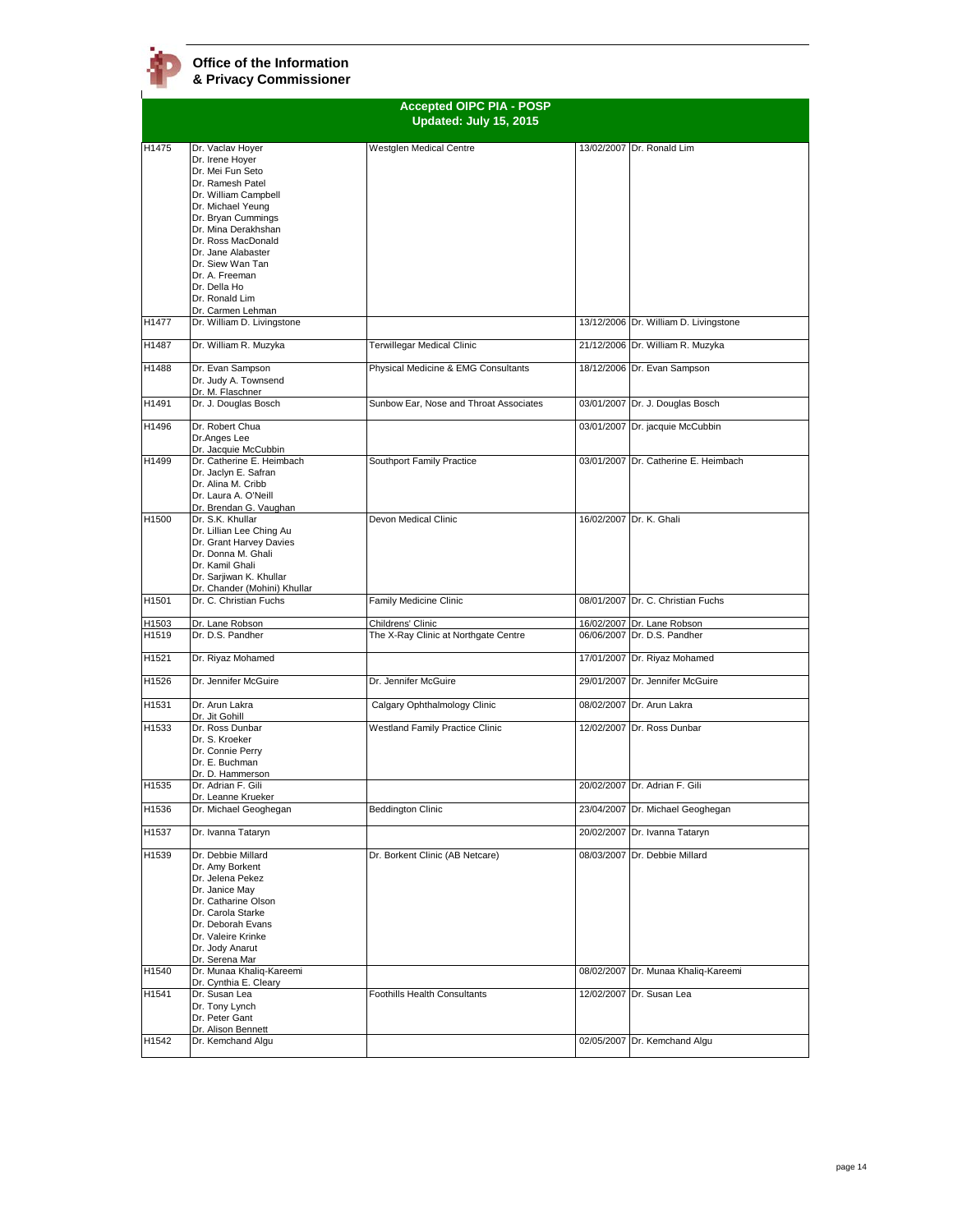**Office of the Information & Privacy Commissioner**

## Accepted OIPC PIA - POSP
### Updated: July 15, 2015

| | | | | |
|---|---|---|---|---|
| H1475 | Dr. Vaclav Hoyer<br>Dr. Irene Hoyer<br>Dr. Mei Fun Seto<br>Dr. Ramesh Patel<br>Dr. William Campbell<br>Dr. Michael Yeung<br>Dr. Bryan Cummings<br>Dr. Mina Derakhshan<br>Dr. Ross MacDonald<br>Dr. Jane Alabaster<br>Dr. Siew Wan Tan<br>Dr. A. Freeman<br>Dr. Della Ho<br>Dr. Ronald Lim<br>Dr. Carmen Lehman | Westglen Medical Centre | 13/02/2007 | Dr. Ronald Lim |
| H1477 | Dr. William D. Livingstone | | 13/12/2006 | Dr. William D. Livingstone |
| H1487 | Dr. William R. Muzyka | Terwillegar Medical Clinic | 21/12/2006 | Dr. William R. Muzyka |
| H1488 | Dr. Evan Sampson<br>Dr. Judy A. Townsend<br>Dr. M. Flaschner | Physical Medicine & EMG Consultants | 18/12/2006 | Dr. Evan Sampson |
| H1491 | Dr. J. Douglas Bosch | Sunbow Ear, Nose and Throat Associates | 03/01/2007 | Dr. J. Douglas Bosch |
| H1496 | Dr. Robert Chua<br>Dr.Anges Lee<br>Dr. Jacquie McCubbin | | 03/01/2007 | Dr. jacquie McCubbin |
| H1499 | Dr. Catherine E. Heimbach<br>Dr. Jaclyn E. Safran<br>Dr. Alina M. Cribb<br>Dr. Laura A. O'Neill<br>Dr. Brendan G. Vaughan | Southport Family Practice | 03/01/2007 | Dr. Catherine E. Heimbach |
| H1500 | Dr. S.K. Khullar<br>Dr. Lillian Lee Ching Au<br>Dr. Grant Harvey Davies<br>Dr. Donna M. Ghali<br>Dr. Kamil Ghali<br>Dr. Sarjiwan K. Khullar<br>Dr. Chander (Mohini) Khullar | Devon Medical Clinic | 16/02/2007 | Dr. K. Ghali |
| H1501 | Dr. C. Christian Fuchs | Family Medicine Clinic | 08/01/2007 | Dr. C. Christian Fuchs |
| H1503 | Dr. Lane Robson | Childrens' Clinic | 16/02/2007 | Dr. Lane Robson |
| H1519 | Dr. D.S. Pandher | The X-Ray Clinic at Northgate Centre | 06/06/2007 | Dr. D.S. Pandher |
| H1521 | Dr. Riyaz Mohamed | | 17/01/2007 | Dr. Riyaz Mohamed |
| H1526 | Dr. Jennifer McGuire | Dr. Jennifer McGuire | 29/01/2007 | Dr. Jennifer McGuire |
| H1531 | Dr. Arun Lakra<br>Dr. Jit Gohill | Calgary Ophthalmology Clinic | 08/02/2007 | Dr. Arun Lakra |
| H1533 | Dr. Ross Dunbar<br>Dr. S. Kroeker<br>Dr. Connie Perry<br>Dr. E. Buchman<br>Dr. D. Hammerson | Westland Family Practice Clinic | 12/02/2007 | Dr. Ross Dunbar |
| H1535 | Dr. Adrian F. Gili<br>Dr. Leanne Krueker | | 20/02/2007 | Dr. Adrian F. Gili |
| H1536 | Dr. Michael Geoghegan | Beddington Clinic | 23/04/2007 | Dr. Michael Geoghegan |
| H1537 | Dr. Ivanna Tataryn | | 20/02/2007 | Dr. Ivanna Tataryn |
| H1539 | Dr. Debbie Millard<br>Dr. Amy Borkent<br>Dr. Jelena Pekez<br>Dr. Janice May<br>Dr. Catharine Olson<br>Dr. Carola Starke<br>Dr. Deborah Evans<br>Dr. Valeire Krinke<br>Dr. Jody Anarut<br>Dr. Serena Mar | Dr. Borkent Clinic (AB Netcare) | 08/03/2007 | Dr. Debbie Millard |
| H1540 | Dr. Munaa Khaliq-Kareemi<br>Dr. Cynthia E. Cleary | | 08/02/2007 | Dr. Munaa Khaliq-Kareemi |
| H1541 | Dr. Susan Lea<br>Dr. Tony Lynch<br>Dr. Peter Gant<br>Dr. Alison Bennett | Foothills Health Consultants | 12/02/2007 | Dr. Susan Lea |
| H1542 | Dr. Kemchand Algu | | 02/05/2007 | Dr. Kemchand Algu |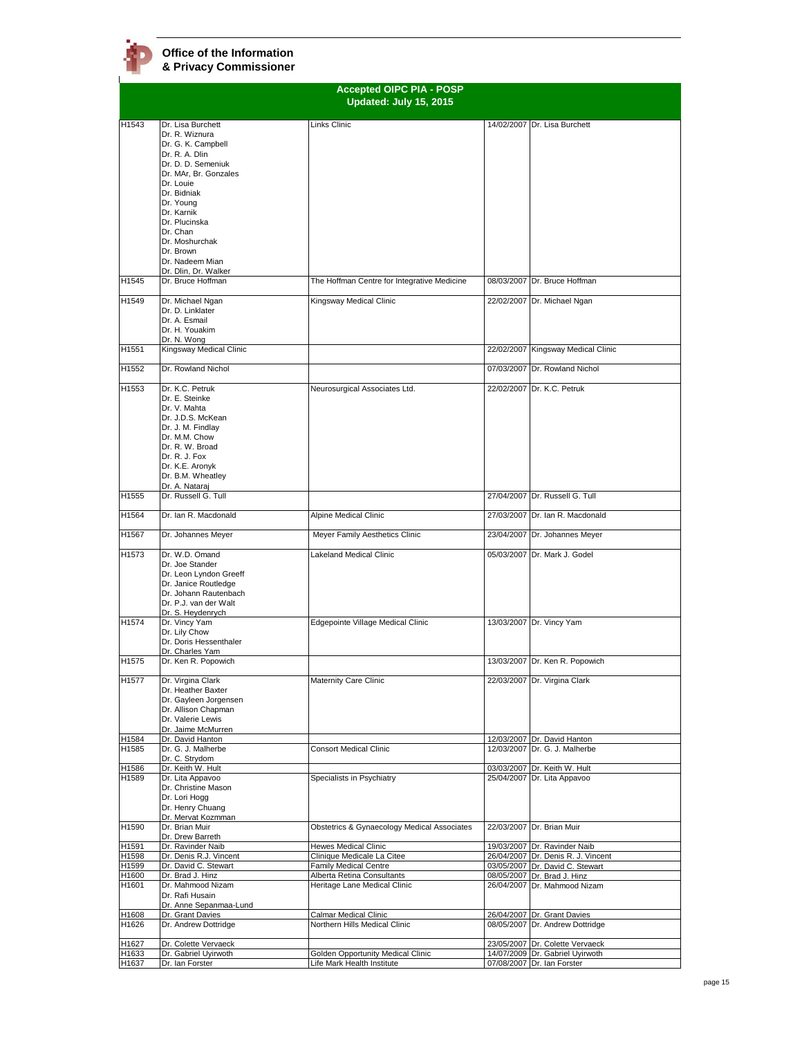**Office of the Information & Privacy Commissioner**

## Accepted OIPC PIA - POSP
### Updated: July 15, 2015

| | | | | |
|---|---|---|---|---|
| H1543 | Dr. Lisa Burchett<br>Dr. R. Wiznura<br>Dr. G. K. Campbell<br>Dr. R. A. Dlin<br>Dr. D. D. Semeniuk<br>Dr. MAr, Br. Gonzales<br>Dr. Louie<br>Dr. Bidniak<br>Dr. Young<br>Dr. Karnik<br>Dr. Plucinska<br>Dr. Chan<br>Dr. Moshurchak<br>Dr. Brown<br>Dr. Nadeem Mian<br>Dr. Dlin, Dr. Walker | Links Clinic | 14/02/2007 | Dr. Lisa Burchett |
| H1545 | Dr. Bruce Hoffman | The Hoffman Centre for Integrative Medicine | 08/03/2007 | Dr. Bruce Hoffman |
| H1549 | Dr. Michael Ngan<br>Dr. D. Linklater<br>Dr. A. Esmail<br>Dr. H. Youakim<br>Dr. N. Wong | Kingsway Medical Clinic | 22/02/2007 | Dr. Michael Ngan |
| H1551 | Kingsway Medical Clinic | | 22/02/2007 | Kingsway Medical Clinic |
| H1552 | Dr. Rowland Nichol | | 07/03/2007 | Dr. Rowland Nichol |
| H1553 | Dr. K.C. Petruk<br>Dr. E. Steinke<br>Dr. V. Mahta<br>Dr. J.D.S. McKean<br>Dr. J. M. Findlay<br>Dr. M.M. Chow<br>Dr. R. W. Broad<br>Dr. R. J. Fox<br>Dr. K.E. Aronyk<br>Dr. B.M. Wheatley<br>Dr. A. Nataraj | Neurosurgical Associates Ltd. | 22/02/2007 | Dr. K.C. Petruk |
| H1555 | Dr. Russell G. Tull | | 27/04/2007 | Dr. Russell G. Tull |
| H1564 | Dr. Ian R. Macdonald | Alpine Medical Clinic | 27/03/2007 | Dr. Ian R. Macdonald |
| H1567 | Dr. Johannes Meyer | Meyer Family Aesthetics Clinic | 23/04/2007 | Dr. Johannes Meyer |
| H1573 | Dr. W.D. Omand<br>Dr. Joe Stander<br>Dr. Leon Lyndon Greeff<br>Dr. Janice Routledge<br>Dr. Johann Rautenbach<br>Dr. P.J. van der Walt<br>Dr. S. Heydenrych | Lakeland Medical Clinic | 05/03/2007 | Dr. Mark J. Godel |
| H1574 | Dr. Vincy Yam<br>Dr. Lily Chow<br>Dr. Doris Hessenthaler<br>Dr. Charles Yam | Edgepointe Village Medical Clinic | 13/03/2007 | Dr. Vincy Yam |
| H1575 | Dr. Ken R. Popowich | | 13/03/2007 | Dr. Ken R. Popowich |
| H1577 | Dr. Virgina Clark<br>Dr. Heather Baxter<br>Dr. Gayleen Jorgensen<br>Dr. Allison Chapman<br>Dr. Valerie Lewis<br>Dr. Jaime McMurren | Maternity Care Clinic | 22/03/2007 | Dr. Virgina Clark |
| H1584 | Dr. David Hanton | | 12/03/2007 | Dr. David Hanton |
| H1585 | Dr. G. J. Malherbe<br>Dr. C. Strydom | Consort Medical Clinic | 12/03/2007 | Dr. G. J. Malherbe |
| H1586 | Dr. Keith W. Hult | | 03/03/2007 | Dr. Keith W. Hult |
| H1589 | Dr. Lita Appavoo<br>Dr. Christine Mason<br>Dr. Lori Hogg<br>Dr. Henry Chuang<br>Dr. Mervat Kozmman | Specialists in Psychiatry | 25/04/2007 | Dr. Lita Appavoo |
| H1590 | Dr. Brian Muir<br>Dr. Drew Barreth | Obstetrics & Gynaecology Medical Associates | 22/03/2007 | Dr. Brian Muir |
| H1591 | Dr. Ravinder Naib | Hewes Medical Clinic | 19/03/2007 | Dr. Ravinder Naib |
| H1598 | Dr. Denis R.J. Vincent | Clinique Medicale La Citee | 26/04/2007 | Dr. Denis R. J. Vincent |
| H1599 | Dr. David C. Stewart | Family Medical Centre | 03/05/2007 | Dr. David C. Stewart |
| H1600 | Dr. Brad J. Hinz | Alberta Retina Consultants | 08/05/2007 | Dr. Brad J. Hinz |
| H1601 | Dr. Mahmood Nizam<br>Dr. Rafi Husain<br>Dr. Anne Sepanmaa-Lund | Heritage Lane Medical Clinic | 26/04/2007 | Dr. Mahmood Nizam |
| H1608 | Dr. Grant Davies | Calmar Medical Clinic | 26/04/2007 | Dr. Grant Davies |
| H1626 | Dr. Andrew Dottridge | Northern Hills Medical Clinic | 08/05/2007 | Dr. Andrew Dottridge |
| H1627 | Dr. Colette Vervaeck | | 23/05/2007 | Dr. Colette Vervaeck |
| H1633 | Dr. Gabriel Uyirwoth | Golden Opportunity Medical Clinic | 14/07/2009 | Dr. Gabriel Uyirwoth |
| H1637 | Dr. Ian Forster | Life Mark Health Institute | 07/08/2007 | Dr. Ian Forster |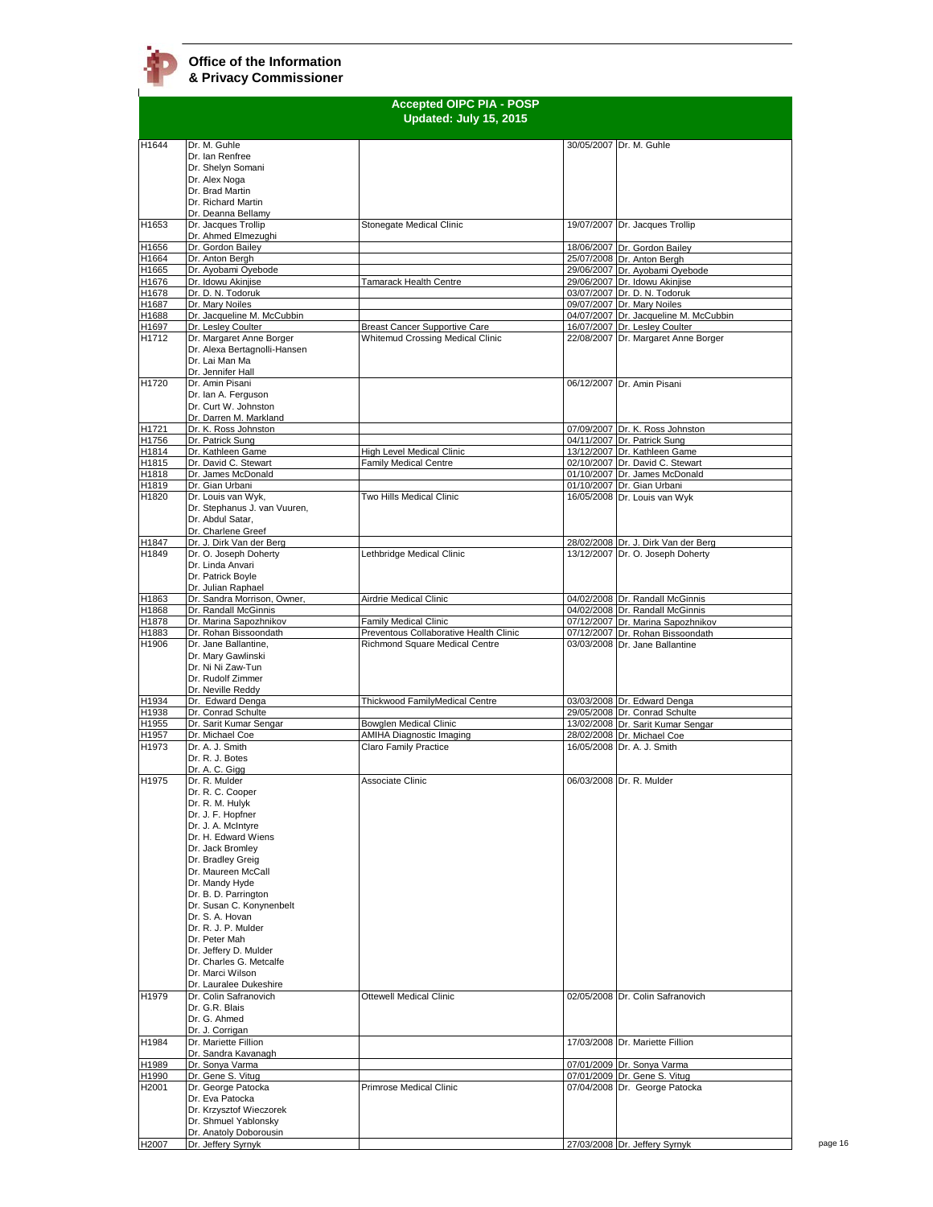**Office of the Information & Privacy Commissioner**

## Accepted OIPC PIA - POSP
### Updated: July 15, 2015

| | | | | |
|---|---|---|---|---|
| H1644 | Dr. M. Guhle<br>Dr. Ian Renfree<br>Dr. Shelyn Somani<br>Dr. Alex Noga<br>Dr. Brad Martin<br>Dr. Richard Martin<br>Dr. Deanna Bellamy | | 30/05/2007 | Dr. M. Guhle |
| H1653 | Dr. Jacques Trollip<br>Dr. Ahmed Elmezughi | Stonegate Medical Clinic | 19/07/2007 | Dr. Jacques Trollip |
| H1656 | Dr. Gordon Bailey | | 18/06/2007 | Dr. Gordon Bailey |
| H1664 | Dr. Anton Bergh | | 25/07/2008 | Dr. Anton Bergh |
| H1665 | Dr. Ayobami Oyebode | | 29/06/2007 | Dr. Ayobami Oyebode |
| H1676 | Dr. Idowu Akinjise | Tamarack Health Centre | 29/06/2007 | Dr. Idowu Akinjise |
| H1678 | Dr. D. N. Todoruk | | 03/07/2007 | Dr. D. N. Todoruk |
| H1687 | Dr. Mary Noiles | | 09/07/2007 | Dr. Mary Noiles |
| H1688 | Dr. Jacqueline M. McCubbin | | 04/07/2007 | Dr. Jacqueline M. McCubbin |
| H1697 | Dr. Lesley Coulter | Breast Cancer Supportive Care | 16/07/2007 | Dr. Lesley Coulter |
| H1712 | Dr. Margaret Anne Borger<br>Dr. Alexa Bertagnolli-Hansen<br>Dr. Lai Man Ma<br>Dr. Jennifer Hall | Whitemud Crossing Medical Clinic | 22/08/2007 | Dr. Margaret Anne Borger |
| H1720 | Dr. Amin Pisani<br>Dr. Ian A. Ferguson<br>Dr. Curt W. Johnston<br>Dr. Darren M. Markland | | 06/12/2007 | Dr. Amin Pisani |
| H1721 | Dr. K. Ross Johnston | | 07/09/2007 | Dr. K. Ross Johnston |
| H1756 | Dr. Patrick Sung | | 04/11/2007 | Dr. Patrick Sung |
| H1814 | Dr. Kathleen Game | High Level Medical Clinic | 13/12/2007 | Dr. Kathleen Game |
| H1815 | Dr. David C. Stewart | Family Medical Centre | 02/10/2007 | Dr. David C. Stewart |
| H1818 | Dr. James McDonald | | 01/10/2007 | Dr. James McDonald |
| H1819 | Dr. Gian Urbani | | 01/10/2007 | Dr. Gian Urbani |
| H1820 | Dr. Louis van Wyk,<br>Dr. Stephanus J. van Vuuren,<br>Dr. Abdul Satar,<br>Dr. Charlene Greef | Two Hills Medical Clinic | 16/05/2008 | Dr. Louis van Wyk |
| H1847 | Dr. J. Dirk Van der Berg | | 28/02/2008 | Dr. J. Dirk Van der Berg |
| H1849 | Dr. O. Joseph Doherty<br>Dr. Linda Anvari<br>Dr. Patrick Boyle<br>Dr. Julian Raphael | Lethbridge Medical Clinic | 13/12/2007 | Dr. O. Joseph Doherty |
| H1863 | Dr. Sandra Morrison, Owner, | Airdrie Medical Clinic | 04/02/2008 | Dr. Randall McGinnis |
| H1868 | Dr. Randall McGinnis | | 04/02/2008 | Dr. Randall McGinnis |
| H1878 | Dr. Marina Sapozhnikov | Family Medical Clinic | 07/12/2007 | Dr. Marina Sapozhnikov |
| H1883 | Dr. Rohan Bissoondath | Preventous Collaborative Health Clinic | 07/12/2007 | Dr. Rohan Bissoondath |
| H1906 | Dr. Jane Ballantine,<br>Dr. Mary Gawlinski<br>Dr. Ni Ni Zaw-Tun<br>Dr. Rudolf Zimmer<br>Dr. Neville Reddy | Richmond Square Medical Centre | 03/03/2008 | Dr. Jane Ballantine |
| H1934 | Dr. Edward Denga | Thickwood FamilyMedical Centre | 03/03/2008 | Dr. Edward Denga |
| H1938 | Dr. Conrad Schulte | | 29/05/2008 | Dr. Conrad Schulte |
| H1955 | Dr. Sarit Kumar Sengar | Bowglen Medical Clinic | 13/02/2008 | Dr. Sarit Kumar Sengar |
| H1957 | Dr. Michael Coe | AMIHA Diagnostic Imaging | 28/02/2008 | Dr. Michael Coe |
| H1973 | Dr. A. J. Smith<br>Dr. R. J. Botes<br>Dr. A. C. Gigg | Claro Family Practice | 16/05/2008 | Dr. A. J. Smith |
| H1975 | Dr. R. Mulder<br>Dr. R. C. Cooper<br>Dr. R. M. Hulyk<br>Dr. J. F. Hopfner<br>Dr. J. A. McIntyre<br>Dr. H. Edward Wiens<br>Dr. Jack Bromley<br>Dr. Bradley Greig<br>Dr. Maureen McCall<br>Dr. Mandy Hyde<br>Dr. B. D. Parrington<br>Dr. Susan C. Konynenbelt<br>Dr. S. A. Hovan<br>Dr. R. J. P. Mulder<br>Dr. Peter Mah<br>Dr. Jeffery D. Mulder<br>Dr. Charles G. Metcalfe<br>Dr. Marci Wilson<br>Dr. Lauralee Dukeshire | Associate Clinic | 06/03/2008 | Dr. R. Mulder |
| H1979 | Dr. Colin Safranovich<br>Dr. G.R. Blais<br>Dr. G. Ahmed<br>Dr. J. Corrigan | Ottewell Medical Clinic | 02/05/2008 | Dr. Colin Safranovich |
| H1984 | Dr. Mariette Fillion<br>Dr. Sandra Kavanagh | | 17/03/2008 | Dr. Mariette Fillion |
| H1989 | Dr. Sonya Varma | | 07/01/2009 | Dr. Sonya Varma |
| H1990 | Dr. Gene S. Vitug | | 07/01/2009 | Dr. Gene S. Vitug |
| H2001 | Dr. George Patocka<br>Dr. Eva Patocka<br>Dr. Krzysztof Wieczorek<br>Dr. Shmuel Yablonsky<br>Dr. Anatoly Doborousin | Primrose Medical Clinic | 07/04/2008 | Dr. George Patocka |
| H2007 | Dr. Jeffery Syrnyk | | 27/03/2008 | Dr. Jeffery Syrnyk |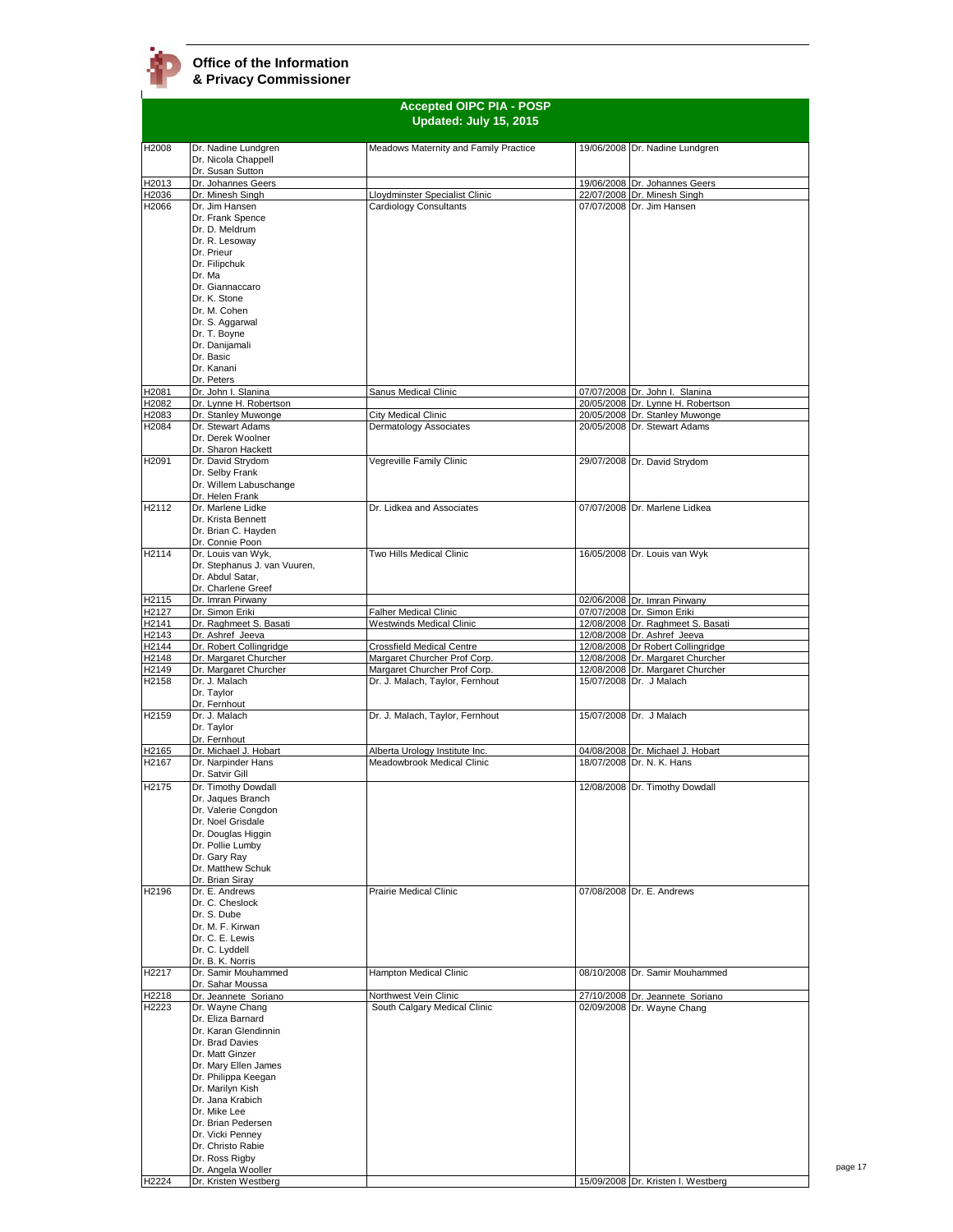**Office of the Information & Privacy Commissioner**

## Accepted OIPC PIA - POSP
### Updated: July 15, 2015

| | | | | |
|---|---|---|---|---|
| H2008 | Dr. Nadine Lundgren<br>Dr. Nicola Chappell<br>Dr. Susan Sutton | Meadows Maternity and Family Practice | 19/06/2008 | Dr. Nadine Lundgren |
| H2013 | Dr. Johannes Geers | | 19/06/2008 | Dr. Johannes Geers |
| H2036 | Dr. Minesh Singh | Lloydminster Specialist Clinic | 22/07/2008 | Dr. Minesh Singh |
| H2066 | Dr. Jim Hansen<br>Dr. Frank Spence<br>Dr. D. Meldrum<br>Dr. R. Lesoway<br>Dr. Prieur<br>Dr. Filipchuk<br>Dr. Ma<br>Dr. Giannaccaro<br>Dr. K. Stone<br>Dr. M. Cohen<br>Dr. S. Aggarwal<br>Dr. T. Boyne<br>Dr. Danijamali<br>Dr. Basic<br>Dr. Kanani<br>Dr. Peters | Cardiology Consultants | 07/07/2008 | Dr. Jim Hansen |
| H2081 | Dr. John I. Slanina | Sanus Medical Clinic | 07/07/2008 | Dr. John I. Slanina |
| H2082 | Dr. Lynne H. Robertson | | 20/05/2008 | Dr. Lynne H. Robertson |
| H2083 | Dr. Stanley Muwonge | City Medical Clinic | 20/05/2008 | Dr. Stanley Muwonge |
| H2084 | Dr. Stewart Adams<br>Dr. Derek Woolner<br>Dr. Sharon Hackett | Dermatology Associates | 20/05/2008 | Dr. Stewart Adams |
| H2091 | Dr. David Strydom<br>Dr. Selby Frank<br>Dr. Willem Labuschange<br>Dr. Helen Frank | Vegreville Family Clinic | 29/07/2008 | Dr. David Strydom |
| H2112 | Dr. Marlene Lidke<br>Dr. Krista Bennett<br>Dr. Brian C. Hayden<br>Dr. Connie Poon | Dr. Lidkea and Associates | 07/07/2008 | Dr. Marlene Lidkea |
| H2114 | Dr. Louis van Wyk,<br>Dr. Stephanus J. van Vuuren,<br>Dr. Abdul Satar,<br>Dr. Charlene Greef | Two Hills Medical Clinic | 16/05/2008 | Dr. Louis van Wyk |
| H2115 | Dr. Imran Pirwany | | 02/06/2008 | Dr. Imran Pirwany |
| H2127 | Dr. Simon Eriki | Falher Medical Clinic | 07/07/2008 | Dr. Simon Eriki |
| H2141 | Dr. Raghmeet S. Basati | Westwinds Medical Clinic | 12/08/2008 | Dr. Raghmeet S. Basati |
| H2143 | Dr. Ashref Jeeva | | 12/08/2008 | Dr. Ashref Jeeva |
| H2144 | Dr. Robert Collingridge | Crossfield Medical Centre | 12/08/2008 | Dr Robert Collingridge |
| H2148 | Dr. Margaret Churcher | Margaret Churcher Prof Corp. | 12/08/2008 | Dr. Margaret Churcher |
| H2149 | Dr. Margaret Churcher | Margaret Churcher Prof Corp. | 12/08/2008 | Dr. Margaret Churcher |
| H2158 | Dr. J. Malach<br>Dr. Taylor<br>Dr. Fernhout | Dr. J. Malach, Taylor, Fernhout | 15/07/2008 | Dr. J Malach |
| H2159 | Dr. J. Malach<br>Dr. Taylor<br>Dr. Fernhout | Dr. J. Malach, Taylor, Fernhout | 15/07/2008 | Dr. J Malach |
| H2165 | Dr. Michael J. Hobart | Alberta Urology Institute Inc. | 04/08/2008 | Dr. Michael J. Hobart |
| H2167 | Dr. Narpinder Hans<br>Dr. Satvir Gill | Meadowbrook Medical Clinic | 18/07/2008 | Dr. N. K. Hans |
| H2175 | Dr. Timothy Dowdall<br>Dr. Jaques Branch<br>Dr. Valerie Congdon<br>Dr. Noel Grisdale<br>Dr. Douglas Higgin<br>Dr. Pollie Lumby<br>Dr. Gary Ray<br>Dr. Matthew Schuk<br>Dr. Brian Siray | | 12/08/2008 | Dr. Timothy Dowdall |
| H2196 | Dr. E. Andrews<br>Dr. C. Cheslock<br>Dr. S. Dube<br>Dr. M. F. Kirwan<br>Dr. C. E. Lewis<br>Dr. C. Lyddell<br>Dr. B. K. Norris | Prairie Medical Clinic | 07/08/2008 | Dr. E. Andrews |
| H2217 | Dr. Samir Mouhammed<br>Dr. Sahar Moussa | Hampton Medical Clinic | 08/10/2008 | Dr. Samir Mouhammed |
| H2218 | Dr. Jeannete Soriano | Northwest Vein Clinic | 27/10/2008 | Dr. Jeannete Soriano |
| H2223 | Dr. Wayne Chang<br>Dr. Eliza Barnard<br>Dr. Karan Glendinnin<br>Dr. Brad Davies<br>Dr. Matt Ginzer<br>Dr. Mary Ellen James<br>Dr. Philippa Keegan<br>Dr. Marilyn Kish<br>Dr. Jana Krabich<br>Dr. Mike Lee<br>Dr. Brian Pedersen<br>Dr. Vicki Penney<br>Dr. Christo Rabie<br>Dr. Ross Rigby<br>Dr. Angela Wooller | South Calgary Medical Clinic | 02/09/2008 | Dr. Wayne Chang |
| H2224 | Dr. Kristen Westberg | | 15/09/2008 | Dr. Kristen I. Westberg |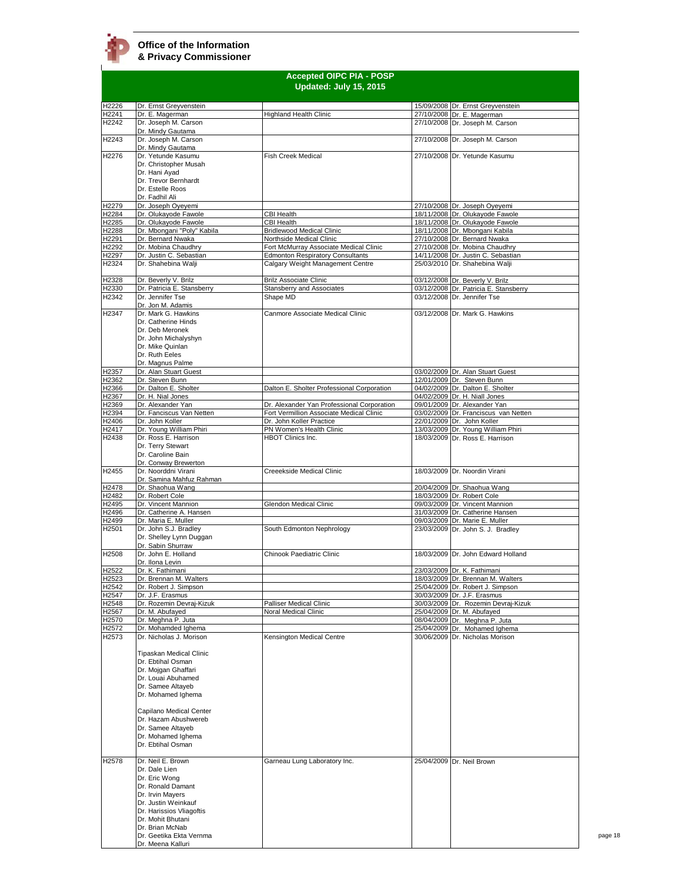**Office of the Information & Privacy Commissioner**

## Accepted OIPC PIA - POSP
### Updated: July 15, 2015

| | | | | |
|---|---|---|---|---|
| H2226 | Dr. Ernst Greyvenstein | | 15/09/2008 | Dr. Ernst Greyvenstein |
| H2241 | Dr. E. Magerman | Highland Health Clinic | 27/10/2008 | Dr. E. Magerman |
| H2242 | Dr. Joseph M. Carson<br>Dr. Mindy Gautama | | 27/10/2008 | Dr. Joseph M. Carson |
| H2243 | Dr. Joseph M. Carson<br>Dr. Mindy Gautama | | 27/10/2008 | Dr. Joseph M. Carson |
| H2276 | Dr. Yetunde Kasumu<br>Dr. Christopher Musah<br>Dr. Hani Ayad<br>Dr. Trevor Bernhardt<br>Dr. Estelle Roos<br>Dr. Fadhil Ali | Fish Creek Medical | 27/10/2008 | Dr. Yetunde Kasumu |
| H2279 | Dr. Joseph Oyeyemi | | 27/10/2008 | Dr. Joseph Oyeyemi |
| H2284 | Dr. Olukayode Fawole | CBI Health | 18/11/2008 | Dr. Olukayode Fawole |
| H2285 | Dr. Olukayode Fawole | CBI Health | 18/11/2008 | Dr. Olukayode Fawole |
| H2288 | Dr. Mbongani "Poly" Kabila | Bridlewood Medical Clinic | 18/11/2008 | Dr. Mbongani Kabila |
| H2291 | Dr. Bernard Nwaka | Northside Medical Clinic | 27/10/2008 | Dr. Bernard Nwaka |
| H2292 | Dr. Mobina Chaudhry | Fort McMurray Associate Medical Clinic | 27/10/2008 | Dr. Mobina Chaudhry |
| H2297 | Dr. Justin C. Sebastian | Edmonton Respiratory Consultants | 14/11/2008 | Dr. Justin C. Sebastian |
| H2324 | Dr. Shahebina Walji | Calgary Weight Management Centre | 25/03/2010 | Dr. Shahebina Walji |
| H2328 | Dr. Beverly V. Brilz | Brilz Associate Clinic | 03/12/2008 | Dr. Beverly V. Brilz |
| H2330 | Dr. Patricia E. Stansberry | Stansberry and Associates | 03/12/2008 | Dr. Patricia E. Stansberry |
| H2342 | Dr. Jennifer Tse<br>Dr. Jon M. Adamis | Shape MD | 03/12/2008 | Dr. Jennifer Tse |
| H2347 | Dr. Mark G. Hawkins<br>Dr. Catherine Hinds<br>Dr. Deb Meronek<br>Dr. John Michalyshyn<br>Dr. Mike Quinlan<br>Dr. Ruth Eeles<br>Dr. Magnus Palme | Canmore Associate Medical Clinic | 03/12/2008 | Dr. Mark G. Hawkins |
| H2357 | Dr. Alan Stuart Guest | | 03/02/2009 | Dr. Alan Stuart Guest |
| H2362 | Dr. Steven Bunn | | 12/01/2009 | Dr.  Steven Bunn |
| H2366 | Dr. Dalton E. Sholter | Dalton E. Sholter Professional Corporation | 04/02/2009 | Dr. Dalton E. Sholter |
| H2367 | Dr. H. Nial Jones | | 04/02/2009 | Dr. H. Niall Jones |
| H2369 | Dr. Alexander Yan | Dr. Alexander Yan Professional Corporation | 09/01/2009 | Dr. Alexander Yan |
| H2394 | Dr. Fanciscus Van Netten | Fort Vermillion Associate Medical Clinic | 03/02/2009 | Dr. Franciscus  van Netten |
| H2406 | Dr. John Koller | Dr. John Koller Practice | 22/01/2009 | Dr.  John Koller |
| H2417 | Dr. Young William Phiri | PN Women's Health Clinic | 13/03/2009 | Dr. Young William Phiri |
| H2438 | Dr. Ross E. Harrison<br>Dr. Terry Stewart<br>Dr. Caroline Bain<br>Dr. Conway Brewerton | HBOT Clinics Inc. | 18/03/2009 | Dr. Ross E. Harrison |
| H2455 | Dr. Noorddni Virani<br>Dr. Samina Mahfuz Rahman | Creeekside Medical Clinic | 18/03/2009 | Dr. Noordin Virani |
| H2478 | Dr. Shaohua Wang | | 20/04/2009 | Dr. Shaohua Wang |
| H2482 | Dr. Robert Cole | | 18/03/2009 | Dr. Robert Cole |
| H2495 | Dr. Vincent Mannion | Glendon Medical Clinic | 09/03/2009 | Dr. Vincent Mannion |
| H2496 | Dr. Catherine A. Hansen | | 31/03/2009 | Dr. Catherine Hansen |
| H2499 | Dr. Maria E. Muller | | 09/03/2009 | Dr. Marie E. Muller |
| H2501 | Dr. John S.J. Bradley<br>Dr. Shelley Lynn Duggan<br>Dr. Sabin Shurraw | South Edmonton Nephrology | 23/03/2009 | Dr. John S. J.  Bradley |
| H2508 | Dr. John E. Holland<br>Dr. Ilona Levin | Chinook Paediatric Clinic | 18/03/2009 | Dr. John Edward Holland |
| H2522 | Dr. K. Fathimani | | 23/03/2009 | Dr. K. Fathimani |
| H2523 | Dr. Brennan M. Walters | | 18/03/2009 | Dr. Brennan M. Walters |
| H2542 | Dr. Robert J. Simpson | | 25/04/2009 | Dr. Robert J. Simpson |
| H2547 | Dr. J.F. Erasmus | | 30/03/2009 | Dr. J.F. Erasmus |
| H2548 | Dr. Rozemin Devraj-Kizuk | Palliser Medical Clinic | 30/03/2009 | Dr.  Rozemin Devraj-Kizuk |
| H2567 | Dr. M. Abufayed | Noral Medical Clinic | 25/04/2009 | Dr. M. Abufayed |
| H2570 | Dr. Meghna P. Juta | | 08/04/2009 | Dr.  Meghna P. Juta |
| H2572 | Dr. Mohamded Ighema | | 25/04/2009 | Dr.  Mohamed Ighema |
| H2573 | Dr. Nicholas J. Morison<br><br>Tipaskan Medical Clinic<br>Dr. Ebtihal Osman<br>Dr. Mojgan Ghaffari<br>Dr. Louai Abuhamed<br>Dr. Samee Altayeb<br>Dr. Mohamed Ighema<br><br>Capilano Medical Center<br>Dr. Hazam Abushwereb<br>Dr. Samee Altayeb<br>Dr. Mohamed Ighema<br>Dr. Ebtihal Osman | Kensington Medical Centre | 30/06/2009 | Dr. Nicholas Morison |
| H2578 | Dr. Neil E. Brown<br>Dr. Dale Lien<br>Dr. Eric Wong<br>Dr. Ronald Damant<br>Dr. Irvin Mayers<br>Dr. Justin Weinkauf<br>Dr. Harissios Vliagoftis<br>Dr. Mohit Bhutani<br>Dr. Brian McNab<br>Dr. Geetika Ekta Vernma<br>Dr. Meena Kalluri | Garneau Lung Laboratory Inc. | 25/04/2009 | Dr. Neil Brown |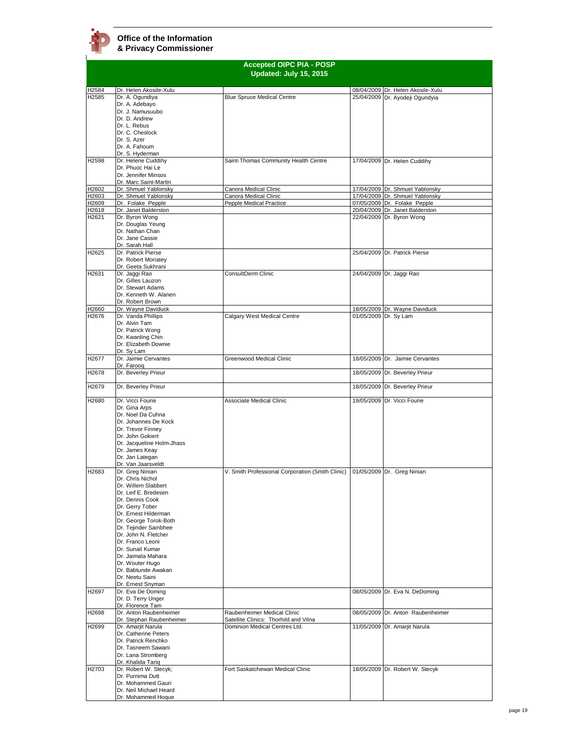**Office of the Information & Privacy Commissioner**

## Accepted OIPC PIA - POSP
### Updated: July 15, 2015

| | | | | |
|---|---|---|---|---|
| H2584 | Dr. Helen Akosile-Xulu | | 08/04/2009 | Dr. Helen Akosile-Xulu |
| H2585 | Dr. A. Ogundiya<br>Dr. A. Adebayo<br>Dr. J. Namusuubo<br>Dr. D. Andrew<br>Dr. L. Rebus<br>Dr. C. Cheslock<br>Dr. S. Azer<br>Dr. A. Fahoum<br>Dr. S. Hyderman | Blue Spruce Medical Centre | 25/04/2009 | Dr. Ayodeji Ogundyia |
| H2598 | Dr. Helene Cuddihy<br>Dr. Phuoc Hai Le<br>Dr. Jennifer Minsos<br>Dr. Marc Saint-Martin | Saint-Thomas Community Health Centre | 17/04/2009 | Dr. Helen Cuddihy |
| H2602 | Dr. Shmuel Yablonsky | Canora Medical Clinic | 17/04/2009 | Dr. Shmuel Yablonsky |
| H2603 | Dr. Shmuel Yablonsky | Canora Medical Clinic | 17/04/2009 | Dr. Shmuel Yablonsky |
| H2609 | Dr. Folake Pepple | Pepple Medical Practice | 07/05/2009 | Dr. Folake Pepple |
| H2618 | Dr. Janet Balderston | | 20/04/2009 | Dr. Janet Balderston |
| H2621 | Dr. Byron Wong<br>Dr. Douglas Yeung<br>Dr. Nathan Chan<br>Dr. Jane Cassie<br>Dr. Sarah Hall | | 22/04/2009 | Dr. Byron Wong |
| H2625 | Dr. Patrick Pierse<br>Dr. Robert Moriatey<br>Dr. Geeta Sukhrani | | 25/04/2009 | Dr. Patrick Pierse |
| H2631 | Dr. Jaggi Rao<br>Dr. Gilles Lauzon<br>Dr. Stewart Adams<br>Dr. Kenneth W. Alanen<br>Dr. Robert Brown | ConsultDerm Clinic | 24/04/2009 | Dr. Jaggi Rao |
| H2660 | Dr. Wayne Daviduck | | 18/05/2009 | Dr. Wayne Daviduck |
| H2676 | Dr. Vanda Phillips<br>Dr. Alvin Tam<br>Dr. Patrick Wong<br>Dr. Kwanling Chin<br>Dr. Elizabeth Downie<br>Dr. Sy Lam | Calgary West Medical Centre | 01/05/2009 | Dr. Sy Lam |
| H2677 | Dr. Jaimie Cervantes<br>Dr. Farooq | Greenwood Medical Clinic | 18/05/2009 | Dr. Jaimie Cervantes |
| H2678 | Dr. Beverley Prieur | | 18/05/2009 | Dr. Beverley Prieur |
| H2679 | Dr. Beverley Prieur | | 18/05/2009 | Dr. Beverley Prieur |
| H2680 | Dr. Vicci Fourie<br>Dr. Gina Arps<br>Dr. Noel Da Cuhna<br>Dr. Johannes De Kock<br>Dr. Trevor Finney<br>Dr. John Gokiert<br>Dr. Jacqueline Holm-Jhass<br>Dr. James Keay<br>Dr. Jan Lategan<br>Dr. Van Jaarsveldt | Associate Medical Clinic | 19/05/2009 | Dr. Vicci Fourie |
| H2683 | Dr. Greg Ninian<br>Dr. Chris Nichol<br>Dr. Willem Slabbert<br>Dr. Leif E. Bredesen<br>Dr. Dennis Cook<br>Dr. Gerry Tober<br>Dr. Ernest Hilderman<br>Dr. George Torok-Both<br>Dr. Tejinder Sainbhee<br>Dr. John N. Fletcher<br>Dr. Franco Leoni<br>Dr. Sunail Kumar<br>Dr. Jaimala Mahara<br>Dr. Wouter Hugo<br>Dr. Babtunde Awakan<br>Dr. Neetu Saini<br>Dr. Ernest Snyman | V. Smith Professional Corporation (Smith Clinic) | 01/05/2009 | Dr. Greg Ninian |
| H2697 | Dr. Eva De Doming<br>Dr. D. Terry Unger<br>Dr. Florence Tam | | 08/05/2009 | Dr. Eva N. DeDoming |
| H2698 | Dr. Anton Raubenheimer<br>Dr. Stephan Raubenheimer | Raubenheimer Medical Clinic<br>Satellite Clinics: Thorhild and Vilna | 08/05/2009 | Dr. Anton Raubenheimer |
| H2699 | Dr. Amarjit Narula<br>Dr. Catherine Peters<br>Dr. Patrick Renchko<br>Dr. Tasneem Sawani<br>Dr. Lana Stromberg<br>Dr. Khalida Tariq | Dominion Medical Centres Ltd. | 11/05/2009 | Dr. Amarjit Narula |
| H2703 | Dr. Robert W. Stecyk;<br>Dr. Purnima Dutt<br>Dr. Mohammed Gauri<br>Dr. Neil Michael Heard<br>Dr. Mohammed Hoque | Fort Saskatchewan Medical Clinic | 18/05/2009 | Dr. Robert W. Stecyk |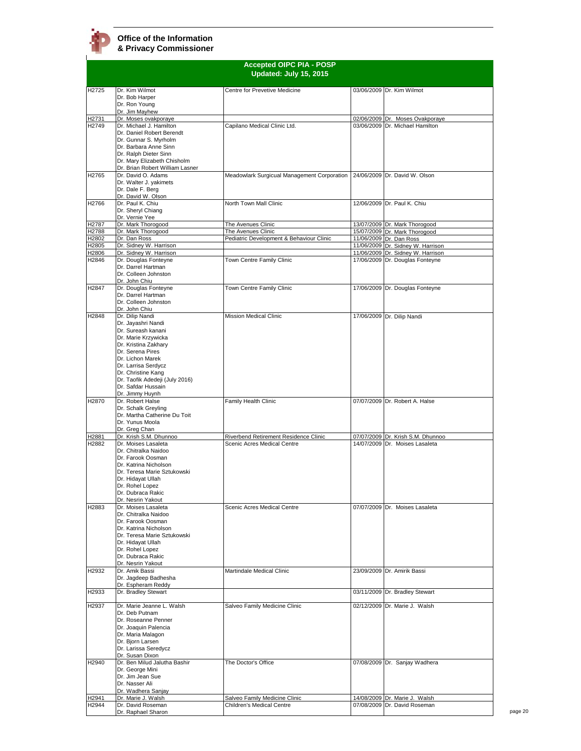**Office of the Information & Privacy Commissioner**

## Accepted OIPC PIA - POSP
### Updated: July 15, 2015

| | | | | |
|---|---|---|---|---|
| H2725 | Dr. Kim Wilmot<br>Dr. Bob Harper<br>Dr. Ron Young<br>Dr. Jim Mayhew | Centre for Prevetive Medicine | 03/06/2009 | Dr. Kim Wilmot |
| H2731 | Dr. Moses ovakporaye | | 02/06/2009 | Dr. Moses Ovakporaye |
| H2749 | Dr. Michael J. Hamilton<br>Dr. Daniel Robert Berendt<br>Dr. Gunnar S. Myrholm<br>Dr. Barbara Anne Sinn<br>Dr. Ralph Dieter Sinn<br>Dr. Mary Elizabeth Chisholm<br>Dr. Brian Robert William Lasner | Capilano Medical Clinic Ltd. | 03/06/2009 | Dr. Michael Hamilton |
| H2765 | Dr. David O. Adams<br>Dr. Walter J. yakimets<br>Dr. Dale F. Berg<br>Dr. David W. Olson | Meadowlark Surgical Management Corporation | 24/06/2009 | Dr. David W. Olson |
| H2766 | Dr. Paul K. Chiu<br>Dr. Sheryl Chiang<br>Dr. Vernie Yee | North Town Mall Clinic | 12/06/2009 | Dr. Paul K. Chiu |
| H2787 | Dr. Mark Thorogood | The Avenues Clinic | 13/07/2009 | Dr. Mark Thorogood |
| H2788 | Dr. Mark Thorogood | The Avenues Clinic | 15/07/2009 | Dr. Mark Thorogood |
| H2802 | Dr. Dan Ross | Pediatric Development & Behaviour Clinic | 11/06/2009 | Dr. Dan Ross |
| H2805 | Dr. Sidney W. Harrison | | 11/06/2009 | Dr. Sidney W. Harrison |
| H2806 | Dr. Sidney W. Harrison | | 11/06/2009 | Dr. Sidney W. Harrison |
| H2846 | Dr. Douglas Fonteyne<br>Dr. Darrel Hartman<br>Dr. Colleen Johnston<br>Dr. John Chiu | Town Centre Family Clinic | 17/06/2009 | Dr. Douglas Fonteyne |
| H2847 | Dr. Douglas Fonteyne<br>Dr. Darrel Hartman<br>Dr. Colleen Johnston<br>Dr. John Chiu | Town Centre Family Clinic | 17/06/2009 | Dr. Douglas Fonteyne |
| H2848 | Dr. Dilip Nandi<br>Dr. Jayashri Nandi<br>Dr. Sureash kanani<br>Dr. Marie Krzywicka<br>Dr. Kristina Zakhary<br>Dr. Serena Pires<br>Dr. Lichon Marek<br>Dr. Larrisa Serdycz<br>Dr. Christine Kang<br>Dr. Taofik Adedeji (July 2016)<br>Dr. Safdar Hussain<br>Dr. Jimmy Huynh | Mission Medical Clinic | 17/06/2009 | Dr. Dilip Nandi |
| H2870 | Dr. Robert Halse<br>Dr. Schalk Greyling<br>Dr. Martha Catherine Du Toit<br>Dr. Yunus Moola<br>Dr. Greg Chan | Family Health Clinic | 07/07/2009 | Dr. Robert A. Halse |
| H2881 | Dr. Krish S.M. Dhunnoo | Riverbend Retirement Residence Clinic | 07/07/2009 | Dr. Krish S.M. Dhunnoo |
| H2882 | Dr. Moises Lasaleta<br>Dr. Chitralka Naidoo<br>Dr. Farook Oosman<br>Dr. Katrina Nicholson<br>Dr. Teresa Marie Sztukowski<br>Dr. Hidayat Ullah<br>Dr. Rohel Lopez<br>Dr. Dubraca Rakic<br>Dr. Nesrin Yakout | Scenic Acres Medical Centre | 14/07/2009 | Dr. Moises Lasaleta |
| H2883 | Dr. Moises Lasaleta<br>Dr. Chitralka Naidoo<br>Dr. Farook Oosman<br>Dr. Katrina Nicholson<br>Dr. Teresa Marie Sztukowski<br>Dr. Hidayat Ullah<br>Dr. Rohel Lopez<br>Dr. Dubraca Rakic<br>Dr. Nesrin Yakout | Scenic Acres Medical Centre | 07/07/2009 | Dr. Moises Lasaleta |
| H2932 | Dr. Amik Bassi<br>Dr. Jagdeep Badhesha<br>Dr. Espheram Reddy | Martindale Medical Clinic | 23/09/2009 | Dr. Amirik Bassi |
| H2933 | Dr. Bradley Stewart | | 03/11/2009 | Dr. Bradley Stewart |
| H2937 | Dr. Marie Jeanne L. Walsh<br>Dr. Deb Putnam<br>Dr. Roseanne Penner<br>Dr. Joaquin Palencia<br>Dr. Maria Malagon<br>Dr. Bjorn Larsen<br>Dr. Larissa Seredycz<br>Dr. Susan Dixon | Salveo Family Medicine Clinic | 02/12/2009 | Dr. Marie J. Walsh |
| H2940 | Dr. Ben Milud Jalutha Bashir<br>Dr. George Mini<br>Dr. Jim Jean Sue<br>Dr. Nasser Ali<br>Dr. Wadhera Sanjay | The Doctor's Office | 07/08/2009 | Dr. Sanjay Wadhera |
| H2941 | Dr. Marie J. Walsh | Salveo Family Medicine Clinic | 14/08/2009 | Dr. Marie J. Walsh |
| H2944 | Dr. David Roseman<br>Dr. Raphael Sharon | Children's Medical Centre | 07/08/2009 | Dr. David Roseman |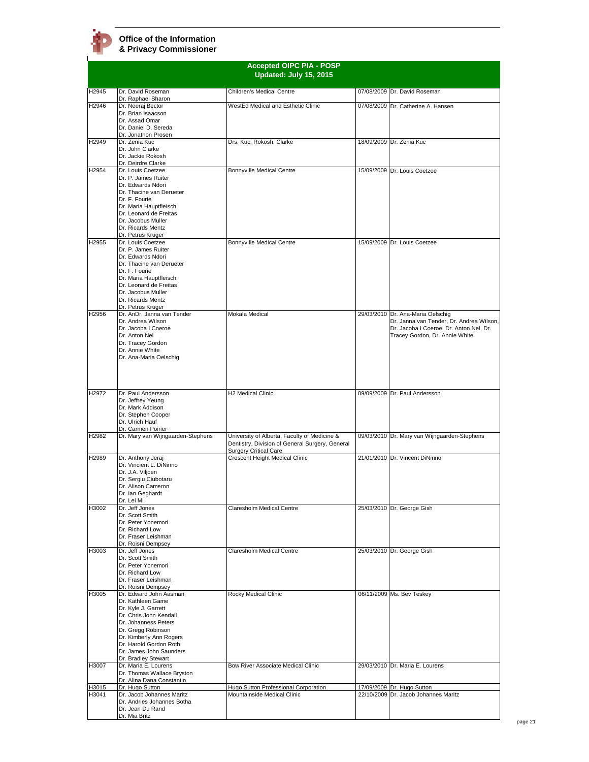**Office of the Information & Privacy Commissioner**

## Accepted OIPC PIA - POSP
### Updated: July 15, 2015

| | | | | |
|---|---|---|---|---|
| H2945 | Dr. David Roseman<br>Dr. Raphael Sharon | Children's Medical Centre | 07/08/2009 | Dr. David Roseman |
| H2946 | Dr. Neeraj Bector<br>Dr. Brian Isaacson<br>Dr. Assad Omar<br>Dr. Daniel D. Sereda<br>Dr. Jonathon Prosen | WestEd Medical and Esthetic Clinic | 07/08/2009 | Dr. Catherine A. Hansen |
| H2949 | Dr. Zenia Kuc<br>Dr. John Clarke<br>Dr. Jackie Rokosh<br>Dr. Deirdre Clarke | Drs. Kuc, Rokosh, Clarke | 18/09/2009 | Dr. Zenia Kuc |
| H2954 | Dr. Louis Coetzee<br>Dr. P. James Ruiter<br>Dr. Edwards Ndori<br>Dr. Thacine van Derueter<br>Dr. F. Fourie<br>Dr. Maria Hauptfleisch<br>Dr. Leonard de Freitas<br>Dr. Jacobus Muller<br>Dr. Ricards Mentz<br>Dr. Petrus Kruger | Bonnyville Medical Centre | 15/09/2009 | Dr. Louis Coetzee |
| H2955 | Dr. Louis Coetzee<br>Dr. P. James Ruiter<br>Dr. Edwards Ndori<br>Dr. Thacine van Derueter<br>Dr. F. Fourie<br>Dr. Maria Hauptfleisch<br>Dr. Leonard de Freitas<br>Dr. Jacobus Muller<br>Dr. Ricards Mentz<br>Dr. Petrus Kruger | Bonnyville Medical Centre | 15/09/2009 | Dr. Louis Coetzee |
| H2956 | Dr. AnDr. Janna van Tender<br>Dr. Andrea Wilson<br>Dr. Jacoba I Coeroe<br>Dr. Anton Nel<br>Dr. Tracey Gordon<br>Dr. Annie White<br>Dr. Ana-Maria Oelschig | Mokala Medical | 29/03/2010 | Dr. Ana-Maria Oelschig<br>Dr. Janna van Tender, Dr. Andrea Wilson, Dr. Jacoba I Coeroe, Dr. Anton Nel, Dr. Tracey Gordon, Dr. Annie White |
| H2972 | Dr. Paul Andersson<br>Dr. Jeffrey Yeung<br>Dr. Mark Addison<br>Dr. Stephen Cooper<br>Dr. Ulrich Hauf<br>Dr. Carmen Poirier | H2 Medical Clinic | 09/09/2009 | Dr. Paul Andersson |
| H2982 | Dr. Mary van Wijngaarden-Stephens | University of Alberta, Faculty of Medicine & Dentistry, Division of General Surgery, General Surgery Critical Care | 09/03/2010 | Dr. Mary van Wijngaarden-Stephens |
| H2989 | Dr. Anthony Jeraj<br>Dr. Vincient L. DiNinno<br>Dr. J.A. Viljoen<br>Dr. Sergiu Ciubotaru<br>Dr. Alison Cameron<br>Dr. Ian Geghardt<br>Dr. Lei Mi | Crescent Height Medical Clinic | 21/01/2010 | Dr. Vincent DiNinno |
| H3002 | Dr. Jeff Jones<br>Dr. Scott Smith<br>Dr. Peter Yonemori<br>Dr. Richard Low<br>Dr. Fraser Leishman<br>Dr. Roisni Dempsey | Claresholm Medical Centre | 25/03/2010 | Dr. George Gish |
| H3003 | Dr. Jeff Jones<br>Dr. Scott Smith<br>Dr. Peter Yonemori<br>Dr. Richard Low<br>Dr. Fraser Leishman<br>Dr. Roisni Dempsey | Claresholm Medical Centre | 25/03/2010 | Dr. George Gish |
| H3005 | Dr. Edward John Aasman<br>Dr. Kathleen Game<br>Dr. Kyle J. Garrett<br>Dr. Chris John Kendall<br>Dr. Johanness Peters<br>Dr. Gregg Robinson<br>Dr. Kimberly Ann Rogers<br>Dr. Harold Gordon Roth<br>Dr. James John Saunders<br>Dr. Bradley Stewart | Rocky Medical Clinic | 06/11/2009 | Ms. Bev Teskey |
| H3007 | Dr. Maria E. Lourens<br>Dr. Thomas Wallace Bryston<br>Dr. Alina Dana Constantin | Bow River Associate Medical Clinic | 29/03/2010 | Dr. Maria E. Lourens |
| H3015 | Dr. Hugo Sutton | Hugo Sutton Professional Corporation | 17/09/2009 | Dr. Hugo Sutton |
| H3041 | Dr. Jacob Johannes Maritz<br>Dr. Andries Johannes Botha<br>Dr. Jean Du Rand<br>Dr. Mia Britz | Mountainside Medical Clinic | 22/10/2009 | Dr. Jacob Johannes Maritz |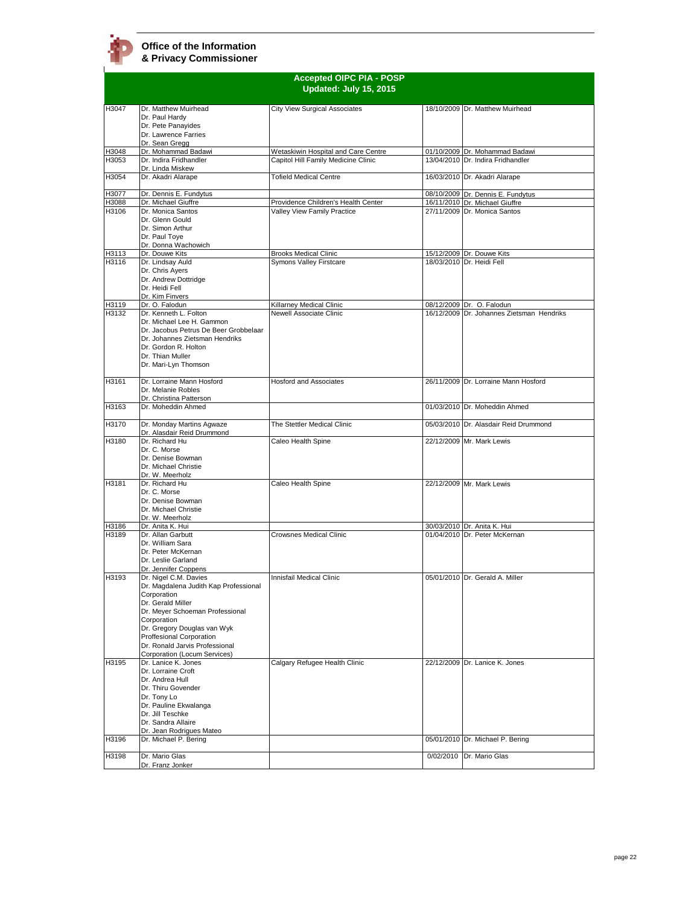**Office of the Information & Privacy Commissioner**

## Accepted OIPC PIA - POSP
### Updated: July 15, 2015

| | | | | |
|---|---|---|---|---|
| H3047 | Dr. Matthew Muirhead<br>Dr. Paul Hardy<br>Dr. Pete Panayides<br>Dr. Lawrence Farries<br>Dr. Sean Gregg | City View Surgical Associates | 18/10/2009 | Dr. Matthew Muirhead |
| H3048 | Dr. Mohammad Badawi | Wetaskiwin Hospital and Care Centre | 01/10/2009 | Dr. Mohammad Badawi |
| H3053 | Dr. Indira Fridhandler<br>Dr. Linda Miskew | Capitol Hill Family Medicine Clinic | 13/04/2010 | Dr. Indira Fridhandler |
| H3054 | Dr. Akadri Alarape | Tofield Medical Centre | 16/03/2010 | Dr. Akadri Alarape |
| H3077 | Dr. Dennis E. Fundytus | | 08/10/2009 | Dr. Dennis E. Fundytus |
| H3088 | Dr. Michael Giuffre | Providence Children's Health Center | 16/11/2010 | Dr. Michael Giuffre |
| H3106 | Dr. Monica Santos<br>Dr. Glenn Gould<br>Dr. Simon Arthur<br>Dr. Paul Toye<br>Dr. Donna Wachowich | Valley View Family Practice | 27/11/2009 | Dr. Monica Santos |
| H3113 | Dr. Douwe Kits | Brooks Medical Clinic | 15/12/2009 | Dr. Douwe Kits |
| H3116 | Dr. Lindsay Auld<br>Dr. Chris Ayers<br>Dr. Andrew Dottridge<br>Dr. Heidi Fell<br>Dr. Kim Finvers | Symons Valley Firstcare | 18/03/2010 | Dr. Heidi Fell |
| H3119 | Dr. O. Falodun | Killarney Medical Clinic | 08/12/2009 | Dr. O. Falodun |
| H3132 | Dr. Kenneth L. Folton<br>Dr. Michael Lee H. Gammon<br>Dr. Jacobus Petrus De Beer Grobbelaar<br>Dr. Johannes Zietsman Hendriks<br>Dr. Gordon R. Holton<br>Dr. Thian Muller<br>Dr. Mari-Lyn Thomson | Newell Associate Clinic | 16/12/2009 | Dr. Johannes Zietsman Hendriks |
| H3161 | Dr. Lorraine Mann Hosford<br>Dr. Melanie Robles<br>Dr. Christina Patterson | Hosford and Associates | 26/11/2009 | Dr. Lorraine Mann Hosford |
| H3163 | Dr. Moheddin Ahmed | | 01/03/2010 | Dr. Moheddin Ahmed |
| H3170 | Dr. Monday Martins Agwaze<br>Dr. Alasdair Reid Drummond | The Stettler Medical Clinic | 05/03/2010 | Dr. Alasdair Reid Drummond |
| H3180 | Dr. Richard Hu<br>Dr. C. Morse<br>Dr. Denise Bowman<br>Dr. Michael Christie<br>Dr. W. Meerholz | Caleo Health Spine | 22/12/2009 | Mr. Mark Lewis |
| H3181 | Dr. Richard Hu<br>Dr. C. Morse<br>Dr. Denise Bowman<br>Dr. Michael Christie<br>Dr. W. Meerholz | Caleo Health Spine | 22/12/2009 | Mr. Mark Lewis |
| H3186 | Dr. Anita K. Hui | | 30/03/2010 | Dr. Anita K. Hui |
| H3189 | Dr. Allan Garbutt<br>Dr. William Sara<br>Dr. Peter McKernan<br>Dr. Leslie Garland<br>Dr. Jennifer Coppens | Crowsnes Medical Clinic | 01/04/2010 | Dr. Peter McKernan |
| H3193 | Dr. Nigel C.M. Davies<br>Dr. Magdalena Judith Kap Professional Corporation<br>Dr. Gerald Miller<br>Dr. Meyer Schoeman Professional Corporation<br>Dr. Gregory Douglas van Wyk Proffesional Corporation<br>Dr. Ronald Jarvis Professional Corporation (Locum Services) | Innisfail Medical Clinic | 05/01/2010 | Dr. Gerald A. Miller |
| H3195 | Dr. Lanice K. Jones<br>Dr. Lorraine Croft<br>Dr. Andrea Hull<br>Dr. Thiru Govender<br>Dr. Tony Lo<br>Dr. Pauline Ekwalanga<br>Dr. Jill Teschke<br>Dr. Sandra Allaire<br>Dr. Jean Rodrigues Mateo | Calgary Refugee Health Clinic | 22/12/2009 | Dr. Lanice K. Jones |
| H3196 | Dr. Michael P. Bering | | 05/01/2010 | Dr. Michael P. Bering |
| H3198 | Dr. Mario Glas<br>Dr. Franz Jonker | | 0/02/2010 | Dr. Mario Glas |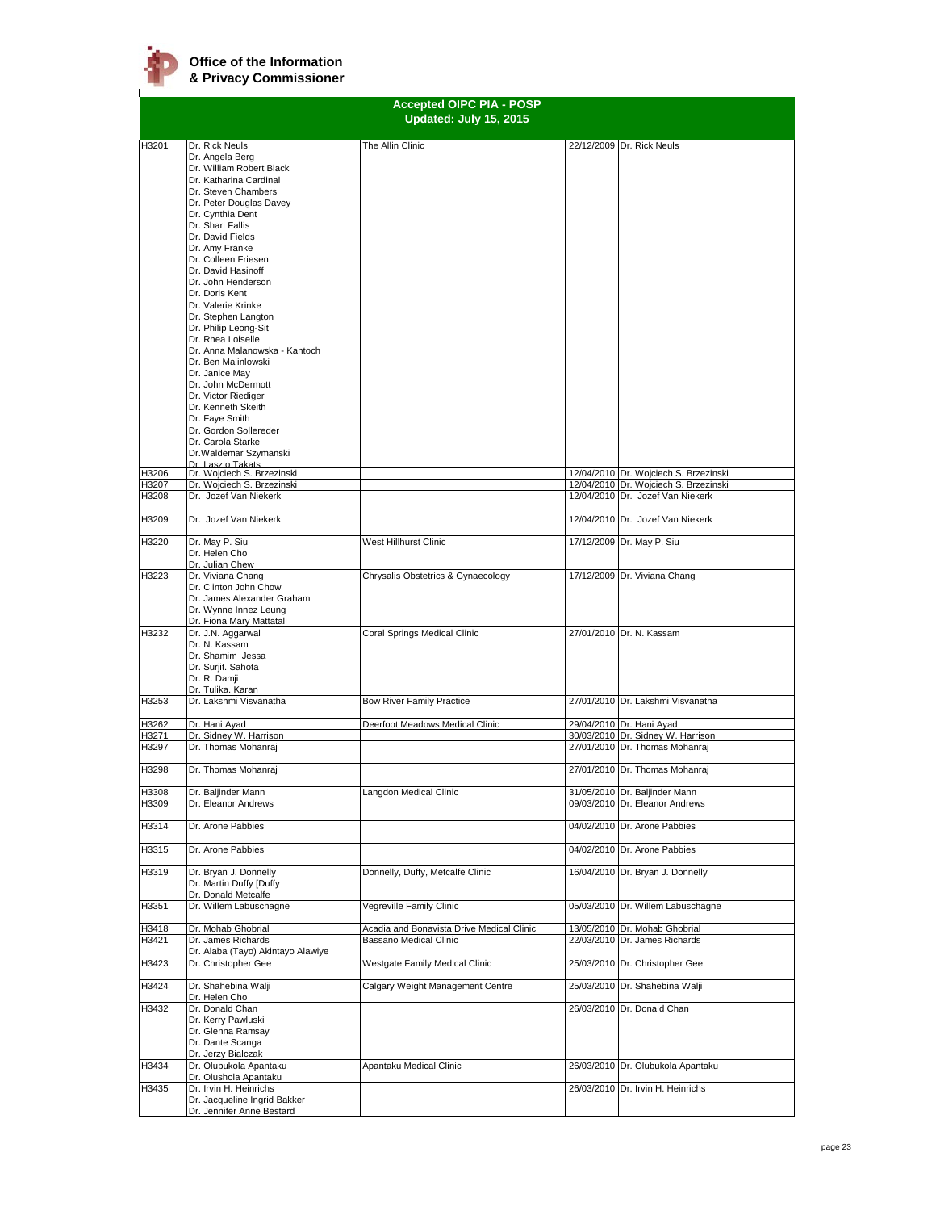**Office of the Information & Privacy Commissioner**

## Accepted OIPC PIA - POSP
### Updated: July 15, 2015

| | | | | |
|---|---|---|---|---|
| H3201 | Dr. Rick Neuls<br>Dr. Angela Berg<br>Dr. William Robert Black<br>Dr. Katharina Cardinal<br>Dr. Steven Chambers<br>Dr. Peter Douglas Davey<br>Dr. Cynthia Dent<br>Dr. Shari Fallis<br>Dr. David Fields<br>Dr. Amy Franke<br>Dr. Colleen Friesen<br>Dr. David Hasinoff<br>Dr. John Henderson<br>Dr. Doris Kent<br>Dr. Valerie Krinke<br>Dr. Stephen Langton<br>Dr. Philip Leong-Sit<br>Dr. Rhea Loiselle<br>Dr. Anna Malanowska - Kantoch<br>Dr. Ben Malinlowski<br>Dr. Janice May<br>Dr. John McDermott<br>Dr. Victor Riediger<br>Dr. Kenneth Skeith<br>Dr. Faye Smith<br>Dr. Gordon Sollereder<br>Dr. Carola Starke<br>Dr.Waldemar Szymanski<br>Dr. Laszlo Takats | The Allin Clinic | 22/12/2009 | Dr. Rick Neuls |
| H3206 | Dr. Wojciech S. Brzezinski | | 12/04/2010 | Dr. Wojciech S. Brzezinski |
| H3207 | Dr. Wojciech S. Brzezinski | | 12/04/2010 | Dr. Wojciech S. Brzezinski |
| H3208 | Dr. Jozef Van Niekerk | | 12/04/2010 | Dr. Jozef Van Niekerk |
| H3209 | Dr. Jozef Van Niekerk | | 12/04/2010 | Dr. Jozef Van Niekerk |
| H3220 | Dr. May P. Siu<br>Dr. Helen Cho<br>Dr. Julian Chew | West Hillhurst Clinic | 17/12/2009 | Dr. May P. Siu |
| H3223 | Dr. Viviana Chang<br>Dr. Clinton John Chow<br>Dr. James Alexander Graham<br>Dr. Wynne Innez Leung<br>Dr. Fiona Mary Mattatall | Chrysalis Obstetrics & Gynaecology | 17/12/2009 | Dr. Viviana Chang |
| H3232 | Dr. J.N. Aggarwal<br>Dr. N. Kassam<br>Dr. Shamim Jessa<br>Dr. Surjit. Sahota<br>Dr. R. Damji<br>Dr. Tulika. Karan | Coral Springs Medical Clinic | 27/01/2010 | Dr. N. Kassam |
| H3253 | Dr. Lakshmi Visvanatha | Bow River Family Practice | 27/01/2010 | Dr. Lakshmi Visvanatha |
| H3262 | Dr. Hani Ayad | Deerfoot Meadows Medical Clinic | 29/04/2010 | Dr. Hani Ayad |
| H3271 | Dr. Sidney W. Harrison | | 30/03/2010 | Dr. Sidney W. Harrison |
| H3297 | Dr. Thomas Mohanraj | | 27/01/2010 | Dr. Thomas Mohanraj |
| H3298 | Dr. Thomas Mohanraj | | 27/01/2010 | Dr. Thomas Mohanraj |
| H3308 | Dr. Baljinder Mann | Langdon Medical Clinic | 31/05/2010 | Dr. Baljinder Mann |
| H3309 | Dr. Eleanor Andrews | | 09/03/2010 | Dr. Eleanor Andrews |
| H3314 | Dr. Arone Pabbies | | 04/02/2010 | Dr. Arone Pabbies |
| H3315 | Dr. Arone Pabbies | | 04/02/2010 | Dr. Arone Pabbies |
| H3319 | Dr. Bryan J. Donnelly<br>Dr. Martin Duffy [Duffy<br>Dr. Donald Metcalfe | Donnelly, Duffy, Metcalfe Clinic | 16/04/2010 | Dr. Bryan J. Donnelly |
| H3351 | Dr. Willem Labuschagne | Vegreville Family Clinic | 05/03/2010 | Dr. Willem Labuschagne |
| H3418 | Dr. Mohab Ghobrial | Acadia and Bonavista Drive Medical Clinic | 13/05/2010 | Dr. Mohab Ghobrial |
| H3421 | Dr. James Richards<br>Dr. Alaba (Tayo) Akintayo Alawiye | Bassano Medical Clinic | 22/03/2010 | Dr. James Richards |
| H3423 | Dr. Christopher Gee | Westgate Family Medical Clinic | 25/03/2010 | Dr. Christopher Gee |
| H3424 | Dr. Shahebina Walji<br>Dr. Helen Cho | Calgary Weight Management Centre | 25/03/2010 | Dr. Shahebina Walji |
| H3432 | Dr. Donald Chan<br>Dr. Kerry Pawluski<br>Dr. Glenna Ramsay<br>Dr. Dante Scanga<br>Dr. Jerzy Bialczak | | 26/03/2010 | Dr. Donald Chan |
| H3434 | Dr. Olubukola Apantaku<br>Dr. Olushola Apantaku | Apantaku Medical Clinic | 26/03/2010 | Dr. Olubukola Apantaku |
| H3435 | Dr. Irvin H. Heinrichs<br>Dr. Jacqueline Ingrid Bakker<br>Dr. Jennifer Anne Bestard | | 26/03/2010 | Dr. Irvin H. Heinrichs |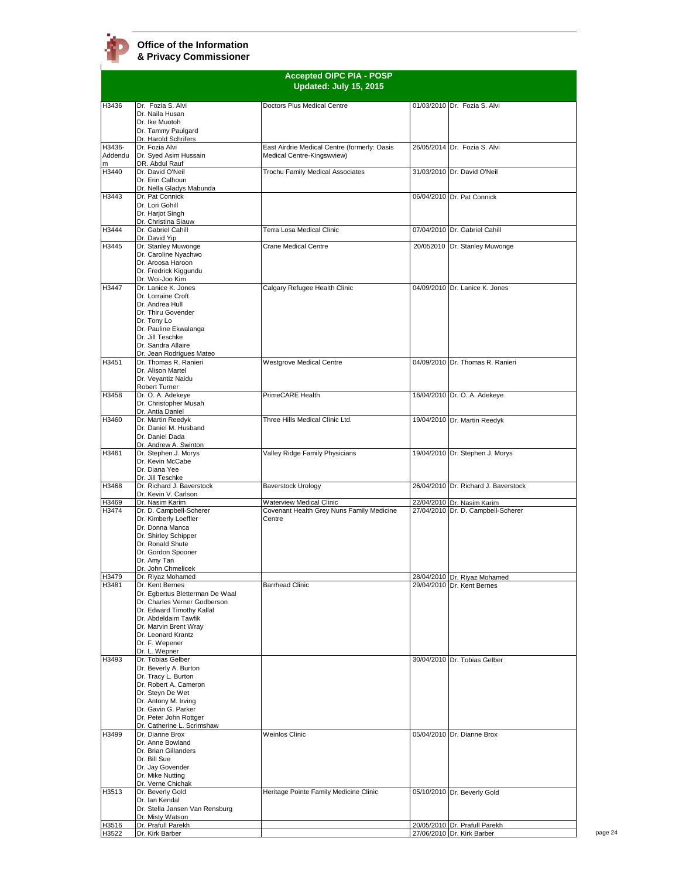**Office of the Information & Privacy Commissioner**

## Accepted OIPC PIA - POSP
### Updated: July 15, 2015

| | | | | |
|---|---|---|---|---|
| H3436 | Dr. Fozia S. Alvi<br>Dr. Naila Husan<br>Dr. Ike Muotoh<br>Dr. Tammy Paulgard<br>Dr. Harold Schrifers | Doctors Plus Medical Centre | 01/03/2010 | Dr. Fozia S. Alvi |
| H3436-Addendum | Dr. Fozia Alvi<br>Dr. Syed Asim Hussain<br>DR. Abdul Rauf | East Airdrie Medical Centre (formerly: Oasis Medical Centre-Kingswview) | 26/05/2014 | Dr. Fozia S. Alvi |
| H3440 | Dr. David O'Neil<br>Dr. Erin Calhoun<br>Dr. Nella Gladys Mabunda | Trochu Family Medical Associates | 31/03/2010 | Dr. David O'Neil |
| H3443 | Dr. Pat Connick<br>Dr. Lori Gohill<br>Dr. Harjot Singh<br>Dr. Christina Siauw | | 06/04/2010 | Dr. Pat Connick |
| H3444 | Dr. Gabriel Cahill<br>Dr. David Yip | Terra Losa Medical Clinic | 07/04/2010 | Dr. Gabriel Cahill |
| H3445 | Dr. Stanley Muwonge<br>Dr. Caroline Nyachwo<br>Dr. Aroosa Haroon<br>Dr. Fredrick Kiggundu<br>Dr. Woi-Joo Kim | Crane Medical Centre | 20/052010 | Dr. Stanley Muwonge |
| H3447 | Dr. Lanice K. Jones<br>Dr. Lorraine Croft<br>Dr. Andrea Hull<br>Dr. Thiru Govender<br>Dr. Tony Lo<br>Dr. Pauline Ekwalanga<br>Dr. Jill Teschke<br>Dr. Sandra Allaire<br>Dr. Jean Rodrigues Mateo | Calgary Refugee Health Clinic | 04/09/2010 | Dr. Lanice K. Jones |
| H3451 | Dr. Thomas R. Ranieri<br>Dr. Alison Martel<br>Dr. Veyantiz Naidu<br>Robert Turner | Westgrove Medical Centre | 04/09/2010 | Dr. Thomas R. Ranieri |
| H3458 | Dr. O. A. Adekeye<br>Dr. Christopher Musah<br>Dr. Antia Daniel | PrimeCARE Health | 16/04/2010 | Dr. O. A. Adekeye |
| H3460 | Dr. Martin Reedyk<br>Dr. Daniel M. Husband<br>Dr. Daniel Dada<br>Dr. Andrew A. Swinton | Three Hills Medical Clinic Ltd. | 19/04/2010 | Dr. Martin Reedyk |
| H3461 | Dr. Stephen J. Morys<br>Dr. Kevin McCabe<br>Dr. Diana Yee<br>Dr. Jill Teschke | Valley Ridge Family Physicians | 19/04/2010 | Dr. Stephen J. Morys |
| H3468 | Dr. Richard J. Baverstock<br>Dr. Kevin V. Carlson | Baverstock Urology | 26/04/2010 | Dr. Richard J. Baverstock |
| H3469 | Dr. Nasim Karim | Waterview Medical Clinic | 22/04/2010 | Dr. Nasim Karim |
| H3474 | Dr. D. Campbell-Scherer<br>Dr. Kimberly Loeffler<br>Dr. Donna Manca<br>Dr. Shirley Schipper<br>Dr. Ronald Shute<br>Dr. Gordon Spooner<br>Dr. Amy Tan<br>Dr. John Chmelicek | Covenant Health Grey Nuns Family Medicine Centre | 27/04/2010 | Dr. D. Campbell-Scherer |
| H3479 | Dr. Riyaz Mohamed | | 28/04/2010 | Dr. Riyaz Mohamed |
| H3481 | Dr. Kent Bernes<br>Dr. Egbertus Bletterman De Waal<br>Dr. Charles Verner Godberson<br>Dr. Edward Timothy Kallal<br>Dr. Abdeldaim Tawfik<br>Dr. Marvin Brent Wray<br>Dr. Leonard Krantz<br>Dr. F. Wepener<br>Dr. L. Wepner | Barrhead Clinic | 29/04/2010 | Dr. Kent Bernes |
| H3493 | Dr. Tobias Gelber<br>Dr. Beverly A. Burton<br>Dr. Tracy L. Burton<br>Dr. Robert A. Cameron<br>Dr. Steyn De Wet<br>Dr. Antony M. Irving<br>Dr. Gavin G. Parker<br>Dr. Peter John Rottger<br>Dr. Catherine L. Scrimshaw | | 30/04/2010 | Dr. Tobias Gelber |
| H3499 | Dr. Dianne Brox<br>Dr. Anne Bowland<br>Dr. Brian Gillanders<br>Dr. Bill Sue<br>Dr. Jay Govender<br>Dr. Mike Nutting<br>Dr. Verne Chichak | Weinlos Clinic | 05/04/2010 | Dr. Dianne Brox |
| H3513 | Dr. Beverly Gold<br>Dr. Ian Kendal<br>Dr. Stella Jansen Van Rensburg<br>Dr. Misty Watson | Heritage Pointe Family Medicine Clinic | 05/10/2010 | Dr. Beverly Gold |
| H3516 | Dr. Prafull Parekh | | 20/05/2010 | Dr. Prafull Parekh |
| H3522 | Dr. Kirk Barber | | 27/06/2010 | Dr. Kirk Barber |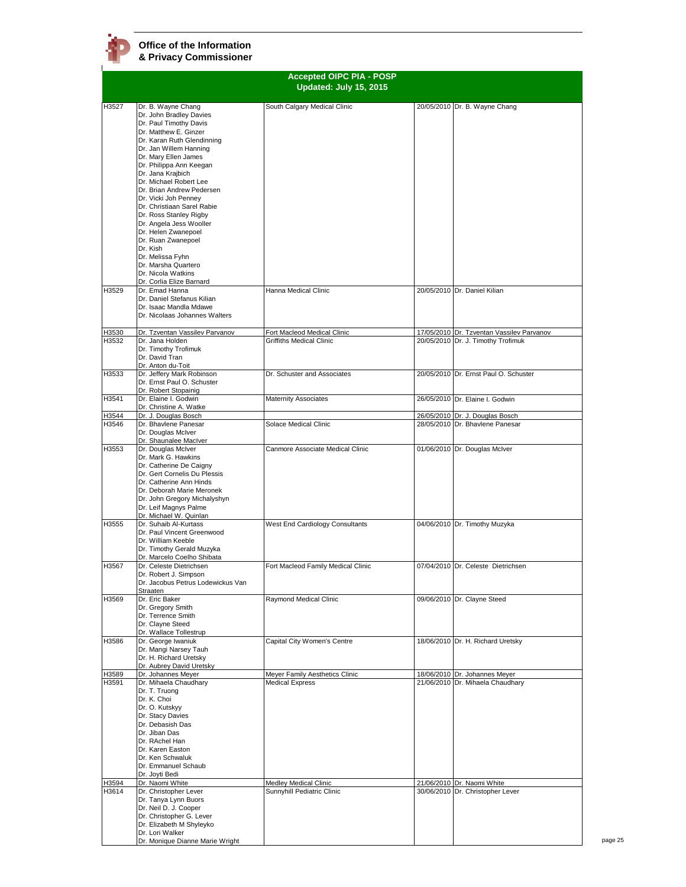**Office of the Information & Privacy Commissioner**

## Accepted OIPC PIA - POSP
### Updated: July 15, 2015

| | | | | |
|---|---|---|---|---|
| H3527 | Dr. B. Wayne Chang<br>Dr. John Bradley Davies<br>Dr. Paul Timothy Davis<br>Dr. Matthew E. Ginzer<br>Dr. Karan Ruth Glendinning<br>Dr. Jan Willem Hanning<br>Dr. Mary Ellen James<br>Dr. Philippa Ann Keegan<br>Dr. Jana Krajbich<br>Dr. Michael Robert Lee<br>Dr. Brian Andrew Pedersen<br>Dr. Vicki Joh Penney<br>Dr. Christiaan Sarel Rabie<br>Dr. Ross Stanley Rigby<br>Dr. Angela Jess Wooller<br>Dr. Helen Zwanepoel<br>Dr. Ruan Zwanepoel<br>Dr. Kish<br>Dr. Melissa Fyhn<br>Dr. Marsha Quartero<br>Dr. Nicola Watkins<br>Dr. Corlia Elize Barnard | South Calgary Medical Clinic | 20/05/2010 | Dr. B. Wayne Chang |
| H3529 | Dr. Emad Hanna<br>Dr. Daniel Stefanus Kilian<br>Dr. Isaac Mandla Mdawe<br>Dr. Nicolaas Johannes Walters | Hanna Medical Clinic | 20/05/2010 | Dr. Daniel Kilian |
| H3530 | Dr. Tzventan Vassilev Parvanov | Fort Macleod Medical Clinic | 17/05/2010 | Dr. Tzventan Vassilev Parvanov |
| H3532 | Dr. Jana Holden<br>Dr. Timothy Trofimuk<br>Dr. David Tran<br>Dr. Anton du-Toit | Griffiths Medical Clinic | 20/05/2010 | Dr. J. Timothy Trofimuk |
| H3533 | Dr. Jeffery Mark Robinson<br>Dr. Ernst Paul O. Schuster<br>Dr. Robert Stopainig | Dr. Schuster and Associates | 20/05/2010 | Dr. Ernst Paul O. Schuster |
| H3541 | Dr. Elaine I. Godwin<br>Dr. Christine A. Watke | Maternity Associates | 26/05/2010 | Dr. Elaine I. Godwin |
| H3544 | Dr. J. Douglas Bosch | | 26/05/2010 | Dr. J. Douglas Bosch |
| H3546 | Dr. Bhavlene Panesar<br>Dr. Douglas McIver<br>Dr. Shaunalee MacIver | Solace Medical Clinic | 28/05/2010 | Dr. Bhavlene Panesar |
| H3553 | Dr. Douglas McIver<br>Dr. Mark G. Hawkins<br>Dr. Catherine De Caigny<br>Dr. Gert Cornelis Du Plessis<br>Dr. Catherine Ann Hinds<br>Dr. Deborah Marie Meronek<br>Dr. John Gregory Michalyshyn<br>Dr. Leif Magnys Palme<br>Dr. Michael W. Quinlan | Canmore Associate Medical Clinic | 01/06/2010 | Dr. Douglas McIver |
| H3555 | Dr. Suhaib Al-Kurtass<br>Dr. Paul Vincent Greenwood<br>Dr. William Keeble<br>Dr. Timothy Gerald Muzyka<br>Dr. Marcelo Coelho Shibata | West End Cardiology Consultants | 04/06/2010 | Dr. Timothy Muzyka |
| H3567 | Dr. Celeste Dietrichsen<br>Dr. Robert J. Simpson<br>Dr. Jacobus Petrus Lodewickus Van Straaten | Fort Macleod Family Medical Clinic | 07/04/2010 | Dr. Celeste Dietrichsen |
| H3569 | Dr. Eric Baker<br>Dr. Gregory Smith<br>Dr. Terrence Smith<br>Dr. Clayne Steed<br>Dr. Wallace Tollestrup | Raymond Medical Clinic | 09/06/2010 | Dr. Clayne Steed |
| H3586 | Dr. George Iwaniuk<br>Dr. Mangi Narsey Tauh<br>Dr. H. Richard Uretsky<br>Dr. Aubrey David Uretsky | Capital City Women's Centre | 18/06/2010 | Dr. H. Richard Uretsky |
| H3589 | Dr. Johannes Meyer | Meyer Family Aesthetics Clinic | 18/06/2010 | Dr. Johannes Meyer |
| H3591 | Dr. Mihaela Chaudhary<br>Dr. T. Truong<br>Dr. K. Choi<br>Dr. O. Kutskyy<br>Dr. Stacy Davies<br>Dr. Debasish Das<br>Dr. Jiban Das<br>Dr. RAchel Han<br>Dr. Karen Easton<br>Dr. Ken Schwaluk<br>Dr. Emmanuel Schaub<br>Dr. Joyti Bedi | Medical Express | 21/06/2010 | Dr. Mihaela Chaudhary |
| H3594 | Dr. Naomi White | Medley Medical Clinic | 21/06/2010 | Dr. Naomi White |
| H3614 | Dr. Christopher Lever<br>Dr. Tanya Lynn Buors<br>Dr. Neil D. J. Cooper<br>Dr. Christopher G. Lever<br>Dr. Elizabeth M Shyleyko<br>Dr. Lori Walker<br>Dr. Monique Dianne Marie Wright | Sunnyhill Pediatric Clinic | 30/06/2010 | Dr. Christopher Lever |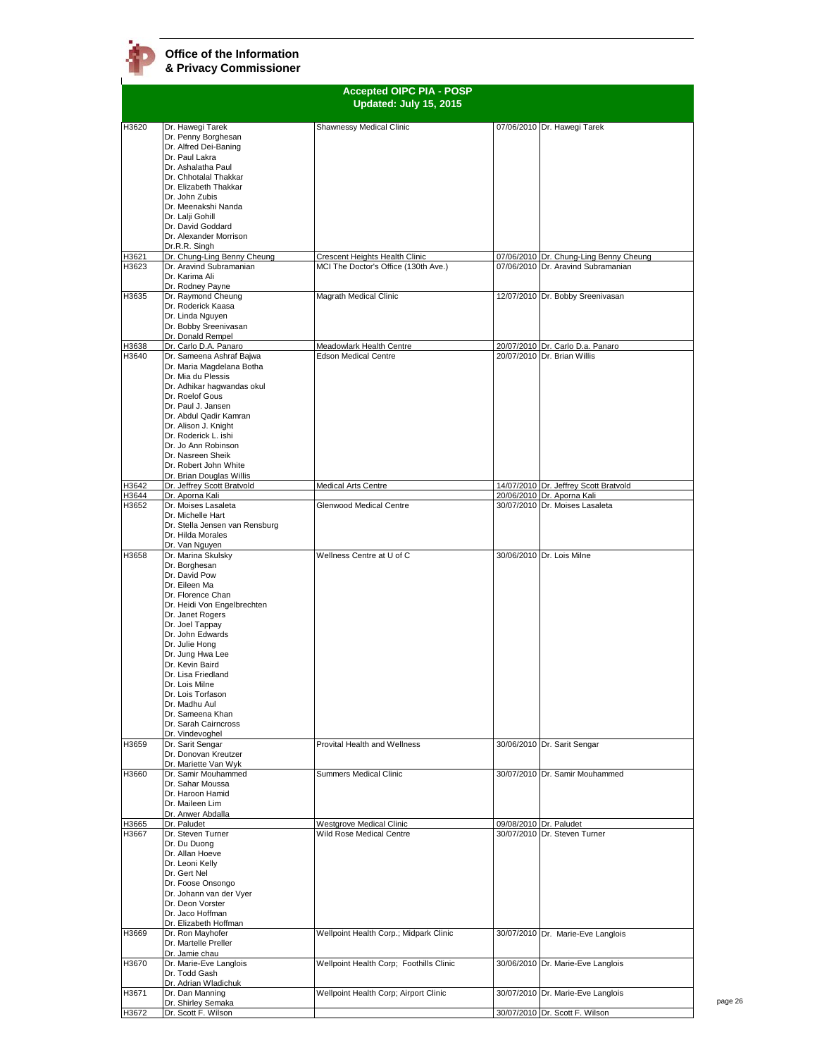# Office of the Information & Privacy Commissioner

## Accepted OIPC PIA - POSP
### Updated: July 15, 2015

| | | | | |
|---|---|---|---|---|
| H3620 | Dr. Hawegi Tarek<br>Dr. Penny Borghesan<br>Dr. Alfred Dei-Baning<br>Dr. Paul Lakra<br>Dr. Ashalatha Paul<br>Dr. Chhotalal Thakkar<br>Dr. Elizabeth Thakkar<br>Dr. John Zubis<br>Dr. Meenakshi Nanda<br>Dr. Lalji Gohill<br>Dr. David Goddard<br>Dr. Alexander Morrison<br>Dr.R.R. Singh | Shawnessy Medical Clinic | 07/06/2010 | Dr. Hawegi Tarek |
| H3621 | Dr. Chung-Ling Benny Cheung | Crescent Heights Health Clinic | 07/06/2010 | Dr. Chung-Ling Benny Cheung |
| H3623 | Dr. Aravind Subramanian<br>Dr. Karima Ali<br>Dr. Rodney Payne | MCI The Doctor's Office (130th Ave.) | 07/06/2010 | Dr. Aravind Subramanian |
| H3635 | Dr. Raymond Cheung<br>Dr. Roderick Kaasa<br>Dr. Linda Nguyen<br>Dr. Bobby Sreenivasan<br>Dr. Donald Rempel | Magrath Medical Clinic | 12/07/2010 | Dr. Bobby Sreenivasan |
| H3638 | Dr. Carlo D.A. Panaro | Meadowlark Health Centre | 20/07/2010 | Dr. Carlo D.a. Panaro |
| H3640 | Dr. Sameena Ashraf Bajwa<br>Dr. Maria Magdelana Botha<br>Dr. Mia du Plessis<br>Dr. Adhikar hagwandas okul<br>Dr. Roelof Gous<br>Dr. Paul J. Jansen<br>Dr. Abdul Qadir Kamran<br>Dr. Alison J. Knight<br>Dr. Roderick L. ishi<br>Dr. Jo Ann Robinson<br>Dr. Nasreen Sheik<br>Dr. Robert John White<br>Dr. Brian Douglas Willis | Edson Medical Centre | 20/07/2010 | Dr. Brian Willis |
| H3642 | Dr. Jeffrey Scott Bratvold | Medical Arts Centre | 14/07/2010 | Dr. Jeffrey Scott Bratvold |
| H3644 | Dr. Aporna Kali | | 20/06/2010 | Dr. Aporna Kali |
| H3652 | Dr. Moises Lasaleta<br>Dr. Michelle Hart<br>Dr. Stella Jensen van Rensburg<br>Dr. Hilda Morales<br>Dr. Van Nguyen | Glenwood Medical Centre | 30/07/2010 | Dr. Moises Lasaleta |
| H3658 | Dr. Marina Skulsky<br>Dr. Borghesan<br>Dr. David Pow<br>Dr. Eileen Ma<br>Dr. Florence Chan<br>Dr. Heidi Von Engelbrechten<br>Dr. Janet Rogers<br>Dr. Joel Tappay<br>Dr. John Edwards<br>Dr. Julie Hong<br>Dr. Jung Hwa Lee<br>Dr. Kevin Baird<br>Dr. Lisa Friedland<br>Dr. Lois Milne<br>Dr. Lois Torfason<br>Dr. Madhu Aul<br>Dr. Sameena Khan<br>Dr. Sarah Cairncross<br>Dr. Vindevoghel | Wellness Centre at U of C | 30/06/2010 | Dr. Lois Milne |
| H3659 | Dr. Sarit Sengar<br>Dr. Donovan Kreutzer<br>Dr. Mariette Van Wyk | Provital Health and Wellness | 30/06/2010 | Dr. Sarit Sengar |
| H3660 | Dr. Samir Mouhammed<br>Dr. Sahar Moussa<br>Dr. Haroon Hamid<br>Dr. Maileen Lim<br>Dr. Anwer Abdalla | Summers Medical Clinic | 30/07/2010 | Dr. Samir Mouhammed |
| H3665 | Dr. Paludet | Westgrove Medical Clinic | 09/08/2010 | Dr. Paludet |
| H3667 | Dr. Steven Turner<br>Dr. Du Duong<br>Dr. Allan Hoeve<br>Dr. Leoni Kelly<br>Dr. Gert Nel<br>Dr. Foose Onsongo<br>Dr. Johann van der Vyer<br>Dr. Deon Vorster<br>Dr. Jaco Hoffman<br>Dr. Elizabeth Hoffman | Wild Rose Medical Centre | 30/07/2010 | Dr. Steven Turner |
| H3669 | Dr. Ron Mayhofer<br>Dr. Martelle Preller<br>Dr. Jamie chau | Wellpoint Health Corp.; Midpark Clinic | 30/07/2010 | Dr. Marie-Eve Langlois |
| H3670 | Dr. Marie-Eve Langlois<br>Dr. Todd Gash<br>Dr. Adrian Wladichuk | Wellpoint Health Corp; Foothills Clinic | 30/06/2010 | Dr. Marie-Eve Langlois |
| H3671 | Dr. Dan Manning<br>Dr. Shirley Semaka | Wellpoint Health Corp; Airport Clinic | 30/07/2010 | Dr. Marie-Eve Langlois |
| H3672 | Dr. Scott F. Wilson | | 30/07/2010 | Dr. Scott F. Wilson |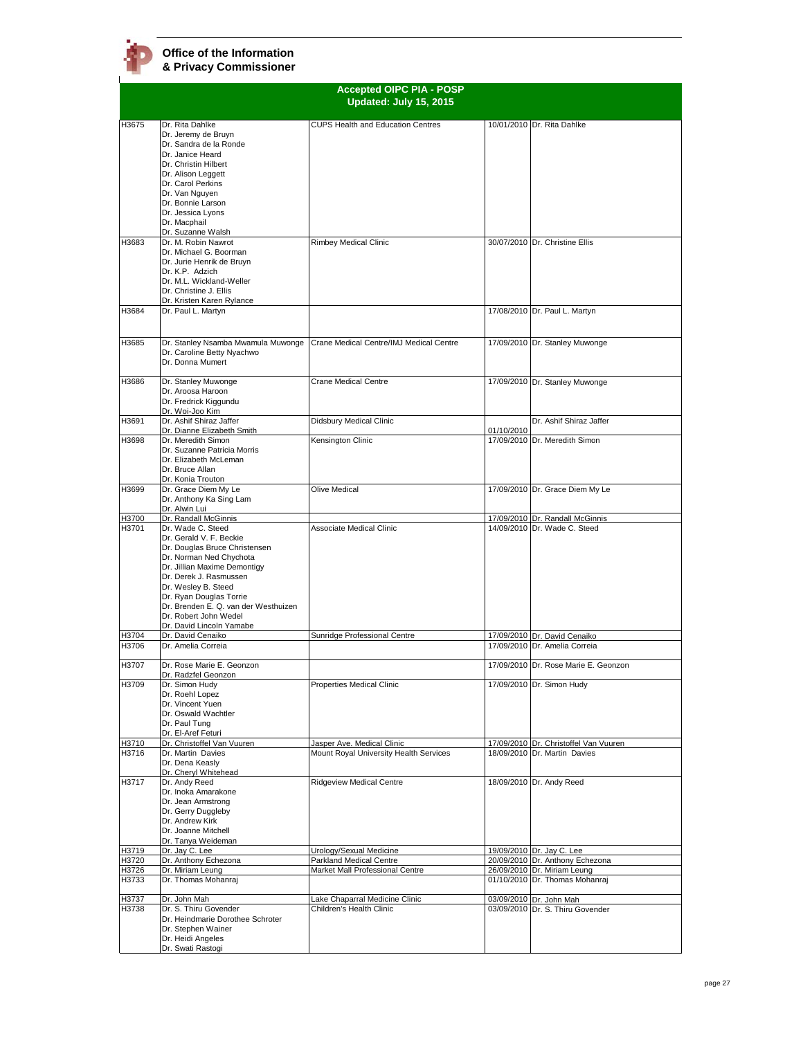**Office of the Information & Privacy Commissioner**

## Accepted OIPC PIA - POSP
### Updated: July 15, 2015

| | | | | |
|---|---|---|---|---|
| H3675 | Dr. Rita Dahlke<br>Dr. Jeremy de Bruyn<br>Dr. Sandra de la Ronde<br>Dr. Janice Heard<br>Dr. Christin Hilbert<br>Dr. Alison Leggett<br>Dr. Carol Perkins<br>Dr. Van Nguyen<br>Dr. Bonnie Larson<br>Dr. Jessica Lyons<br>Dr. Macphail<br>Dr. Suzanne Walsh | CUPS Health and Education Centres | 10/01/2010 | Dr. Rita Dahlke |
| H3683 | Dr. M. Robin Nawrot<br>Dr. Michael G. Boorman<br>Dr. Jurie Henrik de Bruyn<br>Dr. K.P. Adzich<br>Dr. M.L. Wickland-Weller<br>Dr. Christine J. Ellis<br>Dr. Kristen Karen Rylance | Rimbey Medical Clinic | 30/07/2010 | Dr. Christine Ellis |
| H3684 | Dr. Paul L. Martyn | | 17/08/2010 | Dr. Paul L. Martyn |
| H3685 | Dr. Stanley Nsamba Mwamula Muwonge<br>Dr. Caroline Betty Nyachwo<br>Dr. Donna Mumert | Crane Medical Centre/IMJ Medical Centre | 17/09/2010 | Dr. Stanley Muwonge |
| H3686 | Dr. Stanley Muwonge<br>Dr. Aroosa Haroon<br>Dr. Fredrick Kiggundu<br>Dr. Woi-Joo Kim | Crane Medical Centre | 17/09/2010 | Dr. Stanley Muwonge |
| H3691 | Dr. Ashif Shiraz Jaffer<br>Dr. Dianne Elizabeth Smith | Didsbury Medical Clinic | 01/10/2010 | Dr. Ashif Shiraz Jaffer |
| H3698 | Dr. Meredith Simon<br>Dr. Suzanne Patricia Morris<br>Dr. Elizabeth McLeman<br>Dr. Bruce Allan<br>Dr. Konia Trouton | Kensington Clinic | 17/09/2010 | Dr. Meredith Simon |
| H3699 | Dr. Grace Diem My Le<br>Dr. Anthony Ka Sing Lam<br>Dr. Alwin Lui | Olive Medical | 17/09/2010 | Dr. Grace Diem My Le |
| H3700 | Dr. Randall McGinnis | | 17/09/2010 | Dr. Randall McGinnis |
| H3701 | Dr. Wade C. Steed<br>Dr. Gerald V. F. Beckie<br>Dr. Douglas Bruce Christensen<br>Dr. Norman Ned Chychota<br>Dr. Jillian Maxime Demontigy<br>Dr. Derek J. Rasmussen<br>Dr. Wesley B. Steed<br>Dr. Ryan Douglas Torrie<br>Dr. Brenden E. Q. van der Westhuizen<br>Dr. Robert John Wedel<br>Dr. David Lincoln Yamabe | Associate Medical Clinic | 14/09/2010 | Dr. Wade C. Steed |
| H3704 | Dr. David Cenaiko | Sunridge Professional Centre | 17/09/2010 | Dr. David Cenaiko |
| H3706 | Dr. Amelia Correia | | 17/09/2010 | Dr. Amelia Correia |
| H3707 | Dr. Rose Marie E. Geonzon<br>Dr. Radzfel Geonzon | | 17/09/2010 | Dr. Rose Marie E. Geonzon |
| H3709 | Dr. Simon Hudy<br>Dr. Roehl Lopez<br>Dr. Vincent Yuen<br>Dr. Oswald Wachtler<br>Dr. Paul Tung<br>Dr. El-Aref Feturi | Properties Medical Clinic | 17/09/2010 | Dr. Simon Hudy |
| H3710 | Dr. Christoffel Van Vuuren | Jasper Ave. Medical Clinic | 17/09/2010 | Dr. Christoffel Van Vuuren |
| H3716 | Dr. Martin Davies<br>Dr. Dena Keasly<br>Dr. Cheryl Whitehead | Mount Royal University Health Services | 18/09/2010 | Dr. Martin Davies |
| H3717 | Dr. Andy Reed<br>Dr. Inoka Amarakone<br>Dr. Jean Armstrong<br>Dr. Gerry Duggleby<br>Dr. Andrew Kirk<br>Dr. Joanne Mitchell<br>Dr. Tanya Weideman | Ridgeview Medical Centre | 18/09/2010 | Dr. Andy Reed |
| H3719 | Dr. Jay C. Lee | Urology/Sexual Medicine | 19/09/2010 | Dr. Jay C. Lee |
| H3720 | Dr. Anthony Echezona | Parkland Medical Centre | 20/09/2010 | Dr. Anthony Echezona |
| H3726 | Dr. Miriam Leung | Market Mall Professional Centre | 26/09/2010 | Dr. Miriam Leung |
| H3733 | Dr. Thomas Mohanraj | | 01/10/2010 | Dr. Thomas Mohanraj |
| H3737 | Dr. John Mah | Lake Chaparral Medicine Clinic | 03/09/2010 | Dr. John Mah |
| H3738 | Dr. S. Thiru Govender<br>Dr. Heindmarie Dorothee Schroter<br>Dr. Stephen Wainer<br>Dr. Heidi Angeles<br>Dr. Swati Rastogi | Children's Health Clinic | 03/09/2010 | Dr. S. Thiru Govender |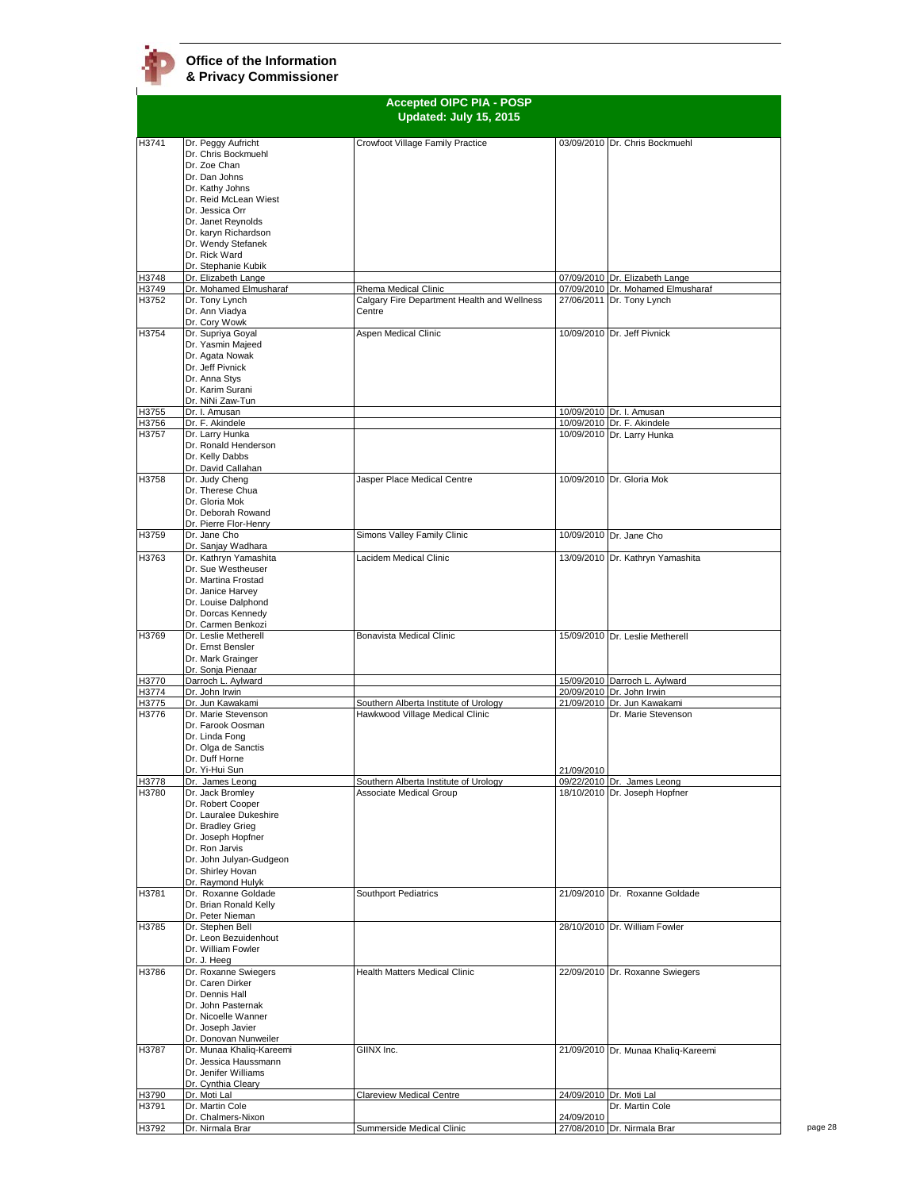**Office of the Information & Privacy Commissioner**

## Accepted OIPC PIA - POSP
### Updated: July 15, 2015

| | | | | |
|---|---|---|---|---|
| H3741 | Dr. Peggy Aufricht<br>Dr. Chris Bockmuehl<br>Dr. Zoe Chan<br>Dr. Dan Johns<br>Dr. Kathy Johns<br>Dr. Reid McLean Wiest<br>Dr. Jessica Orr<br>Dr. Janet Reynolds<br>Dr. karyn Richardson<br>Dr. Wendy Stefanek<br>Dr. Rick Ward<br>Dr. Stephanie Kubik | Crowfoot Village Family Practice | 03/09/2010 | Dr. Chris Bockmuehl |
| H3748 | Dr. Elizabeth Lange | | 07/09/2010 | Dr. Elizabeth Lange |
| H3749 | Dr. Mohamed Elmusharaf | Rhema Medical Clinic | 07/09/2010 | Dr. Mohamed Elmusharaf |
| H3752 | Dr. Tony Lynch<br>Dr. Ann Viadya<br>Dr. Cory Wowk | Calgary Fire Department Health and Wellness Centre | 27/06/2011 | Dr. Tony Lynch |
| H3754 | Dr. Supriya Goyal<br>Dr. Yasmin Majeed<br>Dr. Agata Nowak<br>Dr. Jeff Pivnick<br>Dr. Anna Stys<br>Dr. Karim Surani<br>Dr. NiNi Zaw-Tun | Aspen Medical Clinic | 10/09/2010 | Dr. Jeff Pivnick |
| H3755 | Dr. I. Amusan | | 10/09/2010 | Dr. I. Amusan |
| H3756 | Dr. F. Akindele | | 10/09/2010 | Dr. F. Akindele |
| H3757 | Dr. Larry Hunka<br>Dr. Ronald Henderson<br>Dr. Kelly Dabbs<br>Dr. David Callahan | | 10/09/2010 | Dr. Larry Hunka |
| H3758 | Dr. Judy Cheng<br>Dr. Therese Chua<br>Dr. Gloria Mok<br>Dr. Deborah Rowand<br>Dr. Pierre Flor-Henry | Jasper Place Medical Centre | 10/09/2010 | Dr. Gloria Mok |
| H3759 | Dr. Jane Cho<br>Dr. Sanjay Wadhara | Simons Valley Family Clinic | 10/09/2010 | Dr. Jane Cho |
| H3763 | Dr. Kathryn Yamashita<br>Dr. Sue Westheuser<br>Dr. Martina Frostad<br>Dr. Janice Harvey<br>Dr. Louise Dalphond<br>Dr. Dorcas Kennedy<br>Dr. Carmen Benkozi | Lacidem Medical Clinic | 13/09/2010 | Dr. Kathryn Yamashita |
| H3769 | Dr. Leslie Metherell<br>Dr. Ernst Bensler<br>Dr. Mark Grainger<br>Dr. Sonja Pienaar | Bonavista Medical Clinic | 15/09/2010 | Dr. Leslie Metherell |
| H3770 | Darroch L. Aylward | | 15/09/2010 | Darroch L. Aylward |
| H3774 | Dr. John Irwin | | 20/09/2010 | Dr. John Irwin |
| H3775 | Dr. Jun Kawakami | Southern Alberta Institute of Urology | 21/09/2010 | Dr. Jun Kawakami |
| H3776 | Dr. Marie Stevenson<br>Dr. Farook Oosman<br>Dr. Linda Fong<br>Dr. Olga de Sanctis<br>Dr. Duff Horne<br>Dr. Yi-Hui Sun | Hawkwood Village Medical Clinic | 21/09/2010 | Dr. Marie Stevenson |
| H3778 | Dr. James Leong | Southern Alberta Institute of Urology | 09/22/2010 | Dr. James Leong |
| H3780 | Dr. Jack Bromley<br>Dr. Robert Cooper<br>Dr. Lauralee Dukeshire<br>Dr. Bradley Grieg<br>Dr. Joseph Hopfner<br>Dr. Ron Jarvis<br>Dr. John Julyan-Gudgeon<br>Dr. Shirley Hovan<br>Dr. Raymond Hulyk | Associate Medical Group | 18/10/2010 | Dr. Joseph Hopfner |
| H3781 | Dr. Roxanne Goldade<br>Dr. Brian Ronald Kelly<br>Dr. Peter Nieman | Southport Pediatrics | 21/09/2010 | Dr. Roxanne Goldade |
| H3785 | Dr. Stephen Bell<br>Dr. Leon Bezuidenhout<br>Dr. William Fowler<br>Dr. J. Heeg | | 28/10/2010 | Dr. William Fowler |
| H3786 | Dr. Roxanne Swiegers<br>Dr. Caren Dirker<br>Dr. Dennis Hall<br>Dr. John Pasternak<br>Dr. Nicoelle Wanner<br>Dr. Joseph Javier<br>Dr. Donovan Nunweiler | Health Matters Medical Clinic | 22/09/2010 | Dr. Roxanne Swiegers |
| H3787 | Dr. Munaa Khaliq-Kareemi<br>Dr. Jessica Haussmann<br>Dr. Jenifer Williams<br>Dr. Cynthia Cleary | GIINX Inc. | 21/09/2010 | Dr. Munaa Khaliq-Kareemi |
| H3790 | Dr. Moti Lal | Clareview Medical Centre | 24/09/2010 | Dr. Moti Lal |
| H3791 | Dr. Martin Cole<br>Dr. Chalmers-Nixon | | 24/09/2010 | Dr. Martin Cole |
| H3792 | Dr. Nirmala Brar | Summerside Medical Clinic | 27/08/2010 | Dr. Nirmala Brar |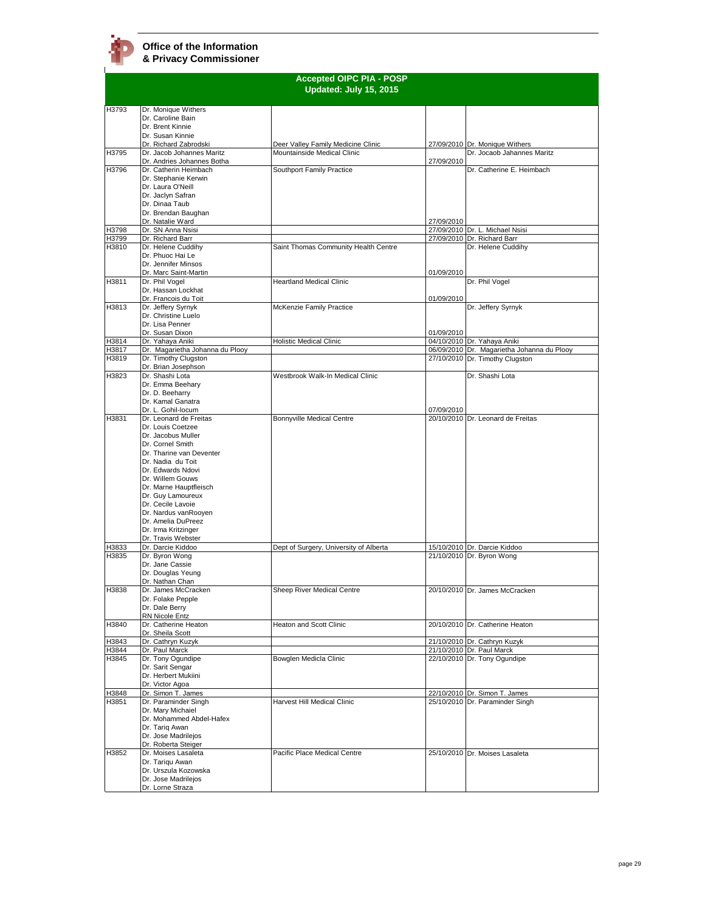**Office of the Information & Privacy Commissioner**

## Accepted OIPC PIA - POSP
### Updated: July 15, 2015

| | | | | |
|---|---|---|---|---|
| H3793 | Dr. Monique Withers<br>Dr. Caroline Bain<br>Dr. Brent Kinnie<br>Dr. Susan Kinnie<br>Dr. Richard Zabrodski | Deer Valley Family Medicine Clinic | 27/09/2010 | Dr. Monique Withers |
| H3795 | Dr. Jacob Johannes Maritz<br>Dr. Andries Johannes Botha | Mountainside Medical Clinic | 27/09/2010 | Dr. Jocaob Jahannes Maritz |
| H3796 | Dr. Catherin Heimbach<br>Dr. Stephanie Kerwin<br>Dr. Laura O'Neill<br>Dr. Jaclyn Safran<br>Dr. Dinaa Taub<br>Dr. Brendan Baughan<br>Dr. Natalie Ward | Southport Family Practice | 27/09/2010 | Dr. Catherine E. Heimbach |
| H3798 | Dr. SN Anna Nsisi | | 27/09/2010 | Dr. L. Michael Nsisi |
| H3799 | Dr. Richard Barr | | 27/09/2010 | Dr. Richard Barr |
| H3810 | Dr. Helene Cuddihy<br>Dr. Phuoc Hai Le<br>Dr. Jennifer Minsos<br>Dr. Marc Saint-Martin | Saint Thomas Community Health Centre | 01/09/2010 | Dr. Helene Cuddihy |
| H3811 | Dr. Phil Vogel<br>Dr. Hassan Lockhat<br>Dr. Francois du Toit | Heartland Medical Clinic | 01/09/2010 | Dr. Phil Vogel |
| H3813 | Dr. Jeffery Syrnyk<br>Dr. Christine Luelo<br>Dr. Lisa Penner<br>Dr. Susan Dixon | McKenzie Family Practice | 01/09/2010 | Dr. Jeffery Syrnyk |
| H3814 | Dr. Yahaya Aniki | Holistic Medical Clinic | 04/10/2010 | Dr. Yahaya Aniki |
| H3817 | Dr. Magarietha Johanna du Plooy | | 06/09/2010 | Dr. Magarietha Johanna du Plooy |
| H3819 | Dr. Timothy Clugston<br>Dr. Brian Josephson | | 27/10/2010 | Dr. Timothy Clugston |
| H3823 | Dr. Shashi Lota<br>Dr. Emma Beehary<br>Dr. D. Beeharry<br>Dr. Kamal Ganatra<br>Dr. L. Gohil-locum | Westbrook Walk-In Medical Clinic | 07/09/2010 | Dr. Shashi Lota |
| H3831 | Dr. Leonard de Freitas<br>Dr. Louis Coetzee<br>Dr. Jacobus Muller<br>Dr. Cornel Smith<br>Dr. Tharine van Deventer<br>Dr. Nadia du Toit<br>Dr. Edwards Ndovi<br>Dr. Willem Gouws<br>Dr. Marne Hauptfleisch<br>Dr. Guy Lamoureux<br>Dr. Cecile Lavoie<br>Dr. Nardus vanRooyen<br>Dr. Amelia DuPreez<br>Dr. Irma Kritzinger<br>Dr. Travis Webster | Bonnyville Medical Centre | 20/10/2010 | Dr. Leonard de Freitas |
| H3833 | Dr. Darcie Kiddoo | Dept of Surgery, University of Alberta | 15/10/2010 | Dr. Darcie Kiddoo |
| H3835 | Dr. Byron Wong<br>Dr. Jane Cassie<br>Dr. Douglas Yeung<br>Dr. Nathan Chan | | 21/10/2010 | Dr. Byron Wong |
| H3838 | Dr. James McCracken<br>Dr. Folake Pepple<br>Dr. Dale Berry<br>RN Nicole Entz | Sheep River Medical Centre | 20/10/2010 | Dr. James McCracken |
| H3840 | Dr. Catherine Heaton<br>Dr. Sheila Scott | Heaton and Scott Clinic | 20/10/2010 | Dr. Catherine Heaton |
| H3843 | Dr. Cathryn Kuzyk | | 21/10/2010 | Dr. Cathryn Kuzyk |
| H3844 | Dr. Paul Marck | | 21/10/2010 | Dr. Paul Marck |
| H3845 | Dr. Tony Ogundipe<br>Dr. Sarit Sengar<br>Dr. Herbert Mukiini<br>Dr. Victor Agoa | Bowglen Medicla Clinic | 22/10/2010 | Dr. Tony Ogundipe |
| H3848 | Dr. Simon T. James | | 22/10/2010 | Dr. Simon T. James |
| H3851 | Dr. Paraminder Singh<br>Dr. Mary Michaiel<br>Dr. Mohammed Abdel-Hafex<br>Dr. Tariq Awan<br>Dr. Jose Madrilejos<br>Dr. Roberta Steiger | Harvest Hill Medical Clinic | 25/10/2010 | Dr. Paraminder Singh |
| H3852 | Dr. Moises Lasaleta<br>Dr. Tariqu Awan<br>Dr. Urszula Kozowska<br>Dr. Jose Madrilejos<br>Dr. Lorne Straza | Pacific Place Medical Centre | 25/10/2010 | Dr. Moises Lasaleta |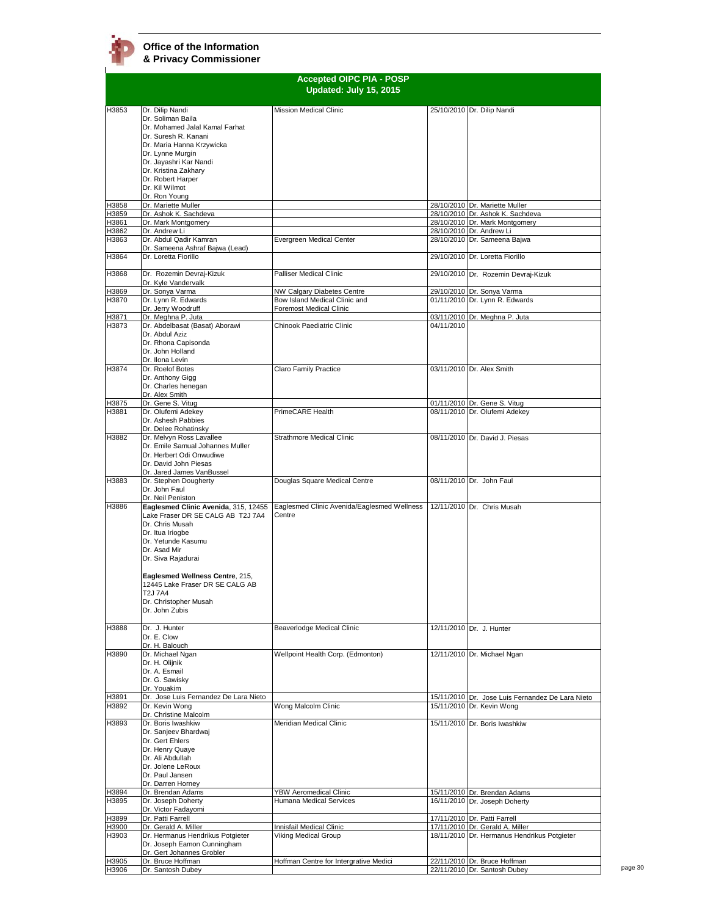**Office of the Information & Privacy Commissioner**

## Accepted OIPC PIA - POSP
### Updated: July 15, 2015

| | | | | |
|---|---|---|---|---|
| H3853 | Dr. Dilip Nandi<br>Dr. Soliman Baila<br>Dr. Mohamed Jalal Kamal Farhat<br>Dr. Suresh R. Kanani<br>Dr. Maria Hanna Krzywicka<br>Dr. Lynne Murgin<br>Dr. Jayashri Kar Nandi<br>Dr. Kristina Zakhary<br>Dr. Robert Harper<br>Dr. Kil Wilmot<br>Dr. Ron Young | Mission Medical Clinic | 25/10/2010 | Dr. Dilip Nandi |
| H3858 | Dr. Mariette Muller | | 28/10/2010 | Dr. Mariette Muller |
| H3859 | Dr. Ashok K. Sachdeva | | 28/10/2010 | Dr. Ashok K. Sachdeva |
| H3861 | Dr. Mark Montgomery | | 28/10/2010 | Dr. Mark Montgomery |
| H3862 | Dr. Andrew Li | | 28/10/2010 | Dr. Andrew Li |
| H3863 | Dr. Abdul Qadir Kamran<br>Dr. Sameena Ashraf Bajwa (Lead) | Evergreen Medical Center | 28/10/2010 | Dr. Sameena Bajwa |
| H3864 | Dr. Loretta Fiorillo | | 29/10/2010 | Dr. Loretta Fiorillo |
| H3868 | Dr. Rozemin Devraj-Kizuk<br>Dr. Kyle Vandervalk | Palliser Medical Clinic | 29/10/2010 | Dr. Rozemin Devraj-Kizuk |
| H3869 | Dr. Sonya Varma | NW Calgary Diabetes Centre | 29/10/2010 | Dr. Sonya Varma |
| H3870 | Dr. Lynn R. Edwards<br>Dr. Jerry Woodruff | Bow Island Medical Clinic and Foremost Medical Clinic | 01/11/2010 | Dr. Lynn R. Edwards |
| H3871 | Dr. Meghna P. Juta | | 03/11/2010 | Dr. Meghna P. Juta |
| H3873 | Dr. Abdelbasat (Basat) Aborawi<br>Dr. Abdul Aziz<br>Dr. Rhona Capisonda<br>Dr. John Holland<br>Dr. Ilona Levin | Chinook Paediatric Clinic | 04/11/2010 | |
| H3874 | Dr. Roelof Botes<br>Dr. Anthony Gigg<br>Dr. Charles henegan<br>Dr. Alex Smith | Claro Family Practice | 03/11/2010 | Dr. Alex Smith |
| H3875 | Dr. Gene S. Vitug | | 01/11/2010 | Dr. Gene S. Vitug |
| H3881 | Dr. Olufemi Adekey<br>Dr. Ashesh Pabbies<br>Dr. Delee Rohatinsky | PrimeCARE Health | 08/11/2010 | Dr. Olufemi Adekey |
| H3882 | Dr. Melvyn Ross Lavallee<br>Dr. Emile Samual Johannes Muller<br>Dr. Herbert Odi Onwudiwe<br>Dr. David John Piesas<br>Dr. Jared James VanBussel | Strathmore Medical Clinic | 08/11/2010 | Dr. David J. Piesas |
| H3883 | Dr. Stephen Dougherty<br>Dr. John Faul<br>Dr. Neil Peniston | Douglas Square Medical Centre | 08/11/2010 | Dr. John Faul |
| H3886 | **Eaglesmed Clinic Avenida**, 315, 12455 Lake Fraser DR SE CALG AB T2J 7A4<br>Dr. Chris Musah<br>Dr. Itua Iriogbe<br>Dr. Yetunde Kasumu<br>Dr. Asad Mir<br>Dr. Siva Rajadurai<br><br>**Eaglesmed Wellness Centre**, 215, 12445 Lake Fraser DR SE CALG AB T2J 7A4<br>Dr. Christopher Musah<br>Dr. John Zubis | Eaglesmed Clinic Avenida/Eaglesmed Wellness Centre | 12/11/2010 | Dr. Chris Musah |
| H3888 | Dr. J. Hunter<br>Dr. E. Clow<br>Dr. H. Balouch | Beaverlodge Medical Clinic | 12/11/2010 | Dr. J. Hunter |
| H3890 | Dr. Michael Ngan<br>Dr. H. Olijnik<br>Dr. A. Esmail<br>Dr. G. Sawisky<br>Dr. Youakim | Wellpoint Health Corp. (Edmonton) | 12/11/2010 | Dr. Michael Ngan |
| H3891 | Dr. Jose Luis Fernandez De Lara Nieto | | 15/11/2010 | Dr. Jose Luis Fernandez De Lara Nieto |
| H3892 | Dr. Kevin Wong<br>Dr. Christine Malcolm | Wong Malcolm Clinic | 15/11/2010 | Dr. Kevin Wong |
| H3893 | Dr. Boris Iwashkiw<br>Dr. Sanjeev Bhardwaj<br>Dr. Gert Ehlers<br>Dr. Henry Quaye<br>Dr. Ali Abdullah<br>Dr. Jolene LeRoux<br>Dr. Paul Jansen<br>Dr. Darren Horney | Meridian Medical Clinic | 15/11/2010 | Dr. Boris Iwashkiw |
| H3894 | Dr. Brendan Adams | YBW Aeromedical Clinic | 15/11/2010 | Dr. Brendan Adams |
| H3895 | Dr. Joseph Doherty<br>Dr. Victor Fadayomi | Humana Medical Services | 16/11/2010 | Dr. Joseph Doherty |
| H3899 | Dr. Patti Farrell | | 17/11/2010 | Dr. Patti Farrell |
| H3900 | Dr. Gerald A. Miller | Innisfail Medical Clinic | 17/11/2010 | Dr. Gerald A. Miller |
| H3903 | Dr. Hermanus Hendrikus Potgieter<br>Dr. Joseph Eamon Cunningham<br>Dr. Gert Johannes Grobler | Viking Medical Group | 18/11/2010 | Dr. Hermanus Hendrikus Potgieter |
| H3905 | Dr. Bruce Hoffman | Hoffman Centre for Intergrative Medici | 22/11/2010 | Dr. Bruce Hoffman |
| H3906 | Dr. Santosh Dubey | | 22/11/2010 | Dr. Santosh Dubey |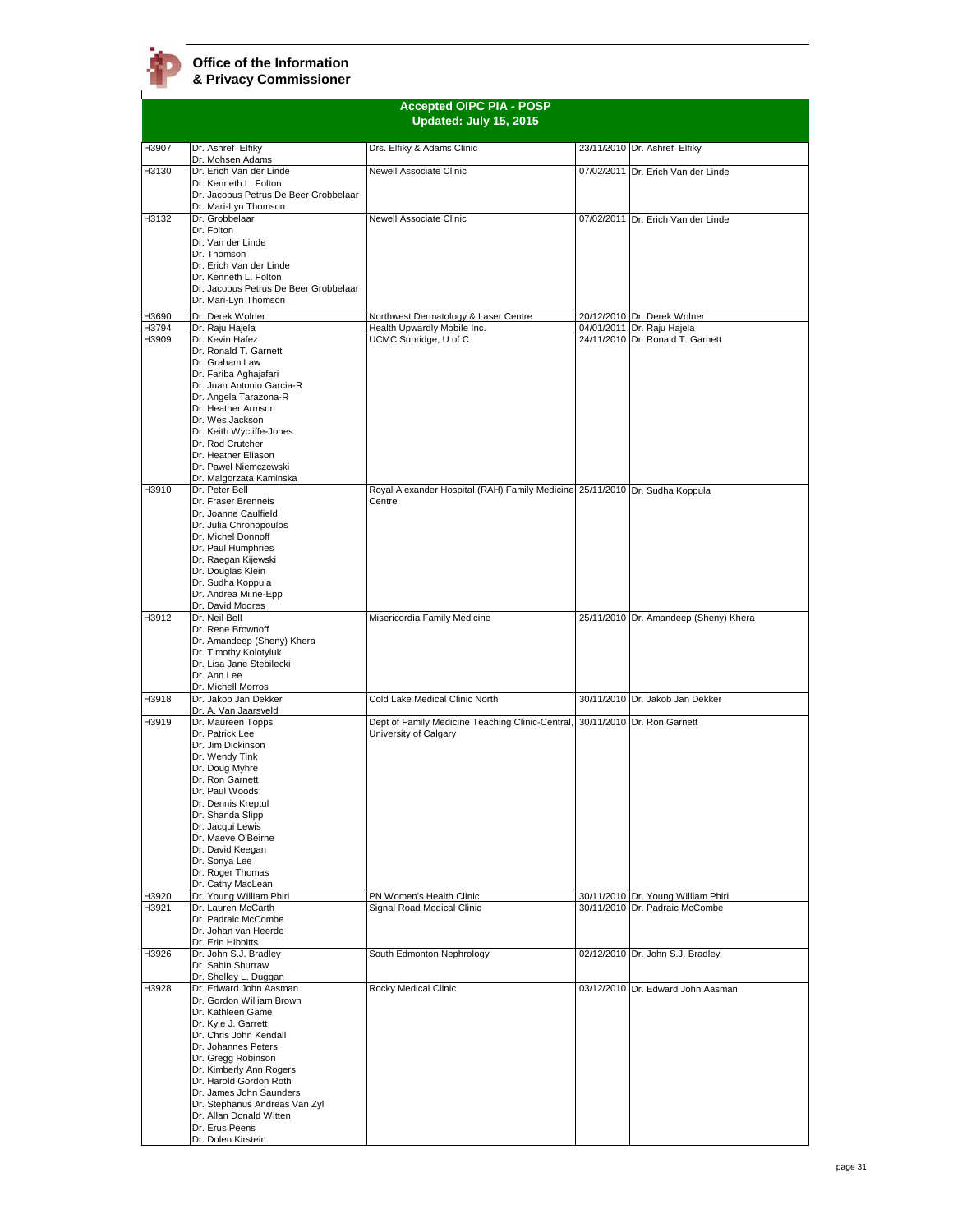**Office of the Information & Privacy Commissioner**

## Accepted OIPC PIA - POSP
### Updated: July 15, 2015

| | | | | |
|---|---|---|---|---|
| H3907 | Dr. Ashref Elfiky<br>Dr. Mohsen Adams | Drs. Elfiky & Adams Clinic | 23/11/2010 | Dr. Ashref Elfiky |
| H3130 | Dr. Erich Van der Linde<br>Dr. Kenneth L. Folton<br>Dr. Jacobus Petrus De Beer Grobbelaar<br>Dr. Mari-Lyn Thomson | Newell Associate Clinic | 07/02/2011 | Dr. Erich Van der Linde |
| H3132 | Dr. Grobbelaar<br>Dr. Folton<br>Dr. Van der Linde<br>Dr. Thomson<br>Dr. Erich Van der Linde<br>Dr. Kenneth L. Folton<br>Dr. Jacobus Petrus De Beer Grobbelaar<br>Dr. Mari-Lyn Thomson | Newell Associate Clinic | 07/02/2011 | Dr. Erich Van der Linde |
| H3690 | Dr. Derek Wolner | Northwest Dermatology & Laser Centre | 20/12/2010 | Dr. Derek Wolner |
| H3794 | Dr. Raju Hajela | Health Upwardly Mobile Inc. | 04/01/2011 | Dr. Raju Hajela |
| H3909 | Dr. Kevin Hafez<br>Dr. Ronald T. Garnett<br>Dr. Graham Law<br>Dr. Fariba Aghajafari<br>Dr. Juan Antonio Garcia-R<br>Dr. Angela Tarazona-R<br>Dr. Heather Armson<br>Dr. Wes Jackson<br>Dr. Keith Wycliffe-Jones<br>Dr. Rod Crutcher<br>Dr. Heather Eliason<br>Dr. Pawel Niemczewski<br>Dr. Malgorzata Kaminska | UCMC Sunridge, U of C | 24/11/2010 | Dr. Ronald T. Garnett |
| H3910 | Dr. Peter Bell<br>Dr. Fraser Brenneis<br>Dr. Joanne Caulfield<br>Dr. Julia Chronopoulos<br>Dr. Michel Donnoff<br>Dr. Paul Humphries<br>Dr. Raegan Kijewski<br>Dr. Douglas Klein<br>Dr. Sudha Koppula<br>Dr. Andrea Milne-Epp<br>Dr. David Moores | Royal Alexander Hospital (RAH) Family Medicine Centre | 25/11/2010 | Dr. Sudha Koppula |
| H3912 | Dr. Neil Bell<br>Dr. Rene Brownoff<br>Dr. Amandeep (Sheny) Khera<br>Dr. Timothy Kolotyluk<br>Dr. Lisa Jane Stebilecki<br>Dr. Ann Lee<br>Dr. Michell Morros | Misericordia Family Medicine | 25/11/2010 | Dr. Amandeep (Sheny) Khera |
| H3918 | Dr. Jakob Jan Dekker<br>Dr. A. Van Jaarsveld | Cold Lake Medical Clinic North | 30/11/2010 | Dr. Jakob Jan Dekker |
| H3919 | Dr. Maureen Topps<br>Dr. Patrick Lee<br>Dr. Jim Dickinson<br>Dr. Wendy Tink<br>Dr. Doug Myhre<br>Dr. Ron Garnett<br>Dr. Paul Woods<br>Dr. Dennis Kreptul<br>Dr. Shanda Slipp<br>Dr. Jacqui Lewis<br>Dr. Maeve O'Beirne<br>Dr. David Keegan<br>Dr. Sonya Lee<br>Dr. Roger Thomas<br>Dr. Cathy MacLean | Dept of Family Medicine Teaching Clinic-Central, University of Calgary | 30/11/2010 | Dr. Ron Garnett |
| H3920 | Dr. Young William Phiri | PN Women's Health Clinic | 30/11/2010 | Dr. Young William Phiri |
| H3921 | Dr. Lauren McCarth<br>Dr. Padraic McCombe<br>Dr. Johan van Heerde<br>Dr. Erin Hibbitts | Signal Road Medical Clinic | 30/11/2010 | Dr. Padraic McCombe |
| H3926 | Dr. John S.J. Bradley<br>Dr. Sabin Shurraw<br>Dr. Shelley L. Duggan | South Edmonton Nephrology | 02/12/2010 | Dr. John S.J. Bradley |
| H3928 | Dr. Edward John Aasman<br>Dr. Gordon William Brown<br>Dr. Kathleen Game<br>Dr. Kyle J. Garrett<br>Dr. Chris John Kendall<br>Dr. Johannes Peters<br>Dr. Gregg Robinson<br>Dr. Kimberly Ann Rogers<br>Dr. Harold Gordon Roth<br>Dr. James John Saunders<br>Dr. Stephanus Andreas Van Zyl<br>Dr. Allan Donald Witten<br>Dr. Erus Peens<br>Dr. Dolen Kirstein | Rocky Medical Clinic | 03/12/2010 | Dr. Edward John Aasman |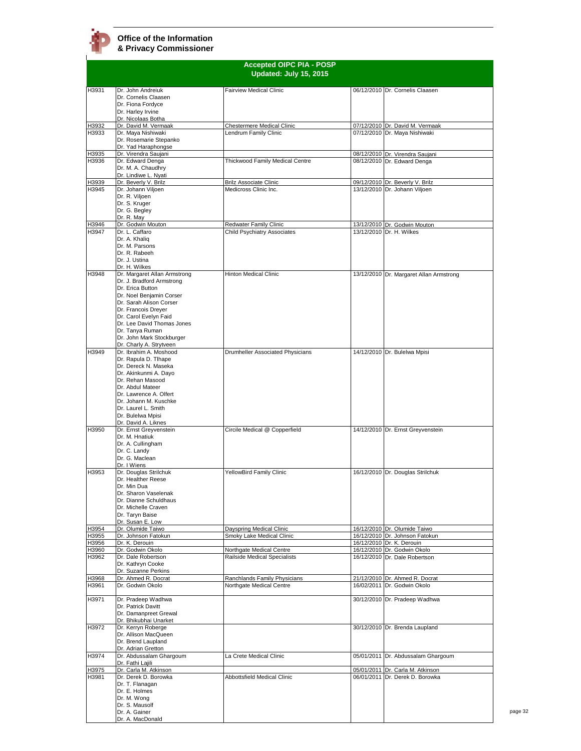# Office of the Information & Privacy Commissioner

## Accepted OIPC PIA - POSP
### Updated: July 15, 2015

| | | | | |
|---|---|---|---|---|
| H3931 | Dr. John Andreiuk<br>Dr. Cornelis Claasen<br>Dr. Fiona Fordyce<br>Dr. Harley Irvine<br>Dr. Nicolaas Botha | Fairview Medical Clinic | 06/12/2010 | Dr. Cornelis Claasen |
| H3932 | Dr. David M. Vermaak | Chestermere Medical Clinic | 07/12/2010 | Dr. David M. Vermaak |
| H3933 | Dr. Maya Nishiwaki<br>Dr. Rosemarie Stepanko<br>Dr. Yad Haraphongse | Lendrum Family Clinic | 07/12/2010 | Dr. Maya Nishiwaki |
| H3935 | Dr. Virendra Saujani | | 08/12/2010 | Dr. Virendra Saujani |
| H3936 | Dr. Edward Denga<br>Dr. M. A. Chaudhry<br>Dr. Lindiwe L. Nyati | Thickwood Family Medical Centre | 08/12/2010 | Dr. Edward Denga |
| H3939 | Dr. Beverly V. Brilz | Brilz Associate Clinic | 09/12/2010 | Dr. Beverly V. Brilz |
| H3945 | Dr. Johann Viljoen<br>Dr. R. Viljoen<br>Dr. S. Kruger<br>Dr. G. Begley<br>Dr. R. May | Medicross Clinic Inc. | 13/12/2010 | Dr. Johann Viljoen |
| H3946 | Dr. Godwin Mouton | Redwater Family Clinic | 13/12/2010 | Dr. Godwin Mouton |
| H3947 | Dr. L. Caffaro<br>Dr. A. Khaliq<br>Dr. M. Parsons<br>Dr. R. Rabeeh<br>Dr. J. Ustina<br>Dr. H. Wilkes | Child Psychiatry Associates | 13/12/2010 | Dr. H. Wilkes |
| H3948 | Dr. Margaret Allan Armstrong<br>Dr. J. Bradford Armstrong<br>Dr. Erica Button<br>Dr. Noel Benjamin Corser<br>Dr. Sarah Alison Corser<br>Dr. Francois Dreyer<br>Dr. Carol Evelyn Faid<br>Dr. Lee David Thomas Jones<br>Dr. Tanya Ruman<br>Dr. John Mark Stockburger<br>Dr. Charly A. Strytveen | Hinton Medical Clinic | 13/12/2010 | Dr. Margaret Allan Armstrong |
| H3949 | Dr. Ibrahim A. Moshood<br>Dr. Rapula D. Tlhape<br>Dr. Dereck N. Maseka<br>Dr. Akinkunmi A. Dayo<br>Dr. Rehan Masood<br>Dr. Abdul Mateer<br>Dr. Lawrence A. Olfert<br>Dr. Johann M. Kuschke<br>Dr. Laurel L. Smith<br>Dr. Bulelwa Mpisi<br>Dr. David A. Liknes | Drumheller Associated Physicians | 14/12/2010 | Dr. Bulelwa Mpisi |
| H3950 | Dr. Ernst Greyvenstein<br>Dr. M. Hnatiuk<br>Dr. A. Cullingham<br>Dr. C. Landy<br>Dr. G. Maclean<br>Dr. I Wiens | Circile Medical @ Copperfield | 14/12/2010 | Dr. Ernst Greyvenstein |
| H3953 | Dr. Douglas Strilchuk<br>Dr. Healther Reese<br>Dr. Min Dua<br>Dr. Sharon Vaselenak<br>Dr. Dianne Schuldhaus<br>Dr. Michelle Craven<br>Dr. Taryn Baise<br>Dr. Susan E. Low | YellowBird Family Clinic | 16/12/2010 | Dr. Douglas Strilchuk |
| H3954 | Dr. Olumide Taiwo | Dayspring Medical Clinic | 16/12/2010 | Dr. Olumide Taiwo |
| H3955 | Dr. Johnson Fatokun | Smoky Lake Medical Clinic | 16/12/2010 | Dr. Johnson Fatokun |
| H3956 | Dr. K. Derouin | | 16/12/2010 | Dr. K. Derouin |
| H3960 | Dr. Godwin Okolo | Northgate Medical Centre | 16/12/2010 | Dr. Godwin Okolo |
| H3962 | Dr. Dale Robertson<br>Dr. Kathryn Cooke<br>Dr. Suzanne Perkins | Railside Medical Specialists | 16/12/2010 | Dr. Dale Robertson |
| H3968 | Dr. Ahmed R. Docrat | Ranchlands Family Physicians | 21/12/2010 | Dr. Ahmed R. Docrat |
| H3961 | Dr. Godwin Okolo | Northgate Medical Centre | 16/02/2011 | Dr. Godwin Okolo |
| H3971 | Dr. Pradeep Wadhwa<br>Dr. Patrick Davitt<br>Dr. Damanpreet Grewal<br>Dr. Bhikubhai Unarket | | 30/12/2010 | Dr. Pradeep Wadhwa |
| H3972 | Dr. Kerryn Roberge<br>Dr. Allison MacQueen<br>Dr. Brend Laupland<br>Dr. Adrian Gretton | | 30/12/2010 | Dr. Brenda Laupland |
| H3974 | Dr. Abdussalam Ghargoum<br>Dr. Fathi Lajili | La Crete Medical Clinic | 05/01/2011 | Dr. Abdussalam Ghargoum |
| H3975 | Dr. Carla M. Atkinson | | 05/01/2011 | Dr. Carla M. Atkinson |
| H3981 | Dr. Derek D. Borowka<br>Dr. T. Flanagan<br>Dr. E. Holmes<br>Dr. M. Wong<br>Dr. S. Mausolf<br>Dr. A. Gainer<br>Dr. A. MacDonald | Abbottsfield Medical Clinic | 06/01/2011 | Dr. Derek D. Borowka |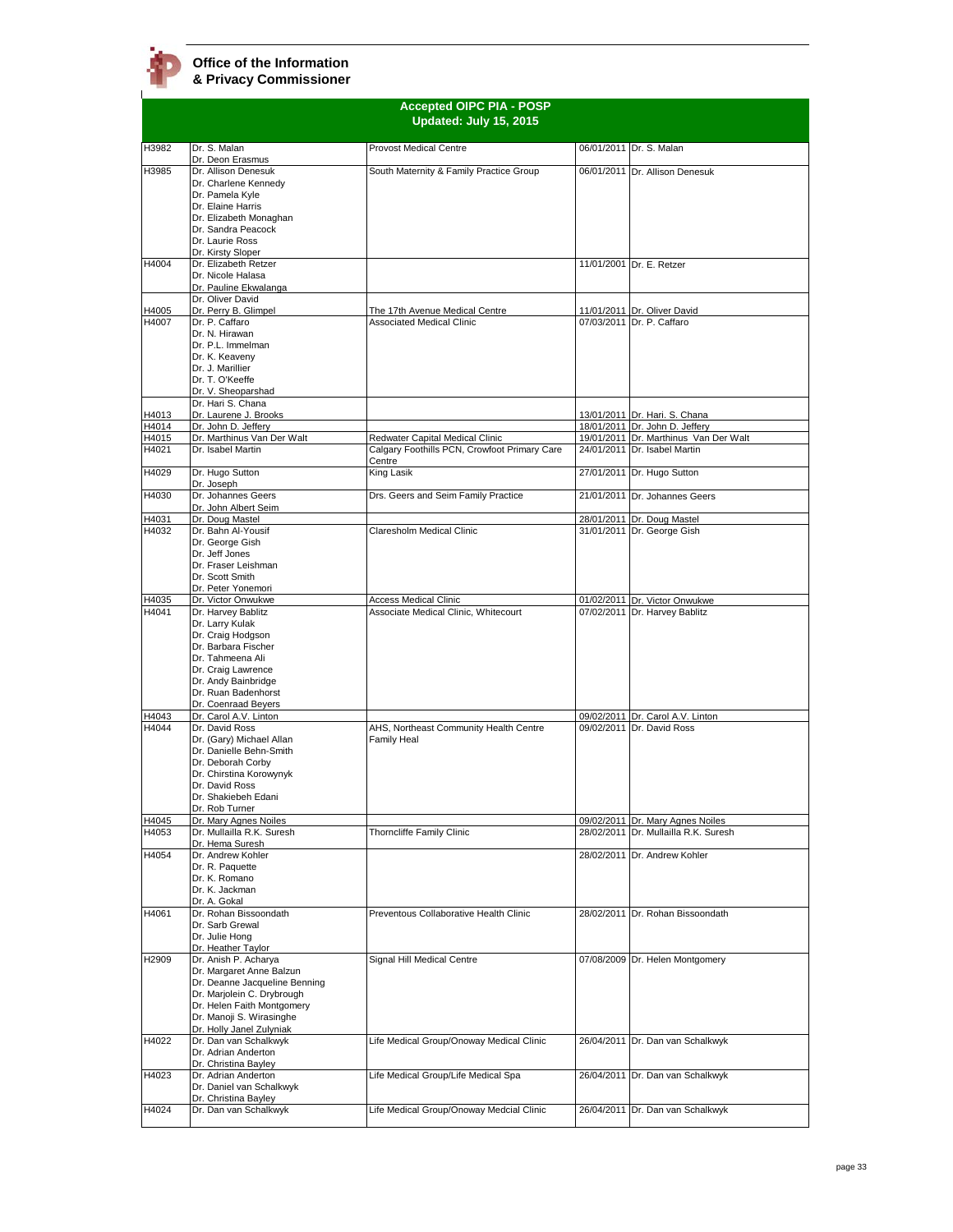**Office of the Information & Privacy Commissioner**

## Accepted OIPC PIA - POSP
### Updated: July 15, 2015

| | | | | |
|---|---|---|---|---|
| H3982 | Dr. S. Malan<br>Dr. Deon Erasmus | Provost Medical Centre | 06/01/2011 | Dr. S. Malan |
| H3985 | Dr. Allison Denesuk<br>Dr. Charlene Kennedy<br>Dr. Pamela Kyle<br>Dr. Elaine Harris<br>Dr. Elizabeth Monaghan<br>Dr. Sandra Peacock<br>Dr. Laurie Ross<br>Dr. Kirsty Sloper | South Maternity & Family Practice Group | 06/01/2011 | Dr. Allison Denesuk |
| H4004 | Dr. Elizabeth Retzer<br>Dr. Nicole Halasa<br>Dr. Pauline Ekwalanga | | 11/01/2001 | Dr. E. Retzer |
| H4005 | Dr. Oliver David<br>Dr. Perry B. Glimpel | The 17th Avenue Medical Centre | 11/01/2011 | Dr. Oliver David |
| H4007 | Dr. P. Caffaro<br>Dr. N. Hirawan<br>Dr. P.L. Immelman<br>Dr. K. Keaveny<br>Dr. J. Marillier<br>Dr. T. O'Keeffe<br>Dr. V. Sheoparshad | Associated Medical Clinic | 07/03/2011 | Dr. P. Caffaro |
| H4013 | Dr. Hari S. Chana<br>Dr. Laurene J. Brooks | | 13/01/2011 | Dr. Hari. S. Chana |
| H4014 | Dr. John D. Jeffery | | 18/01/2011 | Dr. John D. Jeffery |
| H4015 | Dr. Marthinus Van Der Walt | Redwater Capital Medical Clinic | 19/01/2011 | Dr. Marthinus Van Der Walt |
| H4021 | Dr. Isabel Martin | Calgary Foothills PCN, Crowfoot Primary Care Centre | 24/01/2011 | Dr. Isabel Martin |
| H4029 | Dr. Hugo Sutton<br>Dr. Joseph | King Lasik | 27/01/2011 | Dr. Hugo Sutton |
| H4030 | Dr. Johannes Geers<br>Dr. John Albert Seim | Drs. Geers and Seim Family Practice | 21/01/2011 | Dr. Johannes Geers |
| H4031 | Dr. Doug Mastel | | 28/01/2011 | Dr. Doug Mastel |
| H4032 | Dr. Bahn Al-Yousif<br>Dr. George Gish<br>Dr. Jeff Jones<br>Dr. Fraser Leishman<br>Dr. Scott Smith<br>Dr. Peter Yonemori | Claresholm Medical Clinic | 31/01/2011 | Dr. George Gish |
| H4035 | Dr. Victor Onwukwe | Access Medical Clinic | 01/02/2011 | Dr. Victor Onwukwe |
| H4041 | Dr. Harvey Bablitz<br>Dr. Larry Kulak<br>Dr. Craig Hodgson<br>Dr. Barbara Fischer<br>Dr. Tahmeena Ali<br>Dr. Craig Lawrence<br>Dr. Andy Bainbridge<br>Dr. Ruan Badenhorst<br>Dr. Coenraad Beyers | Associate Medical Clinic, Whitecourt | 07/02/2011 | Dr. Harvey Bablitz |
| H4043 | Dr. Carol A.V. Linton | | 09/02/2011 | Dr. Carol A.V. Linton |
| H4044 | Dr. David Ross<br>Dr. (Gary) Michael Allan<br>Dr. Danielle Behn-Smith<br>Dr. Deborah Corby<br>Dr. Chirstina Korowynyk<br>Dr. David Ross<br>Dr. Shakiebeh Edani<br>Dr. Rob Turner | AHS, Northeast Community Health Centre Family Heal | 09/02/2011 | Dr. David Ross |
| H4045 | Dr. Mary Agnes Noiles | | 09/02/2011 | Dr. Mary Agnes Noiles |
| H4053 | Dr. Mullailla R.K. Suresh<br>Dr. Hema Suresh | Thorncliffe Family Clinic | 28/02/2011 | Dr. Mullailla R.K. Suresh |
| H4054 | Dr. Andrew Kohler<br>Dr. R. Paquette<br>Dr. K. Romano<br>Dr. K. Jackman<br>Dr. A. Gokal | | 28/02/2011 | Dr. Andrew Kohler |
| H4061 | Dr. Rohan Bissoondath<br>Dr. Sarb Grewal<br>Dr. Julie Hong<br>Dr. Heather Taylor | Preventous Collaborative Health Clinic | 28/02/2011 | Dr. Rohan Bissoondath |
| H2909 | Dr. Anish P. Acharya<br>Dr. Margaret Anne Balzun<br>Dr. Deanne Jacqueline Benning<br>Dr. Marjolein C. Drybrough<br>Dr. Helen Faith Montgomery<br>Dr. Manoji S. Wirasinghe<br>Dr. Holly Janel Zulyniak | Signal Hill Medical Centre | 07/08/2009 | Dr. Helen Montgomery |
| H4022 | Dr. Dan van Schalkwyk<br>Dr. Adrian Anderton<br>Dr. Christina Bayley | Life Medical Group/Onoway Medical Clinic | 26/04/2011 | Dr. Dan van Schalkwyk |
| H4023 | Dr. Adrian Anderton<br>Dr. Daniel van Schalkwyk<br>Dr. Christina Bayley | Life Medical Group/Life Medical Spa | 26/04/2011 | Dr. Dan van Schalkwyk |
| H4024 | Dr. Dan van Schalkwyk | Life Medical Group/Onoway Medcial Clinic | 26/04/2011 | Dr. Dan van Schalkwyk |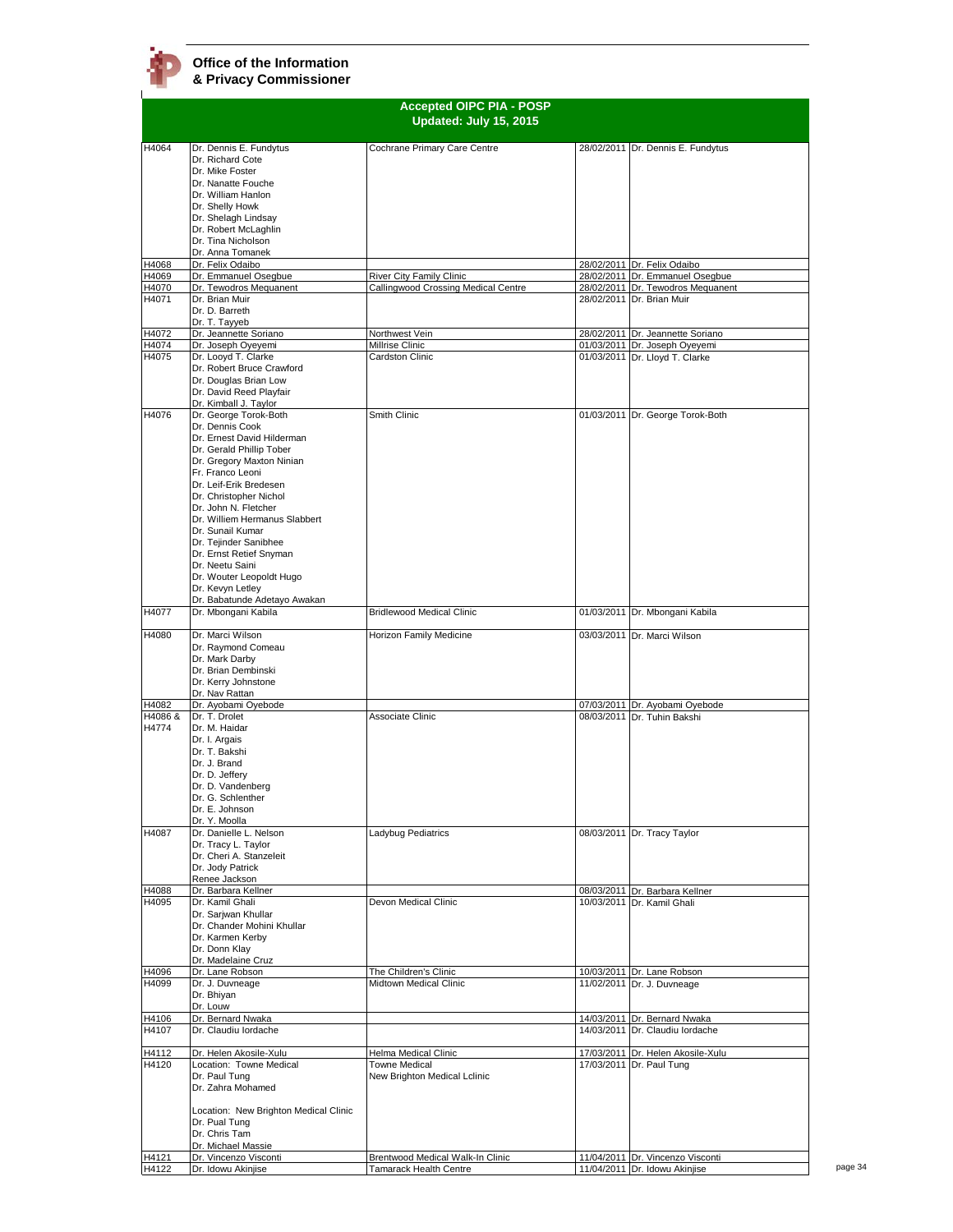**Office of the Information & Privacy Commissioner**

## Accepted OIPC PIA - POSP
### Updated: July 15, 2015

| | | | | |
|---|---|---|---|---|
| H4064 | Dr. Dennis E. Fundytus<br>Dr. Richard Cote<br>Dr. Mike Foster<br>Dr. Nanatte Fouche<br>Dr. William Hanlon<br>Dr. Shelly Howk<br>Dr. Shelagh Lindsay<br>Dr. Robert McLaghlin<br>Dr. Tina Nicholson<br>Dr. Anna Tomanek | Cochrane Primary Care Centre | 28/02/2011 | Dr. Dennis E. Fundytus |
| H4068 | Dr. Felix Odaibo | | 28/02/2011 | Dr. Felix Odaibo |
| H4069 | Dr. Emmanuel Osegbue | River City Family Clinic | 28/02/2011 | Dr. Emmanuel Osegbue |
| H4070 | Dr. Tewodros Mequanent | Callingwood Crossing Medical Centre | 28/02/2011 | Dr. Tewodros Mequanent |
| H4071 | Dr. Brian Muir<br>Dr. D. Barreth<br>Dr. T. Tayyeb | | 28/02/2011 | Dr. Brian Muir |
| H4072 | Dr. Jeannette Soriano | Northwest Vein | 28/02/2011 | Dr. Jeannette Soriano |
| H4074 | Dr. Joseph Oyeyemi | Millrise Clinic | 01/03/2011 | Dr. Joseph Oyeyemi |
| H4075 | Dr. Looyd T. Clarke<br>Dr. Robert Bruce Crawford<br>Dr. Douglas Brian Low<br>Dr. David Reed Playfair<br>Dr. Kimball J. Taylor | Cardston Clinic | 01/03/2011 | Dr. Lloyd T. Clarke |
| H4076 | Dr. George Torok-Both<br>Dr. Dennis Cook<br>Dr. Ernest David Hilderman<br>Dr. Gerald Phillip Tober<br>Dr. Gregory Maxton Ninian<br>Fr. Franco Leoni<br>Dr. Leif-Erik Bredesen<br>Dr. Christopher Nichol<br>Dr. John N. Fletcher<br>Dr. Williem Hermanus Slabbert<br>Dr. Sunail Kumar<br>Dr. Tejinder Sanibhee<br>Dr. Ernst Retief Snyman<br>Dr. Neetu Saini<br>Dr. Wouter Leopoldt Hugo<br>Dr. Kevyn Letley<br>Dr. Babatunde Adetayo Awakan | Smith Clinic | 01/03/2011 | Dr. George Torok-Both |
| H4077 | Dr. Mbongani Kabila | Bridlewood Medical Clinic | 01/03/2011 | Dr. Mbongani Kabila |
| H4080 | Dr. Marci Wilson<br>Dr. Raymond Comeau<br>Dr. Mark Darby<br>Dr. Brian Dembinski<br>Dr. Kerry Johnstone<br>Dr. Nav Rattan | Horizon Family Medicine | 03/03/2011 | Dr. Marci Wilson |
| H4082 | Dr. Ayobami Oyebode | | 07/03/2011 | Dr. Ayobami Oyebode |
| H4086 & H4774 | Dr. T. Drolet<br>Dr. M. Haidar<br>Dr. I. Argais<br>Dr. T. Bakshi<br>Dr. J. Brand<br>Dr. D. Jeffery<br>Dr. D. Vandenberg<br>Dr. G. Schlenther<br>Dr. E. Johnson<br>Dr. Y. Moolla | Associate Clinic | 08/03/2011 | Dr. Tuhin Bakshi |
| H4087 | Dr. Danielle L. Nelson<br>Dr. Tracy L. Taylor<br>Dr. Cheri A. Stanzeleit<br>Dr. Jody Patrick<br>Renee Jackson | Ladybug Pediatrics | 08/03/2011 | Dr. Tracy Taylor |
| H4088 | Dr. Barbara Kellner | | 08/03/2011 | Dr. Barbara Kellner |
| H4095 | Dr. Kamil Ghali<br>Dr. Sarjwan Khullar<br>Dr. Chander Mohini Khullar<br>Dr. Karmen Kerby<br>Dr. Donn Klay<br>Dr. Madelaine Cruz | Devon Medical Clinic | 10/03/2011 | Dr. Kamil Ghali |
| H4096 | Dr. Lane Robson | The Children's Clinic | 10/03/2011 | Dr. Lane Robson |
| H4099 | Dr. J. Duvneage<br>Dr. Bhiyan<br>Dr. Louw | Midtown Medical Clinic | 11/02/2011 | Dr. J. Duvneage |
| H4106 | Dr. Bernard Nwaka | | 14/03/2011 | Dr. Bernard Nwaka |
| H4107 | Dr. Claudiu Iordache | | 14/03/2011 | Dr. Claudiu Iordache |
| H4112 | Dr. Helen Akosile-Xulu | Helma Medical Clinic | 17/03/2011 | Dr. Helen Akosile-Xulu |
| H4120 | Location: Towne Medical<br>Dr. Paul Tung<br>Dr. Zahra Mohamed<br><br>Location: New Brighton Medical Clinic<br>Dr. Pual Tung<br>Dr. Chris Tam<br>Dr. Michael Massie | Towne Medical<br>New Brighton Medical Lclinic | 17/03/2011 | Dr. Paul Tung |
| H4121 | Dr. Vincenzo Visconti | Brentwood Medical Walk-In Clinic | 11/04/2011 | Dr. Vincenzo Visconti |
| H4122 | Dr. Idowu Akinjise | Tamarack Health Centre | 11/04/2011 | Dr. Idowu Akinjise |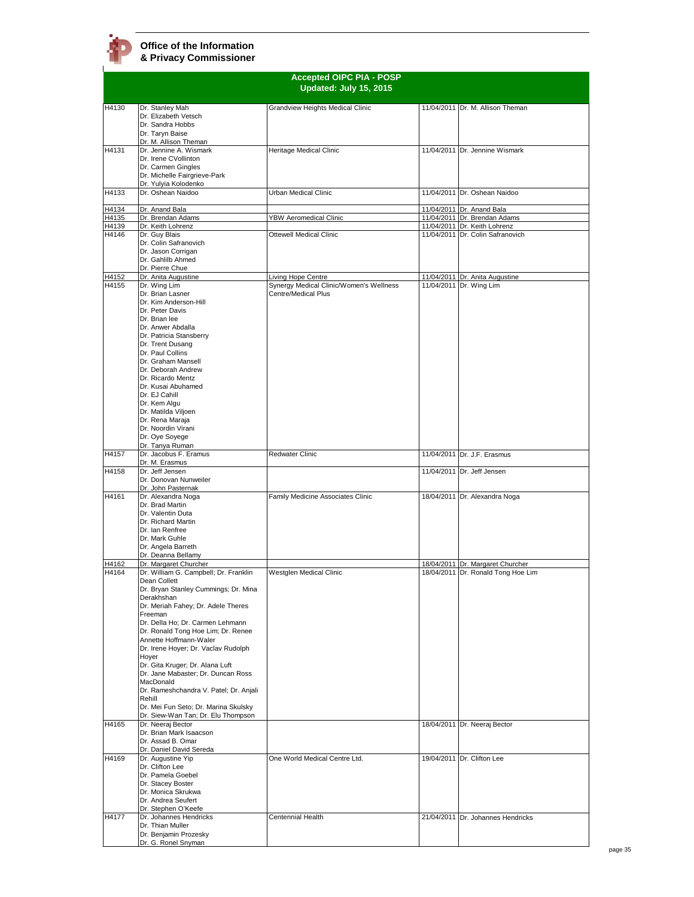**Office of the Information & Privacy Commissioner**

## Accepted OIPC PIA - POSP
### Updated: July 15, 2015

| | | | | |
|---|---|---|---|---|
| H4130 | Dr. Stanley Mah<br>Dr. Elizabeth Vetsch<br>Dr. Sandra Hobbs<br>Dr. Taryn Baise<br>Dr. M. Allison Theman | Grandview Heights Medical Clinic | 11/04/2011 | Dr. M. Allison Theman |
| H4131 | Dr. Jennine A. Wismark<br>Dr. Irene CVollinton<br>Dr. Carmen Gingles<br>Dr. Michelle Fairgrieve-Park<br>Dr. Yulyia Kolodenko | Heritage Medical Clinic | 11/04/2011 | Dr. Jennine Wismark |
| H4133 | Dr. Oshean Naidoo | Urban Medical Clinic | 11/04/2011 | Dr. Oshean Naidoo |
| H4134 | Dr. Anand Bala | | 11/04/2011 | Dr. Anand Bala |
| H4135 | Dr. Brendan Adams | YBW Aeromedical Clinic | 11/04/2011 | Dr. Brendan Adams |
| H4139 | Dr. Keith Lohrenz | | 11/04/2011 | Dr. Keith Lohrenz |
| H4146 | Dr. Guy Blais<br>Dr. Colin Safranovich<br>Dr. Jason Corrigan<br>Dr. Gahlilb Ahmed<br>Dr. Pierre Chue | Ottewell Medical Clinic | 11/04/2011 | Dr. Colin Safranovich |
| H4152 | Dr. Anita Augustine | Living Hope Centre | 11/04/2011 | Dr. Anita Augustine |
| H4155 | Dr. Wing Lim<br>Dr. Brian Lasner<br>Dr. Kim Anderson-Hill<br>Dr. Peter Davis<br>Dr. Brian lee<br>Dr. Anwer Abdalla<br>Dr. Patricia Stansberry<br>Dr. Trent Dusang<br>Dr. Paul Collins<br>Dr. Graham Mansell<br>Dr. Deborah Andrew<br>Dr. Ricardo Mentz<br>Dr. Kusai Abuhamed<br>Dr. EJ Cahill<br>Dr. Kem Algu<br>Dr. Matilda Viljoen<br>Dr. Rena Maraja<br>Dr. Noordin Virani<br>Dr. Oye Soyege<br>Dr. Tanya Ruman | Synergy Medical Clinic/Women's Wellness Centre/Medical Plus | 11/04/2011 | Dr. Wing Lim |
| H4157 | Dr. Jacobus F. Eramus<br>Dr. M. Erasmus | Redwater Clinic | 11/04/2011 | Dr. J.F. Erasmus |
| H4158 | Dr. Jeff Jensen<br>Dr. Donovan Nunweiler<br>Dr. John Pasternak | | 11/04/2011 | Dr. Jeff Jensen |
| H4161 | Dr. Alexandra Noga<br>Dr. Brad Martin<br>Dr. Valentin Duta<br>Dr. Richard Martin<br>Dr. Ian Renfree<br>Dr. Mark Guhle<br>Dr. Angela Barreth<br>Dr. Deanna Bellamy | Family Medicine Associates Clinic | 18/04/2011 | Dr. Alexandra Noga |
| H4162 | Dr. Margaret Churcher | | 18/04/2011 | Dr. Margaret Churcher |
| H4164 | Dr. William G. Campbell; Dr. Franklin Dean Collett<br>Dr. Bryan Stanley Cummings; Dr. Mina Derakhshan<br>Dr. Meriah Fahey; Dr. Adele Theres Freeman<br>Dr. Della Ho; Dr. Carmen Lehmann<br>Dr. Ronald Tong Hoe Lim; Dr. Renee Annette Hoffmann-Waler<br>Dr. Irene Hoyer; Dr. Vaclav Rudolph Hoyer<br>Dr. Gita Kruger; Dr. Alana Luft<br>Dr. Jane Mabaster; Dr. Duncan Ross MacDonald<br>Dr. Rameshchandra V. Patel; Dr. Anjali Rehill<br>Dr. Mei Fun Seto; Dr. Marina Skulsky<br>Dr. Siew-Wan Tan; Dr. Elu Thompson | Westglen Medical Clinic | 18/04/2011 | Dr. Ronald Tong Hoe Lim |
| H4165 | Dr. Neeraj Bector<br>Dr. Brian Mark Isaacson<br>Dr. Assad B. Omar<br>Dr. Daniel David Sereda | | 18/04/2011 | Dr. Neeraj Bector |
| H4169 | Dr. Augustine Yip<br>Dr. Clifton Lee<br>Dr. Pamela Goebel<br>Dr. Stacey Boster<br>Dr. Monica Skrukwa<br>Dr. Andrea Seufert<br>Dr. Stephen O'Keefe | One World Medical Centre Ltd. | 19/04/2011 | Dr. Clifton Lee |
| H4177 | Dr. Johannes Hendricks<br>Dr. Thian Muller<br>Dr. Benjamin Prozesky<br>Dr. G. Ronel Snyman | Centennial Health | 21/04/2011 | Dr. Johannes Hendricks |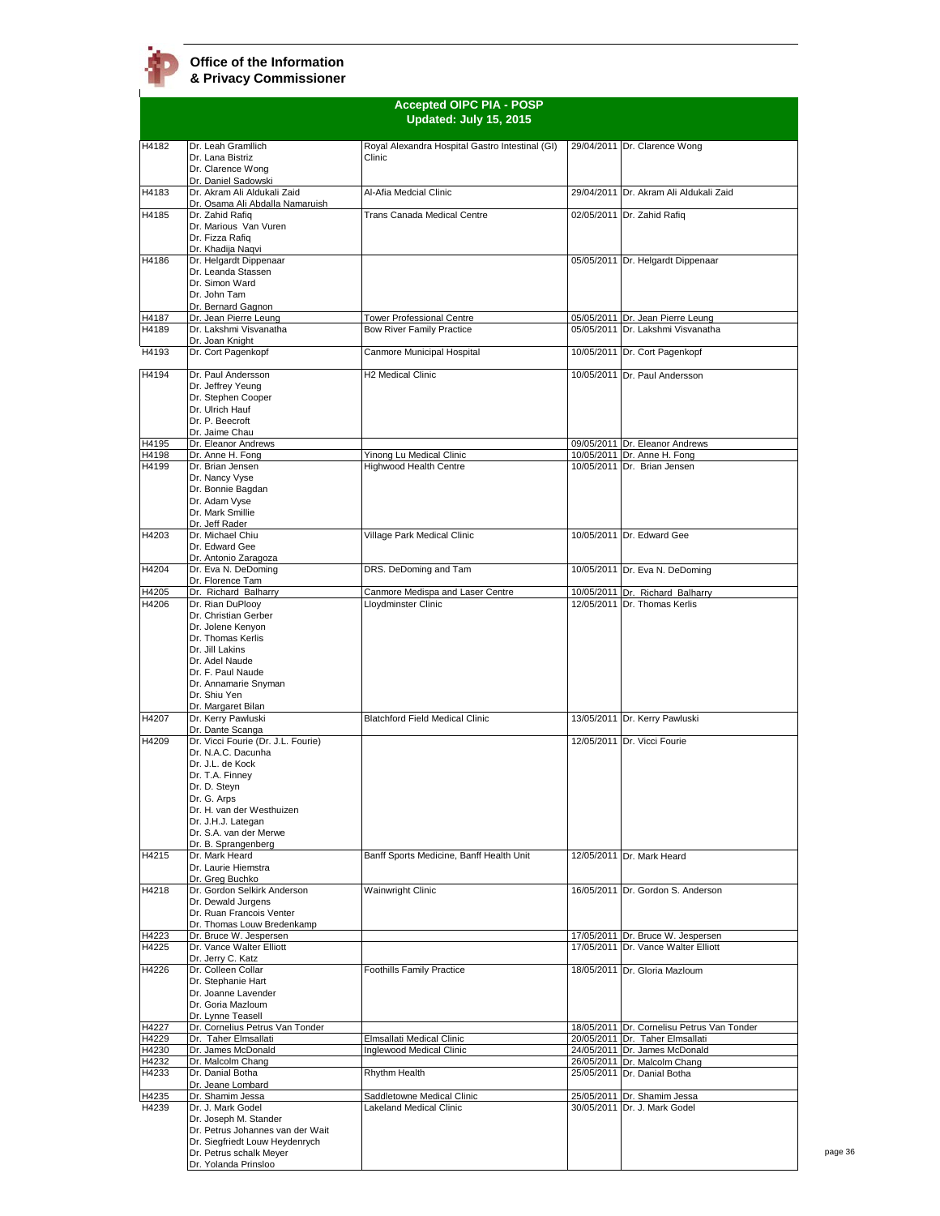**Office of the Information & Privacy Commissioner**

## Accepted OIPC PIA - POSP
### Updated: July 15, 2015

| | | | | |
|---|---|---|---|---|
| H4182 | Dr. Leah Gramllich<br>Dr. Lana Bistriz<br>Dr. Clarence Wong<br>Dr. Daniel Sadowski | Royal Alexandra Hospital Gastro Intestinal (GI) Clinic | 29/04/2011 | Dr. Clarence Wong |
| H4183 | Dr. Akram Ali Aldukali Zaid<br>Dr. Osama Ali Abdalla Namaruish | Al-Afia Medcial Clinic | 29/04/2011 | Dr. Akram Ali Aldukali Zaid |
| H4185 | Dr. Zahid Rafiq<br>Dr. Marious Van Vuren<br>Dr. Fizza Rafiq<br>Dr. Khadija Naqvi | Trans Canada Medical Centre | 02/05/2011 | Dr. Zahid Rafiq |
| H4186 | Dr. Helgardt Dippenaar<br>Dr. Leanda Stassen<br>Dr. Simon Ward<br>Dr. John Tam<br>Dr. Bernard Gagnon | | 05/05/2011 | Dr. Helgardt Dippenaar |
| H4187 | Dr. Jean Pierre Leung | Tower Professional Centre | 05/05/2011 | Dr. Jean Pierre Leung |
| H4189 | Dr. Lakshmi Visvanatha<br>Dr. Joan Knight | Bow River Family Practice | 05/05/2011 | Dr. Lakshmi Visvanatha |
| H4193 | Dr. Cort Pagenkopf | Canmore Municipal Hospital | 10/05/2011 | Dr. Cort Pagenkopf |
| H4194 | Dr. Paul Andersson<br>Dr. Jeffrey Yeung<br>Dr. Stephen Cooper<br>Dr. Ulrich Hauf<br>Dr. P. Beecroft<br>Dr. Jaime Chau | H2 Medical Clinic | 10/05/2011 | Dr. Paul Andersson |
| H4195 | Dr. Eleanor Andrews | | 09/05/2011 | Dr. Eleanor Andrews |
| H4198 | Dr. Anne H. Fong | Yinong Lu Medical Clinic | 10/05/2011 | Dr. Anne H. Fong |
| H4199 | Dr. Brian Jensen<br>Dr. Nancy Vyse<br>Dr. Bonnie Bagdan<br>Dr. Adam Vyse<br>Dr. Mark Smillie<br>Dr. Jeff Rader | Highwood Health Centre | 10/05/2011 | Dr. Brian Jensen |
| H4203 | Dr. Michael Chiu<br>Dr. Edward Gee<br>Dr. Antonio Zaragoza | Village Park Medical Clinic | 10/05/2011 | Dr. Edward Gee |
| H4204 | Dr. Eva N. DeDoming<br>Dr. Florence Tam | DRS. DeDoming and Tam | 10/05/2011 | Dr. Eva N. DeDoming |
| H4205 | Dr. Richard Balharry | Canmore Medispa and Laser Centre | 10/05/2011 | Dr. Richard Balharry |
| H4206 | Dr. Rian DuPlooy<br>Dr. Christian Gerber<br>Dr. Jolene Kenyon<br>Dr. Thomas Kerlis<br>Dr. Jill Lakins<br>Dr. Adel Naude<br>Dr. F. Paul Naude<br>Dr. Annamarie Snyman<br>Dr. Shiu Yen<br>Dr. Margaret Bilan | Lloydminster Clinic | 12/05/2011 | Dr. Thomas Kerlis |
| H4207 | Dr. Kerry Pawluski<br>Dr. Dante Scanga | Blatchford Field Medical Clinic | 13/05/2011 | Dr. Kerry Pawluski |
| H4209 | Dr. Vicci Fourie (Dr. J.L. Fourie)<br>Dr. N.A.C. Dacunha<br>Dr. J.L. de Kock<br>Dr. T.A. Finney<br>Dr. D. Steyn<br>Dr. G. Arps<br>Dr. H. van der Westhuizen<br>Dr. J.H.J. Lategan<br>Dr. S.A. van der Merwe<br>Dr. B. Sprangenberg | | 12/05/2011 | Dr. Vicci Fourie |
| H4215 | Dr. Mark Heard<br>Dr. Laurie Hiemstra<br>Dr. Greg Buchko | Banff Sports Medicine, Banff Health Unit | 12/05/2011 | Dr. Mark Heard |
| H4218 | Dr. Gordon Selkirk Anderson<br>Dr. Dewald Jurgens<br>Dr. Ruan Francois Venter<br>Dr. Thomas Louw Bredenkamp | Wainwright Clinic | 16/05/2011 | Dr. Gordon S. Anderson |
| H4223 | Dr. Bruce W. Jespersen | | 17/05/2011 | Dr. Bruce W. Jespersen |
| H4225 | Dr. Vance Walter Elliott<br>Dr. Jerry C. Katz | | 17/05/2011 | Dr. Vance Walter Elliott |
| H4226 | Dr. Colleen Collar<br>Dr. Stephanie Hart<br>Dr. Joanne Lavender<br>Dr. Goria Mazloum<br>Dr. Lynne Teasell | Foothills Family Practice | 18/05/2011 | Dr. Gloria Mazloum |
| H4227 | Dr. Cornelius Petrus Van Tonder | | 18/05/2011 | Dr. Cornelisu Petrus Van Tonder |
| H4229 | Dr. Taher Elmsallati | Elmsallati Medical Clinic | 20/05/2011 | Dr. Taher Elmsallati |
| H4230 | Dr. James McDonald | Inglewood Medical Clinic | 24/05/2011 | Dr. James McDonald |
| H4232 | Dr. Malcolm Chang | | 26/05/2011 | Dr. Malcolm Chang |
| H4233 | Dr. Danial Botha<br>Dr. Jeane Lombard | Rhythm Health | 25/05/2011 | Dr. Danial Botha |
| H4235 | Dr. Shamim Jessa | Saddletowne Medical Clinic | 25/05/2011 | Dr. Shamim Jessa |
| H4239 | Dr. J. Mark Godel<br>Dr. Joseph M. Stander<br>Dr. Petrus Johannes van der Wait<br>Dr. Siegfriedt Louw Heydenrych<br>Dr. Petrus schalk Meyer<br>Dr. Yolanda Prinsloo | Lakeland Medical Clinic | 30/05/2011 | Dr. J. Mark Godel |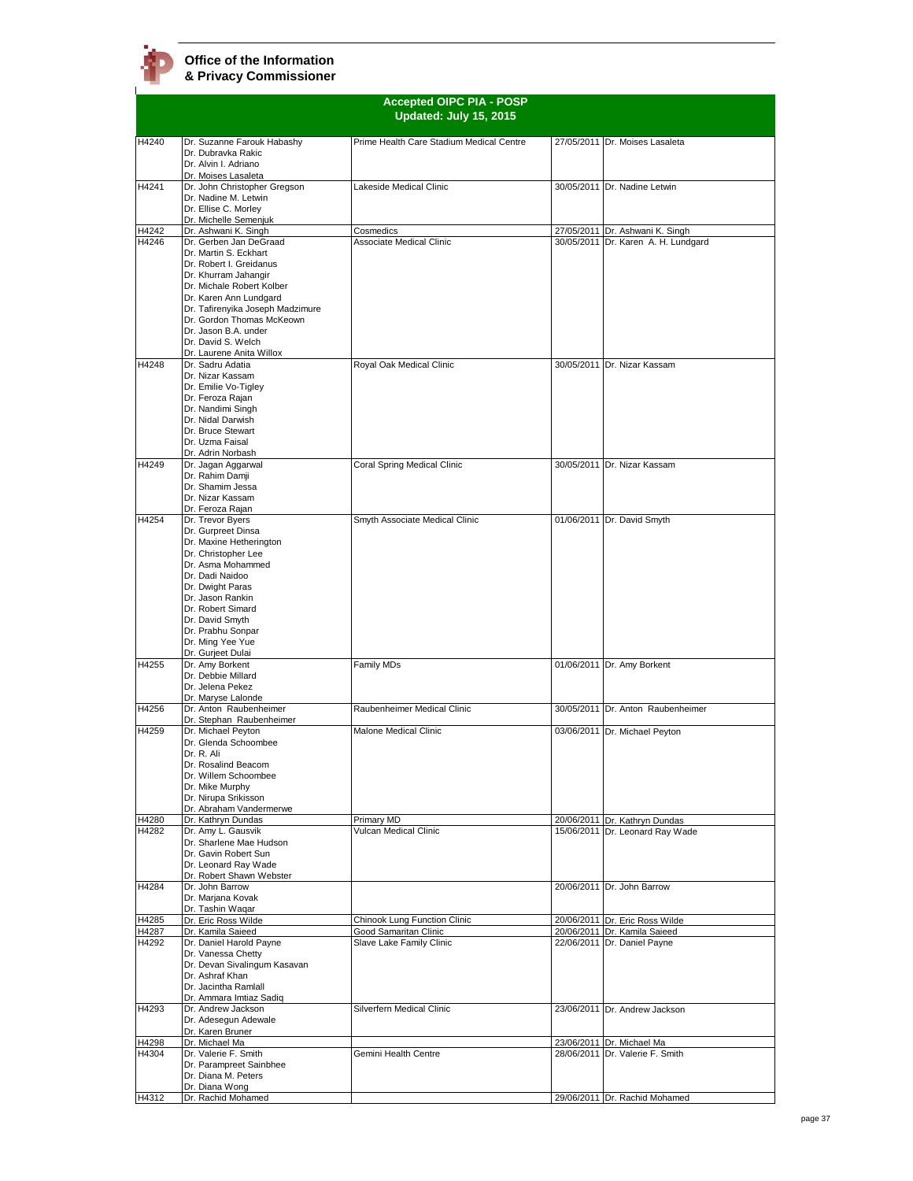**Office of the Information & Privacy Commissioner**

## Accepted OIPC PIA - POSP
### Updated: July 15, 2015

| | | | | |
|---|---|---|---|---|
| H4240 | Dr. Suzanne Farouk Habashy<br>Dr. Dubravka Rakic<br>Dr. Alvin I. Adriano<br>Dr. Moises Lasaleta | Prime Health Care Stadium Medical Centre | 27/05/2011 | Dr. Moises Lasaleta |
| H4241 | Dr. John Christopher Gregson<br>Dr. Nadine M. Letwin<br>Dr. Ellise C. Morley<br>Dr. Michelle Semenjuk | Lakeside Medical Clinic | 30/05/2011 | Dr. Nadine Letwin |
| H4242 | Dr. Ashwani K. Singh | Cosmedics | 27/05/2011 | Dr. Ashwani K. Singh |
| H4246 | Dr. Gerben Jan DeGraad<br>Dr. Martin S. Eckhart<br>Dr. Robert I. Greidanus<br>Dr. Khurram Jahangir<br>Dr. Michale Robert Kolber<br>Dr. Karen Ann Lundgard<br>Dr. Tafirenyika Joseph Madzimure<br>Dr. Gordon Thomas McKeown<br>Dr. Jason B.A. under<br>Dr. David S. Welch<br>Dr. Laurene Anita Willox | Associate Medical Clinic | 30/05/2011 | Dr. Karen A. H. Lundgard |
| H4248 | Dr. Sadru Adatia<br>Dr. Nizar Kassam<br>Dr. Emilie Vo-Tigley<br>Dr. Feroza Rajan<br>Dr. Nandimi Singh<br>Dr. Nidal Darwish<br>Dr. Bruce Stewart<br>Dr. Uzma Faisal<br>Dr. Adrin Norbash | Royal Oak Medical Clinic | 30/05/2011 | Dr. Nizar Kassam |
| H4249 | Dr. Jagan Aggarwal<br>Dr. Rahim Damji<br>Dr. Shamim Jessa<br>Dr. Nizar Kassam<br>Dr. Feroza Rajan | Coral Spring Medical Clinic | 30/05/2011 | Dr. Nizar Kassam |
| H4254 | Dr. Trevor Byers<br>Dr. Gurpreet Dinsa<br>Dr. Maxine Hetherington<br>Dr. Christopher Lee<br>Dr. Asma Mohammed<br>Dr. Dadi Naidoo<br>Dr. Dwight Paras<br>Dr. Jason Rankin<br>Dr. Robert Simard<br>Dr. David Smyth<br>Dr. Prabhu Sonpar<br>Dr. Ming Yee Yue<br>Dr. Gurjeet Dulai | Smyth Associate Medical Clinic | 01/06/2011 | Dr. David Smyth |
| H4255 | Dr. Amy Borkent<br>Dr. Debbie Millard<br>Dr. Jelena Pekez<br>Dr. Maryse Lalonde | Family MDs | 01/06/2011 | Dr. Amy Borkent |
| H4256 | Dr. Anton Raubenheimer<br>Dr. Stephan Raubenheimer | Raubenheimer Medical Clinic | 30/05/2011 | Dr. Anton Raubenheimer |
| H4259 | Dr. Michael Peyton<br>Dr. Glenda Schoombee<br>Dr. R. Ali<br>Dr. Rosalind Beacom<br>Dr. Willem Schoombee<br>Dr. Mike Murphy<br>Dr. Nirupa Srikisson<br>Dr. Abraham Vandermerwe | Malone Medical Clinic | 03/06/2011 | Dr. Michael Peyton |
| H4280 | Dr. Kathryn Dundas | Primary MD | 20/06/2011 | Dr. Kathryn Dundas |
| H4282 | Dr. Amy L. Gausvik<br>Dr. Sharlene Mae Hudson<br>Dr. Gavin Robert Sun<br>Dr. Leonard Ray Wade<br>Dr. Robert Shawn Webster | Vulcan Medical Clinic | 15/06/2011 | Dr. Leonard Ray Wade |
| H4284 | Dr. John Barrow<br>Dr. Marjana Kovak<br>Dr. Tashin Waqar | | 20/06/2011 | Dr. John Barrow |
| H4285 | Dr. Eric Ross Wilde | Chinook Lung Function Clinic | 20/06/2011 | Dr. Eric Ross Wilde |
| H4287 | Dr. Kamila Saieed | Good Samaritan Clinic | 20/06/2011 | Dr. Kamila Saieed |
| H4292 | Dr. Daniel Harold Payne<br>Dr. Vanessa Chetty<br>Dr. Devan Sivalingum Kasavan<br>Dr. Ashraf Khan<br>Dr. Jacintha Ramlall<br>Dr. Ammara Imtiaz Sadiq | Slave Lake Family Clinic | 22/06/2011 | Dr. Daniel Payne |
| H4293 | Dr. Andrew Jackson<br>Dr. Adesegun Adewale<br>Dr. Karen Bruner | Silverfern Medical Clinic | 23/06/2011 | Dr. Andrew Jackson |
| H4298 | Dr. Michael Ma | | 23/06/2011 | Dr. Michael Ma |
| H4304 | Dr. Valerie F. Smith<br>Dr. Parampreet Sainbhee<br>Dr. Diana M. Peters<br>Dr. Diana Wong | Gemini Health Centre | 28/06/2011 | Dr. Valerie F. Smith |
| H4312 | Dr. Rachid Mohamed | | 29/06/2011 | Dr. Rachid Mohamed |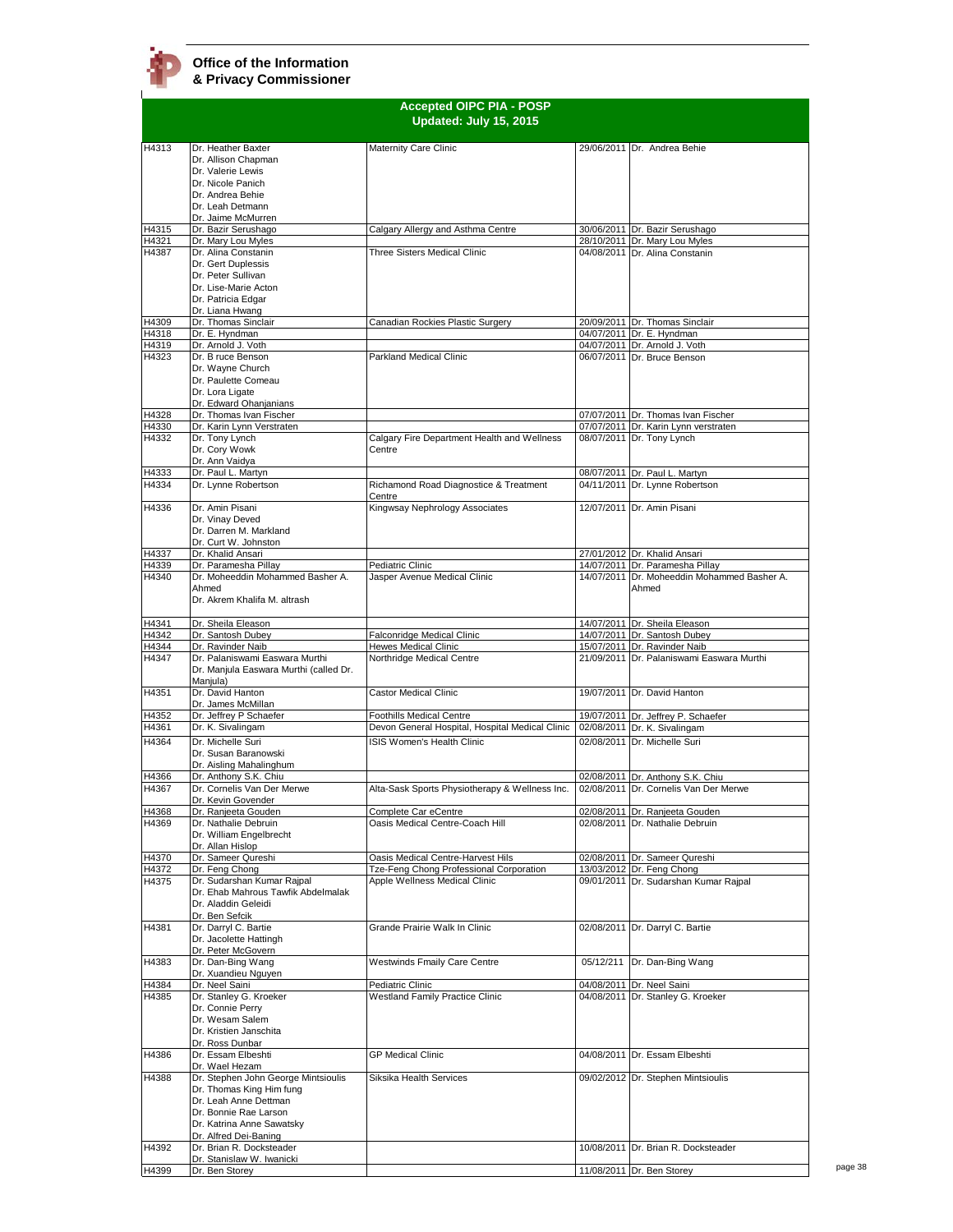**Office of the Information & Privacy Commissioner**

## Accepted OIPC PIA - POSP
### Updated: July 15, 2015

| | | | | |
|---|---|---|---|---|
| H4313 | Dr. Heather Baxter<br>Dr. Allison Chapman<br>Dr. Valerie Lewis<br>Dr. Nicole Panich<br>Dr. Andrea Behie<br>Dr. Leah Detmann<br>Dr. Jaime McMurren | Maternity Care Clinic | 29/06/2011 | Dr. Andrea Behie |
| H4315 | Dr. Bazir Serushago | Calgary Allergy and Asthma Centre | 30/06/2011 | Dr. Bazir Serushago |
| H4321 | Dr. Mary Lou Myles | | 28/10/2011 | Dr. Mary Lou Myles |
| H4387 | Dr. Alina Constanin<br>Dr. Gert Duplessis<br>Dr. Peter Sullivan<br>Dr. Lise-Marie Acton<br>Dr. Patricia Edgar<br>Dr. Liana Hwang | Three Sisters Medical Clinic | 04/08/2011 | Dr. Alina Constanin |
| H4309 | Dr. Thomas Sinclair | Canadian Rockies Plastic Surgery | 20/09/2011 | Dr. Thomas Sinclair |
| H4318 | Dr. E. Hyndman | | 04/07/2011 | Dr. E. Hyndman |
| H4319 | Dr. Arnold J. Voth | | 04/07/2011 | Dr. Arnold J. Voth |
| H4323 | Dr. B ruce Benson<br>Dr. Wayne Church<br>Dr. Paulette Comeau<br>Dr. Lora Ligate<br>Dr. Edward Ohanjanians | Parkland Medical Clinic | 06/07/2011 | Dr. Bruce Benson |
| H4328 | Dr. Thomas Ivan Fischer | | 07/07/2011 | Dr. Thomas Ivan Fischer |
| H4330 | Dr. Karin Lynn Verstraten | | 07/07/2011 | Dr. Karin Lynn verstraten |
| H4332 | Dr. Tony Lynch<br>Dr. Cory Wowk<br>Dr. Ann Vaidya | Calgary Fire Department Health and Wellness Centre | 08/07/2011 | Dr. Tony Lynch |
| H4333 | Dr. Paul L. Martyn | | 08/07/2011 | Dr. Paul L. Martyn |
| H4334 | Dr. Lynne Robertson | Richamond Road Diagnostice & Treatment Centre | 04/11/2011 | Dr. Lynne Robertson |
| H4336 | Dr. Amin Pisani<br>Dr. Vinay Deved<br>Dr. Darren M. Markland<br>Dr. Curt W. Johnston | Kingwsay Nephrology Associates | 12/07/2011 | Dr. Amin Pisani |
| H4337 | Dr. Khalid Ansari | | 27/01/2012 | Dr. Khalid Ansari |
| H4339 | Dr. Paramesha Pillay | Pediatric Clinic | 14/07/2011 | Dr. Paramesha Pillay |
| H4340 | Dr. Moheeddin Mohammed Basher A. Ahmed<br>Dr. Akrem Khalifa M. altrash | Jasper Avenue Medical Clinic | 14/07/2011 | Dr. Moheeddin Mohammed Basher A. Ahmed |
| H4341 | Dr. Sheila Eleason | | 14/07/2011 | Dr. Sheila Eleason |
| H4342 | Dr. Santosh Dubey | Falconridge Medical Clinic | 14/07/2011 | Dr. Santosh Dubey |
| H4344 | Dr. Ravinder Naib | Hewes Medical Clinic | 15/07/2011 | Dr. Ravinder Naib |
| H4347 | Dr. Palaniswami Easwara Murthi<br>Dr. Manjula Easwara Murthi (called Dr. Manjula) | Northridge Medical Centre | 21/09/2011 | Dr. Palaniswami Easwara Murthi |
| H4351 | Dr. David Hanton<br>Dr. James McMillan | Castor Medical Clinic | 19/07/2011 | Dr. David Hanton |
| H4352 | Dr. Jeffrey P Schaefer | Foothills Medical Centre | 19/07/2011 | Dr. Jeffrey P. Schaefer |
| H4361 | Dr. K. Sivalingam | Devon General Hospital, Hospital Medical Clinic | 02/08/2011 | Dr. K. Sivalingam |
| H4364 | Dr. Michelle Suri<br>Dr. Susan Baranowski<br>Dr. Aisling Mahalinghum | ISIS Women's Health Clinic | 02/08/2011 | Dr. Michelle Suri |
| H4366 | Dr. Anthony S.K. Chiu | | 02/08/2011 | Dr. Anthony S.K. Chiu |
| H4367 | Dr. Cornelis Van Der Merwe<br>Dr. Kevin Govender | Alta-Sask Sports Physiotherapy & Wellness Inc. | 02/08/2011 | Dr. Cornelis Van Der Merwe |
| H4368 | Dr. Ranjeeta Gouden | Complete Car eCentre | 02/08/2011 | Dr. Ranjeeta Gouden |
| H4369 | Dr. Nathalie Debruin<br>Dr. William Engelbrecht<br>Dr. Allan Hislop | Oasis Medical Centre-Coach Hill | 02/08/2011 | Dr. Nathalie Debruin |
| H4370 | Dr. Sameer Qureshi | Oasis Medical Centre-Harvest Hils | 02/08/2011 | Dr. Sameer Qureshi |
| H4372 | Dr. Feng Chong | Tze-Feng Chong Professional Corporation | 13/03/2012 | Dr. Feng Chong |
| H4375 | Dr. Sudarshan Kumar Rajpal<br>Dr. Ehab Mahrous Tawfik Abdelmalak<br>Dr. Aladdin Geleidi<br>Dr. Ben Sefcik | Apple Wellness Medical Clinic | 09/01/2011 | Dr. Sudarshan Kumar Rajpal |
| H4381 | Dr. Darryl C. Bartie<br>Dr. Jacolette Hattingh<br>Dr. Peter McGovern | Grande Prairie Walk In Clinic | 02/08/2011 | Dr. Darryl C. Bartie |
| H4383 | Dr. Dan-Bing Wang<br>Dr. Xuandieu Nguyen | Westwinds Fmaily Care Centre | 05/12/211 | Dr. Dan-Bing Wang |
| H4384 | Dr. Neel Saini | Pediatric Clinic | 04/08/2011 | Dr. Neel Saini |
| H4385 | Dr. Stanley G. Kroeker<br>Dr. Connie Perry<br>Dr. Wesam Salem<br>Dr. Kristien Janschita<br>Dr. Ross Dunbar | Westland Family Practice Clinic | 04/08/2011 | Dr. Stanley G. Kroeker |
| H4386 | Dr. Essam Elbeshti<br>Dr. Wael Hezam | GP Medical Clinic | 04/08/2011 | Dr. Essam Elbeshti |
| H4388 | Dr. Stephen John George Mintsioulis<br>Dr. Thomas King Him fung<br>Dr. Leah Anne Dettman<br>Dr. Bonnie Rae Larson<br>Dr. Katrina Anne Sawatsky<br>Dr. Alfred Dei-Baning | Siksika Health Services | 09/02/2012 | Dr. Stephen Mintsioulis |
| H4392 | Dr. Brian R. Docksteader<br>Dr. Stanislaw W. Iwanicki | | 10/08/2011 | Dr. Brian R. Docksteader |
| H4399 | Dr. Ben Storey | | 11/08/2011 | Dr. Ben Storey |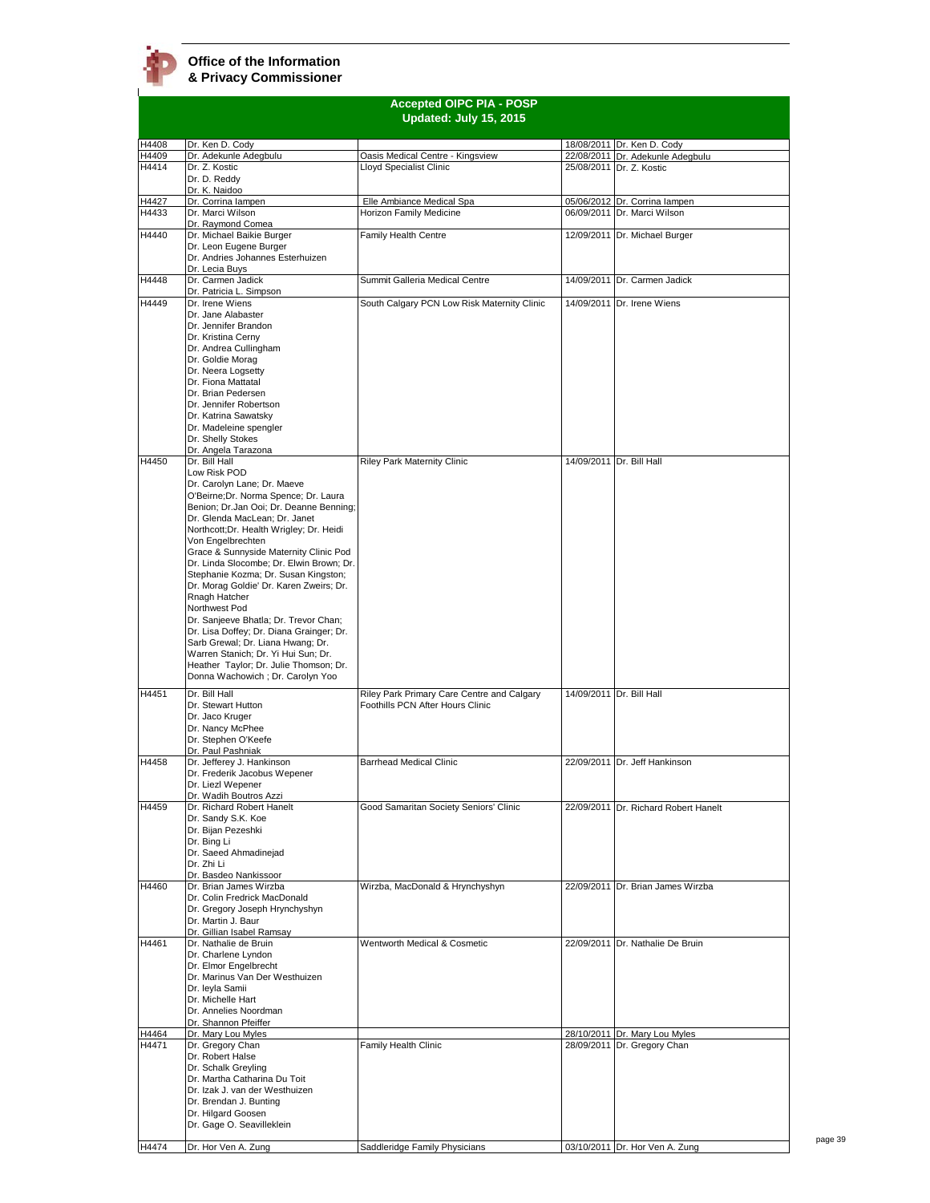**Office of the Information & Privacy Commissioner**

## Accepted OIPC PIA - POSP
### Updated: July 15, 2015

| | | | | |
|---|---|---|---|---|
| H4408 | Dr. Ken D. Cody | | 18/08/2011 | Dr. Ken D. Cody |
| H4409 | Dr. Adekunle Adegbulu | Oasis Medical Centre - Kingsview | 22/08/2011 | Dr. Adekunle Adegbulu |
| H4414 | Dr. Z. Kostic<br>Dr. D. Reddy<br>Dr. K. Naidoo | Lloyd Specialist Clinic | 25/08/2011 | Dr. Z. Kostic |
| H4427 | Dr. Corrina Iampen | Elle Ambiance Medical Spa | 05/06/2012 | Dr. Corrina Iampen |
| H4433 | Dr. Marci Wilson<br>Dr. Raymond Comea | Horizon Family Medicine | 06/09/2011 | Dr. Marci Wilson |
| H4440 | Dr. Michael Baikie Burger<br>Dr. Leon Eugene Burger<br>Dr. Andries Johannes Esterhuizen<br>Dr. Lecia Buys | Family Health Centre | 12/09/2011 | Dr. Michael Burger |
| H4448 | Dr. Carmen Jadick<br>Dr. Patricia L. Simpson | Summit Galleria Medical Centre | 14/09/2011 | Dr. Carmen Jadick |
| H4449 | Dr. Irene Wiens<br>Dr. Jane Alabaster<br>Dr. Jennifer Brandon<br>Dr. Kristina Cerny<br>Dr. Andrea Cullingham<br>Dr. Goldie Morag<br>Dr. Neera Logsetty<br>Dr. Fiona Mattatal<br>Dr. Brian Pedersen<br>Dr. Jennifer Robertson<br>Dr. Katrina Sawatsky<br>Dr. Madeleine spengler<br>Dr. Shelly Stokes<br>Dr. Angela Tarazona | South Calgary PCN Low Risk Maternity Clinic | 14/09/2011 | Dr. Irene Wiens |
| H4450 | Dr. Bill Hall<br>Low Risk POD<br>Dr. Carolyn Lane; Dr. Maeve O'Beirne;Dr. Norma Spence; Dr. Laura Benion; Dr.Jan Ooi; Dr. Deanne Benning; Dr. Glenda MacLean; Dr. Janet Northcott;Dr. Health Wrigley; Dr. Heidi Von Engelbrechten<br>Grace & Sunnyside Maternity Clinic Pod<br>Dr. Linda Slocombe; Dr. Elwin Brown; Dr. Stephanie Kozma; Dr. Susan Kingston; Dr. Morag Goldie' Dr. Karen Zweirs; Dr. Rnagh Hatcher<br>Northwest Pod<br>Dr. Sanjeeve Bhatla; Dr. Trevor Chan; Dr. Lisa Doffey; Dr. Diana Grainger; Dr. Sarb Grewal; Dr. Liana Hwang; Dr. Warren Stanich; Dr. Yi Hui Sun; Dr. Heather Taylor; Dr. Julie Thomson; Dr. Donna Wachowich ; Dr. Carolyn Yoo | Riley Park Maternity Clinic | 14/09/2011 | Dr. Bill Hall |
| H4451 | Dr. Bill Hall<br>Dr. Stewart Hutton<br>Dr. Jaco Kruger<br>Dr. Nancy McPhee<br>Dr. Stephen O'Keefe<br>Dr. Paul Pashniak | Riley Park Primary Care Centre and Calgary Foothills PCN After Hours Clinic | 14/09/2011 | Dr. Bill Hall |
| H4458 | Dr. Jefferey J. Hankinson<br>Dr. Frederik Jacobus Wepener<br>Dr. Liezl Wepener<br>Dr. Wadih Boutros Azzi | Barrhead Medical Clinic | 22/09/2011 | Dr. Jeff Hankinson |
| H4459 | Dr. Richard Robert Hanelt<br>Dr. Sandy S.K. Koe<br>Dr. Bijan Pezeshki<br>Dr. Bing Li<br>Dr. Saeed Ahmadinejad<br>Dr. Zhi Li<br>Dr. Basdeo Nankissoor | Good Samaritan Society Seniors' Clinic | 22/09/2011 | Dr. Richard Robert Hanelt |
| H4460 | Dr. Brian James Wirzba<br>Dr. Colin Fredrick MacDonald<br>Dr. Gregory Joseph Hrynchyshyn<br>Dr. Martin J. Baur<br>Dr. Gillian Isabel Ramsay | Wirzba, MacDonald & Hrynchyshyn | 22/09/2011 | Dr. Brian James Wirzba |
| H4461 | Dr. Nathalie de Bruin<br>Dr. Charlene Lyndon<br>Dr. Elmor Engelbrecht<br>Dr. Marinus Van Der Westhuizen<br>Dr. Ieyla Samii<br>Dr. Michelle Hart<br>Dr. Annelies Noordman<br>Dr. Shannon Pfeiffer | Wentworth Medical & Cosmetic | 22/09/2011 | Dr. Nathalie De Bruin |
| H4464 | Dr. Mary Lou Myles | | 28/10/2011 | Dr. Mary Lou Myles |
| H4471 | Dr. Gregory Chan<br>Dr. Robert Halse<br>Dr. Schalk Greyling<br>Dr. Martha Catharina Du Toit<br>Dr. Izak J. van der Westhuizen<br>Dr. Brendan J. Bunting<br>Dr. Hilgard Goosen<br>Dr. Gage O. Seavilleklein | Family Health Clinic | 28/09/2011 | Dr. Gregory Chan |
| H4474 | Dr. Hor Ven A. Zung | Saddleridge Family Physicians | 03/10/2011 | Dr. Hor Ven A. Zung |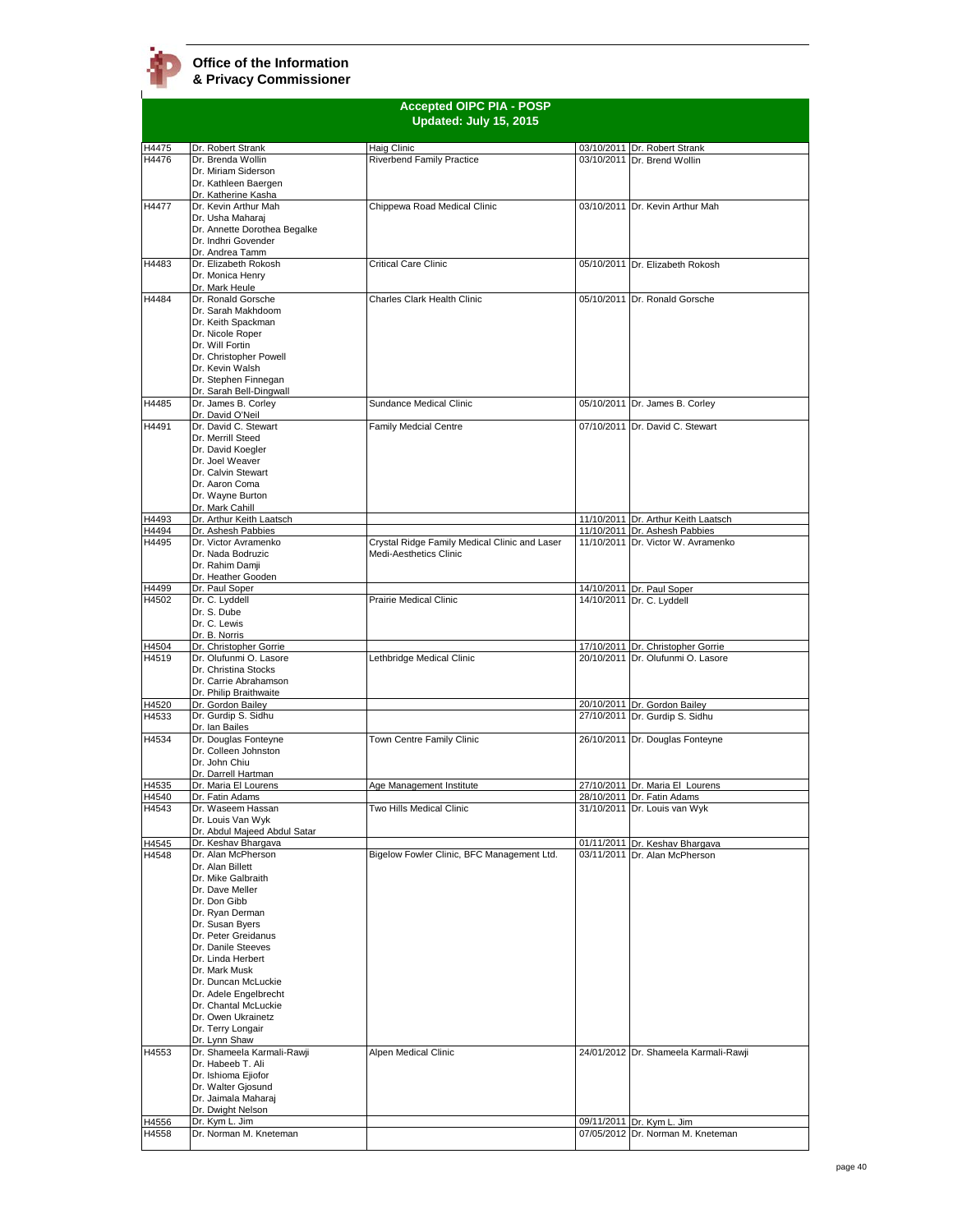**Office of the Information & Privacy Commissioner**

## Accepted OIPC PIA - POSP
### Updated: July 15, 2015

| | | | | |
|---|---|---|---|---|
| H4475 | Dr. Robert Strank | Haig Clinic | 03/10/2011 | Dr. Robert Strank |
| H4476 | Dr. Brenda Wollin<br>Dr. Miriam Siderson<br>Dr. Kathleen Baergen<br>Dr. Katherine Kasha | Riverbend Family Practice | 03/10/2011 | Dr. Brend Wollin |
| H4477 | Dr. Kevin Arthur Mah<br>Dr. Usha Maharaj<br>Dr. Annette Dorothea Begalke<br>Dr. Indhri Govender<br>Dr. Andrea Tamm | Chippewa Road Medical Clinic | 03/10/2011 | Dr. Kevin Arthur Mah |
| H4483 | Dr. Elizabeth Rokosh<br>Dr. Monica Henry<br>Dr. Mark Heule | Critical Care Clinic | 05/10/2011 | Dr. Elizabeth Rokosh |
| H4484 | Dr. Ronald Gorsche<br>Dr. Sarah Makhdoom<br>Dr. Keith Spackman<br>Dr. Nicole Roper<br>Dr. Will Fortin<br>Dr. Christopher Powell<br>Dr. Kevin Walsh<br>Dr. Stephen Finnegan<br>Dr. Sarah Bell-Dingwall | Charles Clark Health Clinic | 05/10/2011 | Dr. Ronald Gorsche |
| H4485 | Dr. James B. Corley<br>Dr. David O'Neil | Sundance Medical Clinic | 05/10/2011 | Dr. James B. Corley |
| H4491 | Dr. David C. Stewart<br>Dr. Merrill Steed<br>Dr. David Koegler<br>Dr. Joel Weaver<br>Dr. Calvin Stewart<br>Dr. Aaron Coma<br>Dr. Wayne Burton<br>Dr. Mark Cahill | Family Medcial Centre | 07/10/2011 | Dr. David C. Stewart |
| H4493 | Dr. Arthur Keith Laatsch | | 11/10/2011 | Dr. Arthur Keith Laatsch |
| H4494 | Dr. Ashesh Pabbies | | 11/10/2011 | Dr. Ashesh Pabbies |
| H4495 | Dr. Victor Avramenko<br>Dr. Nada Bodruzic<br>Dr. Rahim Damji<br>Dr. Heather Gooden | Crystal Ridge Family Medical Clinic and Laser Medi-Aesthetics Clinic | 11/10/2011 | Dr. Victor W. Avramenko |
| H4499 | Dr. Paul Soper | | 14/10/2011 | Dr. Paul Soper |
| H4502 | Dr. C. Lyddell<br>Dr. S. Dube<br>Dr. C. Lewis<br>Dr. B. Norris | Prairie Medical Clinic | 14/10/2011 | Dr. C. Lyddell |
| H4504 | Dr. Christopher Gorrie | | 17/10/2011 | Dr. Christopher Gorrie |
| H4519 | Dr. Olufunmi O. Lasore<br>Dr. Christina Stocks<br>Dr. Carrie Abrahamson<br>Dr. Philip Braithwaite | Lethbridge Medical Clinic | 20/10/2011 | Dr. Olufunmi O. Lasore |
| H4520 | Dr. Gordon Bailey | | 20/10/2011 | Dr. Gordon Bailey |
| H4533 | Dr. Gurdip S. Sidhu<br>Dr. Ian Bailes | | 27/10/2011 | Dr. Gurdip S. Sidhu |
| H4534 | Dr. Douglas Fonteyne<br>Dr. Colleen Johnston<br>Dr. John Chiu<br>Dr. Darrell Hartman | Town Centre Family Clinic | 26/10/2011 | Dr. Douglas Fonteyne |
| H4535 | Dr. Maria El Lourens | Age Management Institute | 27/10/2011 | Dr. Maria El Lourens |
| H4540 | Dr. Fatin Adams | | 28/10/2011 | Dr. Fatin Adams |
| H4543 | Dr. Waseem Hassan<br>Dr. Louis Van Wyk<br>Dr. Abdul Majeed Abdul Satar | Two Hills Medical Clinic | 31/10/2011 | Dr. Louis van Wyk |
| H4545 | Dr. Keshav Bhargava | | 01/11/2011 | Dr. Keshav Bhargava |
| H4548 | Dr. Alan McPherson<br>Dr. Alan Billett<br>Dr. Mike Galbraith<br>Dr. Dave Meller<br>Dr. Don Gibb<br>Dr. Ryan Derman<br>Dr. Susan Byers<br>Dr. Peter Greidanus<br>Dr. Danile Steeves<br>Dr. Linda Herbert<br>Dr. Mark Musk<br>Dr. Duncan McLuckie<br>Dr. Adele Engelbrecht<br>Dr. Chantal McLuckie<br>Dr. Owen Ukrainetz<br>Dr. Terry Longair<br>Dr. Lynn Shaw | Bigelow Fowler Clinic, BFC Management Ltd. | 03/11/2011 | Dr. Alan McPherson |
| H4553 | Dr. Shameela Karmali-Rawji<br>Dr. Habeeb T. Ali<br>Dr. Ishioma Ejiofor<br>Dr. Walter Gjosund<br>Dr. Jaimala Maharaj<br>Dr. Dwight Nelson | Alpen Medical Clinic | 24/01/2012 | Dr. Shameela Karmali-Rawji |
| H4556 | Dr. Kym L. Jim | | 09/11/2011 | Dr. Kym L. Jim |
| H4558 | Dr. Norman M. Kneteman | | 07/05/2012 | Dr. Norman M. Kneteman |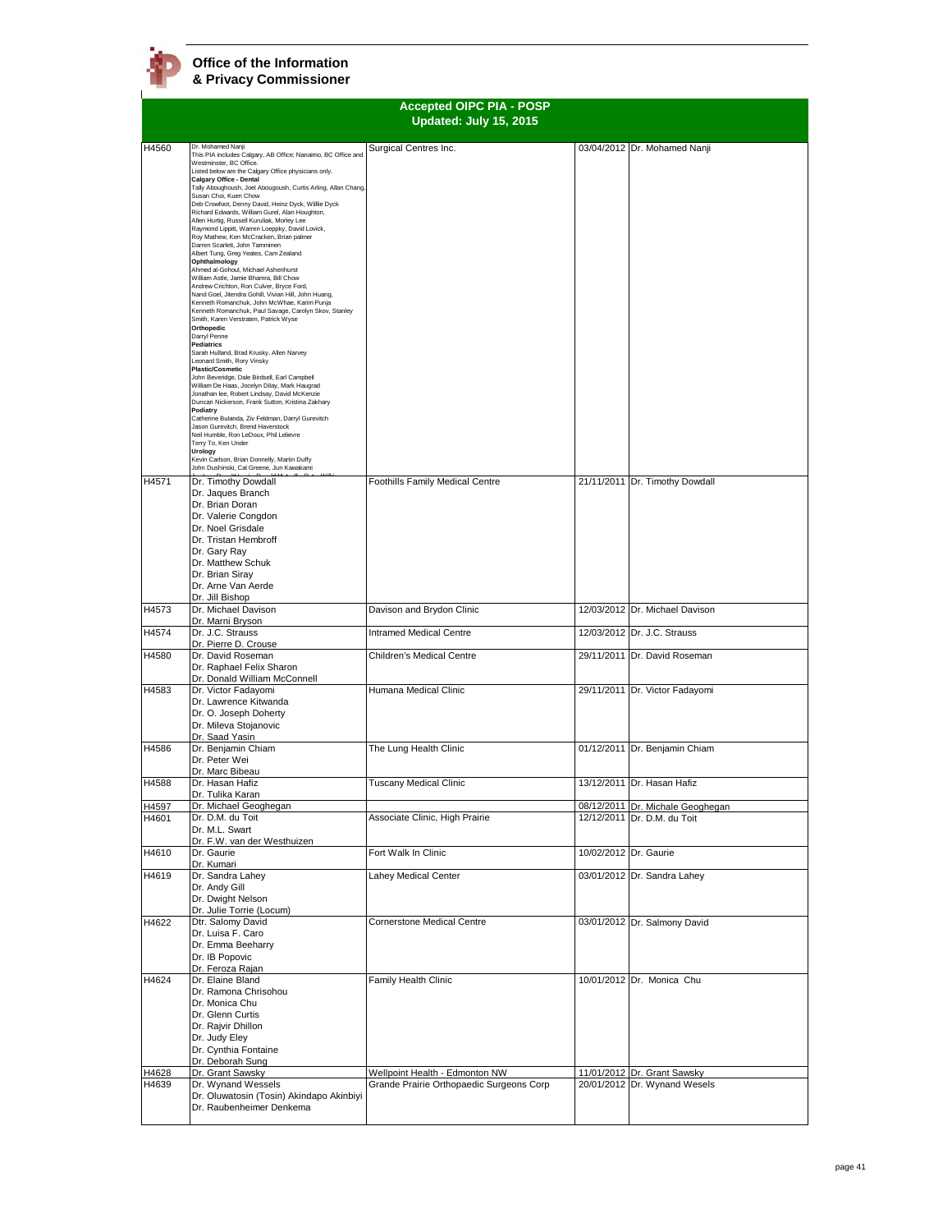**Office of the Information & Privacy Commissioner**

## Accepted OIPC PIA - POSP
### Updated: July 15, 2015

| | | | | |
|---|---|---|---|---|
| H4560 | Dr. Mohamed Nanji<br>This PIA includes Calgary, AB Office; Nanaimo, BC Office and Westminster, BC Office.<br>Listed below are the Calgary Office physicians only.<br>**Calgary Office - Dental**<br>Tally Aboughoush, Joel Abougoush, Curtis Arling, Allan Chang, Susan Choi, Kuen Chow<br>Deb Crowfoot, Denny David, Heinz Dyck, Willie Dyck<br>Richard Edwards, William Gurel, Alan Houghton,<br>Allen Hurtig, Russell Kurulak, Morley Lee<br>Raymond Lippitt, Warren Loeppky, David Lovick,<br>Roy Mathew, Ken McCracken, Brian palmer<br>Darren Scarlett, John Tamminen<br>Albert Tung, Greg Yeates, Cam Zealand<br>**Ophthalmology**<br>Ahmed al-Gohoul, Michael Ashenhurst<br>William Astle, Jamie Bhamra, Bill Chow<br>Andrew Crichton, Ron Culver, Bryce Ford,<br>Nand Goel, Jitendra Gohill, Vivian Hill, John Huang,<br>Kenneth Romanchuk, John McWhae, Karim Punja<br>Kenneth Romanchuk, Paul Savage, Carolyn Skov, Stanley Smith, Karen Verstraten, Patrick Wyse<br>**Orthopedic**<br>Darryl Penne<br>**Pediatrics**<br>Sarah Hulland, Brad Krusky, Allen Narvey<br>Leonard Smith, Rory Vinsky<br>**Plastic/Cosmetic**<br>John Beveridge, Dale Birdsell, Earl Campbell<br>William De Haas, Jocelyn Dilay, Mark Haugrad<br>Jonathan lee, Robert Lindsay, David McKenzie<br>Duncan Nickerson, Frank Sutton, Kristina Zakhary<br>**Podiatry**<br>Catherine Bulanda, Ziv Feldman, Darryl Gurevitch<br>Jason Gurevitch, Brend Haverstock<br>Neil Humble, Ron LeDoux, Phil Lelievre<br>Terry To, Ken Under<br>**Urology**<br>Kevin Carlson, Brian Donnelly, Martin Duffy<br>John Dushinski, Cal Greene, Jun Kawakami | Surgical Centres Inc. | 03/04/2012 | Dr. Mohamed Nanji |
| H4571 | Dr. Timothy Dowdall<br>Dr. Jaques Branch<br>Dr. Brian Doran<br>Dr. Valerie Congdon<br>Dr. Noel Grisdale<br>Dr. Tristan Hembroff<br>Dr. Gary Ray<br>Dr. Matthew Schuk<br>Dr. Brian Siray<br>Dr. Arne Van Aerde<br>Dr. Jill Bishop | Foothills Family Medical Centre | 21/11/2011 | Dr. Timothy Dowdall |
| H4573 | Dr. Michael Davison<br>Dr. Marni Bryson | Davison and Brydon Clinic | 12/03/2012 | Dr. Michael Davison |
| H4574 | Dr. J.C. Strauss<br>Dr. Pierre D. Crouse | Intramed Medical Centre | 12/03/2012 | Dr. J.C. Strauss |
| H4580 | Dr. David Roseman<br>Dr. Raphael Felix Sharon<br>Dr. Donald William McConnell | Children's Medical Centre | 29/11/2011 | Dr. David Roseman |
| H4583 | Dr. Victor Fadayomi<br>Dr. Lawrence Kitwanda<br>Dr. O. Joseph Doherty<br>Dr. Mileva Stojanovic<br>Dr. Saad Yasin | Humana Medical Clinic | 29/11/2011 | Dr. Victor Fadayomi |
| H4586 | Dr. Benjamin Chiam<br>Dr. Peter Wei<br>Dr. Marc Bibeau | The Lung Health Clinic | 01/12/2011 | Dr. Benjamin Chiam |
| H4588 | Dr. Hasan Hafiz<br>Dr. Tulika Karan | Tuscany Medical Clinic | 13/12/2011 | Dr. Hasan Hafiz |
| H4597 | Dr. Michael Geoghegan | | 08/12/2011 | Dr. Michale Geoghegan |
| H4601 | Dr. D.M. du Toit<br>Dr. M.L. Swart<br>Dr. F.W. van der Westhuizen | Associate Clinic, High Prairie | 12/12/2011 | Dr. D.M. du Toit |
| H4610 | Dr. Gaurie<br>Dr. Kumari | Fort Walk In Clinic | 10/02/2012 | Dr. Gaurie |
| H4619 | Dr. Sandra Lahey<br>Dr. Andy Gill<br>Dr. Dwight Nelson<br>Dr. Julie Torrie (Locum) | Lahey Medical Center | 03/01/2012 | Dr. Sandra Lahey |
| H4622 | Dtr. Salomy David<br>Dr. Luisa F. Caro<br>Dr. Emma Beeharry<br>Dr. IB Popovic<br>Dr. Feroza Rajan | Cornerstone Medical Centre | 03/01/2012 | Dr. Salmony David |
| H4624 | Dr. Elaine Bland<br>Dr. Ramona Chrisohou<br>Dr. Monica Chu<br>Dr. Glenn Curtis<br>Dr. Rajvir Dhillon<br>Dr. Judy Eley<br>Dr. Cynthia Fontaine<br>Dr. Deborah Sung | Family Health Clinic | 10/01/2012 | Dr. Monica Chu |
| H4628 | Dr. Grant Sawsky | Wellpoint Health - Edmonton NW | 11/01/2012 | Dr. Grant Sawsky |
| H4639 | Dr. Wynand Wessels<br>Dr. Oluwatosin (Tosin) Akindapo Akinbiyi<br>Dr. Raubenheimer Denkema | Grande Prairie Orthopaedic Surgeons Corp | 20/01/2012 | Dr. Wynand Wesels |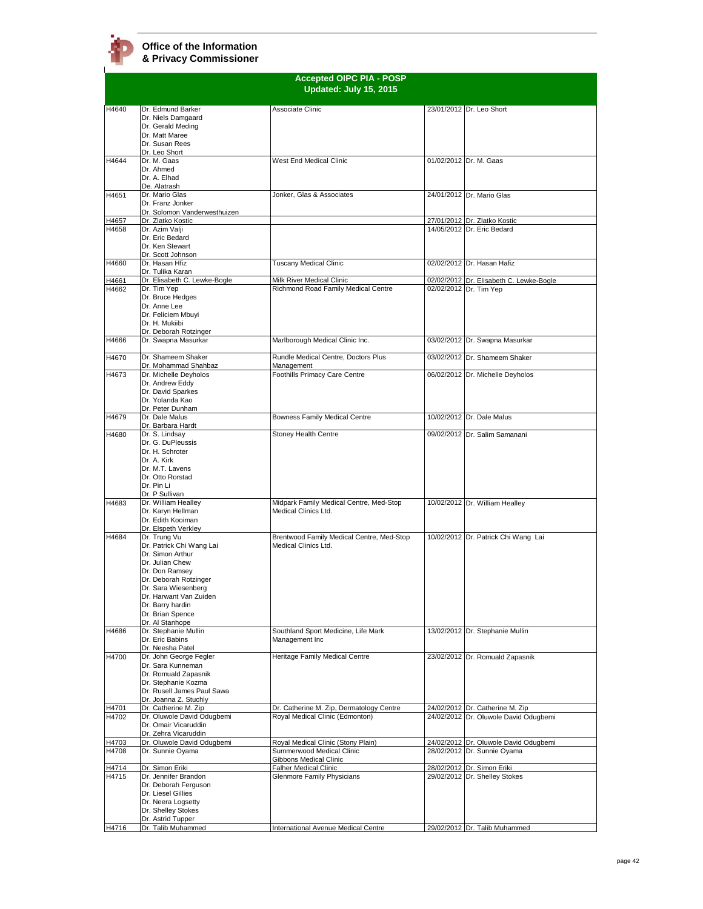**Office of the Information & Privacy Commissioner**

## Accepted OIPC PIA - POSP
### Updated: July 15, 2015

| | | | | |
|---|---|---|---|---|
| H4640 | Dr. Edmund Barker<br>Dr. Niels Damgaard<br>Dr. Gerald Meding<br>Dr. Matt Maree<br>Dr. Susan Rees<br>Dr. Leo Short | Associate Clinic | 23/01/2012 | Dr. Leo Short |
| H4644 | Dr. M. Gaas<br>Dr. Ahmed<br>Dr. A. Elhad<br>De. Alatrash | West End Medical Clinic | 01/02/2012 | Dr. M. Gaas |
| H4651 | Dr. Mario Glas<br>Dr. Franz Jonker<br>Dr. Solomon Vanderwesthuizen | Jonker, Glas & Associates | 24/01/2012 | Dr. Mario Glas |
| H4657 | Dr. Zlatko Kostic | | 27/01/2012 | Dr. Zlatko Kostic |
| H4658 | Dr. Azim Valji<br>Dr. Eric Bedard<br>Dr. Ken Stewart<br>Dr. Scott Johnson | | 14/05/2012 | Dr. Eric Bedard |
| H4660 | Dr. Hasan Hfiz<br>Dr. Tulika Karan | Tuscany Medical Clinic | 02/02/2012 | Dr. Hasan Hafiz |
| H4661 | Dr. Elisabeth C. Lewke-Bogle | Milk River Medical Clinic | 02/02/2012 | Dr. Elisabeth C. Lewke-Bogle |
| H4662 | Dr. Tim Yep<br>Dr. Bruce Hedges<br>Dr. Anne Lee<br>Dr. Feliciem Mbuyi<br>Dr. H. Mukiibi<br>Dr. Deborah Rotzinger | Richmond Road Family Medical Centre | 02/02/2012 | Dr. Tim Yep |
| H4666 | Dr. Swapna Masurkar | Marlborough Medical Clinic Inc. | 03/02/2012 | Dr. Swapna Masurkar |
| H4670 | Dr. Shameem Shaker<br>Dr. Mohammad Shahbaz | Rundle Medical Centre, Doctors Plus Management | 03/02/2012 | Dr. Shameem Shaker |
| H4673 | Dr. Michelle Deyholos<br>Dr. Andrew Eddy<br>Dr. David Sparkes<br>Dr. Yolanda Kao<br>Dr. Peter Dunham | Foothills Primacy Care Centre | 06/02/2012 | Dr. Michelle Deyholos |
| H4679 | Dr. Dale Malus<br>Dr. Barbara Hardt | Bowness Family Medical Centre | 10/02/2012 | Dr. Dale Malus |
| H4680 | Dr. S. Lindsay<br>Dr. G. DuPleussis<br>Dr. H. Schroter<br>Dr. A. Kirk<br>Dr. M.T. Lavens<br>Dr. Otto Rorstad<br>Dr. Pin Li<br>Dr. P Sullivan | Stoney Health Centre | 09/02/2012 | Dr. Salim Samanani |
| H4683 | Dr. William Healley<br>Dr. Karyn Hellman<br>Dr. Edith Kooiman<br>Dr. Elspeth Verkley | Midpark Family Medical Centre, Med-Stop Medical Clinics Ltd. | 10/02/2012 | Dr. William Healley |
| H4684 | Dr. Trung Vu<br>Dr. Patrick Chi Wang Lai<br>Dr. Simon Arthur<br>Dr. Julian Chew<br>Dr. Don Ramsey<br>Dr. Deborah Rotzinger<br>Dr. Sara Wiesenberg<br>Dr. Harwant Van Zuiden<br>Dr. Barry hardin<br>Dr. Brian Spence<br>Dr. Al Stanhope | Brentwood Family Medical Centre, Med-Stop Medical Clinics Ltd. | 10/02/2012 | Dr. Patrick Chi Wang Lai |
| H4686 | Dr. Stephanie Mullin<br>Dr. Eric Babins<br>Dr. Neesha Patel | Southland Sport Medicine, Life Mark Management Inc | 13/02/2012 | Dr. Stephanie Mullin |
| H4700 | Dr. John George Fegler<br>Dr. Sara Kunneman<br>Dr. Romuald Zapasnik<br>Dr. Stephanie Kozma<br>Dr. Rusell James Paul Sawa<br>Dr. Joanna Z. Stuchly | Heritage Family Medical Centre | 23/02/2012 | Dr. Romuald Zapasnik |
| H4701 | Dr. Catherine M. Zip | Dr. Catherine M. Zip, Dermatology Centre | 24/02/2012 | Dr. Catherine M. Zip |
| H4702 | Dr. Oluwole David Odugbemi<br>Dr. Omair Vicaruddin<br>Dr. Zehra Vicaruddin | Royal Medical Clinic (Edmonton) | 24/02/2012 | Dr. Oluwole David Odugbemi |
| H4703 | Dr. Oluwole David Odugbemi | Royal Medical Clinic (Stony Plain) | 24/02/2012 | Dr. Oluwole David Odugbemi |
| H4708 | Dr. Sunnie Oyama | Summerwood Medical Clinic<br>Gibbons Medical Clinic | 28/02/2012 | Dr. Sunnie Oyama |
| H4714 | Dr. Simon Eriki | Falher Medical Clinic | 28/02/2012 | Dr. Simon Eriki |
| H4715 | Dr. Jennifer Brandon<br>Dr. Deborah Ferguson<br>Dr. Liesel Gillies<br>Dr. Neera Logsetty<br>Dr. Shelley Stokes<br>Dr. Astrid Tupper | Glenmore Family Physicians | 29/02/2012 | Dr. Shelley Stokes |
| H4716 | Dr. Talib Muhammed | International Avenue Medical Centre | 29/02/2012 | Dr. Talib Muhammed |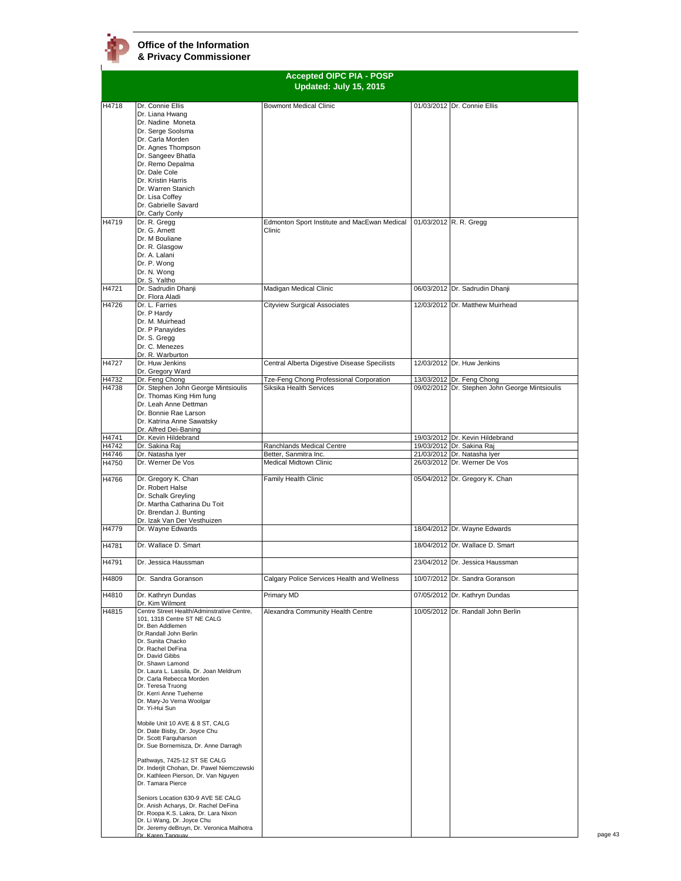# Office of the Information & Privacy Commissioner

## Accepted OIPC PIA - POSP
### Updated: July 15, 2015

| | | | | |
|---|---|---|---|---|
| H4718 | Dr. Connie Ellis<br>Dr. Liana Hwang<br>Dr. Nadine Moneta<br>Dr. Serge Soolsma<br>Dr. Carla Morden<br>Dr. Agnes Thompson<br>Dr. Sangeev Bhatla<br>Dr. Remo Depalma<br>Dr. Dale Cole<br>Dr. Kristin Harris<br>Dr. Warren Stanich<br>Dr. Lisa Coffey<br>Dr. Gabrielle Savard<br>Dr. Carly Conly | Bowmont Medical Clinic | 01/03/2012 | Dr. Connie Ellis |
| H4719 | Dr. R. Gregg<br>Dr. G. Arnett<br>Dr. M Bouliane<br>Dr. R. Glasgow<br>Dr. A. Lalani<br>Dr. P. Wong<br>Dr. N. Wong<br>Dr. S. Yaltho | Edmonton Sport Institute and MacEwan Medical Clinic | 01/03/2012 | R. R. Gregg |
| H4721 | Dr. Sadrudin Dhanji<br>Dr. Flora Aladi | Madigan Medical Clinic | 06/03/2012 | Dr. Sadrudin Dhanji |
| H4726 | Dr. L. Farries<br>Dr. P Hardy<br>Dr. M. Muirhead<br>Dr. P Panayides<br>Dr. S. Gregg<br>Dr. C. Menezes<br>Dr. R. Warburton | Cityview Surgical Associates | 12/03/2012 | Dr. Matthew Muirhead |
| H4727 | Dr. Huw Jenkins<br>Dr. Gregory Ward | Central Alberta Digestive Disease Specilists | 12/03/2012 | Dr. Huw Jenkins |
| H4732 | Dr. Feng Chong | Tze-Feng Chong Professional Corporation | 13/03/2012 | Dr. Feng Chong |
| H4738 | Dr. Stephen John George Mintsioulis<br>Dr. Thomas King Him fung<br>Dr. Leah Anne Dettman<br>Dr. Bonnie Rae Larson<br>Dr. Katrina Anne Sawatsky<br>Dr. Alfred Dei-Baning | Siksika Health Services | 09/02/2012 | Dr. Stephen John George Mintsioulis |
| H4741 | Dr. Kevin Hildebrand | | 19/03/2012 | Dr. Kevin Hildebrand |
| H4742 | Dr. Sakina Raj | Ranchlands Medical Centre | 19/03/2012 | Dr. Sakina Raj |
| H4746 | Dr. Natasha Iyer | Better, Sanmitra Inc. | 21/03/2012 | Dr. Natasha Iyer |
| H4750 | Dr. Werner De Vos | Medical Midtown Clinic | 26/03/2012 | Dr. Werner De Vos |
| H4766 | Dr. Gregory K. Chan<br>Dr. Robert Halse<br>Dr. Schalk Greyling<br>Dr. Martha Catharina Du Toit<br>Dr. Brendan J. Bunting<br>Dr. Izak Van Der Vesthuizen | Family Health Clinic | 05/04/2012 | Dr. Gregory K. Chan |
| H4779 | Dr. Wayne Edwards | | 18/04/2012 | Dr. Wayne Edwards |
| H4781 | Dr. Wallace D. Smart | | 18/04/2012 | Dr. Wallace D. Smart |
| H4791 | Dr. Jessica Haussman | | 23/04/2012 | Dr. Jessica Haussman |
| H4809 | Dr. Sandra Goranson | Calgary Police Services Health and Wellness | 10/07/2012 | Dr. Sandra Goranson |
| H4810 | Dr. Kathryn Dundas<br>Dr. Kim Wilmont | Primary MD | 07/05/2012 | Dr. Kathryn Dundas |
| H4815 | Centre Street Health/Adminstrative Centre, 101, 1318 Centre ST NE CALG<br>Dr. Ben Addlemen<br>Dr.Randall John Berlin<br>Dr. Sunita Chacko<br>Dr. Rachel DeFina<br>Dr. David Gibbs<br>Dr. Shawn Lamond<br>Dr. Laura L. Lassila, Dr. Joan Meldrum<br>Dr. Carla Rebecca Morden<br>Dr. Teresa Truong<br>Dr. Kerri Anne Tueherne<br>Dr. Mary-Jo Verna Woolgar<br>Dr. Yi-Hui Sun<br><br>Mobile Unit 10 AVE & 8 ST, CALG<br>Dr. Date Bisby, Dr. Joyce Chu<br>Dr. Scott Farquharson<br>Dr. Sue Bornemisza, Dr. Anne Darragh<br><br>Pathways, 7425-12 ST SE CALG<br>Dr. Inderjit Chohan, Dr. Pawel Niemczewski<br>Dr. Kathleen Pierson, Dr. Van Nguyen<br>Dr. Tamara Pierce<br><br>Seniors Location 630-9 AVE SE CALG<br>Dr. Anish Acharys, Dr. Rachel DeFina<br>Dr. Roopa K.S. Lakra, Dr. Lara Nixon<br>Dr. Li Wang, Dr. Joyce Chu<br>Dr. Jeremy deBruyn, Dr. Veronica Malhotra<br>Dr. Karen Tanguay | Alexandra Community Health Centre | 10/05/2012 | Dr. Randall John Berlin |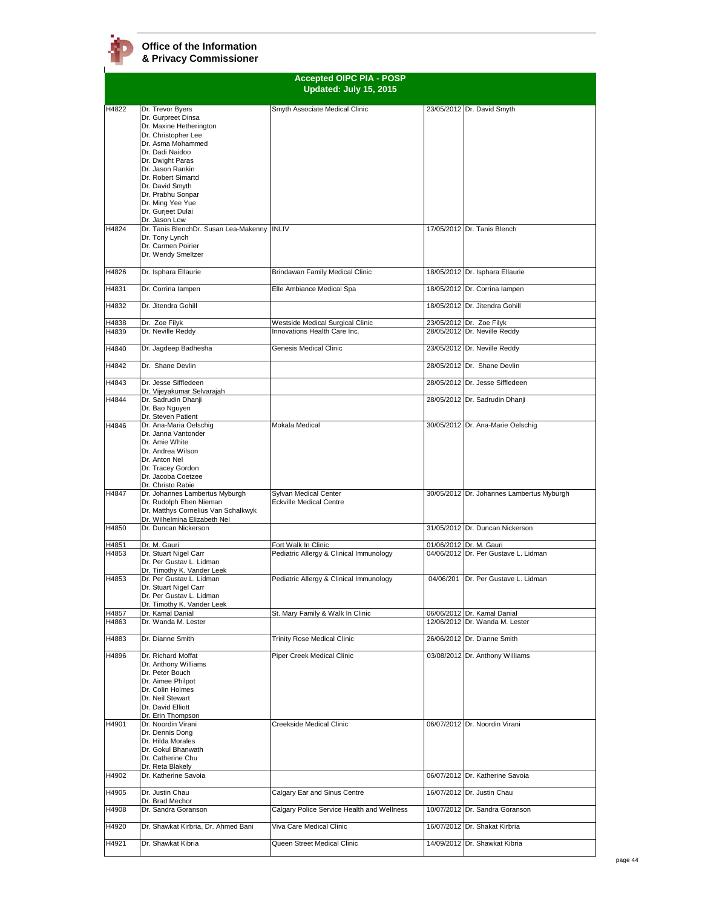**Office of the Information & Privacy Commissioner**

## Accepted OIPC PIA - POSP
### Updated: July 15, 2015

| | | | | |
|---|---|---|---|---|
| H4822 | Dr. Trevor Byers<br>Dr. Gurpreet Dinsa<br>Dr. Maxine Hetherington<br>Dr. Christopher Lee<br>Dr. Asma Mohammed<br>Dr. Dadi Naidoo<br>Dr. Dwight Paras<br>Dr. Jason Rankin<br>Dr. Robert Simartd<br>Dr. David Smyth<br>Dr. Prabhu Sonpar<br>Dr. Ming Yee Yue<br>Dr. Gurjeet Dulai<br>Dr. Jason Low | Smyth Associate Medical Clinic | 23/05/2012 | Dr. David Smyth |
| H4824 | Dr. Tanis BlenchDr. Susan Lea-Makenny<br>Dr. Tony Lynch<br>Dr. Carmen Poirier<br>Dr. Wendy Smeltzer | INLIV | 17/05/2012 | Dr. Tanis Blench |
| H4826 | Dr. Isphara Ellaurie | Brindawan Family Medical Clinic | 18/05/2012 | Dr. Isphara Ellaurie |
| H4831 | Dr. Corrina Iampen | Elle Ambiance Medical Spa | 18/05/2012 | Dr. Corrina Iampen |
| H4832 | Dr. Jitendra Gohill | | 18/05/2012 | Dr. Jitendra Gohill |
| H4838 | Dr. Zoe Filyk | Westside Medical Surgical Clinic | 23/05/2012 | Dr. Zoe Filyk |
| H4839 | Dr. Neville Reddy | Innovations Health Care Inc. | 28/05/2012 | Dr. Neville Reddy |
| H4840 | Dr. Jagdeep Badhesha | Genesis Medical Clinic | 23/05/2012 | Dr. Neville Reddy |
| H4842 | Dr. Shane Devlin | | 28/05/2012 | Dr. Shane Devlin |
| H4843 | Dr. Jesse Siffledeen<br>Dr. Vijeyakumar Selvarajah | | 28/05/2012 | Dr. Jesse Siffledeen |
| H4844 | Dr. Sadrudin Dhanji<br>Dr. Bao Nguyen<br>Dr. Steven Patient | | 28/05/2012 | Dr. Sadrudin Dhanji |
| H4846 | Dr. Ana-Maria Oelschig<br>Dr. Janna Vantonder<br>Dr. Amie White<br>Dr. Andrea Wilson<br>Dr. Anton Nel<br>Dr. Tracey Gordon<br>Dr. Jacoba Coetzee<br>Dr. Christo Rabie | Mokala Medical | 30/05/2012 | Dr. Ana-Marie Oelschig |
| H4847 | Dr. Johannes Lambertus Myburgh<br>Dr. Rudolph Eben Nieman<br>Dr. Matthys Cornelius Van Schalkwyk<br>Dr. Wilhelmina Elizabeth Nel | Sylvan Medical Center<br>Eckville Medical Centre | 30/05/2012 | Dr. Johannes Lambertus Myburgh |
| H4850 | Dr. Duncan Nickerson | | 31/05/2012 | Dr. Duncan Nickerson |
| H4851 | Dr. M. Gauri | Fort Walk In Clinic | 01/06/2012 | Dr. M. Gauri |
| H4853 | Dr. Stuart Nigel Carr<br>Dr. Per Gustav L. Lidman<br>Dr. Timothy K. Vander Leek | Pediatric Allergy & Clinical Immunology | 04/06/2012 | Dr. Per Gustave L. Lidman |
| H4853 | Dr. Per Gustav L. Lidman<br>Dr. Stuart Nigel Carr<br>Dr. Per Gustav L. Lidman<br>Dr. Timothy K. Vander Leek | Pediatric Allergy & Clinical Immunology | 04/06/201 | Dr. Per Gustave L. Lidman |
| H4857 | Dr. Kamal Danial | St. Mary Family & Walk In Clinic | 06/06/2012 | Dr. Kamal Danial |
| H4863 | Dr. Wanda M. Lester | | 12/06/2012 | Dr. Wanda M. Lester |
| H4883 | Dr. Dianne Smith | Trinity Rose Medical Clinic | 26/06/2012 | Dr. Dianne Smith |
| H4896 | Dr. Richard Moffat<br>Dr. Anthony Williams<br>Dr. Peter Bouch<br>Dr. Aimee Philpot<br>Dr. Colin Holmes<br>Dr. Neil Stewart<br>Dr. David Elliott<br>Dr. Erin Thompson | Piper Creek Medical Clinic | 03/08/2012 | Dr. Anthony Williams |
| H4901 | Dr. Noordin Virani<br>Dr. Dennis Dong<br>Dr. Hilda Morales<br>Dr. Gokul Bhanwath<br>Dr. Catherine Chu<br>Dr. Reta Blakely | Creekside Medical Clinic | 06/07/2012 | Dr. Noordin Virani |
| H4902 | Dr. Katherine Savoia | | 06/07/2012 | Dr. Katherine Savoia |
| H4905 | Dr. Justin Chau<br>Dr. Brad Mechor | Calgary Ear and Sinus Centre | 16/07/2012 | Dr. Justin Chau |
| H4908 | Dr. Sandra Goranson | Calgary Police Service Health and Wellness | 10/07/2012 | Dr. Sandra Goranson |
| H4920 | Dr. Shawkat Kirbria, Dr. Ahmed Bani | Viva Care Medical Clinic | 16/07/2012 | Dr. Shakat Kirbria |
| H4921 | Dr. Shawkat Kibria | Queen Street Medical Clinic | 14/09/2012 | Dr. Shawkat Kibria |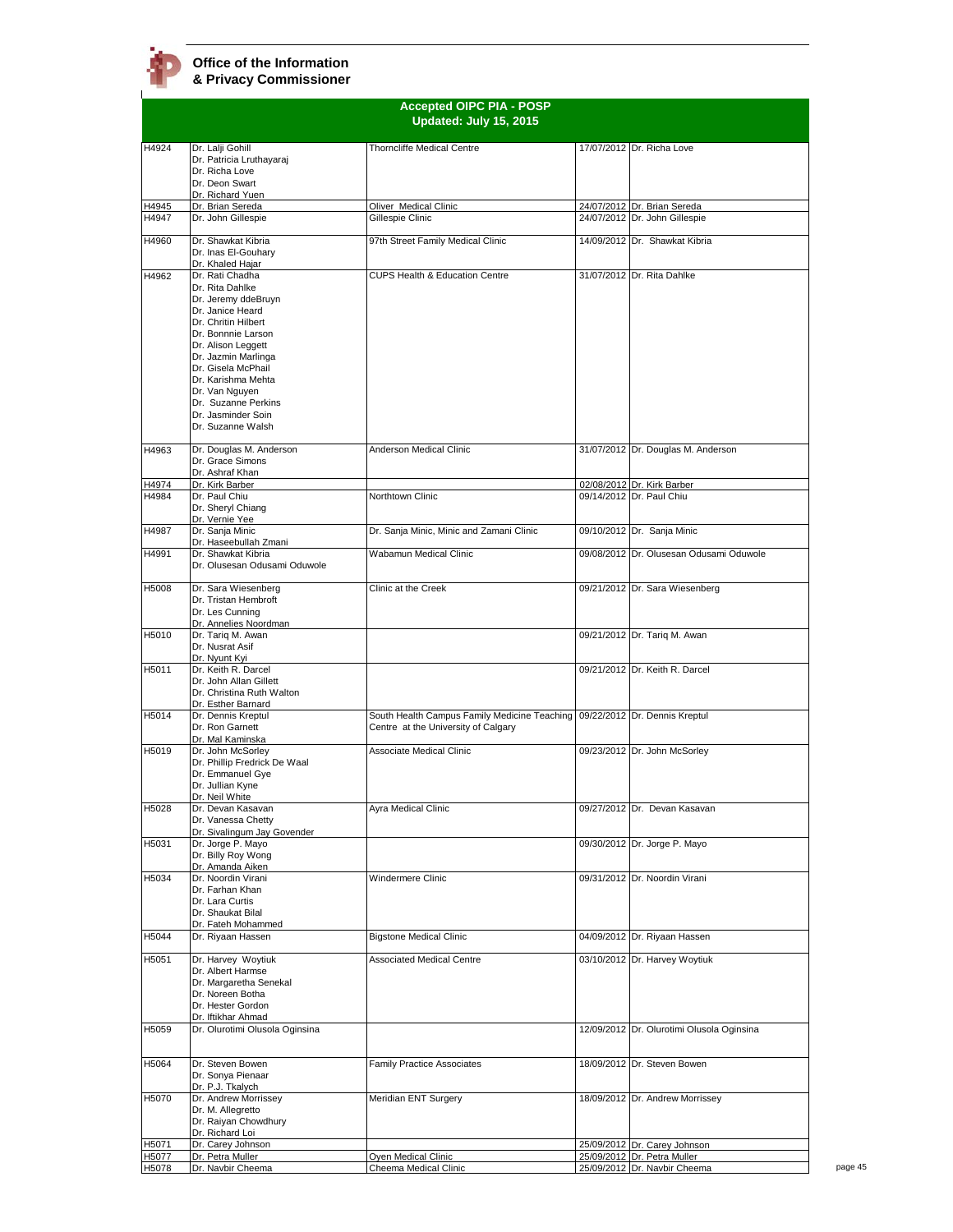**Office of the Information & Privacy Commissioner**

## Accepted OIPC PIA - POSP
### Updated: July 15, 2015

| | | | | |
|---|---|---|---|---|
| H4924 | Dr. Lalji Gohill<br>Dr. Patricia Lruthayaraj<br>Dr. Richa Love<br>Dr. Deon Swart<br>Dr. Richard Yuen | Thorncliffe Medical Centre | 17/07/2012 | Dr. Richa Love |
| H4945 | Dr. Brian Sereda | Oliver Medical Clinic | 24/07/2012 | Dr. Brian Sereda |
| H4947 | Dr. John Gillespie | Gillespie Clinic | 24/07/2012 | Dr. John Gillespie |
| H4960 | Dr. Shawkat Kibria<br>Dr. Inas El-Gouhary<br>Dr. Khaled Hajar | 97th Street Family Medical Clinic | 14/09/2012 | Dr. Shawkat Kibria |
| H4962 | Dr. Rati Chadha<br>Dr. Rita Dahlke<br>Dr. Jeremy ddeBruyn<br>Dr. Janice Heard<br>Dr. Chritin Hilbert<br>Dr. Bonnnie Larson<br>Dr. Alison Leggett<br>Dr. Jazmin Marlinga<br>Dr. Gisela McPhail<br>Dr. Karishma Mehta<br>Dr. Van Nguyen<br>Dr. Suzanne Perkins<br>Dr. Jasminder Soin<br>Dr. Suzanne Walsh | CUPS Health & Education Centre | 31/07/2012 | Dr. Rita Dahlke |
| H4963 | Dr. Douglas M. Anderson<br>Dr. Grace Simons<br>Dr. Ashraf Khan | Anderson Medical Clinic | 31/07/2012 | Dr. Douglas M. Anderson |
| H4974 | Dr. Kirk Barber | | 02/08/2012 | Dr. Kirk Barber |
| H4984 | Dr. Paul Chiu<br>Dr. Sheryl Chiang<br>Dr. Vernie Yee | Northtown Clinic | 09/14/2012 | Dr. Paul Chiu |
| H4987 | Dr. Sanja Minic<br>Dr. Haseebullah Zmani | Dr. Sanja Minic, Minic and Zamani Clinic | 09/10/2012 | Dr. Sanja Minic |
| H4991 | Dr. Shawkat Kibria<br>Dr. Olusesan Odusami Oduwole | Wabamun Medical Clinic | 09/08/2012 | Dr. Olusesan Odusami Oduwole |
| H5008 | Dr. Sara Wiesenberg<br>Dr. Tristan Hembroft<br>Dr. Les Cunning<br>Dr. Annelies Noordman | Clinic at the Creek | 09/21/2012 | Dr. Sara Wiesenberg |
| H5010 | Dr. Tariq M. Awan<br>Dr. Nusrat Asif<br>Dr. Nyunt Kyi | | 09/21/2012 | Dr. Tariq M. Awan |
| H5011 | Dr. Keith R. Darcel<br>Dr. John Allan Gillett<br>Dr. Christina Ruth Walton<br>Dr. Esther Barnard | | 09/21/2012 | Dr. Keith R. Darcel |
| H5014 | Dr. Dennis Kreptul<br>Dr. Ron Garnett<br>Dr. Mal Kaminska | South Health Campus Family Medicine Teaching Centre at the University of Calgary | 09/22/2012 | Dr. Dennis Kreptul |
| H5019 | Dr. John McSorley<br>Dr. Phillip Fredrick De Waal<br>Dr. Emmanuel Gye<br>Dr. Jullian Kyne<br>Dr. Neil White | Associate Medical Clinic | 09/23/2012 | Dr. John McSorley |
| H5028 | Dr. Devan Kasavan<br>Dr. Vanessa Chetty<br>Dr. Sivalingum Jay Govender | Ayra Medical Clinic | 09/27/2012 | Dr. Devan Kasavan |
| H5031 | Dr. Jorge P. Mayo<br>Dr. Billy Roy Wong<br>Dr. Amanda Aiken | | 09/30/2012 | Dr. Jorge P. Mayo |
| H5034 | Dr. Noordin Virani<br>Dr. Farhan Khan<br>Dr. Lara Curtis<br>Dr. Shaukat Bilal<br>Dr. Fateh Mohammed | Windermere Clinic | 09/31/2012 | Dr. Noordin Virani |
| H5044 | Dr. Riyaan Hassen | Bigstone Medical Clinic | 04/09/2012 | Dr. Riyaan Hassen |
| H5051 | Dr. Harvey Woytiuk<br>Dr. Albert Harmse<br>Dr. Margaretha Senekal<br>Dr. Noreen Botha<br>Dr. Hester Gordon<br>Dr. Iftikhar Ahmad | Associated Medical Centre | 03/10/2012 | Dr. Harvey Woytiuk |
| H5059 | Dr. Olurotimi Olusola Oginsina | | 12/09/2012 | Dr. Olurotimi Olusola Oginsina |
| H5064 | Dr. Steven Bowen<br>Dr. Sonya Pienaar<br>Dr. P.J. Tkalych | Family Practice Associates | 18/09/2012 | Dr. Steven Bowen |
| H5070 | Dr. Andrew Morrissey<br>Dr. M. Allegretto<br>Dr. Raiyan Chowdhury<br>Dr. Richard Loi | Meridian ENT Surgery | 18/09/2012 | Dr. Andrew Morrissey |
| H5071 | Dr. Carey Johnson | | 25/09/2012 | Dr. Carey Johnson |
| H5077 | Dr. Petra Muller | Oyen Medical Clinic | 25/09/2012 | Dr. Petra Muller |
| H5078 | Dr. Navbir Cheema | Cheema Medical Clinic | 25/09/2012 | Dr. Navbir Cheema |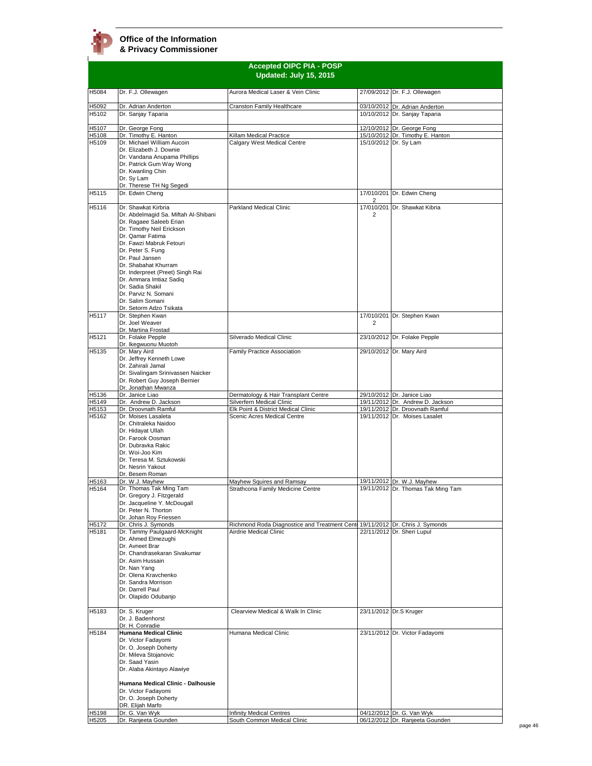**Office of the Information & Privacy Commissioner**

## Accepted OIPC PIA - POSP
### Updated: July 15, 2015

| | | | | |
|---|---|---|---|---|
| H5084 | Dr. F.J. Ollewagen | Aurora Medical Laser & Vein Clinic | 27/09/2012 | Dr. F.J. Ollewagen |
| H5092 | Dr. Adrian Anderton | Cranston Family Healthcare | 03/10/2012 | Dr. Adrian Anderton |
| H5102 | Dr. Sanjay Taparia | | 10/10/2012 | Dr. Sanjay Taparia |
| H5107 | Dr. George Fong | | 12/10/2012 | Dr. George Fong |
| H5108 | Dr. Timothy E. Hanton | Killam Medical Practice | 15/10/2012 | Dr. Timothy E. Hanton |
| H5109 | Dr. Michael William Aucoin<br>Dr. Elizabeth J. Downie<br>Dr. Vandana Anupama Phillips<br>Dr. Patrick Gum Way Wong<br>Dr. Kwanling Chin<br>Dr. Sy Lam<br>Dr. Therese TH Ng Segedi | Calgary West Medical Centre | 15/10/2012 | Dr. Sy Lam |
| H5115 | Dr. Edwin Cheng | | 17/010/2012 | Dr. Edwin Cheng |
| H5116 | Dr. Shawkat Kirbria<br>Dr. Abdelmagid Sa. Miftah Al-Shibani<br>Dr. Ragaee Saleeb Erian<br>Dr. Timothy Neil Erickson<br>Dr. Qamar Fatima<br>Dr. Fawzi Mabruk Fetouri<br>Dr. Peter S. Fung<br>Dr. Paul Jansen<br>Dr. Shabahat Khurram<br>Dr. Inderpreet (Preet) Singh Rai<br>Dr. Ammara Imtiaz Sadiq<br>Dr. Sadia Shakil<br>Dr. Parviz N. Somani<br>Dr. Salim Somani<br>Dr. Setorm Adzo Tsikata | Parkland Medical Clinic | 17/010/2012 | Dr. Shawkat Kibria |
| H5117 | Dr. Stephen Kwan<br>Dr. Joel Weaver<br>Dr. Martina Frostad | | 17/010/2012 | Dr. Stephen Kwan |
| H5121 | Dr. Folake Pepple<br>Dr. Ikegwuonu Muotoh | Silverado Medical Clinic | 23/10/2012 | Dr. Folake Pepple |
| H5135 | Dr. Mary Aird<br>Dr. Jeffrey Kenneth Lowe<br>Dr. Zahirali Jamal<br>Dr. Sivalingam Srinivassen Naicker<br>Dr. Robert Guy Joseph Bernier<br>Dr. Jonathan Mwanza | Family Practice Association | 29/10/2012 | Dr. Mary Aird |
| H5136 | Dr. Janice Liao | Dermatology & Hair Transplant Centre | 29/10/2012 | Dr. Janice Liao |
| H5149 | Dr. Andrew D. Jackson | Silverfern Medical Clinic | 19/11/2012 | Dr. Andrew D. Jackson |
| H5153 | Dr. Droovnath Ramful | Elk Point & District Medical Clinic | 19/11/2012 | Dr. Droovnath Ramful |
| H5162 | Dr. Moises Lasaleta<br>Dr. Chitraleka Naidoo<br>Dr. Hidayat Ullah<br>Dr. Farook Oosman<br>Dr. Dubravka Rakic<br>Dr. Woi-Joo Kim<br>Dr. Teresa M. Sztukowski<br>Dr. Nesrin Yakout<br>Dr. Besem Roman | Scenic Acres Medical Centre | 19/11/2012 | Dr. Moises Lasalet |
| H5163 | Dr. W.J. Mayhew | Mayhew Squires and Ramsay | 19/11/2012 | Dr. W.J. Mayhew |
| H5164 | Dr. Thomas Tak Ming Tam<br>Dr. Gregory J. Fitzgerald<br>Dr. Jacqueline Y. McDougall<br>Dr. Peter N. Thorton<br>Dr. Johan Roy Friessen | Strathcona Family Medicine Centre | 19/11/2012 | Dr. Thomas Tak Ming Tam |
| H5172 | Dr. Chris J. Symonds | Richmond Roda Diagnostice and Treatment Centr | 19/11/2012 | Dr. Chris J. Symonds |
| H5181 | Dr. Tammy Paulgaard-McKnight<br>Dr. Ahmed Elmezughi<br>Dr. Avneet Brar<br>Dr. Chandrasekaran Sivakumar<br>Dr. Asim Hussain<br>Dr. Nan Yang<br>Dr. Olena Kravchenko<br>Dr. Sandra Morrison<br>Dr. Darrell Paul<br>Dr. Olapido Odubanjo | Airdrie Medical Clinic | 22/11/2012 | Dr. Sheri Lupul |
| H5183 | Dr. S. Kruger<br>Dr. J. Badenhorst<br>Dr. H. Conradie | Clearview Medical & Walk In Clinic | 23/11/2012 | Dr.S Kruger |
| H5184 | **Humana Medical Clinic**<br>Dr. Victor Fadayomi<br>Dr. O. Joseph Doherty<br>Dr. Mileva Stojanovic<br>Dr. Saad Yasin<br>Dr. Alaba Akintayo Alawiye<br><br>**Humana Medical Clinic - Dalhousie**<br>Dr. Victor Fadayomi<br>Dr. O. Joseph Doherty<br>DR. Elijah Marfo | Humana Medical Clinic | 23/11/2012 | Dr. Victor Fadayomi |
| H5198 | Dr. G. Van Wyk | Infinity Medical Centres | 04/12/2012 | Dr. G. Van Wyk |
| H5205 | Dr. Ranjeeta Gounden | South Common Medical Clinic | 06/12/2012 | Dr. Ranjeeta Gounden |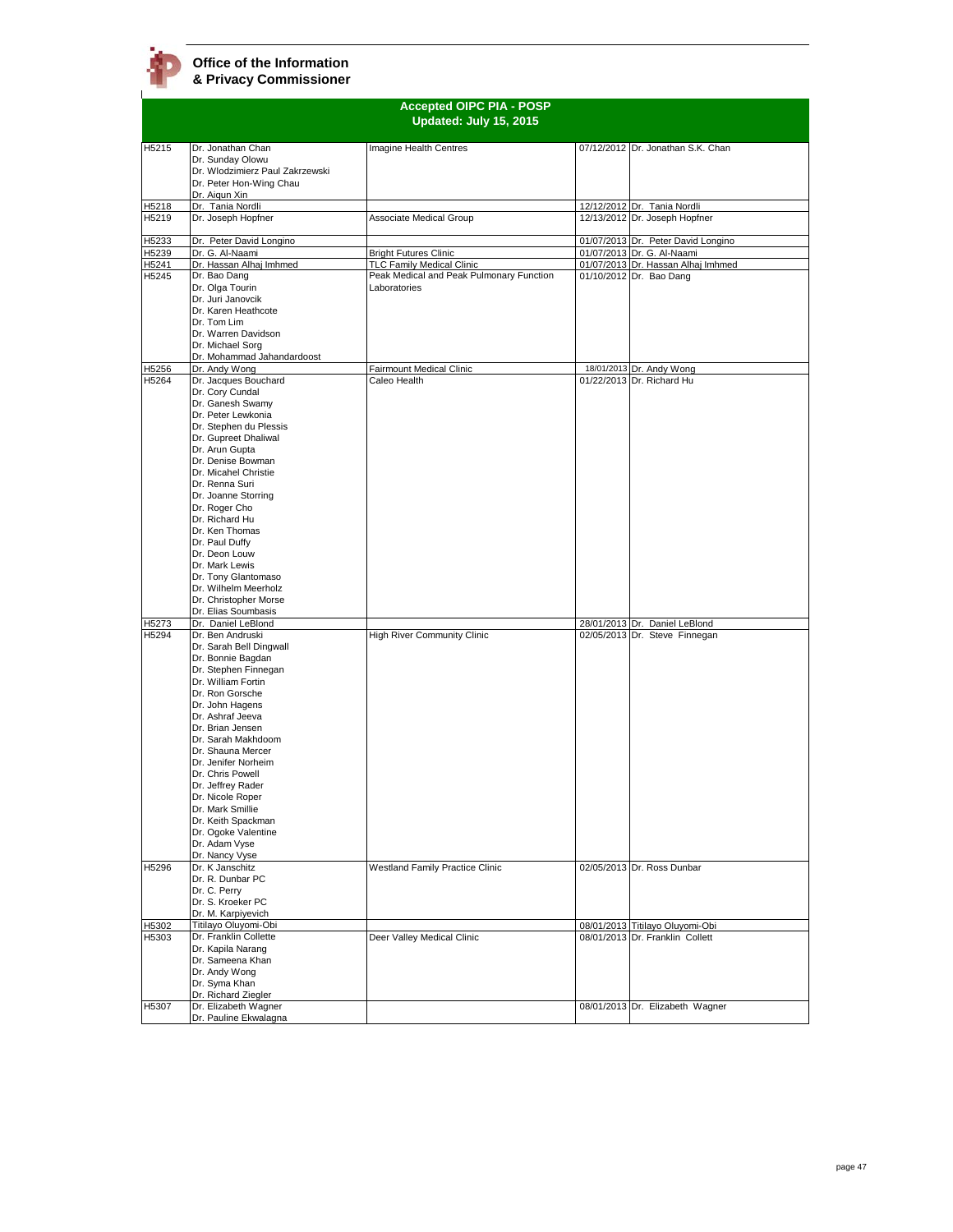**Office of the Information & Privacy Commissioner**

## Accepted OIPC PIA - POSP
### Updated: July 15, 2015

| | | | | |
|---|---|---|---|---|
| H5215 | Dr. Jonathan Chan<br>Dr. Sunday Olowu<br>Dr. Wlodzimierz Paul Zakrzewski<br>Dr. Peter Hon-Wing Chau<br>Dr. Aiqun Xin | Imagine Health Centres | 07/12/2012 | Dr. Jonathan S.K. Chan |
| H5218 | Dr. Tania Nordli | | 12/12/2012 | Dr. Tania Nordli |
| H5219 | Dr. Joseph Hopfner | Associate Medical Group | 12/13/2012 | Dr. Joseph Hopfner |
| H5233 | Dr. Peter David Longino | | 01/07/2013 | Dr. Peter David Longino |
| H5239 | Dr. G. Al-Naami | Bright Futures Clinic | 01/07/2013 | Dr. G. Al-Naami |
| H5241 | Dr. Hassan Alhaj Imhmed | TLC Family Medical Clinic | 01/07/2013 | Dr. Hassan Alhaj Imhmed |
| H5245 | Dr. Bao Dang<br>Dr. Olga Tourin<br>Dr. Juri Janovcik<br>Dr. Karen Heathcote<br>Dr. Tom Lim<br>Dr. Warren Davidson<br>Dr. Michael Sorg<br>Dr. Mohammad Jahandardoost | Peak Medical and Peak Pulmonary Function Laboratories | 01/10/2012 | Dr. Bao Dang |
| H5256 | Dr. Andy Wong | Fairmount Medical Clinic | 18/01/2013 | Dr. Andy Wong |
| H5264 | Dr. Jacques Bouchard<br>Dr. Cory Cundal<br>Dr. Ganesh Swamy<br>Dr. Peter Lewkonia<br>Dr. Stephen du Plessis<br>Dr. Gupreet Dhaliwal<br>Dr. Arun Gupta<br>Dr. Denise Bowman<br>Dr. Micahel Christie<br>Dr. Renna Suri<br>Dr. Joanne Storring<br>Dr. Roger Cho<br>Dr. Richard Hu<br>Dr. Ken Thomas<br>Dr. Paul Duffy<br>Dr. Deon Louw<br>Dr. Mark Lewis<br>Dr. Tony Glantomaso<br>Dr. Wilhelm Meerholz<br>Dr. Christopher Morse<br>Dr. Elias Soumbasis | Caleo Health | 01/22/2013 | Dr. Richard Hu |
| H5273 | Dr. Daniel LeBlond | | 28/01/2013 | Dr. Daniel LeBlond |
| H5294 | Dr. Ben Andruski<br>Dr. Sarah Bell Dingwall<br>Dr. Bonnie Bagdan<br>Dr. Stephen Finnegan<br>Dr. William Fortin<br>Dr. Ron Gorsche<br>Dr. John Hagens<br>Dr. Ashraf Jeeva<br>Dr. Brian Jensen<br>Dr. Sarah Makhdoom<br>Dr. Shauna Mercer<br>Dr. Jenifer Norheim<br>Dr. Chris Powell<br>Dr. Jeffrey Rader<br>Dr. Nicole Roper<br>Dr. Mark Smillie<br>Dr. Keith Spackman<br>Dr. Ogoke Valentine<br>Dr. Adam Vyse<br>Dr. Nancy Vyse | High River Community Clinic | 02/05/2013 | Dr. Steve Finnegan |
| H5296 | Dr. K Janschitz<br>Dr. R. Dunbar PC<br>Dr. C. Perry<br>Dr. S. Kroeker PC<br>Dr. M. Karpiyevich | Westland Family Practice Clinic | 02/05/2013 | Dr. Ross Dunbar |
| H5302 | Titilayo Oluyomi-Obi | | 08/01/2013 | Titilayo Oluyomi-Obi |
| H5303 | Dr. Franklin Collette<br>Dr. Kapila Narang<br>Dr. Sameena Khan<br>Dr. Andy Wong<br>Dr. Syma Khan<br>Dr. Richard Ziegler | Deer Valley Medical Clinic | 08/01/2013 | Dr. Franklin Collett |
| H5307 | Dr. Elizabeth Wagner<br>Dr. Pauline Ekwalagna | | 08/01/2013 | Dr. Elizabeth Wagner |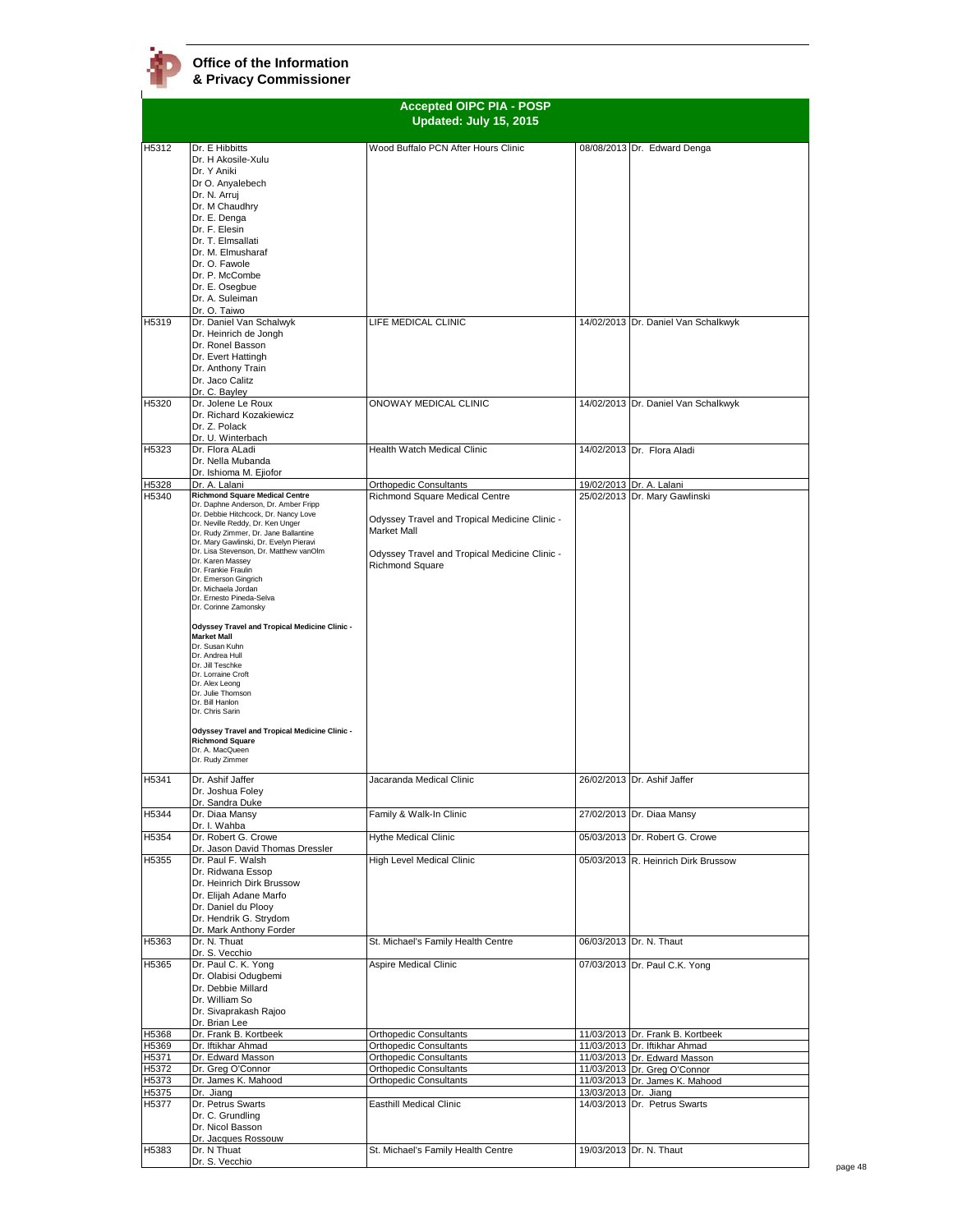**Office of the Information & Privacy Commissioner**

## Accepted OIPC PIA - POSP
### Updated: July 15, 2015

| | | | | |
|---|---|---|---|---|
| H5312 | Dr. E Hibbitts<br>Dr. H Akosile-Xulu<br>Dr. Y Aniki<br>Dr O. Anyalebech<br>Dr. N. Arruj<br>Dr. M Chaudhry<br>Dr. E. Denga<br>Dr. F. Elesin<br>Dr. T. Elmsallati<br>Dr. M. Elmusharaf<br>Dr. O. Fawole<br>Dr. P. McCombe<br>Dr. E. Osegbue<br>Dr. A. Suleiman<br>Dr. O. Taiwo | Wood Buffalo PCN After Hours Clinic | 08/08/2013 | Dr. Edward Denga |
| H5319 | Dr. Daniel Van Schalwyk<br>Dr. Heinrich de Jongh<br>Dr. Ronel Basson<br>Dr. Evert Hattingh<br>Dr. Anthony Train<br>Dr. Jaco Calitz<br>Dr. C. Bayley | LIFE MEDICAL CLINIC | 14/02/2013 | Dr. Daniel Van Schalkwyk |
| H5320 | Dr. Jolene Le Roux<br>Dr. Richard Kozakiewicz<br>Dr. Z. Polack<br>Dr. U. Winterbach | ONOWAY MEDICAL CLINIC | 14/02/2013 | Dr. Daniel Van Schalkwyk |
| H5323 | Dr. Flora ALadi<br>Dr. Nella Mubanda<br>Dr. Ishioma M. Ejiofor | Health Watch Medical Clinic | 14/02/2013 | Dr. Flora Aladi |
| H5328 | Dr. A. Lalani | Orthopedic Consultants | 19/02/2013 | Dr. A. Lalani |
| H5340 | **Richmond Square Medical Centre**<br>Dr. Daphne Anderson, Dr. Amber Fripp<br>Dr. Debbie Hitchcock, Dr. Nancy Love<br>Dr. Neville Reddy, Dr. Ken Unger<br>Dr. Rudy Zimmer, Dr. Jane Ballantine<br>Dr. Mary Gawlinski, Dr. Evelyn Pieravi<br>Dr. Lisa Stevenson, Dr. Matthew vanOlm<br>Dr. Karen Massey<br>Dr. Frankie Fraulin<br>Dr. Emerson Gingrich<br>Dr. Michaela Jordan<br>Dr. Ernesto Pineda-Selva<br>Dr. Corinne Zamonsky<br><br>**Odyssey Travel and Tropical Medicine Clinic - Market Mall**<br>Dr. Susan Kuhn<br>Dr. Andrea Hull<br>Dr. Jill Teschke<br>Dr. Lorraine Croft<br>Dr. Alex Leong<br>Dr. Julie Thomson<br>Dr. Bill Hanlon<br>Dr. Chris Sarin<br><br>**Odyssey Travel and Tropical Medicine Clinic - Richmond Square**<br>Dr. A. MacQueen<br>Dr. Rudy Zimmer | Richmond Square Medical Centre<br><br>Odyssey Travel and Tropical Medicine Clinic - Market Mall<br><br>Odyssey Travel and Tropical Medicine Clinic - Richmond Square | 25/02/2013 | Dr. Mary Gawlinski |
| H5341 | Dr. Ashif Jaffer<br>Dr. Joshua Foley<br>Dr. Sandra Duke | Jacaranda Medical Clinic | 26/02/2013 | Dr. Ashif Jaffer |
| H5344 | Dr. Diaa Mansy<br>Dr. I. Wahba | Family & Walk-In Clinic | 27/02/2013 | Dr. Diaa Mansy |
| H5354 | Dr. Robert G. Crowe<br>Dr. Jason David Thomas Dressler | Hythe Medical Clinic | 05/03/2013 | Dr. Robert G. Crowe |
| H5355 | Dr. Paul F. Walsh<br>Dr. Ridwana Essop<br>Dr. Heinrich Dirk Brussow<br>Dr. Elijah Adane Marfo<br>Dr. Daniel du Plooy<br>Dr. Hendrik G. Strydom<br>Dr. Mark Anthony Forder | High Level Medical Clinic | 05/03/2013 | R. Heinrich Dirk Brussow |
| H5363 | Dr. N. Thuat<br>Dr. S. Vecchio | St. Michael's Family Health Centre | 06/03/2013 | Dr. N. Thaut |
| H5365 | Dr. Paul C. K. Yong<br>Dr. Olabisi Odugbemi<br>Dr. Debbie Millard<br>Dr. William So<br>Dr. Sivaprakash Rajoo<br>Dr. Brian Lee | Aspire Medical Clinic | 07/03/2013 | Dr. Paul C.K. Yong |
| H5368 | Dr. Frank B. Kortbeek | Orthopedic Consultants | 11/03/2013 | Dr. Frank B. Kortbeek |
| H5369 | Dr. Iftikhar Ahmad | Orthopedic Consultants | 11/03/2013 | Dr. Iftikhar Ahmad |
| H5371 | Dr. Edward Masson | Orthopedic Consultants | 11/03/2013 | Dr. Edward Masson |
| H5372 | Dr. Greg O'Connor | Orthopedic Consultants | 11/03/2013 | Dr. Greg O'Connor |
| H5373 | Dr. James K. Mahood | Orthopedic Consultants | 11/03/2013 | Dr. James K. Mahood |
| H5375 | Dr. Jiang | | 13/03/2013 | Dr. Jiang |
| H5377 | Dr. Petrus Swarts<br>Dr. C. Grundling<br>Dr. Nicol Basson<br>Dr. Jacques Rossouw | Easthill Medical Clinic | 14/03/2013 | Dr. Petrus Swarts |
| H5383 | Dr. N Thuat<br>Dr. S. Vecchio | St. Michael's Family Health Centre | 19/03/2013 | Dr. N. Thaut |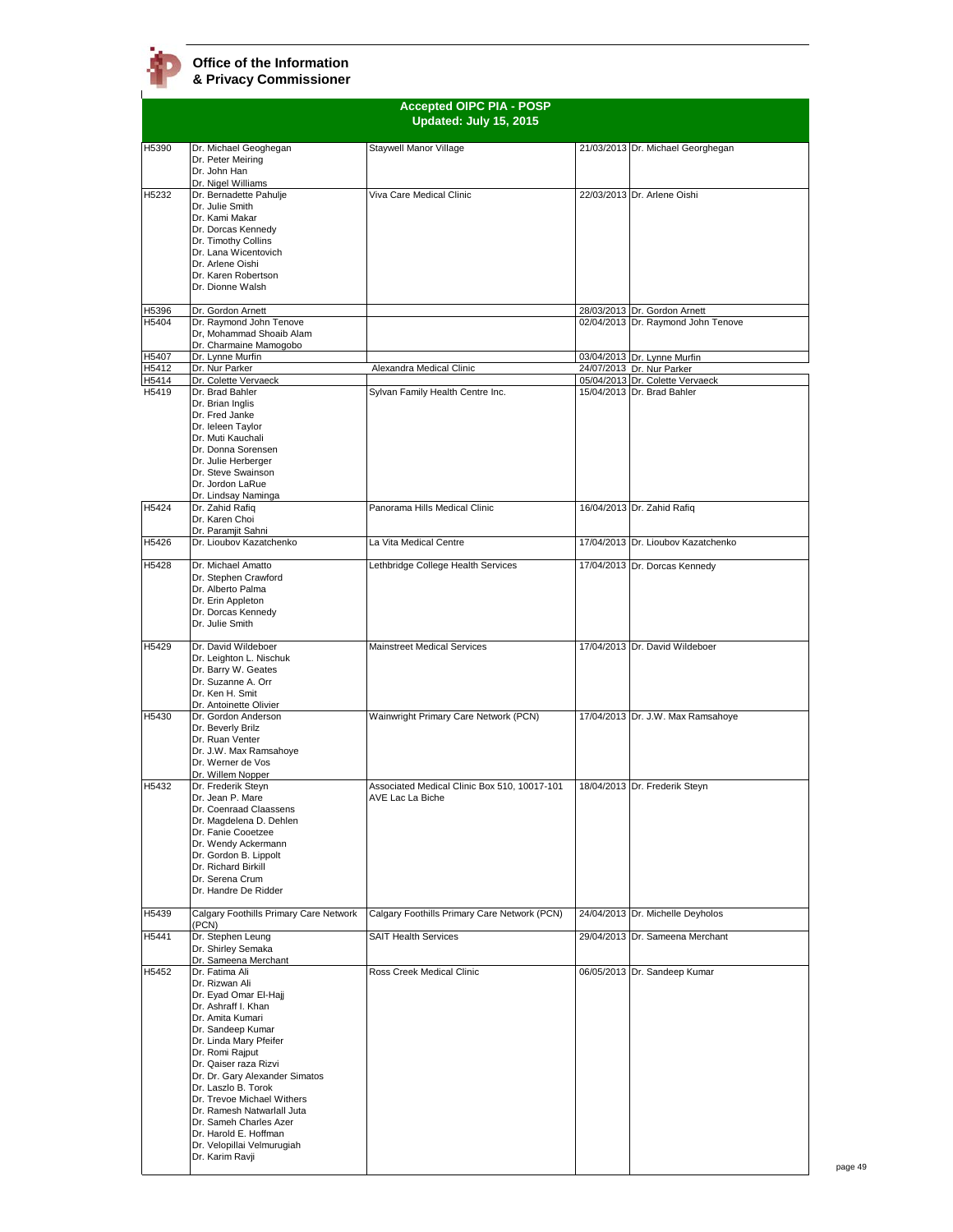**Office of the Information & Privacy Commissioner**

## Accepted OIPC PIA - POSP
### Updated: July 15, 2015

| | | | | |
|---|---|---|---|---|
| H5390 | Dr. Michael Geoghegan<br>Dr. Peter Meiring<br>Dr. John Han<br>Dr. Nigel Williams | Staywell Manor Village | 21/03/2013 | Dr. Michael Georghegan |
| H5232 | Dr. Bernadette Pahulje<br>Dr. Julie Smith<br>Dr. Kami Makar<br>Dr. Dorcas Kennedy<br>Dr. Timothy Collins<br>Dr. Lana Wicentovich<br>Dr. Arlene Oishi<br>Dr. Karen Robertson<br>Dr. Dionne Walsh | Viva Care Medical Clinic | 22/03/2013 | Dr. Arlene Oishi |
| H5396 | Dr. Gordon Arnett | | 28/03/2013 | Dr. Gordon Arnett |
| H5404 | Dr. Raymond John Tenove<br>Dr, Mohammad Shoaib Alam<br>Dr. Charmaine Mamogobo | | 02/04/2013 | Dr. Raymond John Tenove |
| H5407 | Dr. Lynne Murfin | | 03/04/2013 | Dr. Lynne Murfin |
| H5412 | Dr. Nur Parker | Alexandra Medical Clinic | 24/07/2013 | Dr. Nur Parker |
| H5414 | Dr. Colette Vervaeck | | 05/04/2013 | Dr. Colette Vervaeck |
| H5419 | Dr. Brad Bahler<br>Dr. Brian Inglis<br>Dr. Fred Janke<br>Dr. Ieleen Taylor<br>Dr. Muti Kauchali<br>Dr. Donna Sorensen<br>Dr. Julie Herberger<br>Dr. Steve Swainson<br>Dr. Jordon LaRue<br>Dr. Lindsay Naminga | Sylvan Family Health Centre Inc. | 15/04/2013 | Dr. Brad Bahler |
| H5424 | Dr. Zahid Rafiq<br>Dr. Karen Choi<br>Dr. Paramjit Sahni | Panorama Hills Medical Clinic | 16/04/2013 | Dr. Zahid Rafiq |
| H5426 | Dr. Lioubov Kazatchenko | La Vita Medical Centre | 17/04/2013 | Dr. Lioubov Kazatchenko |
| H5428 | Dr. Michael Amatto<br>Dr. Stephen Crawford<br>Dr. Alberto Palma<br>Dr. Erin Appleton<br>Dr. Dorcas Kennedy<br>Dr. Julie Smith | Lethbridge College Health Services | 17/04/2013 | Dr. Dorcas Kennedy |
| H5429 | Dr. David Wildeboer<br>Dr. Leighton L. Nischuk<br>Dr. Barry W. Geates<br>Dr. Suzanne A. Orr<br>Dr. Ken H. Smit<br>Dr. Antoinette Olivier | Mainstreet Medical Services | 17/04/2013 | Dr. David Wildeboer |
| H5430 | Dr. Gordon Anderson<br>Dr. Beverly Brilz<br>Dr. Ruan Venter<br>Dr. J.W. Max Ramsahoye<br>Dr. Werner de Vos<br>Dr. Willem Nopper | Wainwright Primary Care Network (PCN) | 17/04/2013 | Dr. J.W. Max Ramsahoye |
| H5432 | Dr. Frederik Steyn<br>Dr. Jean P. Mare<br>Dr. Coenraad Claassens<br>Dr. Magdelena D. Dehlen<br>Dr. Fanie Cooetzee<br>Dr. Wendy Ackermann<br>Dr. Gordon B. Lippolt<br>Dr. Richard Birkill<br>Dr. Serena Crum<br>Dr. Handre De Ridder | Associated Medical Clinic Box 510, 10017-101 AVE Lac La Biche | 18/04/2013 | Dr. Frederik Steyn |
| H5439 | Calgary Foothills Primary Care Network (PCN) | Calgary Foothills Primary Care Network (PCN) | 24/04/2013 | Dr. Michelle Deyholos |
| H5441 | Dr. Stephen Leung<br>Dr. Shirley Semaka<br>Dr. Sameena Merchant | SAIT Health Services | 29/04/2013 | Dr. Sameena Merchant |
| H5452 | Dr. Fatima Ali<br>Dr. Rizwan Ali<br>Dr. Eyad Omar El-Hajj<br>Dr. Ashraff I. Khan<br>Dr. Amita Kumari<br>Dr. Sandeep Kumar<br>Dr. Linda Mary Pfeifer<br>Dr. Romi Rajput<br>Dr. Qaiser raza Rizvi<br>Dr. Dr. Gary Alexander Simatos<br>Dr. Laszlo B. Torok<br>Dr. Trevoe Michael Withers<br>Dr. Ramesh Natwarlall Juta<br>Dr. Sameh Charles Azer<br>Dr. Harold E. Hoffman<br>Dr. Velopillai Velmurugiah<br>Dr. Karim Ravji | Ross Creek Medical Clinic | 06/05/2013 | Dr. Sandeep Kumar |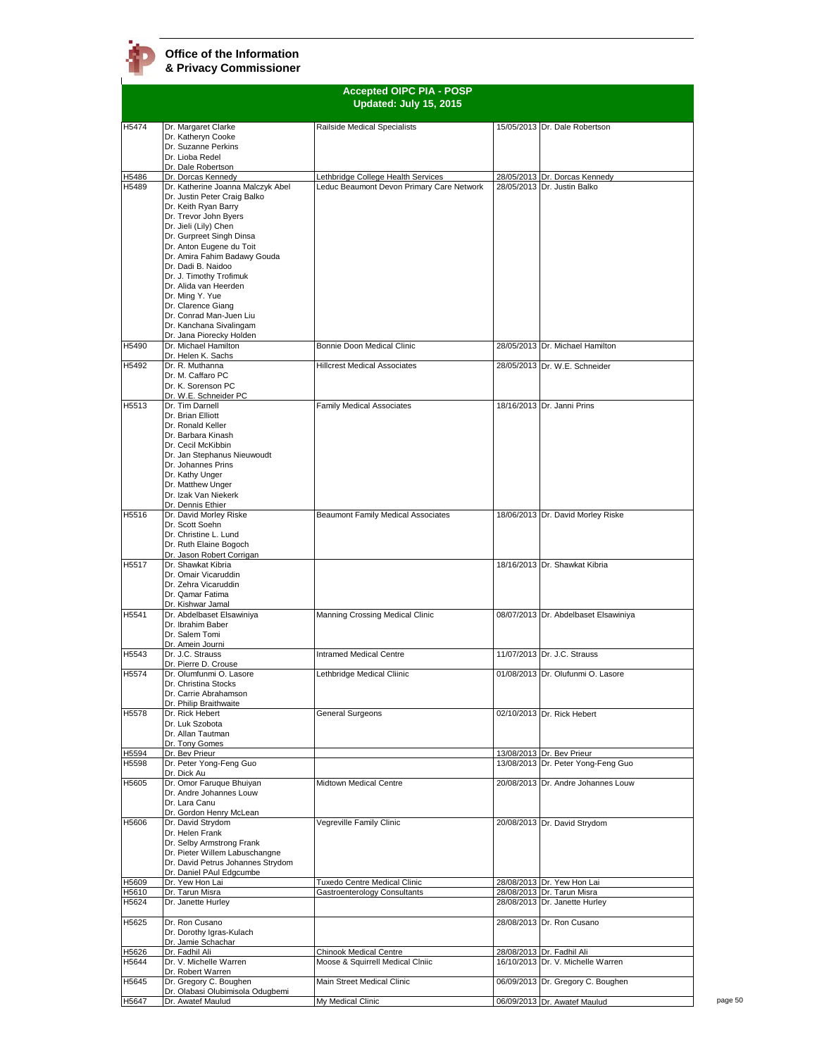**Office of the Information & Privacy Commissioner**

## Accepted OIPC PIA - POSP
### Updated: July 15, 2015

| | | | | |
|---|---|---|---|---|
| H5474 | Dr. Margaret Clarke<br>Dr. Katheryn Cooke<br>Dr. Suzanne Perkins<br>Dr. Lioba Redel<br>Dr. Dale Robertson | Railside Medical Specialists | 15/05/2013 | Dr. Dale Robertson |
| H5486 | Dr. Dorcas Kennedy | Lethbridge College Health Services | 28/05/2013 | Dr. Dorcas Kennedy |
| H5489 | Dr. Katherine Joanna Malczyk Abel<br>Dr. Justin Peter Craig Balko<br>Dr. Keith Ryan Barry<br>Dr. Trevor John Byers<br>Dr. Jieli (Lily) Chen<br>Dr. Gurpreet Singh Dinsa<br>Dr. Anton Eugene du Toit<br>Dr. Amira Fahim Badawy Gouda<br>Dr. Dadi B. Naidoo<br>Dr. J. Timothy Trofimuk<br>Dr. Alida van Heerden<br>Dr. Ming Y. Yue<br>Dr. Clarence Giang<br>Dr. Conrad Man-Juen Liu<br>Dr. Kanchana Sivalingam<br>Dr. Jana Piorecky Holden | Leduc Beaumont Devon Primary Care Network | 28/05/2013 | Dr. Justin Balko |
| H5490 | Dr. Michael Hamilton<br>Dr. Helen K. Sachs | Bonnie Doon Medical Clinic | 28/05/2013 | Dr. Michael Hamilton |
| H5492 | Dr. R. Muthanna<br>Dr. M. Caffaro PC<br>Dr. K. Sorenson PC<br>Dr. W.E. Schneider PC | Hillcrest Medical Associates | 28/05/2013 | Dr. W.E. Schneider |
| H5513 | Dr. Tim Darnell<br>Dr. Brian Elliott<br>Dr. Ronald Keller<br>Dr. Barbara Kinash<br>Dr. Cecil McKibbin<br>Dr. Jan Stephanus Nieuwoudt<br>Dr. Johannes Prins<br>Dr. Kathy Unger<br>Dr. Matthew Unger<br>Dr. Izak Van Niekerk<br>Dr. Dennis Ethier | Family Medical Associates | 18/16/2013 | Dr. Janni Prins |
| H5516 | Dr. David Morley Riske<br>Dr. Scott Soehn<br>Dr. Christine L. Lund<br>Dr. Ruth Elaine Bogoch<br>Dr. Jason Robert Corrigan | Beaumont Family Medical Associates | 18/06/2013 | Dr. David Morley Riske |
| H5517 | Dr. Shawkat Kibria<br>Dr. Omair Vicaruddin<br>Dr. Zehra Vicaruddin<br>Dr. Qamar Fatima<br>Dr. Kishwar Jamal | | 18/16/2013 | Dr. Shawkat Kibria |
| H5541 | Dr. Abdelbaset Elsawiniya<br>Dr. Ibrahim Baber<br>Dr. Salem Tomi<br>Dr. Amein Journi | Manning Crossing Medical Clinic | 08/07/2013 | Dr. Abdelbaset Elsawiniya |
| H5543 | Dr. J.C. Strauss<br>Dr. Pierre D. Crouse | Intramed Medical Centre | 11/07/2013 | Dr. J.C. Strauss |
| H5574 | Dr. Olumfunmi O. Lasore<br>Dr. Christina Stocks<br>Dr. Carrie Abrahamson<br>Dr. Philip Braithwaite | Lethbridge Medical Cliinic | 01/08/2013 | Dr. Olufunmi O. Lasore |
| H5578 | Dr. Rick Hebert<br>Dr. Luk Szobota<br>Dr. Allan Tautman<br>Dr. Tony Gomes | General Surgeons | 02/10/2013 | Dr. Rick Hebert |
| H5594 | Dr. Bev Prieur | | 13/08/2013 | Dr. Bev Prieur |
| H5598 | Dr. Peter Yong-Feng Guo<br>Dr. Dick Au | | 13/08/2013 | Dr. Peter Yong-Feng Guo |
| H5605 | Dr. Omor Faruque Bhuiyan<br>Dr. Andre Johannes Louw<br>Dr. Lara Canu<br>Dr. Gordon Henry McLean | Midtown Medical Centre | 20/08/2013 | Dr. Andre Johannes Louw |
| H5606 | Dr. David Strydom<br>Dr. Helen Frank<br>Dr. Selby Armstrong Frank<br>Dr. Pieter Willem Labuschangne<br>Dr. David Petrus Johannes Strydom<br>Dr. Daniel PAul Edgcumbe | Vegreville Family Clinic | 20/08/2013 | Dr. David Strydom |
| H5609 | Dr. Yew Hon Lai | Tuxedo Centre Medical Clinic | 28/08/2013 | Dr. Yew Hon Lai |
| H5610 | Dr. Tarun Misra | Gastroenterology Consultants | 28/08/2013 | Dr. Tarun Misra |
| H5624 | Dr. Janette Hurley | | 28/08/2013 | Dr. Janette Hurley |
| H5625 | Dr. Ron Cusano<br>Dr. Dorothy Igras-Kulach<br>Dr. Jamie Schachar | | 28/08/2013 | Dr. Ron Cusano |
| H5626 | Dr. Fadhil Ali | Chinook Medical Centre | 28/08/2013 | Dr. Fadhil Ali |
| H5644 | Dr. V. Michelle Warren<br>Dr. Robert Warren | Moose & Squirrell Medical Clniic | 16/10/2013 | Dr. V. Michelle Warren |
| H5645 | Dr. Gregory C. Boughen<br>Dr. Olabasi Olubimisola Odugbemi | Main Street Medical Clinic | 06/09/2013 | Dr. Gregory C. Boughen |
| H5647 | Dr. Awatef Maulud | My Medical Clinic | 06/09/2013 | Dr. Awatef Maulud |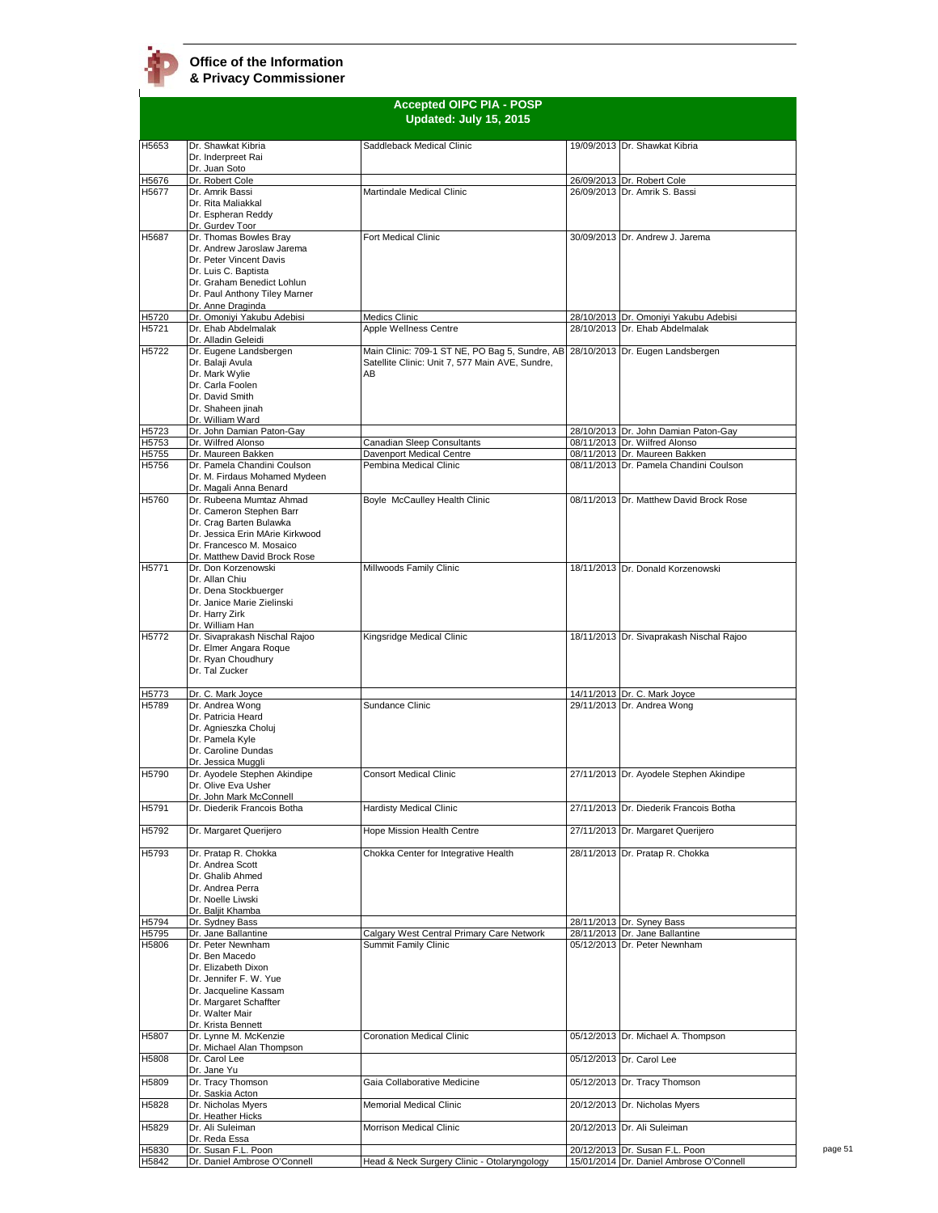**Office of the Information & Privacy Commissioner**

## Accepted OIPC PIA - POSP
### Updated: July 15, 2015

| | | | | |
|---|---|---|---|---|
| H5653 | Dr. Shawkat Kibria<br>Dr. Inderpreet Rai<br>Dr. Juan Soto | Saddleback Medical Clinic | 19/09/2013 | Dr. Shawkat Kibria |
| H5676 | Dr. Robert Cole | | 26/09/2013 | Dr. Robert Cole |
| H5677 | Dr. Amrik Bassi<br>Dr. Rita Maliakkal<br>Dr. Espheran Reddy<br>Dr. Gurdev Toor | Martindale Medical Clinic | 26/09/2013 | Dr. Amrik S. Bassi |
| H5687 | Dr. Thomas Bowles Bray<br>Dr. Andrew Jaroslaw Jarema<br>Dr. Peter Vincent Davis<br>Dr. Luis C. Baptista<br>Dr. Graham Benedict Lohlun<br>Dr. Paul Anthony Tiley Marner<br>Dr. Anne Draginda | Fort Medical Clinic | 30/09/2013 | Dr. Andrew J. Jarema |
| H5720 | Dr. Omoniyi Yakubu Adebisi | Medics Clinic | 28/10/2013 | Dr. Omoniyi Yakubu Adebisi |
| H5721 | Dr. Ehab Abdelmalak<br>Dr. Alladin Geleidi | Apple Wellness Centre | 28/10/2013 | Dr. Ehab Abdelmalak |
| H5722 | Dr. Eugene Landsbergen<br>Dr. Balaji Avula<br>Dr. Mark Wylie<br>Dr. Carla Foolen<br>Dr. David Smith<br>Dr. Shaheen jinah<br>Dr. William Ward | Main Clinic: 709-1 ST NE, PO Bag 5, Sundre, AB<br>Satellite Clinic: Unit 7, 577 Main AVE, Sundre, AB | 28/10/2013 | Dr. Eugen Landsbergen |
| H5723 | Dr. John Damian Paton-Gay | | 28/10/2013 | Dr. John Damian Paton-Gay |
| H5753 | Dr. Wilfred Alonso | Canadian Sleep Consultants | 08/11/2013 | Dr. Wilfred Alonso |
| H5755 | Dr. Maureen Bakken | Davenport Medical Centre | 08/11/2013 | Dr. Maureen Bakken |
| H5756 | Dr. Pamela Chandini Coulson<br>Dr. M. Firdaus Mohamed Mydeen<br>Dr. Magali Anna Benard | Pembina Medical Clinic | 08/11/2013 | Dr. Pamela Chandini Coulson |
| H5760 | Dr. Rubeena Mumtaz Ahmad<br>Dr. Cameron Stephen Barr<br>Dr. Crag Barten Bulawka<br>Dr. Jessica Erin MArie Kirkwood<br>Dr. Francesco M. Mosaico<br>Dr. Matthew David Brock Rose | Boyle McCaulley Health Clinic | 08/11/2013 | Dr. Matthew David Brock Rose |
| H5771 | Dr. Don Korzenowski<br>Dr. Allan Chiu<br>Dr. Dena Stockbuerger<br>Dr. Janice Marie Zielinski<br>Dr. Harry Zirk<br>Dr. William Han | Millwoods Family Clinic | 18/11/2013 | Dr. Donald Korzenowski |
| H5772 | Dr. Sivaprakash Nischal Rajoo<br>Dr. Elmer Angara Roque<br>Dr. Ryan Choudhury<br>Dr. Tal Zucker | Kingsridge Medical Clinic | 18/11/2013 | Dr. Sivaprakash Nischal Rajoo |
| H5773 | Dr. C. Mark Joyce | | 14/11/2013 | Dr. C. Mark Joyce |
| H5789 | Dr. Andrea Wong<br>Dr. Patricia Heard<br>Dr. Agnieszka Choluj<br>Dr. Pamela Kyle<br>Dr. Caroline Dundas<br>Dr. Jessica Muggli | Sundance Clinic | 29/11/2013 | Dr. Andrea Wong |
| H5790 | Dr. Ayodele Stephen Akindipe<br>Dr. Olive Eva Usher<br>Dr. John Mark McConnell | Consort Medical Clinic | 27/11/2013 | Dr. Ayodele Stephen Akindipe |
| H5791 | Dr. Diederik Francois Botha | Hardisty Medical Clinic | 27/11/2013 | Dr. Diederik Francois Botha |
| H5792 | Dr. Margaret Querijero | Hope Mission Health Centre | 27/11/2013 | Dr. Margaret Querijero |
| H5793 | Dr. Pratap R. Chokka<br>Dr. Andrea Scott<br>Dr. Ghalib Ahmed<br>Dr. Andrea Perra<br>Dr. Noelle Liwski<br>Dr. Baljit Khamba | Chokka Center for Integrative Health | 28/11/2013 | Dr. Pratap R. Chokka |
| H5794 | Dr. Sydney Bass | | 28/11/2013 | Dr. Syney Bass |
| H5795 | Dr. Jane Ballantine | Calgary West Central Primary Care Network | 28/11/2013 | Dr. Jane Ballantine |
| H5806 | Dr. Peter Newnham<br>Dr. Ben Macedo<br>Dr. Elizabeth Dixon<br>Dr. Jennifer F. W. Yue<br>Dr. Jacqueline Kassam<br>Dr. Margaret Schaffter<br>Dr. Walter Mair<br>Dr. Krista Bennett | Summit Family Clinic | 05/12/2013 | Dr. Peter Newnham |
| H5807 | Dr. Lynne M. McKenzie<br>Dr. Michael Alan Thompson | Coronation Medical Clinic | 05/12/2013 | Dr. Michael A. Thompson |
| H5808 | Dr. Carol Lee<br>Dr. Jane Yu | | 05/12/2013 | Dr. Carol Lee |
| H5809 | Dr. Tracy Thomson<br>Dr. Saskia Acton | Gaia Collaborative Medicine | 05/12/2013 | Dr. Tracy Thomson |
| H5828 | Dr. Nicholas Myers<br>Dr. Heather Hicks | Memorial Medical Clinic | 20/12/2013 | Dr. Nicholas Myers |
| H5829 | Dr. Ali Suleiman<br>Dr. Reda Essa | Morrison Medical Clinic | 20/12/2013 | Dr. Ali Suleiman |
| H5830 | Dr. Susan F.L. Poon | | 20/12/2013 | Dr. Susan F.L. Poon |
| H5842 | Dr. Daniel Ambrose O'Connell | Head & Neck Surgery Clinic - Otolaryngology | 15/01/2014 | Dr. Daniel Ambrose O'Connell |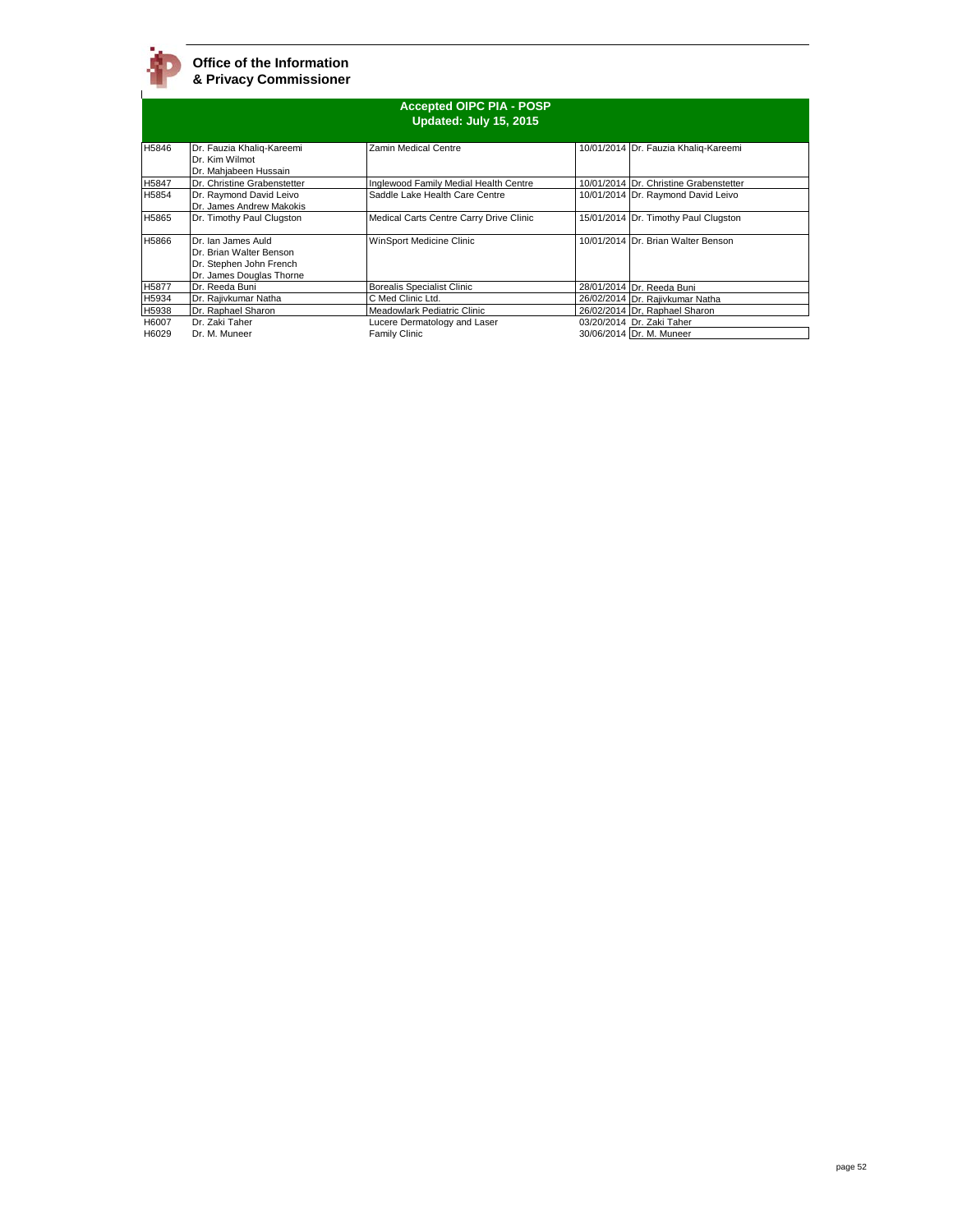**Office of the Information & Privacy Commissioner**

## Accepted OIPC PIA - POSP
### Updated: July 15, 2015

| | | | | |
|---|---|---|---|---|
| H5846 | Dr. Fauzia Khaliq-Kareemi<br>Dr. Kim Wilmot<br>Dr. Mahjabeen Hussain | Zamin Medical Centre | 10/01/2014 | Dr. Fauzia Khaliq-Kareemi |
| H5847 | Dr. Christine Grabenstetter | Inglewood Family Medial Health Centre | 10/01/2014 | Dr. Christine Grabenstetter |
| H5854 | Dr. Raymond David Leivo<br>Dr. James Andrew Makokis | Saddle Lake Health Care Centre | 10/01/2014 | Dr. Raymond David Leivo |
| H5865 | Dr. Timothy Paul Clugston | Medical Carts Centre Carry Drive Clinic | 15/01/2014 | Dr. Timothy Paul Clugston |
| H5866 | Dr. Ian James Auld<br>Dr. Brian Walter Benson<br>Dr. Stephen John French<br>Dr. James Douglas Thorne | WinSport Medicine Clinic | 10/01/2014 | Dr. Brian Walter Benson |
| H5877 | Dr. Reeda Buni | Borealis Specialist Clinic | 28/01/2014 | Dr. Reeda Buni |
| H5934 | Dr. Rajivkumar Natha | C Med Clinic Ltd. | 26/02/2014 | Dr. Rajivkumar Natha |
| H5938 | Dr. Raphael Sharon | Meadowlark Pediatric Clinic | 26/02/2014 | Dr, Raphael Sharon |
| H6007 | Dr. Zaki Taher | Lucere Dermatology and Laser | 03/20/2014 | Dr. Zaki Taher |
| H6029 | Dr. M. Muneer | Family Clinic | 30/06/2014 | Dr. M. Muneer |